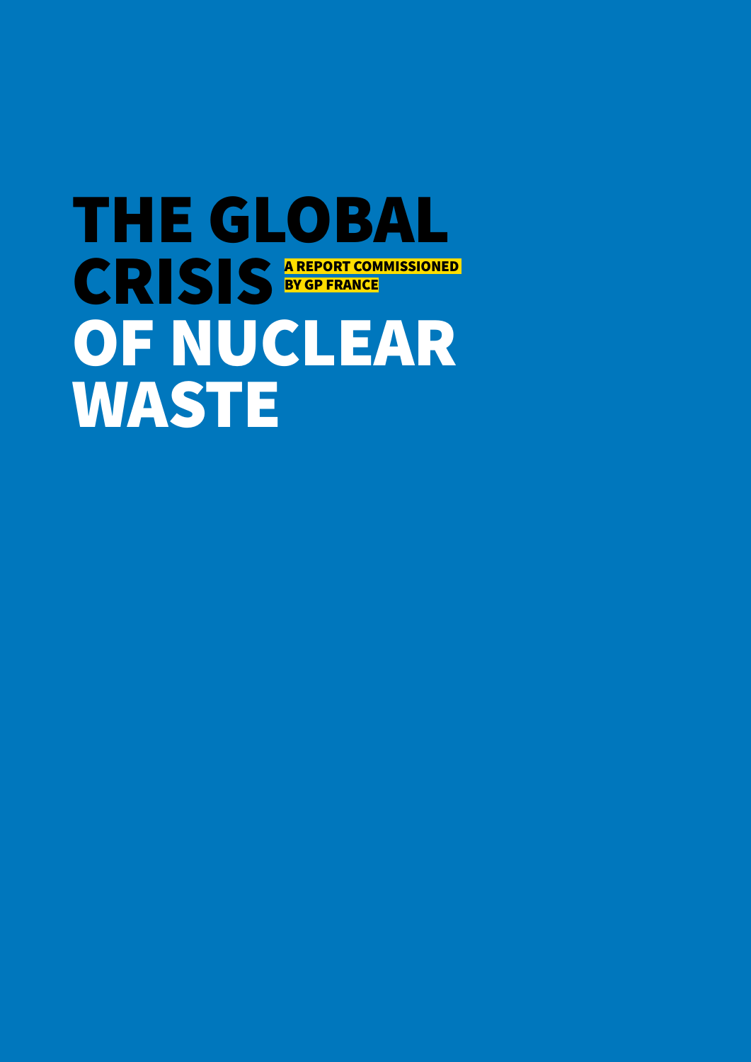# THE GLOBAL CRISIS OF NUCLEAR WASTE

A REPORT COMMISSIONED BY GP FRANCE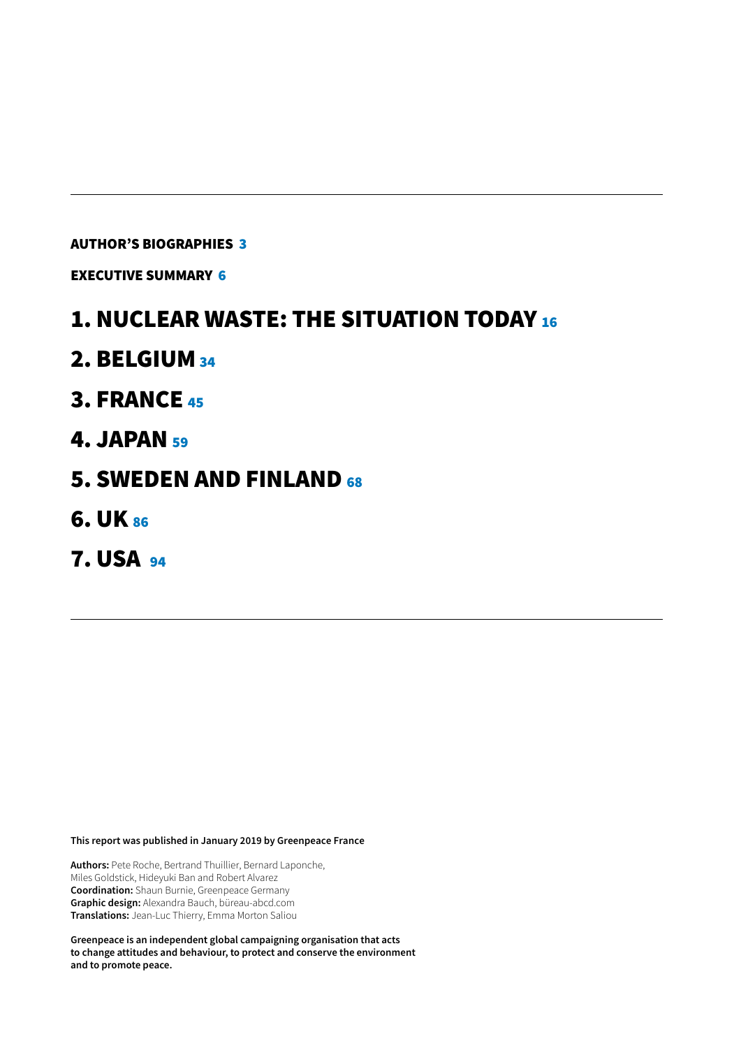**AUTHOR'S BIOGRAPHIES** 3

**EXECUTIVE SUMMARY** 6

# 1. NUCLEAR WASTE: THE SITUATION TODAY 16

# 2. BELGIUM 34

# 3. FRANCE 45

# 4. JAPAN 59

# 5. SWEDEN AND FINLAND 68

# 6. UK 86

# 7. USA 94

---

**This report was published in January 2019 by Greenpeace France**

**Authors:** Pete Roche, Bertrand Thuillier, Bernard Laponche, Miles Goldstick, Hideyuki Ban and Robert Alvarez
**Coordination:** Shaun Burnie, Greenpeace Germany
**Graphic design:** Alexandra Bauch, büreau-abcd.com
**Translations:** Jean-Luc Thierry, Emma Morton Saliou

**Greenpeace is an independent global campaigning organisation that acts to change attitudes and behaviour, to protect and conserve the environment and to promote peace.**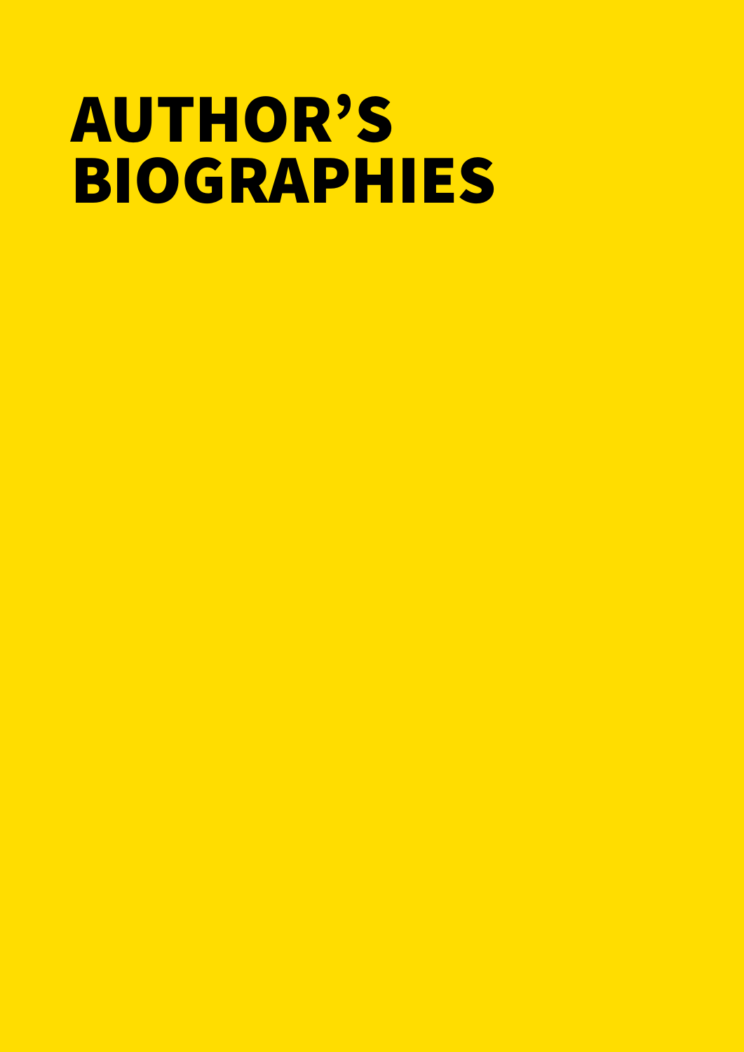# AUTHOR'S BIOGRAPHIES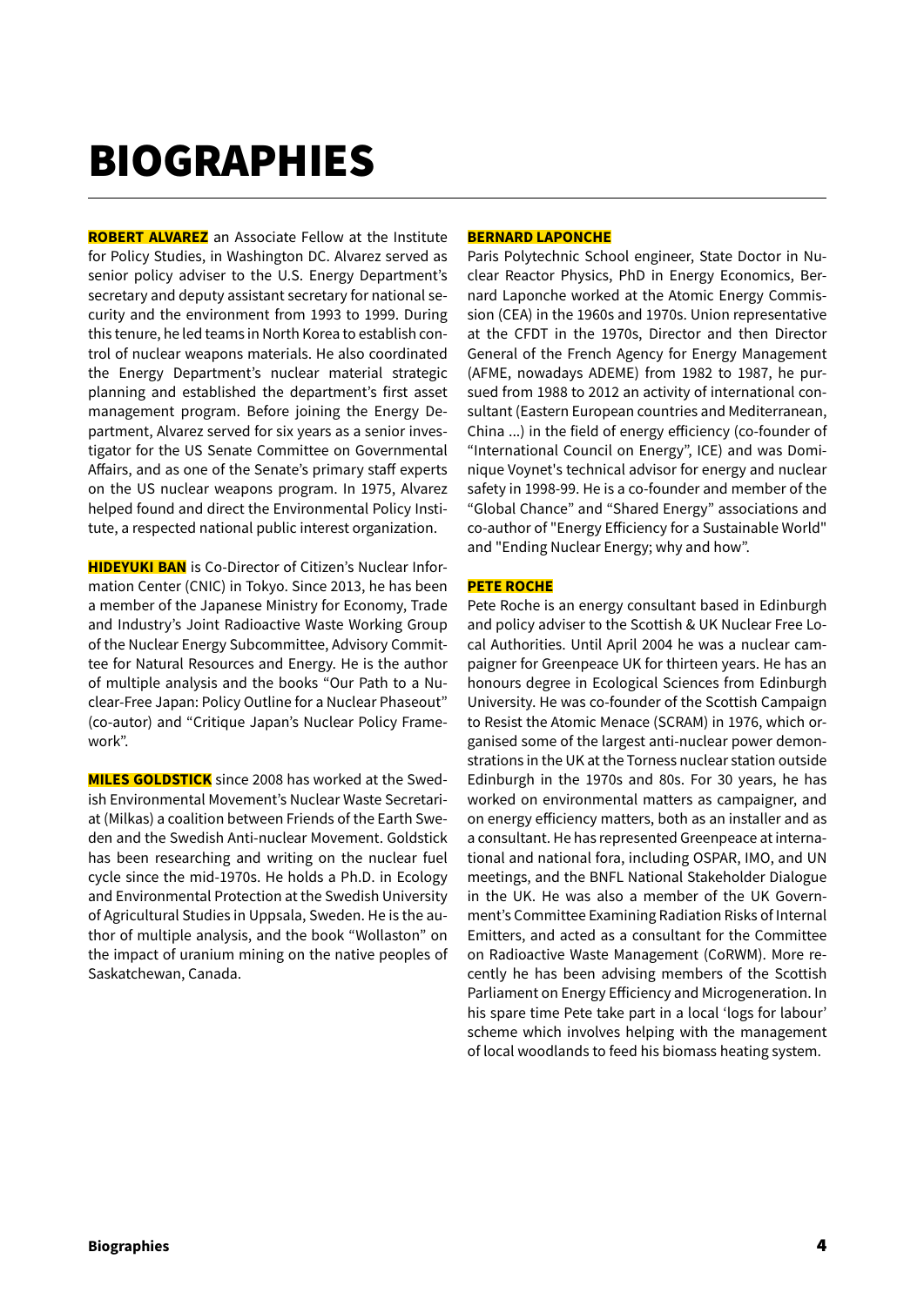# BIOGRAPHIES

**ROBERT ALVAREZ** an Associate Fellow at the Institute for Policy Studies, in Washington DC. Alvarez served as senior policy adviser to the U.S. Energy Department's secretary and deputy assistant secretary for national security and the environment from 1993 to 1999. During this tenure, he led teams in North Korea to establish control of nuclear weapons materials. He also coordinated the Energy Department's nuclear material strategic planning and established the department's first asset management program. Before joining the Energy Department, Alvarez served for six years as a senior investigator for the US Senate Committee on Governmental Affairs, and as one of the Senate's primary staff experts on the US nuclear weapons program. In 1975, Alvarez helped found and direct the Environmental Policy Institute, a respected national public interest organization.

**HIDEYUKI BAN** is Co-Director of Citizen's Nuclear Information Center (CNIC) in Tokyo. Since 2013, he has been a member of the Japanese Ministry for Economy, Trade and Industry's Joint Radioactive Waste Working Group of the Nuclear Energy Subcommittee, Advisory Committee for Natural Resources and Energy. He is the author of multiple analysis and the books "Our Path to a Nuclear-Free Japan: Policy Outline for a Nuclear Phaseout" (co-autor) and "Critique Japan's Nuclear Policy Framework".

**MILES GOLDSTICK** since 2008 has worked at the Swedish Environmental Movement's Nuclear Waste Secretariat (Milkas) a coalition between Friends of the Earth Sweden and the Swedish Anti-nuclear Movement. Goldstick has been researching and writing on the nuclear fuel cycle since the mid-1970s. He holds a Ph.D. in Ecology and Environmental Protection at the Swedish University of Agricultural Studies in Uppsala, Sweden. He is the author of multiple analysis, and the book "Wollaston" on the impact of uranium mining on the native peoples of Saskatchewan, Canada.

**BERNARD LAPONCHE**

Paris Polytechnic School engineer, State Doctor in Nuclear Reactor Physics, PhD in Energy Economics, Bernard Laponche worked at the Atomic Energy Commission (CEA) in the 1960s and 1970s. Union representative at the CFDT in the 1970s, Director and then Director General of the French Agency for Energy Management (AFME, nowadays ADEME) from 1982 to 1987, he pursued from 1988 to 2012 an activity of international consultant (Eastern European countries and Mediterranean, China ...) in the field of energy efficiency (co-founder of "International Council on Energy", ICE) and was Dominique Voynet's technical advisor for energy and nuclear safety in 1998-99. He is a co-founder and member of the "Global Chance" and "Shared Energy" associations and co-author of "Energy Efficiency for a Sustainable World" and "Ending Nuclear Energy; why and how".

**PETE ROCHE**

Pete Roche is an energy consultant based in Edinburgh and policy adviser to the Scottish & UK Nuclear Free Local Authorities. Until April 2004 he was a nuclear campaigner for Greenpeace UK for thirteen years. He has an honours degree in Ecological Sciences from Edinburgh University. He was co-founder of the Scottish Campaign to Resist the Atomic Menace (SCRAM) in 1976, which organised some of the largest anti-nuclear power demonstrations in the UK at the Torness nuclear station outside Edinburgh in the 1970s and 80s. For 30 years, he has worked on environmental matters as campaigner, and on energy efficiency matters, both as an installer and as a consultant. He has represented Greenpeace at international and national fora, including OSPAR, IMO, and UN meetings, and the BNFL National Stakeholder Dialogue in the UK. He was also a member of the UK Government's Committee Examining Radiation Risks of Internal Emitters, and acted as a consultant for the Committee on Radioactive Waste Management (CoRWM). More recently he has been advising members of the Scottish Parliament on Energy Efficiency and Microgeneration. In his spare time Pete take part in a local 'logs for labour' scheme which involves helping with the management of local woodlands to feed his biomass heating system.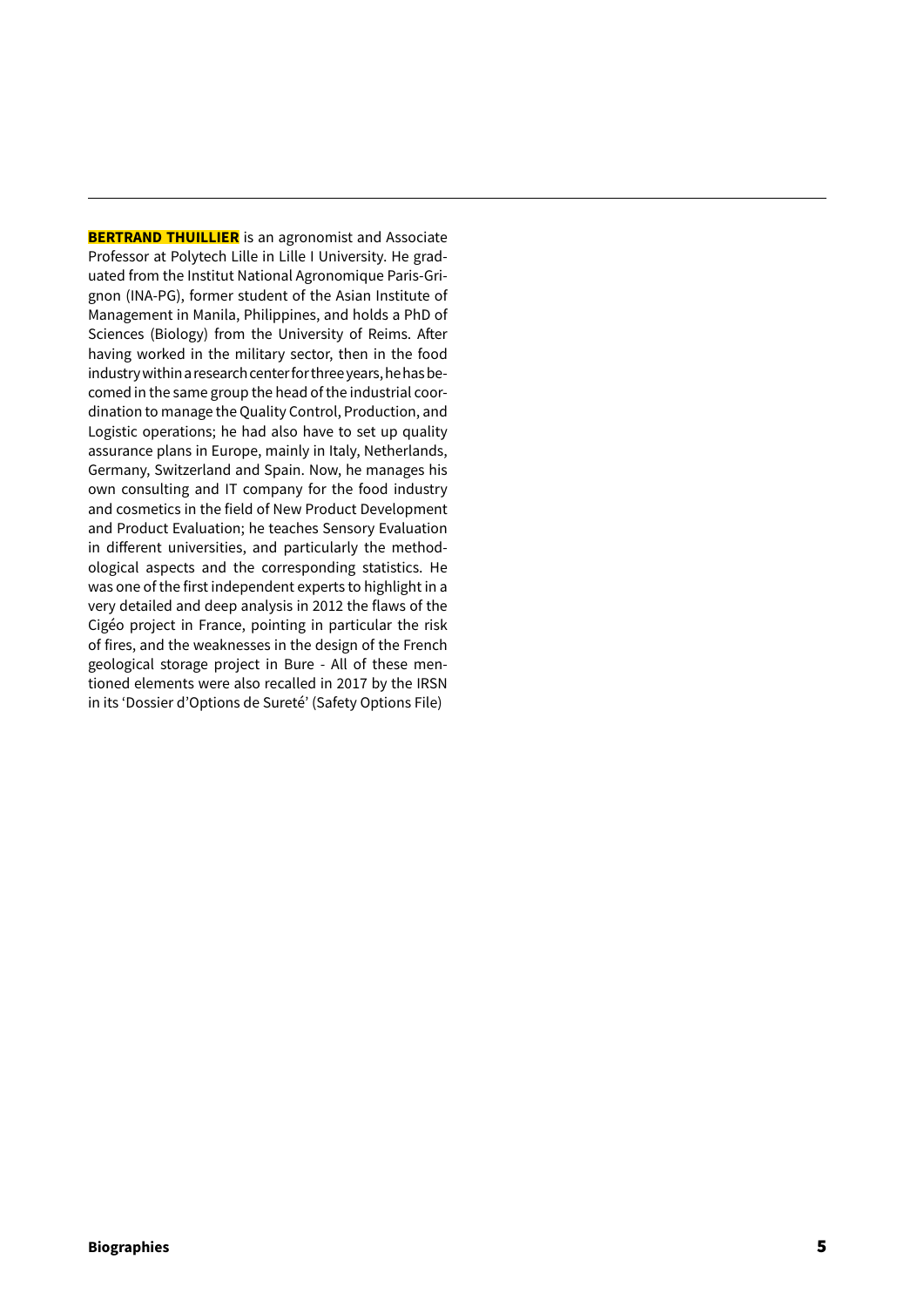**BERTRAND THUILLIER** is an agronomist and Associate Professor at Polytech Lille in Lille I University. He graduated from the Institut National Agronomique Paris-Grignon (INA-PG), former student of the Asian Institute of Management in Manila, Philippines, and holds a PhD of Sciences (Biology) from the University of Reims. After having worked in the military sector, then in the food industry within a research center for three years, he has becomed in the same group the head of the industrial coordination to manage the Quality Control, Production, and Logistic operations; he had also have to set up quality assurance plans in Europe, mainly in Italy, Netherlands, Germany, Switzerland and Spain. Now, he manages his own consulting and IT company for the food industry and cosmetics in the field of New Product Development and Product Evaluation; he teaches Sensory Evaluation in different universities, and particularly the methodological aspects and the corresponding statistics. He was one of the first independent experts to highlight in a very detailed and deep analysis in 2012 the flaws of the Cigéo project in France, pointing in particular the risk of fires, and the weaknesses in the design of the French geological storage project in Bure - All of these mentioned elements were also recalled in 2017 by the IRSN in its 'Dossier d'Options de Sureté' (Safety Options File)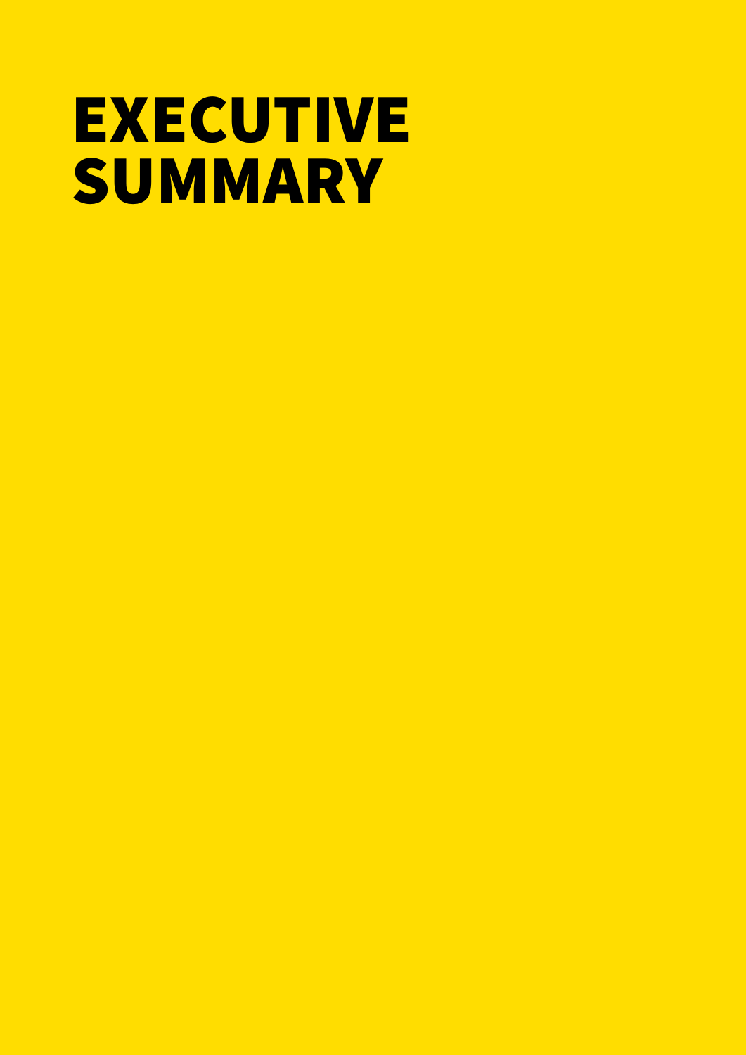# EXECUTIVE SUMMARY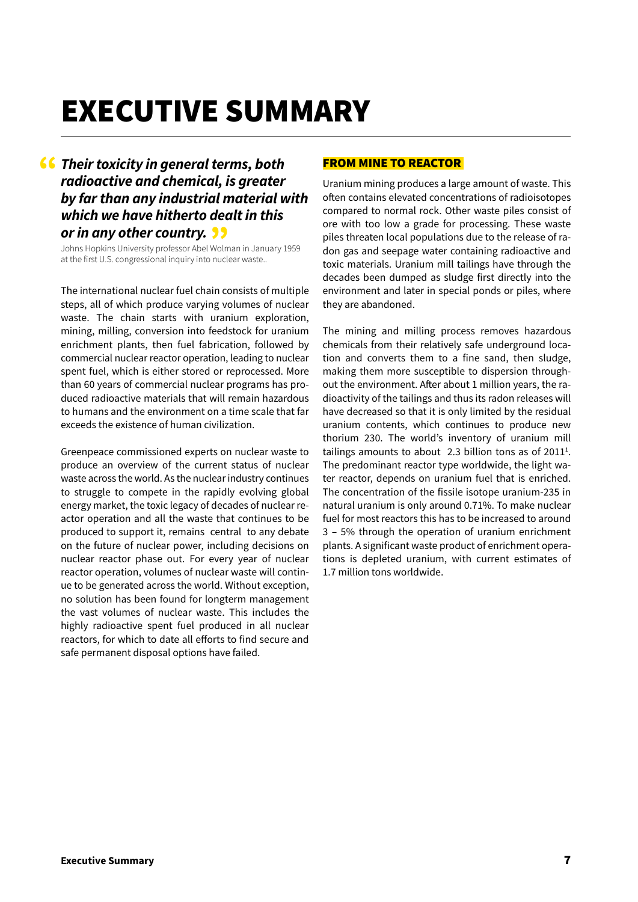# EXECUTIVE SUMMARY

> ***Their toxicity in general terms, both radioactive and chemical, is greater by far than any industrial material with which we have hitherto dealt in this or in any other country.***
>
> Johns Hopkins University professor Abel Wolman in January 1959 at the first U.S. congressional inquiry into nuclear waste..

The international nuclear fuel chain consists of multiple steps, all of which produce varying volumes of nuclear waste. The chain starts with uranium exploration, mining, milling, conversion into feedstock for uranium enrichment plants, then fuel fabrication, followed by commercial nuclear reactor operation, leading to nuclear spent fuel, which is either stored or reprocessed. More than 60 years of commercial nuclear programs has produced radioactive materials that will remain hazardous to humans and the environment on a time scale that far exceeds the existence of human civilization.

Greenpeace commissioned experts on nuclear waste to produce an overview of the current status of nuclear waste across the world. As the nuclear industry continues to struggle to compete in the rapidly evolving global energy market, the toxic legacy of decades of nuclear reactor operation and all the waste that continues to be produced to support it, remains central to any debate on the future of nuclear power, including decisions on nuclear reactor phase out. For every year of nuclear reactor operation, volumes of nuclear waste will continue to be generated across the world. Without exception, no solution has been found for longterm management the vast volumes of nuclear waste. This includes the highly radioactive spent fuel produced in all nuclear reactors, for which to date all efforts to find secure and safe permanent disposal options have failed.

## FROM MINE TO REACTOR

Uranium mining produces a large amount of waste. This often contains elevated concentrations of radioisotopes compared to normal rock. Other waste piles consist of ore with too low a grade for processing. These waste piles threaten local populations due to the release of radon gas and seepage water containing radioactive and toxic materials. Uranium mill tailings have through the decades been dumped as sludge first directly into the environment and later in special ponds or piles, where they are abandoned.

The mining and milling process removes hazardous chemicals from their relatively safe underground location and converts them to a fine sand, then sludge, making them more susceptible to dispersion throughout the environment. After about 1 million years, the radioactivity of the tailings and thus its radon releases will have decreased so that it is only limited by the residual uranium contents, which continues to produce new thorium 230. The world's inventory of uranium mill tailings amounts to about 2.3 billion tons as of 2011[1]. The predominant reactor type worldwide, the light water reactor, depends on uranium fuel that is enriched. The concentration of the fissile isotope uranium-235 in natural uranium is only around 0.71%. To make nuclear fuel for most reactors this has to be increased to around 3 – 5% through the operation of uranium enrichment plants. A significant waste product of enrichment operations is depleted uranium, with current estimates of 1.7 million tons worldwide.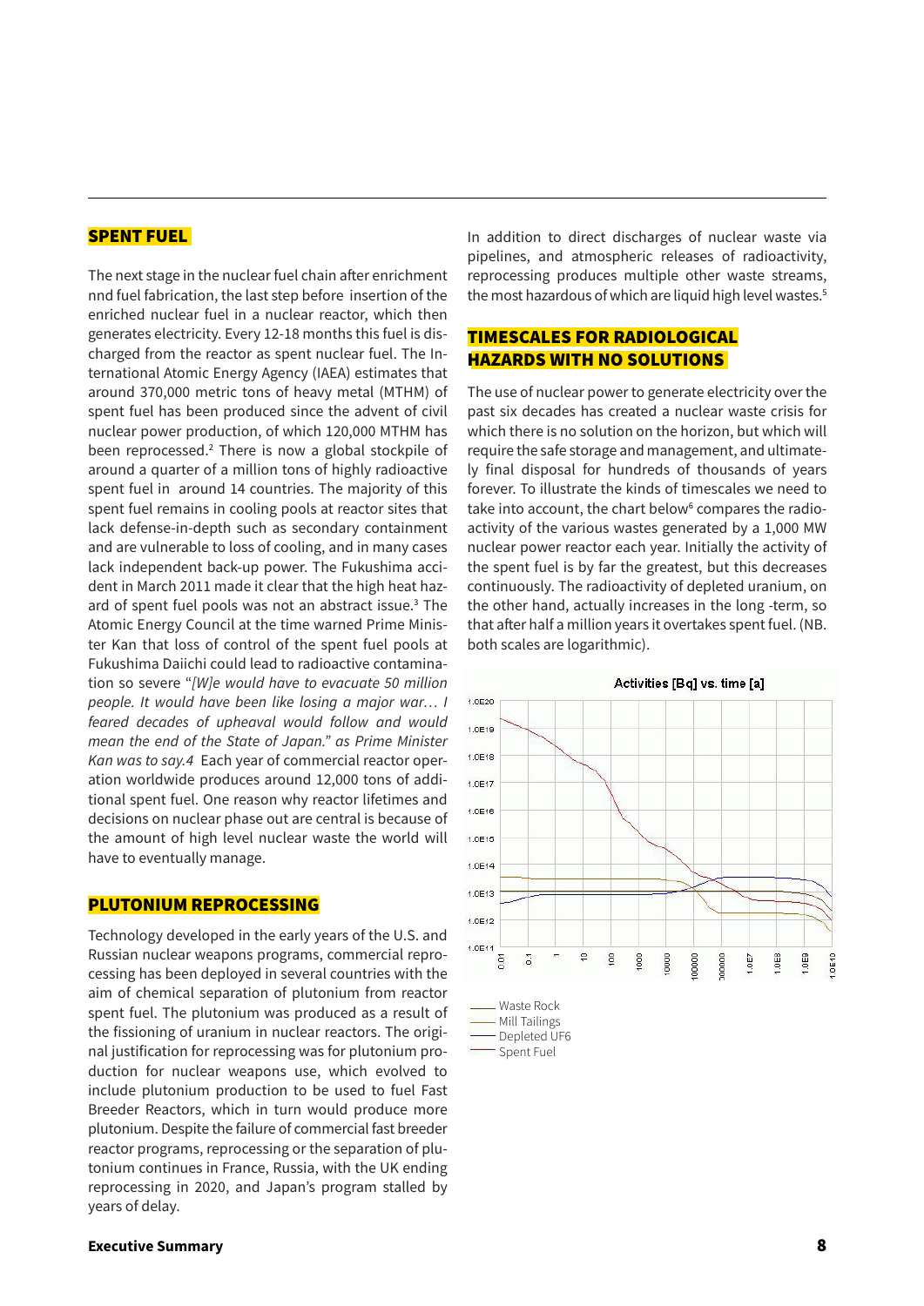## SPENT FUEL

The next stage in the nuclear fuel chain after enrichment nnd fuel fabrication, the last step before insertion of the enriched nuclear fuel in a nuclear reactor, which then generates electricity. Every 12-18 months this fuel is discharged from the reactor as spent nuclear fuel. The International Atomic Energy Agency (IAEA) estimates that around 370,000 metric tons of heavy metal (MTHM) of spent fuel has been produced since the advent of civil nuclear power production, of which 120,000 MTHM has been reprocessed.[2] There is now a global stockpile of around a quarter of a million tons of highly radioactive spent fuel in around 14 countries. The majority of this spent fuel remains in cooling pools at reactor sites that lack defense-in-depth such as secondary containment and are vulnerable to loss of cooling, and in many cases lack independent back-up power. The Fukushima accident in March 2011 made it clear that the high heat hazard of spent fuel pools was not an abstract issue.[3] The Atomic Energy Council at the time warned Prime Minister Kan that loss of control of the spent fuel pools at Fukushima Daiichi could lead to radioactive contamination so severe "*[W]e would have to evacuate 50 million people. It would have been like losing a major war… I feared decades of upheaval would follow and would mean the end of the State of Japan." as Prime Minister Kan was to say.4* Each year of commercial reactor operation worldwide produces around 12,000 tons of additional spent fuel. One reason why reactor lifetimes and decisions on nuclear phase out are central is because of the amount of high level nuclear waste the world will have to eventually manage.

## PLUTONIUM REPROCESSING

Technology developed in the early years of the U.S. and Russian nuclear weapons programs, commercial reprocessing has been deployed in several countries with the aim of chemical separation of plutonium from reactor spent fuel. The plutonium was produced as a result of the fissioning of uranium in nuclear reactors. The original justification for reprocessing was for plutonium production for nuclear weapons use, which evolved to include plutonium production to be used to fuel Fast Breeder Reactors, which in turn would produce more plutonium. Despite the failure of commercial fast breeder reactor programs, reprocessing or the separation of plutonium continues in France, Russia, with the UK ending reprocessing in 2020, and Japan's program stalled by years of delay.

In addition to direct discharges of nuclear waste via pipelines, and atmospheric releases of radioactivity, reprocessing produces multiple other waste streams, the most hazardous of which are liquid high level wastes.[5]

## TIMESCALES FOR RADIOLOGICAL HAZARDS WITH NO SOLUTIONS

The use of nuclear power to generate electricity over the past six decades has created a nuclear waste crisis for which there is no solution on the horizon, but which will require the safe storage and management, and ultimately final disposal for hundreds of thousands of years forever. To illustrate the kinds of timescales we need to take into account, the chart below[6] compares the radioactivity of the various wastes generated by a 1,000 MW nuclear power reactor each year. Initially the activity of the spent fuel is by far the greatest, but this decreases continuously. The radioactivity of depleted uranium, on the other hand, actually increases in the long -term, so that after half a million years it overtakes spent fuel. (NB. both scales are logarithmic).

Activities [Bq] vs. time [a]

- Waste Rock
- Mill Tailings
- Depleted UF6
- Spent Fuel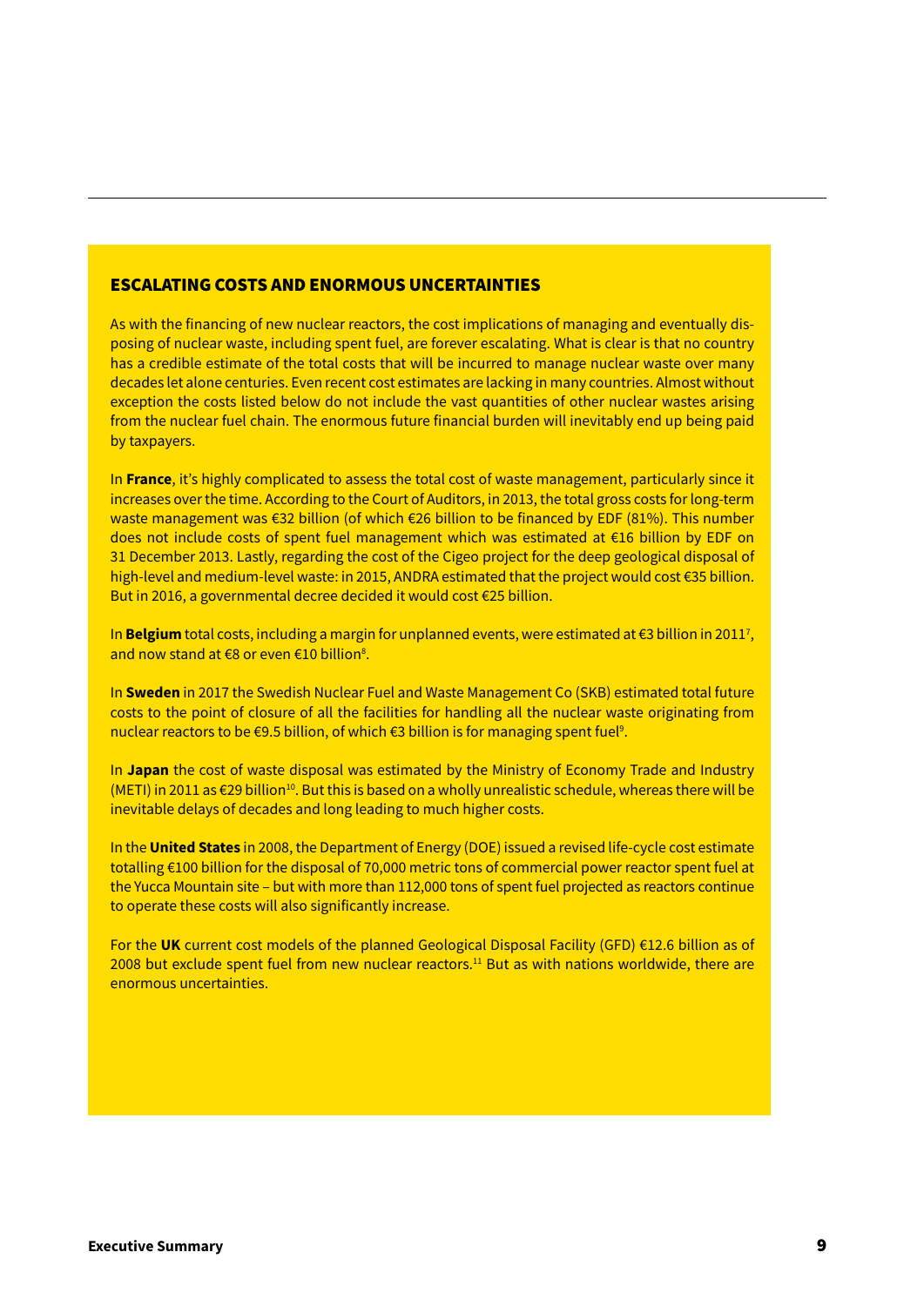## ESCALATING COSTS AND ENORMOUS UNCERTAINTIES

As with the financing of new nuclear reactors, the cost implications of managing and eventually disposing of nuclear waste, including spent fuel, are forever escalating. What is clear is that no country has a credible estimate of the total costs that will be incurred to manage nuclear waste over many decades let alone centuries. Even recent cost estimates are lacking in many countries. Almost without exception the costs listed below do not include the vast quantities of other nuclear wastes arising from the nuclear fuel chain. The enormous future financial burden will inevitably end up being paid by taxpayers.

In **France**, it's highly complicated to assess the total cost of waste management, particularly since it increases over the time. According to the Court of Auditors, in 2013, the total gross costs for long-term waste management was €32 billion (of which €26 billion to be financed by EDF (81%). This number does not include costs of spent fuel management which was estimated at €16 billion by EDF on 31 December 2013. Lastly, regarding the cost of the Cigeo project for the deep geological disposal of high-level and medium-level waste: in 2015, ANDRA estimated that the project would cost €35 billion. But in 2016, a governmental decree decided it would cost €25 billion.

In **Belgium** total costs, including a margin for unplanned events, were estimated at €3 billion in 2011[7], and now stand at €8 or even €10 billion[8].

In **Sweden** in 2017 the Swedish Nuclear Fuel and Waste Management Co (SKB) estimated total future costs to the point of closure of all the facilities for handling all the nuclear waste originating from nuclear reactors to be €9.5 billion, of which €3 billion is for managing spent fuel[9].

In **Japan** the cost of waste disposal was estimated by the Ministry of Economy Trade and Industry (METI) in 2011 as €29 billion[10]. But this is based on a wholly unrealistic schedule, whereas there will be inevitable delays of decades and long leading to much higher costs.

In the **United States** in 2008, the Department of Energy (DOE) issued a revised life-cycle cost estimate totalling €100 billion for the disposal of 70,000 metric tons of commercial power reactor spent fuel at the Yucca Mountain site – but with more than 112,000 tons of spent fuel projected as reactors continue to operate these costs will also significantly increase.

For the **UK** current cost models of the planned Geological Disposal Facility (GFD) €12.6 billion as of 2008 but exclude spent fuel from new nuclear reactors.[11] But as with nations worldwide, there are enormous uncertainties.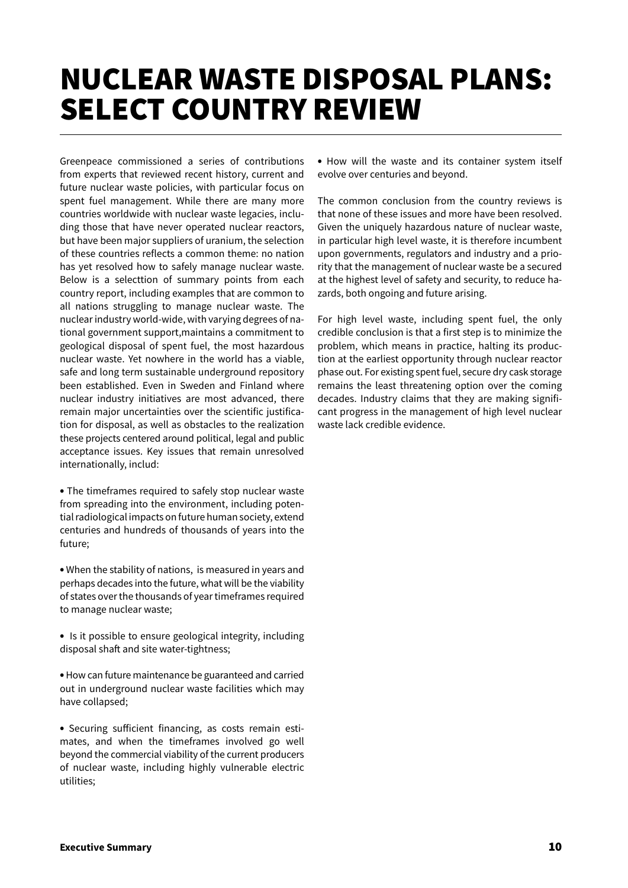# NUCLEAR WASTE DISPOSAL PLANS: SELECT COUNTRY REVIEW

Greenpeace commissioned a series of contributions from experts that reviewed recent history, current and future nuclear waste policies, with particular focus on spent fuel management. While there are many more countries worldwide with nuclear waste legacies, including those that have never operated nuclear reactors, but have been major suppliers of uranium, the selection of these countries reflects a common theme: no nation has yet resolved how to safely manage nuclear waste. Below is a selecttion of summary points from each country report, including examples that are common to all nations struggling to manage nuclear waste. The nuclear industry world-wide, with varying degrees of national government support,maintains a commitment to geological disposal of spent fuel, the most hazardous nuclear waste. Yet nowhere in the world has a viable, safe and long term sustainable underground repository been established. Even in Sweden and Finland where nuclear industry initiatives are most advanced, there remain major uncertainties over the scientific justification for disposal, as well as obstacles to the realization these projects centered around political, legal and public acceptance issues. Key issues that remain unresolved internationally, includ:

- The timeframes required to safely stop nuclear waste from spreading into the environment, including potential radiological impacts on future human society, extend centuries and hundreds of thousands of years into the future;

- When the stability of nations, is measured in years and perhaps decades into the future, what will be the viability of states over the thousands of year timeframes required to manage nuclear waste;

- Is it possible to ensure geological integrity, including disposal shaft and site water-tightness;

- How can future maintenance be guaranteed and carried out in underground nuclear waste facilities which may have collapsed;

- Securing sufficient financing, as costs remain estimates, and when the timeframes involved go well beyond the commercial viability of the current producers of nuclear waste, including highly vulnerable electric utilities;

- How will the waste and its container system itself evolve over centuries and beyond.

The common conclusion from the country reviews is that none of these issues and more have been resolved. Given the uniquely hazardous nature of nuclear waste, in particular high level waste, it is therefore incumbent upon governments, regulators and industry and a priority that the management of nuclear waste be a secured at the highest level of safety and security, to reduce hazards, both ongoing and future arising.

For high level waste, including spent fuel, the only credible conclusion is that a first step is to minimize the problem, which means in practice, halting its production at the earliest opportunity through nuclear reactor phase out. For existing spent fuel, secure dry cask storage remains the least threatening option over the coming decades. Industry claims that they are making significant progress in the management of high level nuclear waste lack credible evidence.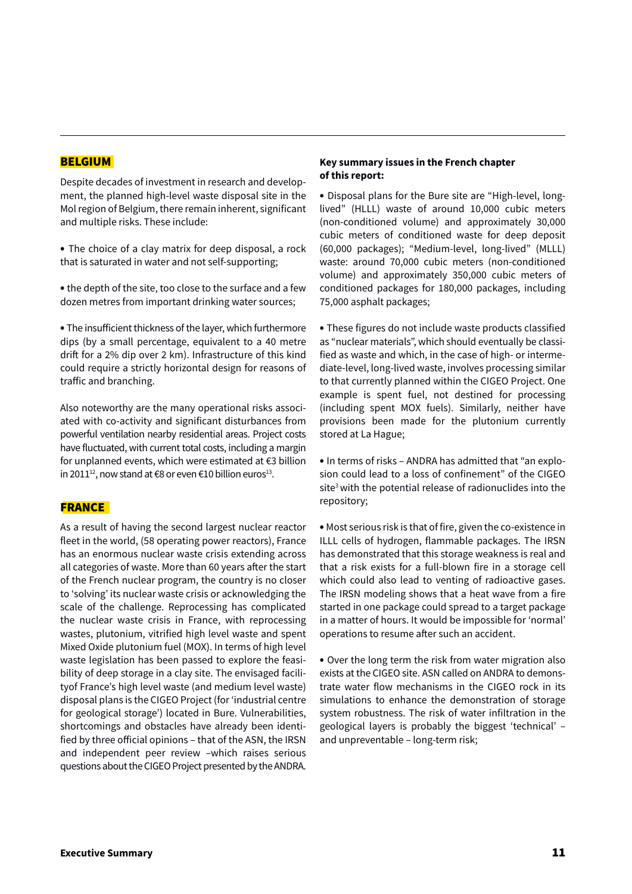## BELGIUM

Despite decades of investment in research and development, the planned high-level waste disposal site in the Mol region of Belgium, there remain inherent, significant and multiple risks. These include:

- The choice of a clay matrix for deep disposal, a rock that is saturated in water and not self-supporting;

- the depth of the site, too close to the surface and a few dozen metres from important drinking water sources;

- The insufficient thickness of the layer, which furthermore dips (by a small percentage, equivalent to a 40 metre drift for a 2% dip over 2 km). Infrastructure of this kind could require a strictly horizontal design for reasons of traffic and branching.

Also noteworthy are the many operational risks associated with co-activity and significant disturbances from powerful ventilation nearby residential areas. Project costs have fluctuated, with current total costs, including a margin for unplanned events, which were estimated at €3 billion in 2011[12], now stand at €8 or even €10 billion euros[13].

## FRANCE

As a result of having the second largest nuclear reactor fleet in the world, (58 operating power reactors), France has an enormous nuclear waste crisis extending across all categories of waste. More than 60 years after the start of the French nuclear program, the country is no closer to 'solving' its nuclear waste crisis or acknowledging the scale of the challenge. Reprocessing has complicated the nuclear waste crisis in France, with reprocessing wastes, plutonium, vitrified high level waste and spent Mixed Oxide plutonium fuel (MOX). In terms of high level waste legislation has been passed to explore the feasibility of deep storage in a clay site. The envisaged facilityof France's high level waste (and medium level waste) disposal plans is the CIGEO Project (for 'industrial centre for geological storage') located in Bure. Vulnerabilities, shortcomings and obstacles have already been identified by three official opinions – that of the ASN, the IRSN and independent peer review –which raises serious questions about the CIGEO Project presented by the ANDRA.

**Key summary issues in the French chapter of this report:**

- Disposal plans for the Bure site are "High-level, long-lived" (HLLL) waste of around 10,000 cubic meters (non-conditioned volume) and approximately 30,000 cubic meters of conditioned waste for deep deposit (60,000 packages); "Medium-level, long-lived" (MLLL) waste: around 70,000 cubic meters (non-conditioned volume) and approximately 350,000 cubic meters of conditioned packages for 180,000 packages, including 75,000 asphalt packages;

- These figures do not include waste products classified as "nuclear materials", which should eventually be classified as waste and which, in the case of high- or intermediate-level, long-lived waste, involves processing similar to that currently planned within the CIGEO Project. One example is spent fuel, not destined for processing (including spent MOX fuels). Similarly, neither have provisions been made for the plutonium currently stored at La Hague;

- In terms of risks – ANDRA has admitted that "an explosion could lead to a loss of confinement" of the CIGEO site[3] with the potential release of radionuclides into the repository;

- Most serious risk is that of fire, given the co-existence in ILLL cells of hydrogen, flammable packages. The IRSN has demonstrated that this storage weakness is real and that a risk exists for a full-blown fire in a storage cell which could also lead to venting of radioactive gases. The IRSN modeling shows that a heat wave from a fire started in one package could spread to a target package in a matter of hours. It would be impossible for 'normal' operations to resume after such an accident.

- Over the long term the risk from water migration also exists at the CIGEO site. ASN called on ANDRA to demonstrate water flow mechanisms in the CIGEO rock in its simulations to enhance the demonstration of storage system robustness. The risk of water infiltration in the geological layers is probably the biggest 'technical' – and unpreventable – long-term risk;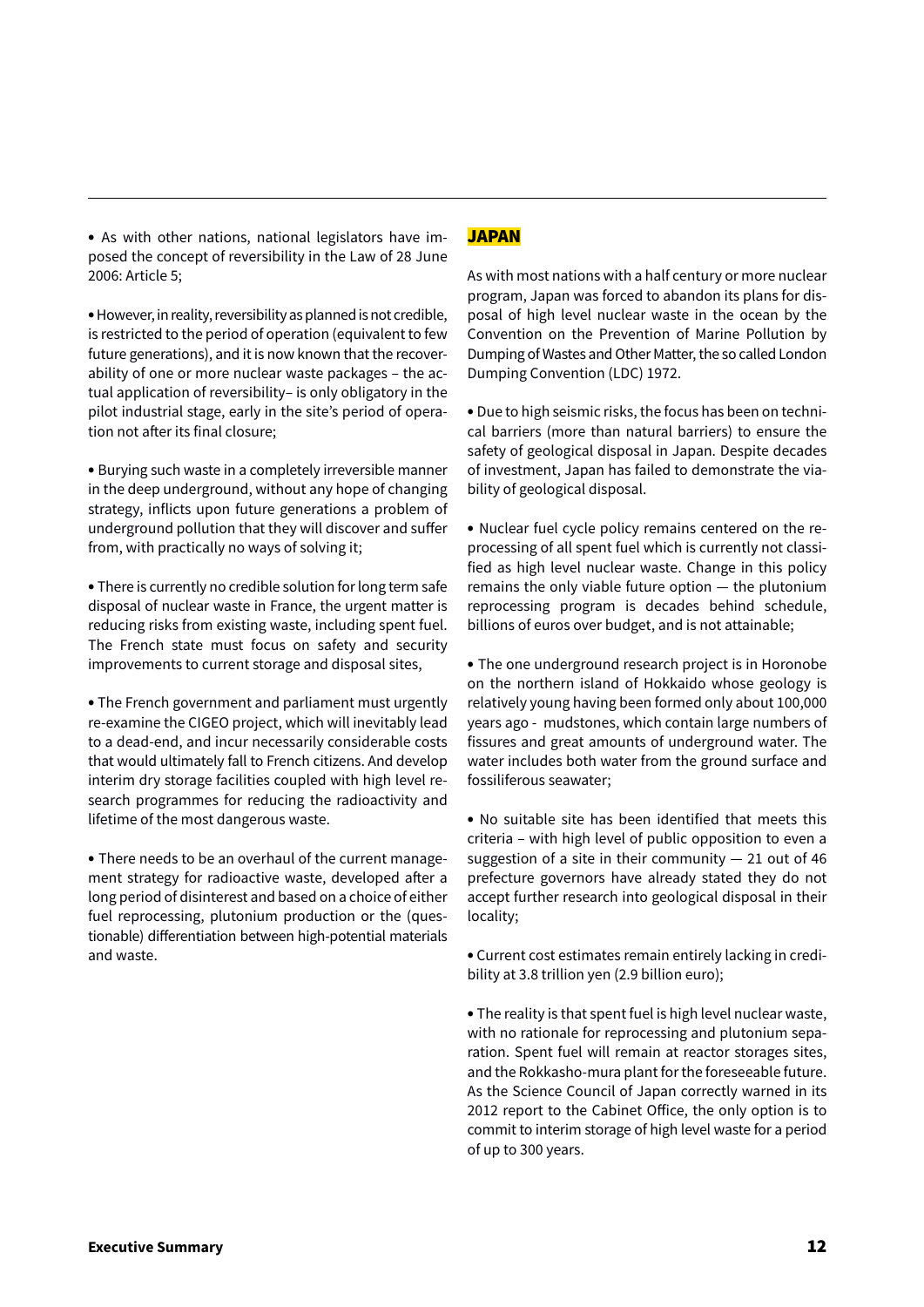- As with other nations, national legislators have imposed the concept of reversibility in the Law of 28 June 2006: Article 5;

- However, in reality, reversibility as planned is not credible, is restricted to the period of operation (equivalent to few future generations), and it is now known that the recoverability of one or more nuclear waste packages – the actual application of reversibility– is only obligatory in the pilot industrial stage, early in the site's period of operation not after its final closure;

- Burying such waste in a completely irreversible manner in the deep underground, without any hope of changing strategy, inflicts upon future generations a problem of underground pollution that they will discover and suffer from, with practically no ways of solving it;

- There is currently no credible solution for long term safe disposal of nuclear waste in France, the urgent matter is reducing risks from existing waste, including spent fuel. The French state must focus on safety and security improvements to current storage and disposal sites,

- The French government and parliament must urgently re-examine the CIGEO project, which will inevitably lead to a dead-end, and incur necessarily considerable costs that would ultimately fall to French citizens. And develop interim dry storage facilities coupled with high level research programmes for reducing the radioactivity and lifetime of the most dangerous waste.

- There needs to be an overhaul of the current management strategy for radioactive waste, developed after a long period of disinterest and based on a choice of either fuel reprocessing, plutonium production or the (questionable) differentiation between high-potential materials and waste.

## JAPAN

As with most nations with a half century or more nuclear program, Japan was forced to abandon its plans for disposal of high level nuclear waste in the ocean by the Convention on the Prevention of Marine Pollution by Dumping of Wastes and Other Matter, the so called London Dumping Convention (LDC) 1972.

- Due to high seismic risks, the focus has been on technical barriers (more than natural barriers) to ensure the safety of geological disposal in Japan. Despite decades of investment, Japan has failed to demonstrate the viability of geological disposal.

- Nuclear fuel cycle policy remains centered on the reprocessing of all spent fuel which is currently not classified as high level nuclear waste. Change in this policy remains the only viable future option — the plutonium reprocessing program is decades behind schedule, billions of euros over budget, and is not attainable;

- The one underground research project is in Horonobe on the northern island of Hokkaido whose geology is relatively young having been formed only about 100,000 years ago - mudstones, which contain large numbers of fissures and great amounts of underground water. The water includes both water from the ground surface and fossiliferous seawater;

- No suitable site has been identified that meets this criteria – with high level of public opposition to even a suggestion of a site in their community — 21 out of 46 prefecture governors have already stated they do not accept further research into geological disposal in their locality;

- Current cost estimates remain entirely lacking in credibility at 3.8 trillion yen (2.9 billion euro);

- The reality is that spent fuel is high level nuclear waste, with no rationale for reprocessing and plutonium separation. Spent fuel will remain at reactor storages sites, and the Rokkasho-mura plant for the foreseeable future. As the Science Council of Japan correctly warned in its 2012 report to the Cabinet Office, the only option is to commit to interim storage of high level waste for a period of up to 300 years.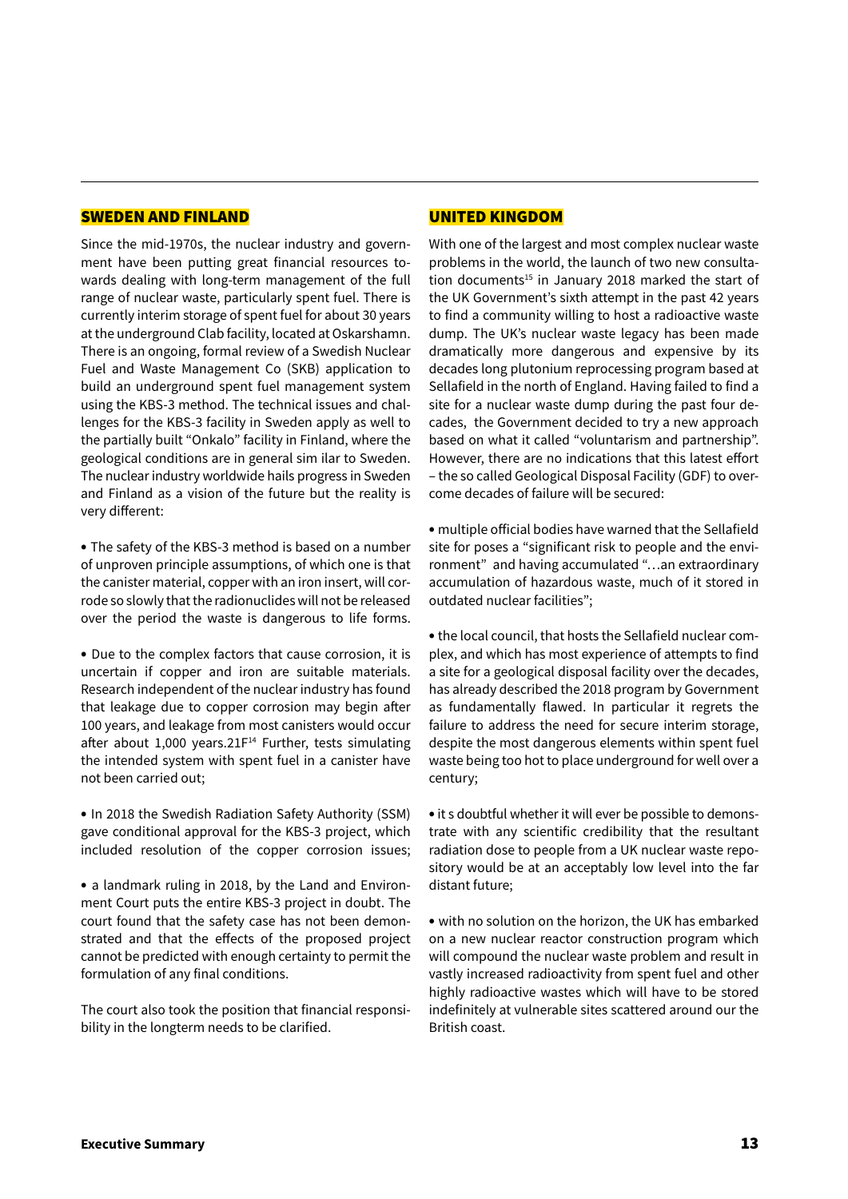## SWEDEN AND FINLAND

Since the mid-1970s, the nuclear industry and government have been putting great financial resources towards dealing with long-term management of the full range of nuclear waste, particularly spent fuel. There is currently interim storage of spent fuel for about 30 years at the underground Clab facility, located at Oskarshamn. There is an ongoing, formal review of a Swedish Nuclear Fuel and Waste Management Co (SKB) application to build an underground spent fuel management system using the KBS-3 method. The technical issues and challenges for the KBS-3 facility in Sweden apply as well to the partially built "Onkalo" facility in Finland, where the geological conditions are in general sim ilar to Sweden. The nuclear industry worldwide hails progress in Sweden and Finland as a vision of the future but the reality is very different:

- The safety of the KBS-3 method is based on a number of unproven principle assumptions, of which one is that the canister material, copper with an iron insert, will corrode so slowly that the radionuclides will not be released over the period the waste is dangerous to life forms.

- Due to the complex factors that cause corrosion, it is uncertain if copper and iron are suitable materials. Research independent of the nuclear industry has found that leakage due to copper corrosion may begin after 100 years, and leakage from most canisters would occur after about 1,000 years.21F[14] Further, tests simulating the intended system with spent fuel in a canister have not been carried out;

- In 2018 the Swedish Radiation Safety Authority (SSM) gave conditional approval for the KBS-3 project, which included resolution of the copper corrosion issues;

- a landmark ruling in 2018, by the Land and Environment Court puts the entire KBS-3 project in doubt. The court found that the safety case has not been demonstrated and that the effects of the proposed project cannot be predicted with enough certainty to permit the formulation of any final conditions.

The court also took the position that financial responsibility in the longterm needs to be clarified.

## UNITED KINGDOM

With one of the largest and most complex nuclear waste problems in the world, the launch of two new consultation documents[15] in January 2018 marked the start of the UK Government's sixth attempt in the past 42 years to find a community willing to host a radioactive waste dump. The UK's nuclear waste legacy has been made dramatically more dangerous and expensive by its decades long plutonium reprocessing program based at Sellafield in the north of England. Having failed to find a site for a nuclear waste dump during the past four decades, the Government decided to try a new approach based on what it called "voluntarism and partnership". However, there are no indications that this latest effort – the so called Geological Disposal Facility (GDF) to overcome decades of failure will be secured:

- multiple official bodies have warned that the Sellafield site for poses a "significant risk to people and the environment" and having accumulated "…an extraordinary accumulation of hazardous waste, much of it stored in outdated nuclear facilities";

- the local council, that hosts the Sellafield nuclear complex, and which has most experience of attempts to find a site for a geological disposal facility over the decades, has already described the 2018 program by Government as fundamentally flawed. In particular it regrets the failure to address the need for secure interim storage, despite the most dangerous elements within spent fuel waste being too hot to place underground for well over a century;

- it s doubtful whether it will ever be possible to demonstrate with any scientific credibility that the resultant radiation dose to people from a UK nuclear waste repository would be at an acceptably low level into the far distant future;

- with no solution on the horizon, the UK has embarked on a new nuclear reactor construction program which will compound the nuclear waste problem and result in vastly increased radioactivity from spent fuel and other highly radioactive wastes which will have to be stored indefinitely at vulnerable sites scattered around our the British coast.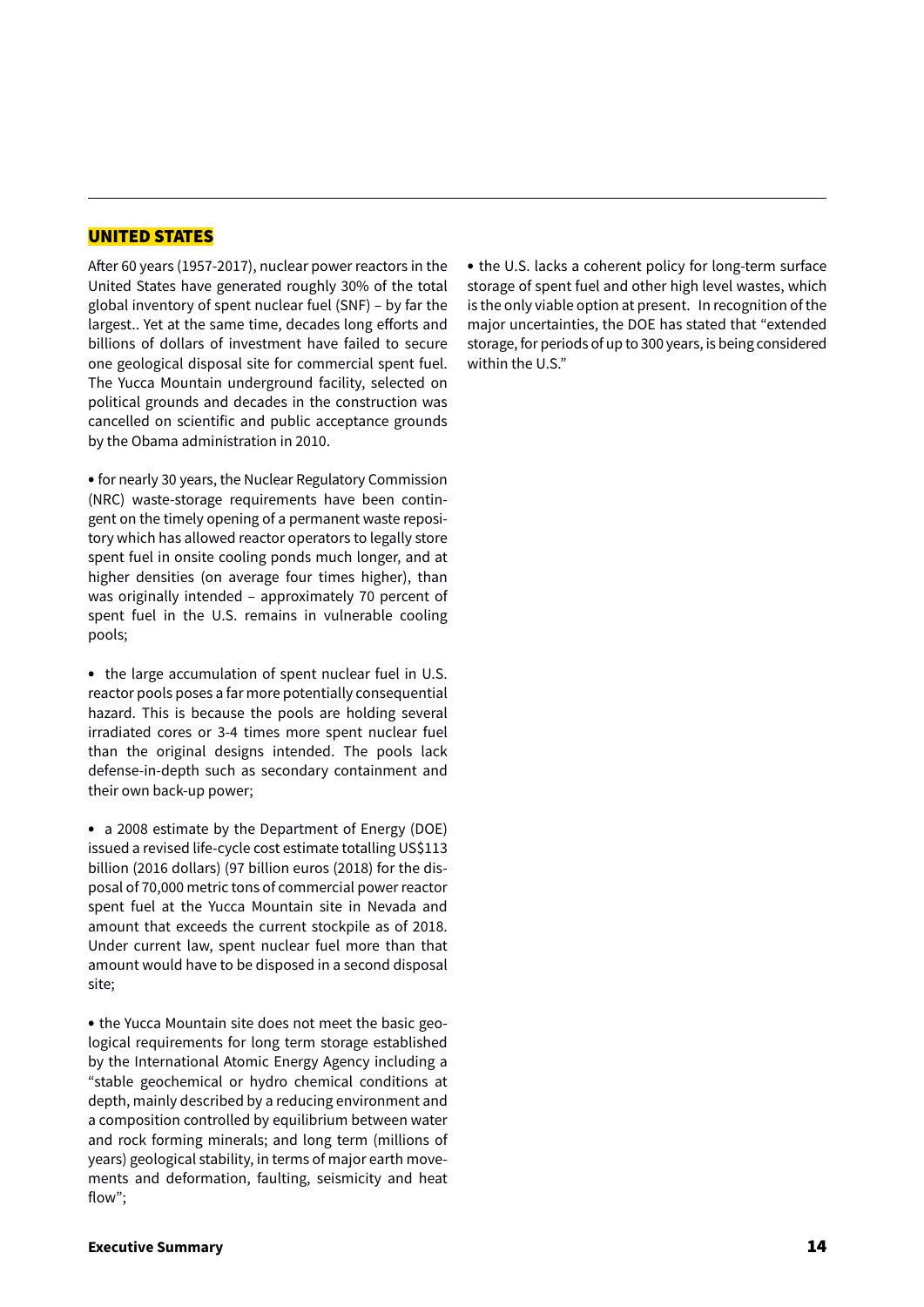## UNITED STATES

After 60 years (1957-2017), nuclear power reactors in the United States have generated roughly 30% of the total global inventory of spent nuclear fuel (SNF) – by far the largest.. Yet at the same time, decades long efforts and billions of dollars of investment have failed to secure one geological disposal site for commercial spent fuel. The Yucca Mountain underground facility, selected on political grounds and decades in the construction was cancelled on scientific and public acceptance grounds by the Obama administration in 2010.

• for nearly 30 years, the Nuclear Regulatory Commission (NRC) waste-storage requirements have been contingent on the timely opening of a permanent waste repository which has allowed reactor operators to legally store spent fuel in onsite cooling ponds much longer, and at higher densities (on average four times higher), than was originally intended – approximately 70 percent of spent fuel in the U.S. remains in vulnerable cooling pools;

• the large accumulation of spent nuclear fuel in U.S. reactor pools poses a far more potentially consequential hazard. This is because the pools are holding several irradiated cores or 3-4 times more spent nuclear fuel than the original designs intended. The pools lack defense-in-depth such as secondary containment and their own back-up power;

• a 2008 estimate by the Department of Energy (DOE) issued a revised life-cycle cost estimate totalling US$113 billion (2016 dollars) (97 billion euros (2018) for the disposal of 70,000 metric tons of commercial power reactor spent fuel at the Yucca Mountain site in Nevada and amount that exceeds the current stockpile as of 2018. Under current law, spent nuclear fuel more than that amount would have to be disposed in a second disposal site;

• the Yucca Mountain site does not meet the basic geological requirements for long term storage established by the International Atomic Energy Agency including a "stable geochemical or hydro chemical conditions at depth, mainly described by a reducing environment and a composition controlled by equilibrium between water and rock forming minerals; and long term (millions of years) geological stability, in terms of major earth movements and deformation, faulting, seismicity and heat flow";

• the U.S. lacks a coherent policy for long-term surface storage of spent fuel and other high level wastes, which is the only viable option at present. In recognition of the major uncertainties, the DOE has stated that "extended storage, for periods of up to 300 years, is being considered within the U.S."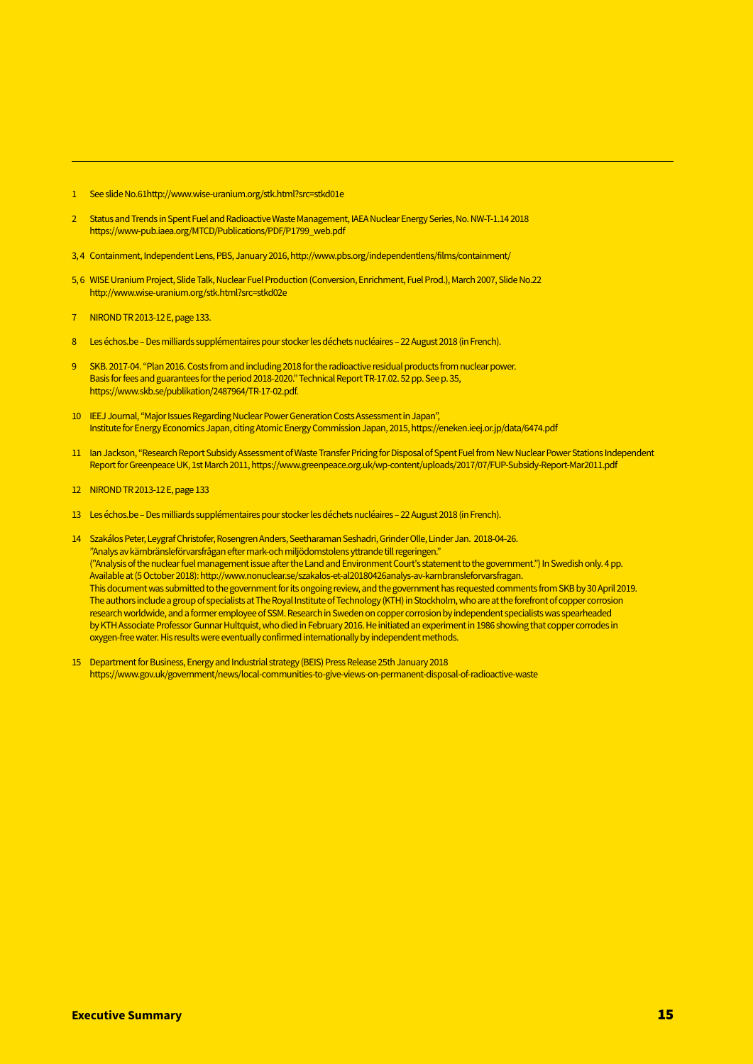1 See slide No.61http://www.wise-uranium.org/stk.html?src=stkd01e

2 Status and Trends in Spent Fuel and Radioactive Waste Management, IAEA Nuclear Energy Series, No. NW-T-1.14 2018 https://www-pub.iaea.org/MTCD/Publications/PDF/P1799_web.pdf

3, 4 Containment, Independent Lens, PBS, January 2016, http://www.pbs.org/independentlens/films/containment/

5, 6 WISE Uranium Project, Slide Talk, Nuclear Fuel Production (Conversion, Enrichment, Fuel Prod.), March 2007, Slide No.22 http://www.wise-uranium.org/stk.html?src=stkd02e

7 NIROND TR 2013-12 E, page 133.

8 Les échos.be – Des milliards supplémentaires pour stocker les déchets nucléaires – 22 August 2018 (in French).

9 SKB. 2017-04. "Plan 2016. Costs from and including 2018 for the radioactive residual products from nuclear power. Basis for fees and guarantees for the period 2018-2020." Technical Report TR-17.02. 52 pp. See p. 35, https://www.skb.se/publikation/2487964/TR-17-02.pdf.

10 IEEJ Journal, "Major Issues Regarding Nuclear Power Generation Costs Assessment in Japan", Institute for Energy Economics Japan, citing Atomic Energy Commission Japan, 2015, https://eneken.ieej.or.jp/data/6474.pdf

11 Ian Jackson, "Research Report Subsidy Assessment of Waste Transfer Pricing for Disposal of Spent Fuel from New Nuclear Power Stations Independent Report for Greenpeace UK, 1st March 2011, https://www.greenpeace.org.uk/wp-content/uploads/2017/07/FUP-Subsidy-Report-Mar2011.pdf

12 NIROND TR 2013-12 E, page 133

13 Les échos.be – Des milliards supplémentaires pour stocker les déchets nucléaires – 22 August 2018 (in French).

14 Szakálos Peter, Leygraf Christofer, Rosengren Anders, Seetharaman Seshadri, Grinder Olle, Linder Jan. 2018-04-26. "Analys av kärnbränsleförvarsfrågan efter mark-och miljödomstolens yttrande till regeringen." ("Analysis of the nuclear fuel management issue after the Land and Environment Court's statement to the government.") In Swedish only. 4 pp. Available at (5 October 2018): http://www.nonuclear.se/szakalos-et-al20180426analys-av-karnbransleforvarsfragan. This document was submitted to the government for its ongoing review, and the government has requested comments from SKB by 30 April 2019. The authors include a group of specialists at The Royal Institute of Technology (KTH) in Stockholm, who are at the forefront of copper corrosion research worldwide, and a former employee of SSM. Research in Sweden on copper corrosion by independent specialists was spearheaded by KTH Associate Professor Gunnar Hultquist, who died in February 2016. He initiated an experiment in 1986 showing that copper corrodes in oxygen-free water. His results were eventually confirmed internationally by independent methods.

15 Department for Business, Energy and Industrial strategy (BEIS) Press Release 25th January 2018 https://www.gov.uk/government/news/local-communities-to-give-views-on-permanent-disposal-of-radioactive-waste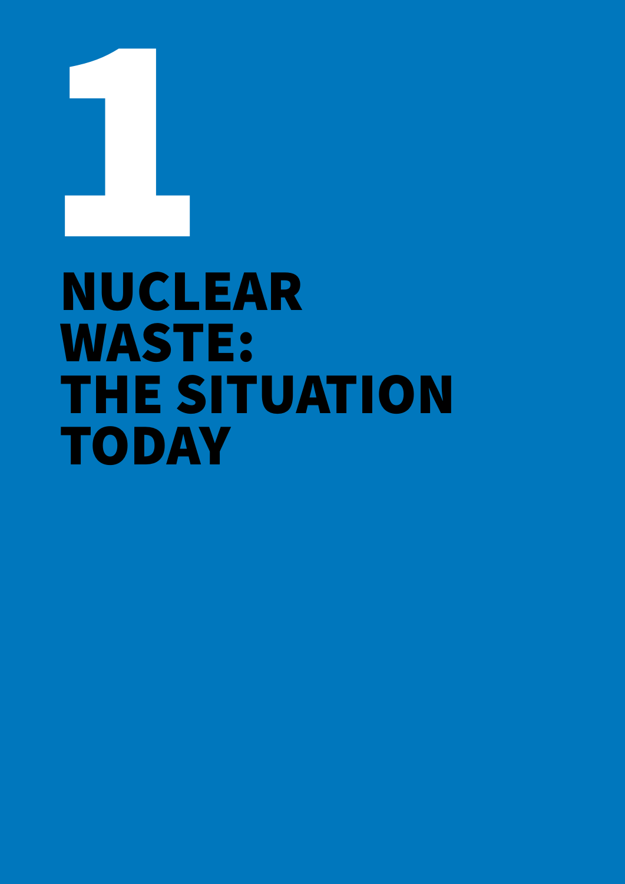# 1

# NUCLEAR WASTE: THE SITUATION TODAY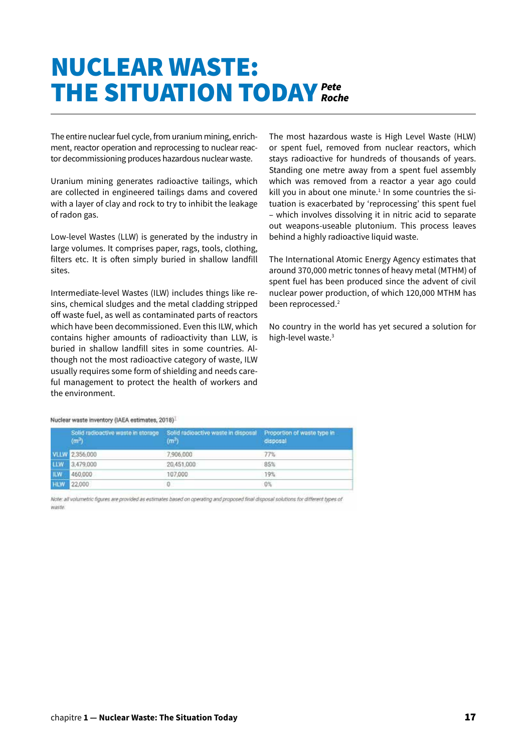# NUCLEAR WASTE: THE SITUATION TODAY

***Pete Roche***

The entire nuclear fuel cycle, from uranium mining, enrichment, reactor operation and reprocessing to nuclear reactor decommissioning produces hazardous nuclear waste.

Uranium mining generates radioactive tailings, which are collected in engineered tailings dams and covered with a layer of clay and rock to try to inhibit the leakage of radon gas.

Low-level Wastes (LLW) is generated by the industry in large volumes. It comprises paper, rags, tools, clothing, filters etc. It is often simply buried in shallow landfill sites.

Intermediate-level Wastes (ILW) includes things like resins, chemical sludges and the metal cladding stripped off waste fuel, as well as contaminated parts of reactors which have been decommissioned. Even this ILW, which contains higher amounts of radioactivity than LLW, is buried in shallow landfill sites in some countries. Although not the most radioactive category of waste, ILW usually requires some form of shielding and needs careful management to protect the health of workers and the environment.

The most hazardous waste is High Level Waste (HLW) or spent fuel, removed from nuclear reactors, which stays radioactive for hundreds of thousands of years. Standing one metre away from a spent fuel assembly which was removed from a reactor a year ago could kill you in about one minute.[1] In some countries the situation is exacerbated by 'reprocessing' this spent fuel – which involves dissolving it in nitric acid to separate out weapons-useable plutonium. This process leaves behind a highly radioactive liquid waste.

The International Atomic Energy Agency estimates that around 370,000 metric tonnes of heavy metal (MTHM) of spent fuel has been produced since the advent of civil nuclear power production, of which 120,000 MTHM has been reprocessed.[2]

No country in the world has yet secured a solution for high-level waste.[3]

Nuclear waste inventory (IAEA estimates, 2018)[1]

| | Solid radioactive waste in storage ($m^3$) | Solid radioactive waste in disposal ($m^3$) | Proportion of waste type in disposal |
|---|---|---|---|
| VLLW | 2,356,000 | 7,906,000 | 77% |
| LLW | 3,479,000 | 20,451,000 | 85% |
| ILW | 460,000 | 107,000 | 19% |
| HLW | 22,000 | 0 | 0% |

*Note: all volumetric figures are provided as estimates based on operating and proposed final disposal solutions for different types of waste.*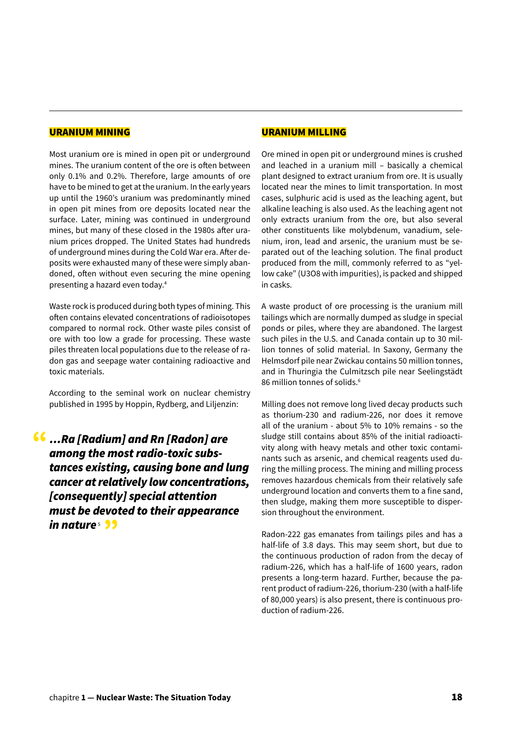## URANIUM MINING

Most uranium ore is mined in open pit or underground mines. The uranium content of the ore is often between only 0.1% and 0.2%. Therefore, large amounts of ore have to be mined to get at the uranium. In the early years up until the 1960's uranium was predominantly mined in open pit mines from ore deposits located near the surface. Later, mining was continued in underground mines, but many of these closed in the 1980s after uranium prices dropped. The United States had hundreds of underground mines during the Cold War era. After deposits were exhausted many of these were simply abandoned, often without even securing the mine opening presenting a hazard even today.[4]

Waste rock is produced during both types of mining. This often contains elevated concentrations of radioisotopes compared to normal rock. Other waste piles consist of ore with too low a grade for processing. These waste piles threaten local populations due to the release of radon gas and seepage water containing radioactive and toxic materials.

According to the seminal work on nuclear chemistry published in 1995 by Hoppin, Rydberg, and Liljenzin:

> ***"…Ra [Radium] and Rn [Radon] are among the most radio-toxic substances existing, causing bone and lung cancer at relatively low concentrations, [consequently] special attention must be devoted to their appearance in nature***[5] ***"***

## URANIUM MILLING

Ore mined in open pit or underground mines is crushed and leached in a uranium mill – basically a chemical plant designed to extract uranium from ore. It is usually located near the mines to limit transportation. In most cases, sulphuric acid is used as the leaching agent, but alkaline leaching is also used. As the leaching agent not only extracts uranium from the ore, but also several other constituents like molybdenum, vanadium, selenium, iron, lead and arsenic, the uranium must be separated out of the leaching solution. The final product produced from the mill, commonly referred to as "yellow cake" ($U_3O_8$ with impurities), is packed and shipped in casks.

A waste product of ore processing is the uranium mill tailings which are normally dumped as sludge in special ponds or piles, where they are abandoned. The largest such piles in the U.S. and Canada contain up to 30 million tonnes of solid material. In Saxony, Germany the Helmsdorf pile near Zwickau contains 50 million tonnes, and in Thuringia the Culmitzsch pile near Seelingstädt 86 million tonnes of solids.[6]

Milling does not remove long lived decay products such as thorium-230 and radium-226, nor does it remove all of the uranium - about 5% to 10% remains - so the sludge still contains about 85% of the initial radioactivity along with heavy metals and other toxic contaminants such as arsenic, and chemical reagents used during the milling process. The mining and milling process removes hazardous chemicals from their relatively safe underground location and converts them to a fine sand, then sludge, making them more susceptible to dispersion throughout the environment.

Radon-222 gas emanates from tailings piles and has a half-life of 3.8 days. This may seem short, but due to the continuous production of radon from the decay of radium-226, which has a half-life of 1600 years, radon presents a long-term hazard. Further, because the parent product of radium-226, thorium-230 (with a half-life of 80,000 years) is also present, there is continuous production of radium-226.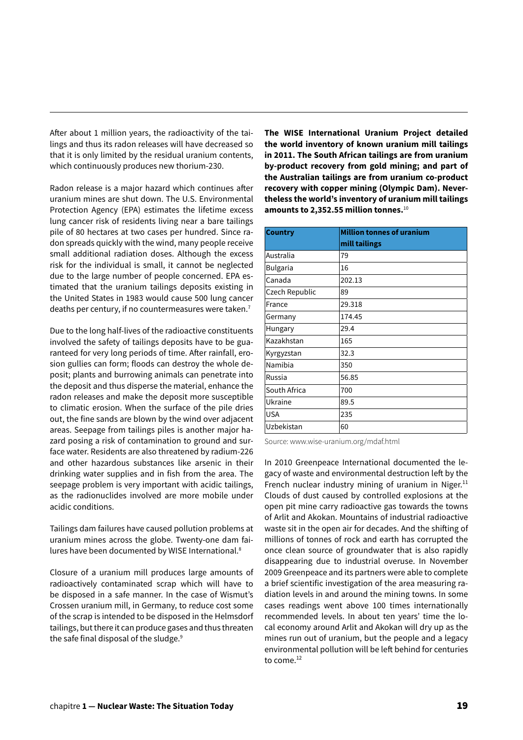After about 1 million years, the radioactivity of the tailings and thus its radon releases will have decreased so that it is only limited by the residual uranium contents, which continuously produces new thorium-230.

Radon release is a major hazard which continues after uranium mines are shut down. The U.S. Environmental Protection Agency (EPA) estimates the lifetime excess lung cancer risk of residents living near a bare tailings pile of 80 hectares at two cases per hundred. Since radon spreads quickly with the wind, many people receive small additional radiation doses. Although the excess risk for the individual is small, it cannot be neglected due to the large number of people concerned. EPA estimated that the uranium tailings deposits existing in the United States in 1983 would cause 500 lung cancer deaths per century, if no countermeasures were taken.[7]

Due to the long half-lives of the radioactive constituents involved the safety of tailings deposits have to be guaranteed for very long periods of time. After rainfall, erosion gullies can form; floods can destroy the whole deposit; plants and burrowing animals can penetrate into the deposit and thus disperse the material, enhance the radon releases and make the deposit more susceptible to climatic erosion. When the surface of the pile dries out, the fine sands are blown by the wind over adjacent areas. Seepage from tailings piles is another major hazard posing a risk of contamination to ground and surface water. Residents are also threatened by radium-226 and other hazardous substances like arsenic in their drinking water supplies and in fish from the area. The seepage problem is very important with acidic tailings, as the radionuclides involved are more mobile under acidic conditions.

Tailings dam failures have caused pollution problems at uranium mines across the globe. Twenty-one dam failures have been documented by WISE International.[8]

Closure of a uranium mill produces large amounts of radioactively contaminated scrap which will have to be disposed in a safe manner. In the case of Wismut's Crossen uranium mill, in Germany, to reduce cost some of the scrap is intended to be disposed in the Helmsdorf tailings, but there it can produce gases and thus threaten the safe final disposal of the sludge.[9]

**The WISE International Uranium Project detailed the world inventory of known uranium mill tailings in 2011. The South African tailings are from uranium by-product recovery from gold mining; and part of the Australian tailings are from uranium co-product recovery with copper mining (Olympic Dam). Nevertheless the world's inventory of uranium mill tailings amounts to 2,352.55 million tonnes.**[10]

| Country | Million tonnes of uranium mill tailings |
|---|---|
| Australia | 79 |
| Bulgaria | 16 |
| Canada | 202.13 |
| Czech Republic | 89 |
| France | 29.318 |
| Germany | 174.45 |
| Hungary | 29.4 |
| Kazakhstan | 165 |
| Kyrgyzstan | 32.3 |
| Namibia | 350 |
| Russia | 56.85 |
| South Africa | 700 |
| Ukraine | 89.5 |
| USA | 235 |
| Uzbekistan | 60 |

Source: www.wise-uranium.org/mdaf.html

In 2010 Greenpeace International documented the legacy of waste and environmental destruction left by the French nuclear industry mining of uranium in Niger.[11] Clouds of dust caused by controlled explosions at the open pit mine carry radioactive gas towards the towns of Arlit and Akokan. Mountains of industrial radioactive waste sit in the open air for decades. And the shifting of millions of tonnes of rock and earth has corrupted the once clean source of groundwater that is also rapidly disappearing due to industrial overuse. In November 2009 Greenpeace and its partners were able to complete a brief scientific investigation of the area measuring radiation levels in and around the mining towns. In some cases readings went above 100 times internationally recommended levels. In about ten years' time the local economy around Arlit and Akokan will dry up as the mines run out of uranium, but the people and a legacy environmental pollution will be left behind for centuries to come.[12]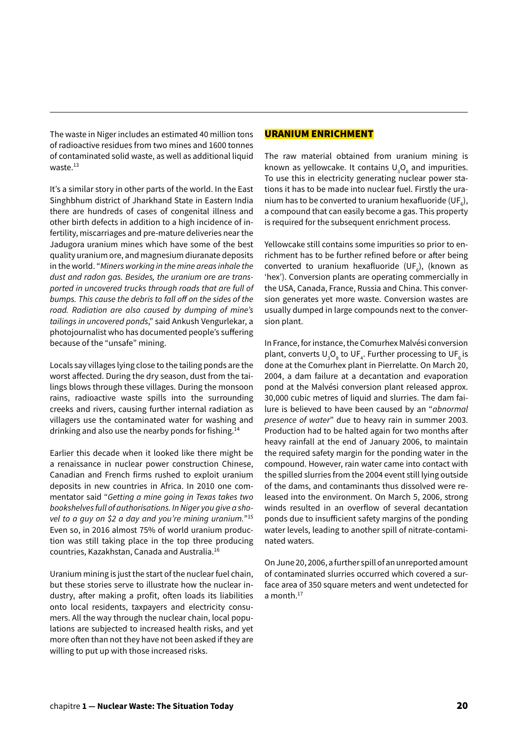The waste in Niger includes an estimated 40 million tons of radioactive residues from two mines and 1600 tonnes of contaminated solid waste, as well as additional liquid waste.[13]

It's a similar story in other parts of the world. In the East Singhbhum district of Jharkhand State in Eastern India there are hundreds of cases of congenital illness and other birth defects in addition to a high incidence of infertility, miscarriages and pre-mature deliveries near the Jadugora uranium mines which have some of the best quality uranium ore, and magnesium diuranate deposits in the world. "*Miners working in the mine areas inhale the dust and radon gas. Besides, the uranium ore are transported in uncovered trucks through roads that are full of bumps. This cause the debris to fall off on the sides of the road. Radiation are also caused by dumping of mine's tailings in uncovered ponds*," said Ankush Vengurlekar, a photojournalist who has documented people's suffering because of the "unsafe" mining.

Locals say villages lying close to the tailing ponds are the worst affected. During the dry season, dust from the tailings blows through these villages. During the monsoon rains, radioactive waste spills into the surrounding creeks and rivers, causing further internal radiation as villagers use the contaminated water for washing and drinking and also use the nearby ponds for fishing.[14]

Earlier this decade when it looked like there might be a renaissance in nuclear power construction Chinese, Canadian and French firms rushed to exploit uranium deposits in new countries in Africa. In 2010 one commentator said "*Getting a mine going in Texas takes two bookshelves full of authorisations. In Niger you give a shovel to a guy on \$2 a day and you're mining uranium.*"[15] Even so, in 2016 almost 75% of world uranium production was still taking place in the top three producing countries, Kazakhstan, Canada and Australia.[16]

Uranium mining is just the start of the nuclear fuel chain, but these stories serve to illustrate how the nuclear industry, after making a profit, often loads its liabilities onto local residents, taxpayers and electricity consumers. All the way through the nuclear chain, local populations are subjected to increased health risks, and yet more often than not they have not been asked if they are willing to put up with those increased risks.

## URANIUM ENRICHMENT

The raw material obtained from uranium mining is known as yellowcake. It contains $U_3O_8$ and impurities. To use this in electricity generating nuclear power stations it has to be made into nuclear fuel. Firstly the uranium has to be converted to uranium hexafluoride ($UF_6$), a compound that can easily become a gas. This property is required for the subsequent enrichment process.

Yellowcake still contains some impurities so prior to enrichment has to be further refined before or after being converted to uranium hexafluoride ($UF_6$), (known as 'hex'). Conversion plants are operating commercially in the USA, Canada, France, Russia and China. This conversion generates yet more waste. Conversion wastes are usually dumped in large compounds next to the conversion plant.

In France, for instance, the Comurhex Malvési conversion plant, converts $U_3O_8$ to $UF_4$. Further processing to $UF_6$ is done at the Comurhex plant in Pierrelatte. On March 20, 2004, a dam failure at a decantation and evaporation pond at the Malvési conversion plant released approx. 30,000 cubic metres of liquid and slurries. The dam failure is believed to have been caused by an "*abnormal presence of water*" due to heavy rain in summer 2003. Production had to be halted again for two months after heavy rainfall at the end of January 2006, to maintain the required safety margin for the ponding water in the compound. However, rain water came into contact with the spilled slurries from the 2004 event still lying outside of the dams, and contaminants thus dissolved were released into the environment. On March 5, 2006, strong winds resulted in an overflow of several decantation ponds due to insufficient safety margins of the ponding water levels, leading to another spill of nitrate-contaminated waters.

On June 20, 2006, a further spill of an unreported amount of contaminated slurries occurred which covered a surface area of 350 square meters and went undetected for a month.[17]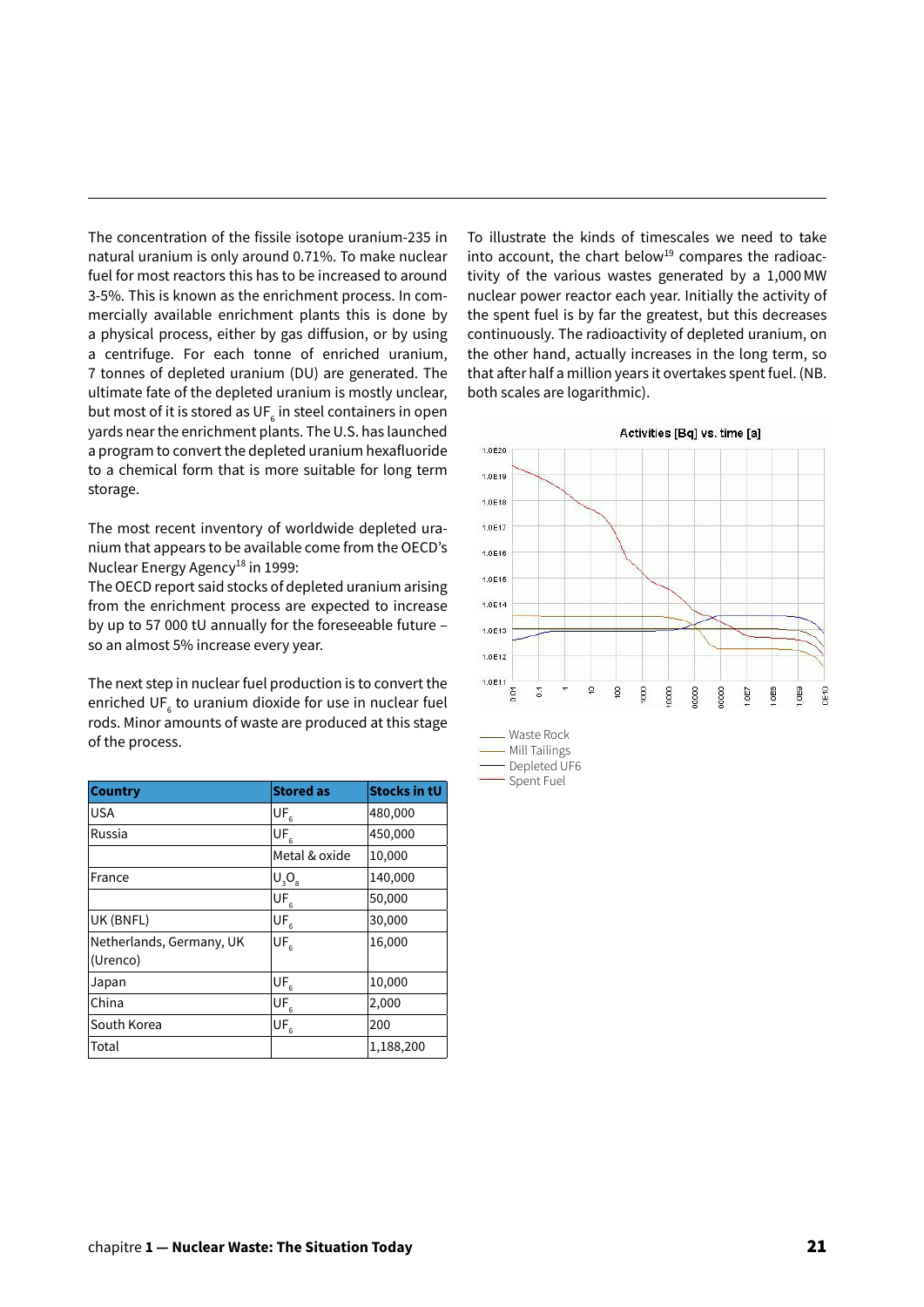The concentration of the fissile isotope uranium-235 in natural uranium is only around 0.71%. To make nuclear fuel for most reactors this has to be increased to around 3-5%. This is known as the enrichment process. In commercially available enrichment plants this is done by a physical process, either by gas diffusion, or by using a centrifuge. For each tonne of enriched uranium, 7 tonnes of depleted uranium (DU) are generated. The ultimate fate of the depleted uranium is mostly unclear, but most of it is stored as $UF_6$ in steel containers in open yards near the enrichment plants. The U.S. has launched a program to convert the depleted uranium hexafluoride to a chemical form that is more suitable for long term storage.

The most recent inventory of worldwide depleted uranium that appears to be available come from the OECD's Nuclear Energy Agency[18] in 1999:
The OECD report said stocks of depleted uranium arising from the enrichment process are expected to increase by up to 57 000 tU annually for the foreseeable future – so an almost 5% increase every year.

The next step in nuclear fuel production is to convert the enriched $UF_6$ to uranium dioxide for use in nuclear fuel rods. Minor amounts of waste are produced at this stage of the process.

| Country | Stored as | Stocks in tU |
|---|---|---|
| USA | $UF_6$ | 480,000 |
| Russia | $UF_6$ | 450,000 |
| | Metal & oxide | 10,000 |
| France | $U_3O_8$ | 140,000 |
| | $UF_6$ | 50,000 |
| UK (BNFL) | $UF_6$ | 30,000 |
| Netherlands, Germany, UK (Urenco) | $UF_6$ | 16,000 |
| Japan | $UF_6$ | 10,000 |
| China | $UF_6$ | 2,000 |
| South Korea | $UF_6$ | 200 |
| Total | | 1,188,200 |

To illustrate the kinds of timescales we need to take into account, the chart below[19] compares the radioactivity of the various wastes generated by a 1,000 MW nuclear power reactor each year. Initially the activity of the spent fuel is by far the greatest, but this decreases continuously. The radioactivity of depleted uranium, on the other hand, actually increases in the long term, so that after half a million years it overtakes spent fuel. (NB. both scales are logarithmic).

Activities [Bq] vs. time [a]

Waste Rock
Mill Tailings
Depleted UF6
Spent Fuel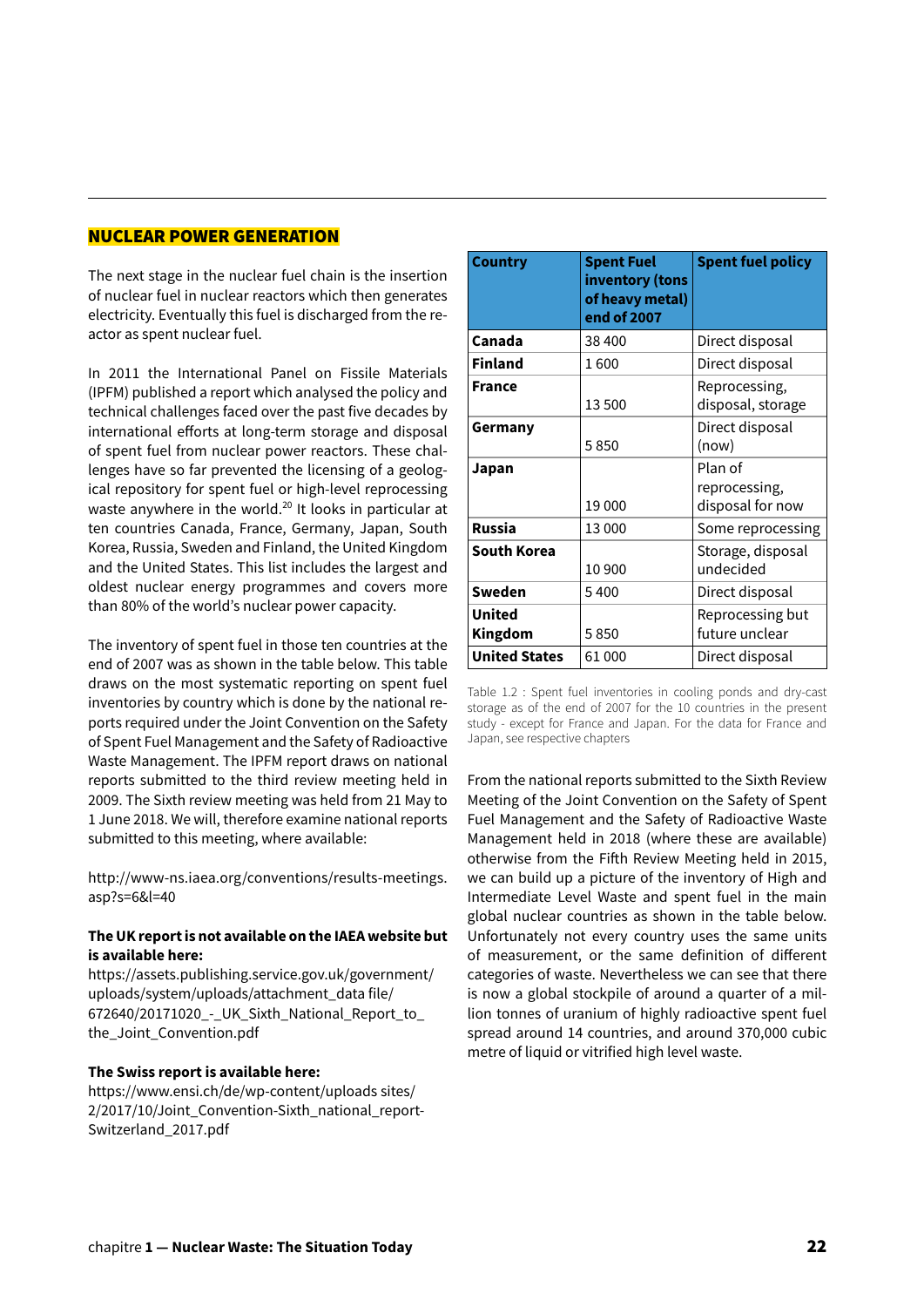## NUCLEAR POWER GENERATION

The next stage in the nuclear fuel chain is the insertion of nuclear fuel in nuclear reactors which then generates electricity. Eventually this fuel is discharged from the reactor as spent nuclear fuel.

In 2011 the International Panel on Fissile Materials (IPFM) published a report which analysed the policy and technical challenges faced over the past five decades by international efforts at long-term storage and disposal of spent fuel from nuclear power reactors. These challenges have so far prevented the licensing of a geological repository for spent fuel or high-level reprocessing waste anywhere in the world.[20] It looks in particular at ten countries Canada, France, Germany, Japan, South Korea, Russia, Sweden and Finland, the United Kingdom and the United States. This list includes the largest and oldest nuclear energy programmes and covers more than 80% of the world's nuclear power capacity.

The inventory of spent fuel in those ten countries at the end of 2007 was as shown in the table below. This table draws on the most systematic reporting on spent fuel inventories by country which is done by the national reports required under the Joint Convention on the Safety of Spent Fuel Management and the Safety of Radioactive Waste Management. The IPFM report draws on national reports submitted to the third review meeting held in 2009. The Sixth review meeting was held from 21 May to 1 June 2018. We will, therefore examine national reports submitted to this meeting, where available:

http://www-ns.iaea.org/conventions/results-meetings.asp?s=6&l=40

**The UK report is not available on the IAEA website but is available here:**
https://assets.publishing.service.gov.uk/government/uploads/system/uploads/attachment_data file/672640/20171020_-_UK_Sixth_National_Report_to_the_Joint_Convention.pdf

**The Swiss report is available here:**
https://www.ensi.ch/de/wp-content/uploads sites/2/2017/10/Joint_Convention-Sixth_national_report-Switzerland_2017.pdf

| Country | Spent Fuel inventory (tons of heavy metal) end of 2007 | Spent fuel policy |
|---|---|---|
| **Canada** | 38 400 | Direct disposal |
| **Finland** | 1 600 | Direct disposal |
| **France** | 13 500 | Reprocessing, disposal, storage |
| **Germany** | 5 850 | Direct disposal (now) |
| **Japan** | 19 000 | Plan of reprocessing, disposal for now |
| **Russia** | 13 000 | Some reprocessing |
| **South Korea** | 10 900 | Storage, disposal undecided |
| **Sweden** | 5 400 | Direct disposal |
| **United Kingdom** | 5 850 | Reprocessing but future unclear |
| **United States** | 61 000 | Direct disposal |

Table 1.2 : Spent fuel inventories in cooling ponds and dry-cast storage as of the end of 2007 for the 10 countries in the present study - except for France and Japan. For the data for France and Japan, see respective chapters

From the national reports submitted to the Sixth Review Meeting of the Joint Convention on the Safety of Spent Fuel Management and the Safety of Radioactive Waste Management held in 2018 (where these are available) otherwise from the Fifth Review Meeting held in 2015, we can build up a picture of the inventory of High and Intermediate Level Waste and spent fuel in the main global nuclear countries as shown in the table below. Unfortunately not every country uses the same units of measurement, or the same definition of different categories of waste. Nevertheless we can see that there is now a global stockpile of around a quarter of a million tonnes of uranium of highly radioactive spent fuel spread around 14 countries, and around 370,000 cubic metre of liquid or vitrified high level waste.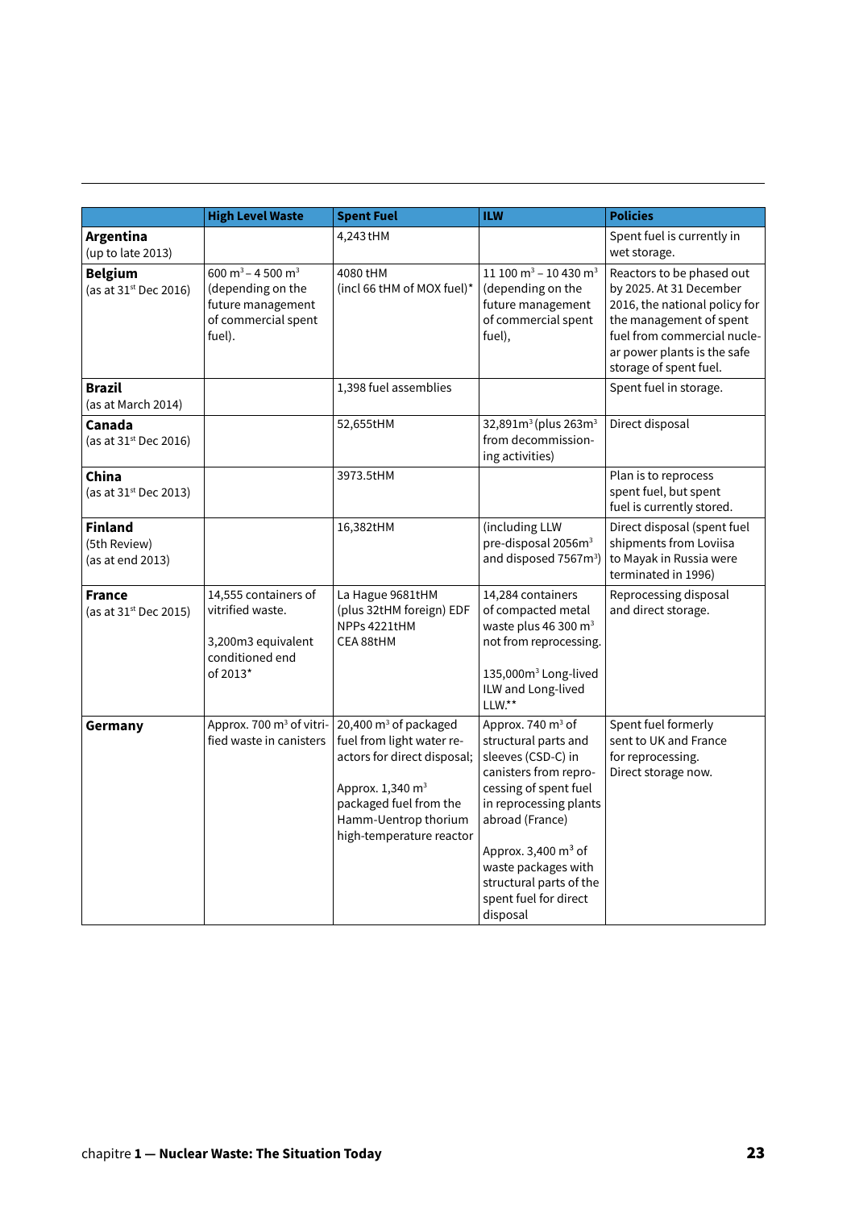| | High Level Waste | Spent Fuel | ILW | Policies |
|---|---|---|---|---|
| **Argentina** (up to late 2013) | | 4,243 tHM | | Spent fuel is currently in wet storage. |
| **Belgium** (as at 31st Dec 2016) | 600 $m^3$ – 4 500 $m^3$ (depending on the future management of commercial spent fuel). | 4080 tHM (incl 66 tHM of MOX fuel)* | 11 100 $m^3$ – 10 430 $m^3$ (depending on the future management of commercial spent fuel), | Reactors to be phased out by 2025. At 31 December 2016, the national policy for the management of spent fuel from commercial nuclear power plants is the safe storage of spent fuel. |
| **Brazil** (as at March 2014) | | 1,398 fuel assemblies | | Spent fuel in storage. |
| **Canada** (as at 31st Dec 2016) | | 52,655tHM | 32,891$m^3$ (plus 263$m^3$ from decommissioning activities) | Direct disposal |
| **China** (as at 31st Dec 2013) | | 3973.5tHM | | Plan is to reprocess spent fuel, but spent fuel is currently stored. |
| **Finland** (5th Review) (as at end 2013) | | 16,382tHM | (including LLW pre-disposal 2056$m^3$ and disposed 7567$m^3$) | Direct disposal (spent fuel shipments from Loviisa to Mayak in Russia were terminated in 1996) |
| **France** (as at 31st Dec 2015) | 14,555 containers of vitrified waste.<br><br>3,200m3 equivalent conditioned end of 2013* | La Hague 9681tHM (plus 32tHM foreign) EDF NPPs 4221tHM CEA 88tHM | 14,284 containers of compacted metal waste plus 46 300 $m^3$ not from reprocessing.<br><br>135,000$m^3$ Long-lived ILW and Long-lived LLW.** | Reprocessing disposal and direct storage. |
| **Germany** | Approx. 700 $m^3$ of vitrified waste in canisters | 20,400 $m^3$ of packaged fuel from light water reactors for direct disposal;<br><br>Approx. 1,340 $m^3$ packaged fuel from the Hamm-Uentrop thorium high-temperature reactor | Approx. 740 $m^3$ of structural parts and sleeves (CSD-C) in canisters from reprocessing of spent fuel in reprocessing plants abroad (France)<br><br>Approx. 3,400 $m^3$ of waste packages with structural parts of the spent fuel for direct disposal | Spent fuel formerly sent to UK and France for reprocessing. Direct storage now. |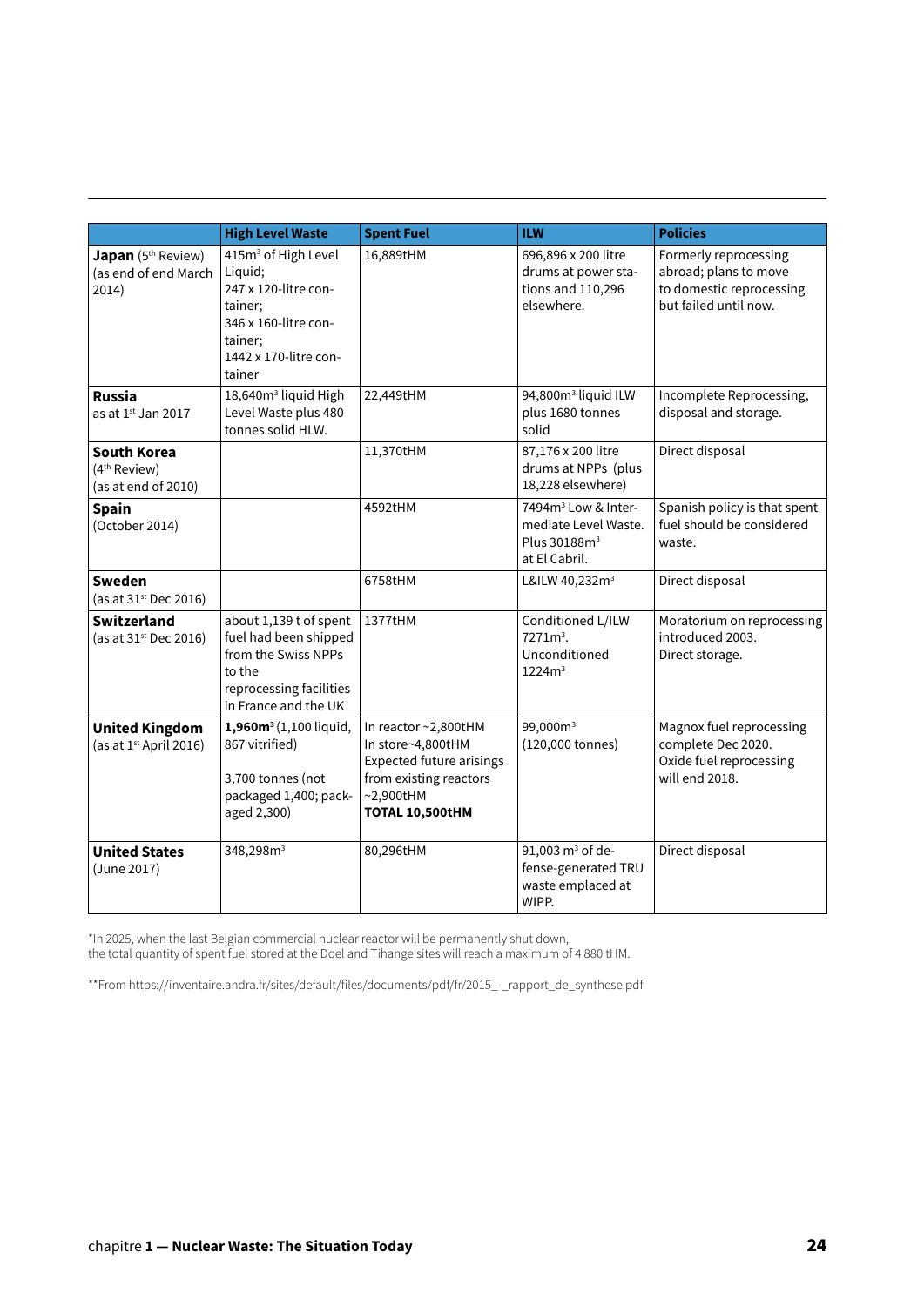| | High Level Waste | Spent Fuel | ILW | Policies |
|---|---|---|---|---|
| **Japan** (5th Review) (as end of end March 2014) | 415m³ of High Level Liquid; 247 x 120-litre container; 346 x 160-litre container; 1442 x 170-litre container | 16,889tHM | 696,896 x 200 litre drums at power stations and 110,296 elsewhere. | Formerly reprocessing abroad; plans to move to domestic reprocessing but failed until now. |
| **Russia** as at 1st Jan 2017 | 18,640m³ liquid High Level Waste plus 480 tonnes solid HLW. | 22,449tHM | 94,800m³ liquid ILW plus 1680 tonnes solid | Incomplete Reprocessing, disposal and storage. |
| **South Korea** (4th Review) (as at end of 2010) | | 11,370tHM | 87,176 x 200 litre drums at NPPs (plus 18,228 elsewhere) | Direct disposal |
| **Spain** (October 2014) | | 4592tHM | 7494m³ Low & Intermediate Level Waste. Plus 30188m³ at El Cabril. | Spanish policy is that spent fuel should be considered waste. |
| **Sweden** (as at 31st Dec 2016) | | 6758tHM | L&ILW 40,232m³ | Direct disposal |
| **Switzerland** (as at 31st Dec 2016) | about 1,139 t of spent fuel had been shipped from the Swiss NPPs to the reprocessing facilities in France and the UK | 1377tHM | Conditioned L/ILW 7271m³. Unconditioned 1224m³ | Moratorium on reprocessing introduced 2003. Direct storage. |
| **United Kingdom** (as at 1st April 2016) | **1,960m³** (1,100 liquid, 867 vitrified) 3,700 tonnes (not packaged 1,400; packaged 2,300) | In reactor ~2,800tHM In store~4,800tHM Expected future arisings from existing reactors ~2,900tHM **TOTAL 10,500tHM** | 99,000m³ (120,000 tonnes) | Magnox fuel reprocessing complete Dec 2020. Oxide fuel reprocessing will end 2018. |
| **United States** (June 2017) | 348,298m³ | 80,296tHM | 91,003 m³ of defense-generated TRU waste emplaced at WIPP. | Direct disposal |

*In 2025, when the last Belgian commercial nuclear reactor will be permanently shut down, the total quantity of spent fuel stored at the Doel and Tihange sites will reach a maximum of 4 880 tHM.

**From https://inventaire.andra.fr/sites/default/files/documents/pdf/fr/2015_-_rapport_de_synthese.pdf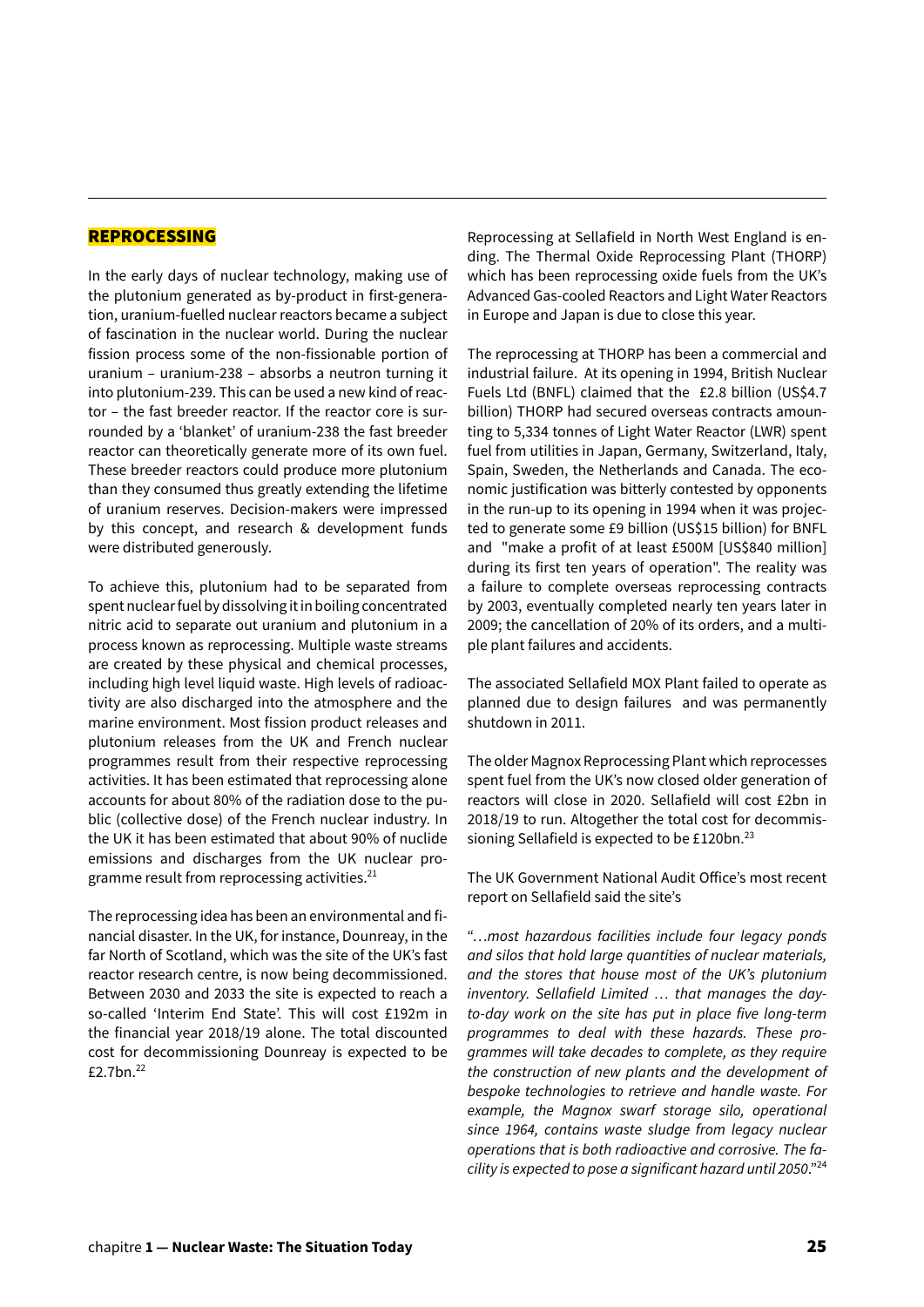## REPROCESSING

In the early days of nuclear technology, making use of the plutonium generated as by-product in first-generation, uranium-fuelled nuclear reactors became a subject of fascination in the nuclear world. During the nuclear fission process some of the non-fissionable portion of uranium – uranium-238 – absorbs a neutron turning it into plutonium-239. This can be used a new kind of reactor – the fast breeder reactor. If the reactor core is surrounded by a 'blanket' of uranium-238 the fast breeder reactor can theoretically generate more of its own fuel. These breeder reactors could produce more plutonium than they consumed thus greatly extending the lifetime of uranium reserves. Decision-makers were impressed by this concept, and research & development funds were distributed generously.

To achieve this, plutonium had to be separated from spent nuclear fuel by dissolving it in boiling concentrated nitric acid to separate out uranium and plutonium in a process known as reprocessing. Multiple waste streams are created by these physical and chemical processes, including high level liquid waste. High levels of radioactivity are also discharged into the atmosphere and the marine environment. Most fission product releases and plutonium releases from the UK and French nuclear programmes result from their respective reprocessing activities. It has been estimated that reprocessing alone accounts for about 80% of the radiation dose to the public (collective dose) of the French nuclear industry. In the UK it has been estimated that about 90% of nuclide emissions and discharges from the UK nuclear programme result from reprocessing activities.[21]

The reprocessing idea has been an environmental and financial disaster. In the UK, for instance, Dounreay, in the far North of Scotland, which was the site of the UK's fast reactor research centre, is now being decommissioned. Between 2030 and 2033 the site is expected to reach a so-called 'Interim End State'. This will cost £192m in the financial year 2018/19 alone. The total discounted cost for decommissioning Dounreay is expected to be £2.7bn.[22]

Reprocessing at Sellafield in North West England is ending. The Thermal Oxide Reprocessing Plant (THORP) which has been reprocessing oxide fuels from the UK's Advanced Gas-cooled Reactors and Light Water Reactors in Europe and Japan is due to close this year.

The reprocessing at THORP has been a commercial and industrial failure. At its opening in 1994, British Nuclear Fuels Ltd (BNFL) claimed that the £2.8 billion (US$4.7 billion) THORP had secured overseas contracts amounting to 5,334 tonnes of Light Water Reactor (LWR) spent fuel from utilities in Japan, Germany, Switzerland, Italy, Spain, Sweden, the Netherlands and Canada. The economic justification was bitterly contested by opponents in the run-up to its opening in 1994 when it was projected to generate some £9 billion (US$15 billion) for BNFL and "make a profit of at least £500M [US$840 million] during its first ten years of operation". The reality was a failure to complete overseas reprocessing contracts by 2003, eventually completed nearly ten years later in 2009; the cancellation of 20% of its orders, and a multiple plant failures and accidents.

The associated Sellafield MOX Plant failed to operate as planned due to design failures and was permanently shutdown in 2011.

The older Magnox Reprocessing Plant which reprocesses spent fuel from the UK's now closed older generation of reactors will close in 2020. Sellafield will cost £2bn in 2018/19 to run. Altogether the total cost for decommissioning Sellafield is expected to be £120bn.[23]

The UK Government National Audit Office's most recent report on Sellafield said the site's

"*…most hazardous facilities include four legacy ponds and silos that hold large quantities of nuclear materials, and the stores that house most of the UK's plutonium inventory. Sellafield Limited … that manages the day-to-day work on the site has put in place five long-term programmes to deal with these hazards. These programmes will take decades to complete, as they require the construction of new plants and the development of bespoke technologies to retrieve and handle waste. For example, the Magnox swarf storage silo, operational since 1964, contains waste sludge from legacy nuclear operations that is both radioactive and corrosive. The facility is expected to pose a significant hazard until 2050*."[24]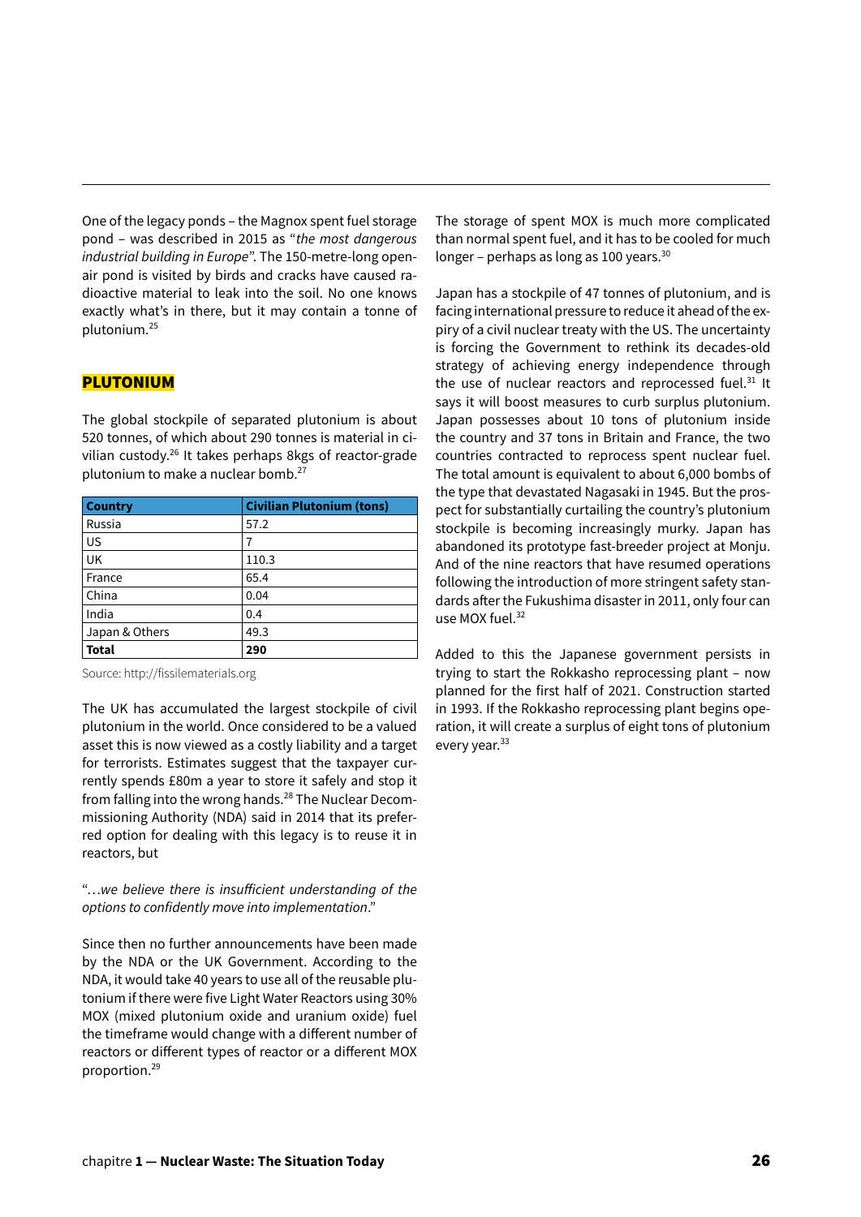One of the legacy ponds – the Magnox spent fuel storage pond – was described in 2015 as "*the most dangerous industrial building in Europe*". The 150-metre-long open-air pond is visited by birds and cracks have caused radioactive material to leak into the soil. No one knows exactly what's in there, but it may contain a tonne of plutonium.[25]

## PLUTONIUM

The global stockpile of separated plutonium is about 520 tonnes, of which about 290 tonnes is material in civilian custody.[26] It takes perhaps 8kgs of reactor-grade plutonium to make a nuclear bomb.[27]

| Country | Civilian Plutonium (tons) |
|---|---|
| Russia | 57.2 |
| US | 7 |
| UK | 110.3 |
| France | 65.4 |
| China | 0.04 |
| India | 0.4 |
| Japan & Others | 49.3 |
| **Total** | **290** |

Source: http://fissilematerials.org

The UK has accumulated the largest stockpile of civil plutonium in the world. Once considered to be a valued asset this is now viewed as a costly liability and a target for terrorists. Estimates suggest that the taxpayer currently spends £80m a year to store it safely and stop it from falling into the wrong hands.[28] The Nuclear Decommissioning Authority (NDA) said in 2014 that its preferred option for dealing with this legacy is to reuse it in reactors, but

"…*we believe there is insufficient understanding of the options to confidently move into implementation*."

Since then no further announcements have been made by the NDA or the UK Government. According to the NDA, it would take 40 years to use all of the reusable plutonium if there were five Light Water Reactors using 30% MOX (mixed plutonium oxide and uranium oxide) fuel the timeframe would change with a different number of reactors or different types of reactor or a different MOX proportion.[29]

The storage of spent MOX is much more complicated than normal spent fuel, and it has to be cooled for much longer – perhaps as long as 100 years.[30]

Japan has a stockpile of 47 tonnes of plutonium, and is facing international pressure to reduce it ahead of the expiry of a civil nuclear treaty with the US. The uncertainty is forcing the Government to rethink its decades-old strategy of achieving energy independence through the use of nuclear reactors and reprocessed fuel.[31] It says it will boost measures to curb surplus plutonium. Japan possesses about 10 tons of plutonium inside the country and 37 tons in Britain and France, the two countries contracted to reprocess spent nuclear fuel. The total amount is equivalent to about 6,000 bombs of the type that devastated Nagasaki in 1945. But the prospect for substantially curtailing the country's plutonium stockpile is becoming increasingly murky. Japan has abandoned its prototype fast-breeder project at Monju. And of the nine reactors that have resumed operations following the introduction of more stringent safety standards after the Fukushima disaster in 2011, only four can use MOX fuel.[32]

Added to this the Japanese government persists in trying to start the Rokkasho reprocessing plant – now planned for the first half of 2021. Construction started in 1993. If the Rokkasho reprocessing plant begins operation, it will create a surplus of eight tons of plutonium every year.[33]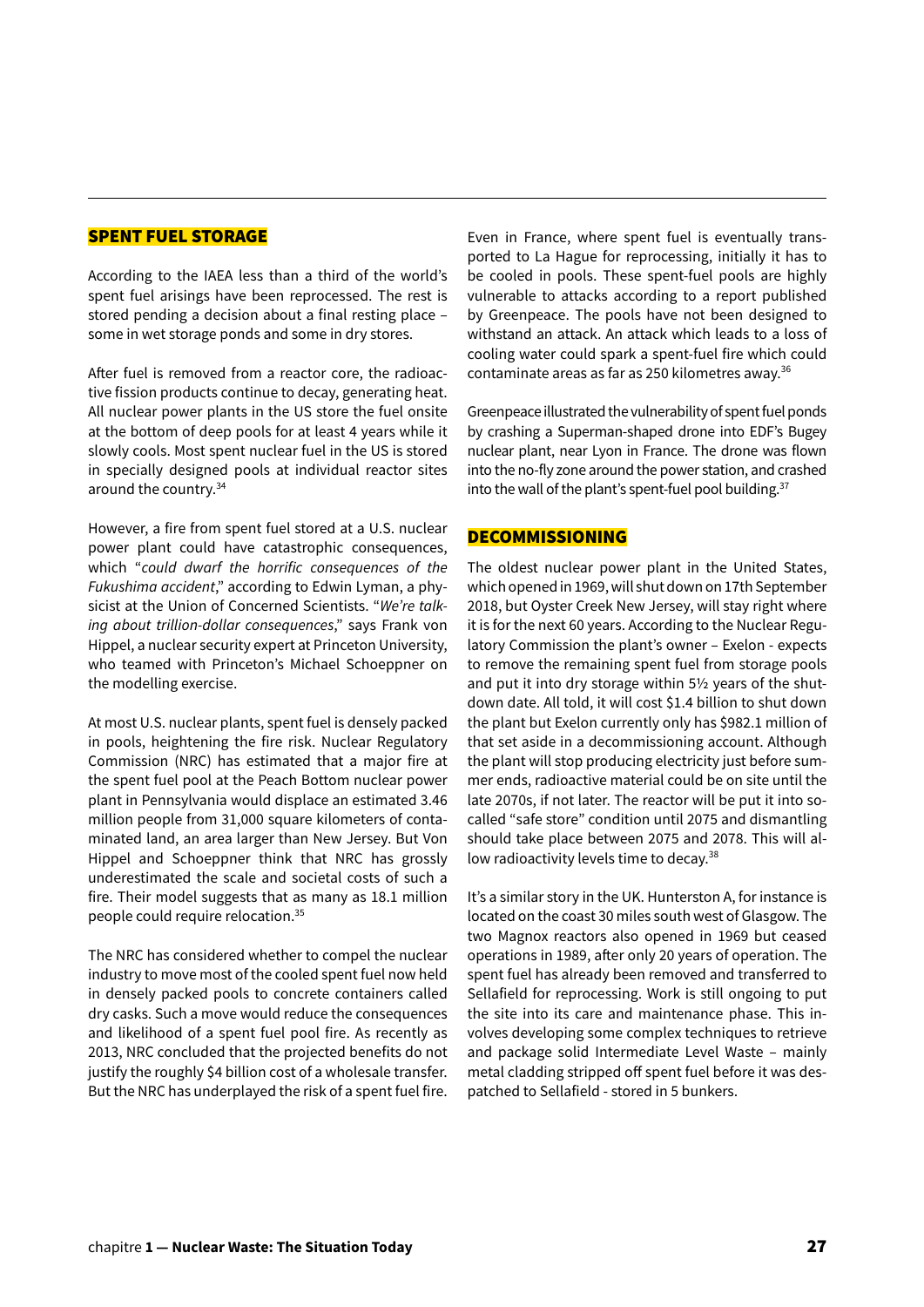## SPENT FUEL STORAGE

According to the IAEA less than a third of the world's spent fuel arisings have been reprocessed. The rest is stored pending a decision about a final resting place – some in wet storage ponds and some in dry stores.

After fuel is removed from a reactor core, the radioactive fission products continue to decay, generating heat. All nuclear power plants in the US store the fuel onsite at the bottom of deep pools for at least 4 years while it slowly cools. Most spent nuclear fuel in the US is stored in specially designed pools at individual reactor sites around the country.[34]

However, a fire from spent fuel stored at a U.S. nuclear power plant could have catastrophic consequences, which "*could dwarf the horrific consequences of the Fukushima accident*," according to Edwin Lyman, a physicist at the Union of Concerned Scientists. "*We're talking about trillion-dollar consequences*," says Frank von Hippel, a nuclear security expert at Princeton University, who teamed with Princeton's Michael Schoeppner on the modelling exercise.

At most U.S. nuclear plants, spent fuel is densely packed in pools, heightening the fire risk. Nuclear Regulatory Commission (NRC) has estimated that a major fire at the spent fuel pool at the Peach Bottom nuclear power plant in Pennsylvania would displace an estimated 3.46 million people from 31,000 square kilometers of contaminated land, an area larger than New Jersey. But Von Hippel and Schoeppner think that NRC has grossly underestimated the scale and societal costs of such a fire. Their model suggests that as many as 18.1 million people could require relocation.[35]

The NRC has considered whether to compel the nuclear industry to move most of the cooled spent fuel now held in densely packed pools to concrete containers called dry casks. Such a move would reduce the consequences and likelihood of a spent fuel pool fire. As recently as 2013, NRC concluded that the projected benefits do not justify the roughly $4 billion cost of a wholesale transfer. But the NRC has underplayed the risk of a spent fuel fire.

Even in France, where spent fuel is eventually transported to La Hague for reprocessing, initially it has to be cooled in pools. These spent-fuel pools are highly vulnerable to attacks according to a report published by Greenpeace. The pools have not been designed to withstand an attack. An attack which leads to a loss of cooling water could spark a spent-fuel fire which could contaminate areas as far as 250 kilometres away.[36]

Greenpeace illustrated the vulnerability of spent fuel ponds by crashing a Superman-shaped drone into EDF's Bugey nuclear plant, near Lyon in France. The drone was flown into the no-fly zone around the power station, and crashed into the wall of the plant's spent-fuel pool building.[37]

## DECOMMISSIONING

The oldest nuclear power plant in the United States, which opened in 1969, will shut down on 17th September 2018, but Oyster Creek New Jersey, will stay right where it is for the next 60 years. According to the Nuclear Regulatory Commission the plant's owner – Exelon - expects to remove the remaining spent fuel from storage pools and put it into dry storage within 5½ years of the shutdown date. All told, it will cost $1.4 billion to shut down the plant but Exelon currently only has $982.1 million of that set aside in a decommissioning account. Although the plant will stop producing electricity just before summer ends, radioactive material could be on site until the late 2070s, if not later. The reactor will be put it into so-called "safe store" condition until 2075 and dismantling should take place between 2075 and 2078. This will allow radioactivity levels time to decay.[38]

It's a similar story in the UK. Hunterston A, for instance is located on the coast 30 miles south west of Glasgow. The two Magnox reactors also opened in 1969 but ceased operations in 1989, after only 20 years of operation. The spent fuel has already been removed and transferred to Sellafield for reprocessing. Work is still ongoing to put the site into its care and maintenance phase. This involves developing some complex techniques to retrieve and package solid Intermediate Level Waste – mainly metal cladding stripped off spent fuel before it was despatched to Sellafield - stored in 5 bunkers.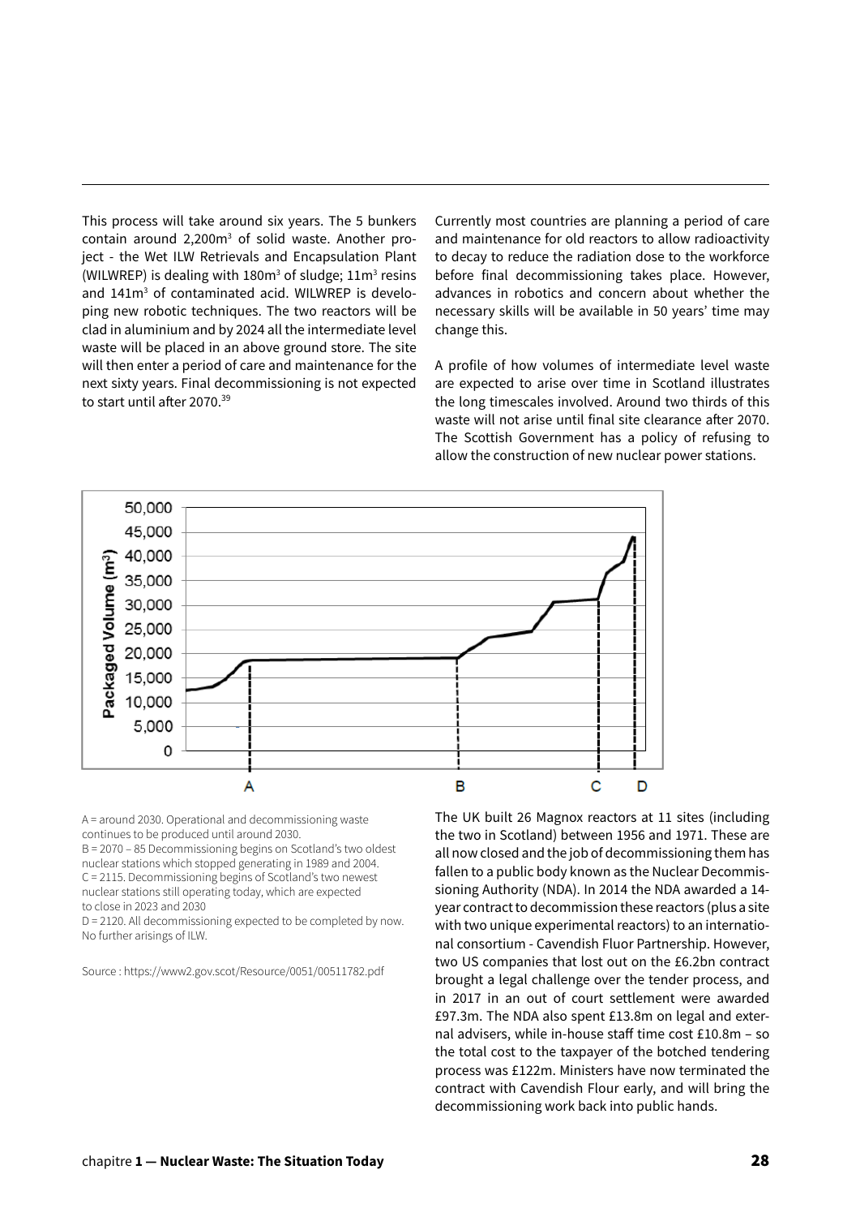This process will take around six years. The 5 bunkers contain around 2,200m$^3$ of solid waste. Another project - the Wet ILW Retrievals and Encapsulation Plant (WILWREP) is dealing with 180m$^3$ of sludge; 11m$^3$ resins and 141m$^3$ of contaminated acid. WILWREP is developing new robotic techniques. The two reactors will be clad in aluminium and by 2024 all the intermediate level waste will be placed in an above ground store. The site will then enter a period of care and maintenance for the next sixty years. Final decommissioning is not expected to start until after 2070.[39]

Currently most countries are planning a period of care and maintenance for old reactors to allow radioactivity to decay to reduce the radiation dose to the workforce before final decommissioning takes place. However, advances in robotics and concern about whether the necessary skills will be available in 50 years' time may change this.

A profile of how volumes of intermediate level waste are expected to arise over time in Scotland illustrates the long timescales involved. Around two thirds of this waste will not arise until final site clearance after 2070. The Scottish Government has a policy of refusing to allow the construction of new nuclear power stations.

A = around 2030. Operational and decommissioning waste continues to be produced until around 2030.
B = 2070 – 85 Decommissioning begins on Scotland's two oldest nuclear stations which stopped generating in 1989 and 2004.
C = 2115. Decommissioning begins of Scotland's two newest nuclear stations still operating today, which are expected to close in 2023 and 2030
D = 2120. All decommissioning expected to be completed by now. No further arisings of ILW.

Source : https://www2.gov.scot/Resource/0051/00511782.pdf

The UK built 26 Magnox reactors at 11 sites (including the two in Scotland) between 1956 and 1971. These are all now closed and the job of decommissioning them has fallen to a public body known as the Nuclear Decommissioning Authority (NDA). In 2014 the NDA awarded a 14-year contract to decommission these reactors (plus a site with two unique experimental reactors) to an international consortium - Cavendish Fluor Partnership. However, two US companies that lost out on the £6.2bn contract brought a legal challenge over the tender process, and in 2017 in an out of court settlement were awarded £97.3m. The NDA also spent £13.8m on legal and external advisers, while in-house staff time cost £10.8m – so the total cost to the taxpayer of the botched tendering process was £122m. Ministers have now terminated the contract with Cavendish Flour early, and will bring the decommissioning work back into public hands.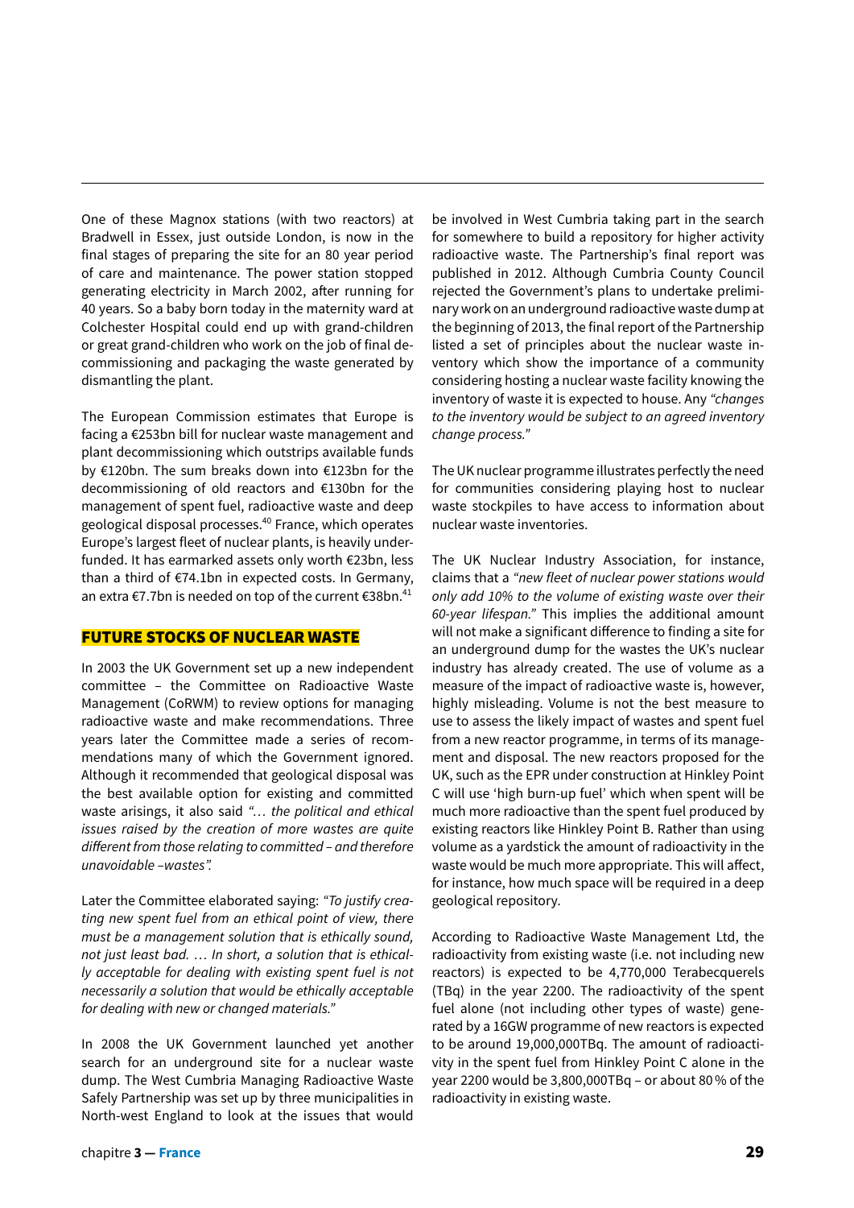One of these Magnox stations (with two reactors) at Bradwell in Essex, just outside London, is now in the final stages of preparing the site for an 80 year period of care and maintenance. The power station stopped generating electricity in March 2002, after running for 40 years. So a baby born today in the maternity ward at Colchester Hospital could end up with grand-children or great grand-children who work on the job of final decommissioning and packaging the waste generated by dismantling the plant.

The European Commission estimates that Europe is facing a €253bn bill for nuclear waste management and plant decommissioning which outstrips available funds by €120bn. The sum breaks down into €123bn for the decommissioning of old reactors and €130bn for the management of spent fuel, radioactive waste and deep geological disposal processes.[40] France, which operates Europe's largest fleet of nuclear plants, is heavily underfunded. It has earmarked assets only worth €23bn, less than a third of €74.1bn in expected costs. In Germany, an extra €7.7bn is needed on top of the current €38bn.[41]

## FUTURE STOCKS OF NUCLEAR WASTE

In 2003 the UK Government set up a new independent committee – the Committee on Radioactive Waste Management (CoRWM) to review options for managing radioactive waste and make recommendations. Three years later the Committee made a series of recommendations many of which the Government ignored. Although it recommended that geological disposal was the best available option for existing and committed waste arisings, it also said *"… the political and ethical issues raised by the creation of more wastes are quite different from those relating to committed – and therefore unavoidable –wastes".*

Later the Committee elaborated saying: *"To justify creating new spent fuel from an ethical point of view, there must be a management solution that is ethically sound, not just least bad. … In short, a solution that is ethically acceptable for dealing with existing spent fuel is not necessarily a solution that would be ethically acceptable for dealing with new or changed materials."*

In 2008 the UK Government launched yet another search for an underground site for a nuclear waste dump. The West Cumbria Managing Radioactive Waste Safely Partnership was set up by three municipalities in North-west England to look at the issues that would be involved in West Cumbria taking part in the search for somewhere to build a repository for higher activity radioactive waste. The Partnership's final report was published in 2012. Although Cumbria County Council rejected the Government's plans to undertake preliminary work on an underground radioactive waste dump at the beginning of 2013, the final report of the Partnership listed a set of principles about the nuclear waste inventory which show the importance of a community considering hosting a nuclear waste facility knowing the inventory of waste it is expected to house. Any *"changes to the inventory would be subject to an agreed inventory change process."*

The UK nuclear programme illustrates perfectly the need for communities considering playing host to nuclear waste stockpiles to have access to information about nuclear waste inventories.

The UK Nuclear Industry Association, for instance, claims that a *"new fleet of nuclear power stations would only add 10% to the volume of existing waste over their 60-year lifespan."* This implies the additional amount will not make a significant difference to finding a site for an underground dump for the wastes the UK's nuclear industry has already created. The use of volume as a measure of the impact of radioactive waste is, however, highly misleading. Volume is not the best measure to use to assess the likely impact of wastes and spent fuel from a new reactor programme, in terms of its management and disposal. The new reactors proposed for the UK, such as the EPR under construction at Hinkley Point C will use 'high burn-up fuel' which when spent will be much more radioactive than the spent fuel produced by existing reactors like Hinkley Point B. Rather than using volume as a yardstick the amount of radioactivity in the waste would be much more appropriate. This will affect, for instance, how much space will be required in a deep geological repository.

According to Radioactive Waste Management Ltd, the radioactivity from existing waste (i.e. not including new reactors) is expected to be 4,770,000 Terabecquerels (TBq) in the year 2200. The radioactivity of the spent fuel alone (not including other types of waste) generated by a 16GW programme of new reactors is expected to be around 19,000,000TBq. The amount of radioactivity in the spent fuel from Hinkley Point C alone in the year 2200 would be 3,800,000TBq – or about 80 % of the radioactivity in existing waste.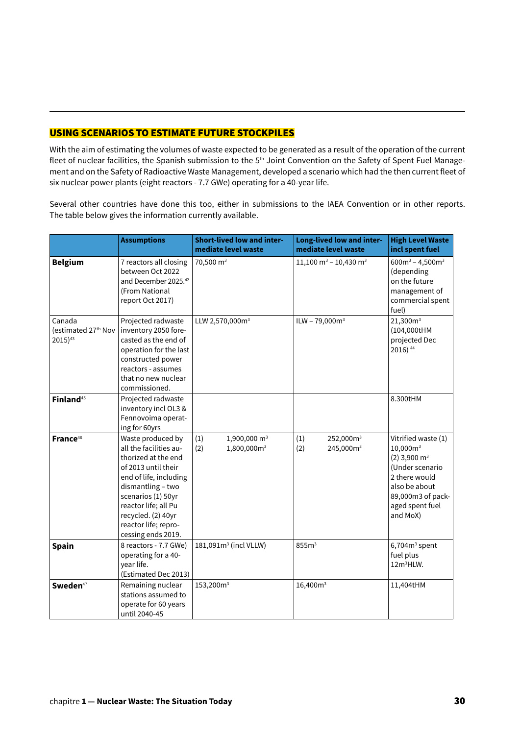## USING SCENARIOS TO ESTIMATE FUTURE STOCKPILES

With the aim of estimating the volumes of waste expected to be generated as a result of the operation of the current fleet of nuclear facilities, the Spanish submission to the 5th Joint Convention on the Safety of Spent Fuel Management and on the Safety of Radioactive Waste Management, developed a scenario which had the then current fleet of six nuclear power plants (eight reactors - 7.7 GWe) operating for a 40-year life.

Several other countries have done this too, either in submissions to the IAEA Convention or in other reports. The table below gives the information currently available.

| | Assumptions | Short-lived low and intermediate level waste | Long-lived low and intermediate level waste | High Level Waste incl spent fuel |
|---|---|---|---|---|
| **Belgium** | 7 reactors all closing between Oct 2022 and December 2025.[42] (From National report Oct 2017) | 70,500 $m^3$ | 11,100 $m^3$ – 10,430 $m^3$ | 600$m^3$ – 4,500$m^3$ (depending on the future management of commercial spent fuel) |
| Canada (estimated 27th Nov 2015)[43] | Projected radwaste inventory 2050 forecasted as the end of operation for the last constructed power reactors - assumes that no new nuclear commissioned. | LLW 2,570,000$m^3$ | ILW – 79,000$m^3$ | 21,300$m^3$ (104,000tHM projected Dec 2016) [44] |
| **Finland**[45] | Projected radwaste inventory incl OL3 & Fennovoima operating for 60yrs | | | 8.300tHM |
| **France**[46] | Waste produced by all the facilities authorized at the end of 2013 until their end of life, including dismantling – two scenarios (1) 50yr reactor life; all Pu recycled. (2) 40yr reactor life; reprocessing ends 2019. | (1) 1,900,000 $m^3$<br>(2) 1,800,000$m^3$ | (1) 252,000$m^3$<br>(2) 245,000$m^3$ | Vitrified waste (1) 10,000$m^3$<br>(2) 3,900 $m^3$ (Under scenario 2 there would also be about 89,000m3 of packaged spent fuel and MoX) |
| **Spain** | 8 reactors - 7.7 GWe) operating for a 40-year life. (Estimated Dec 2013) | 181,091$m^3$ (incl VLLW) | 855$m^3$ | 6,704$m^3$ spent fuel plus 12$m^3$HLW. |
| **Sweden**[47] | Remaining nuclear stations assumed to operate for 60 years until 2040-45 | 153,200$m^3$ | 16,400$m^3$ | 11,404tHM |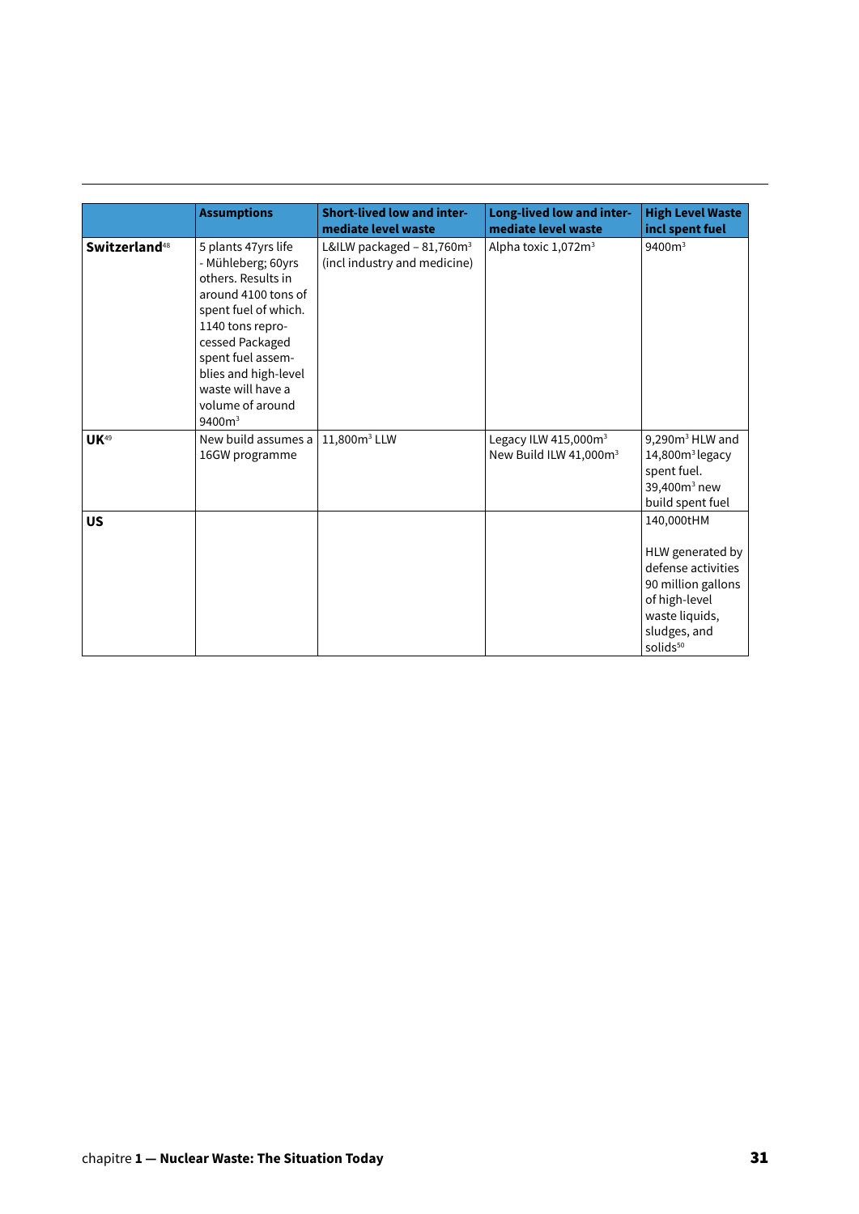| | Assumptions | Short-lived low and intermediate level waste | Long-lived low and intermediate level waste | High Level Waste incl spent fuel |
|---|---|---|---|---|
| **Switzerland**[48] | 5 plants 47yrs life - Mühleberg; 60yrs others. Results in around 4100 tons of spent fuel of which. 1140 tons reprocessed Packaged spent fuel assemblies and high-level waste will have a volume of around 9400m$^3$ | L&ILW packaged – 81,760m$^3$ (incl industry and medicine) | Alpha toxic 1,072m$^3$ | 9400m$^3$ |
| **UK**[49] | New build assumes a 16GW programme | 11,800m$^3$ LLW | Legacy ILW 415,000m$^3$ New Build ILW 41,000m$^3$ | 9,290m$^3$ HLW and 14,800m$^3$ legacy spent fuel. 39,400m$^3$ new build spent fuel |
| **US** | | | | 140,000tHM<br><br>HLW generated by defense activities 90 million gallons of high-level waste liquids, sludges, and solids[50] |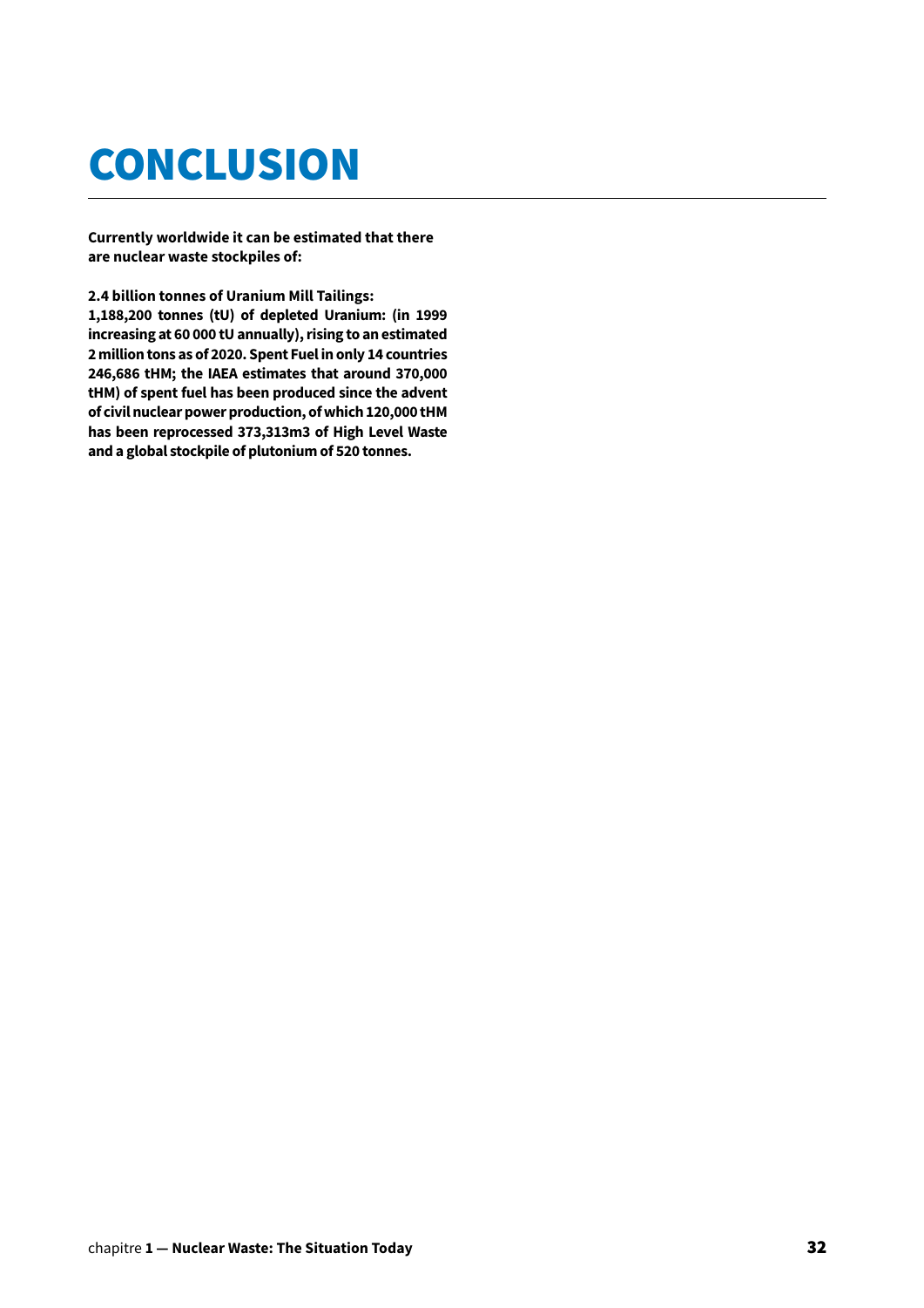# CONCLUSION

**Currently worldwide it can be estimated that there are nuclear waste stockpiles of:**

**2.4 billion tonnes of Uranium Mill Tailings: 1,188,200 tonnes (tU) of depleted Uranium: (in 1999 increasing at 60 000 tU annually), rising to an estimated 2 million tons as of 2020. Spent Fuel in only 14 countries 246,686 tHM; the IAEA estimates that around 370,000 tHM) of spent fuel has been produced since the advent of civil nuclear power production, of which 120,000 tHM has been reprocessed 373,313m3 of High Level Waste and a global stockpile of plutonium of 520 tonnes.**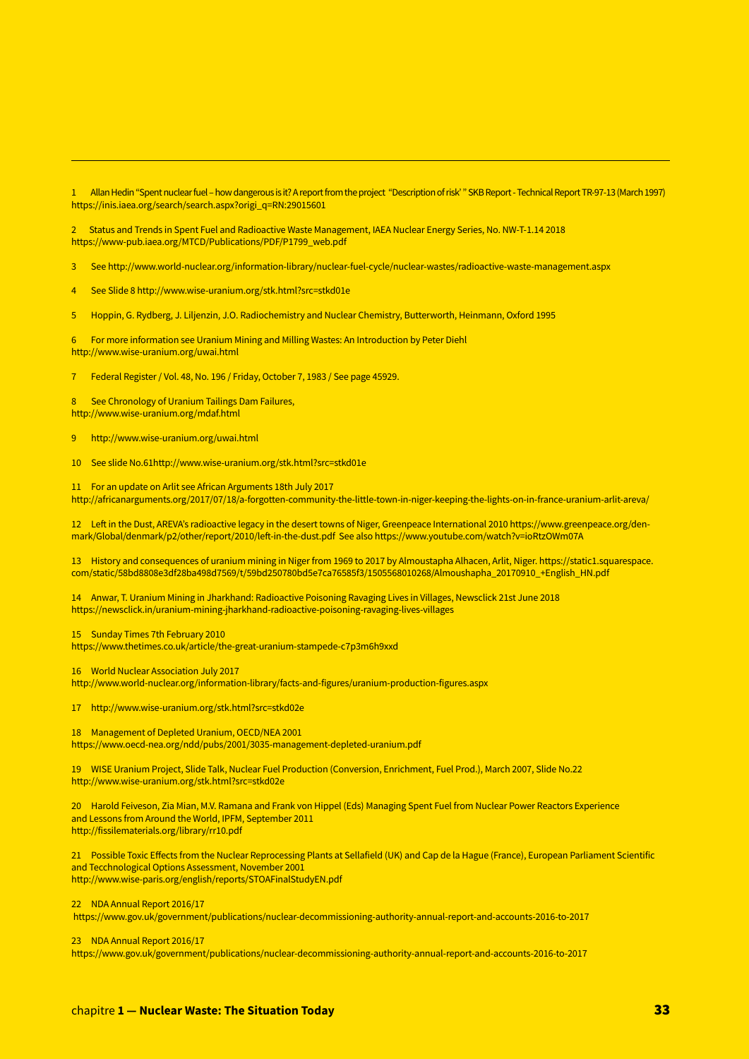1 Allan Hedin "Spent nuclear fuel – how dangerous is it? A report from the project "Description of risk' " SKB Report - Technical Report TR-97-13 (March 1997) https://inis.iaea.org/search/search.aspx?origi_q=RN:29015601

2 Status and Trends in Spent Fuel and Radioactive Waste Management, IAEA Nuclear Energy Series, No. NW-T-1.14 2018 https://www-pub.iaea.org/MTCD/Publications/PDF/P1799_web.pdf

3 See http://www.world-nuclear.org/information-library/nuclear-fuel-cycle/nuclear-wastes/radioactive-waste-management.aspx

4 See Slide 8 http://www.wise-uranium.org/stk.html?src=stkd01e

5 Hoppin, G. Rydberg, J. Liljenzin, J.O. Radiochemistry and Nuclear Chemistry, Butterworth, Heinmann, Oxford 1995

6 For more information see Uranium Mining and Milling Wastes: An Introduction by Peter Diehl http://www.wise-uranium.org/uwai.html

7 Federal Register / Vol. 48, No. 196 / Friday, October 7, 1983 / See page 45929.

8 See Chronology of Uranium Tailings Dam Failures, http://www.wise-uranium.org/mdaf.html

9 http://www.wise-uranium.org/uwai.html

10 See slide No.61http://www.wise-uranium.org/stk.html?src=stkd01e

11 For an update on Arlit see African Arguments 18th July 2017 http://africanarguments.org/2017/07/18/a-forgotten-community-the-little-town-in-niger-keeping-the-lights-on-in-france-uranium-arlit-areva/

12 Left in the Dust, AREVA's radioactive legacy in the desert towns of Niger, Greenpeace International 2010 https://www.greenpeace.org/denmark/Global/denmark/p2/other/report/2010/left-in-the-dust.pdf See also https://www.youtube.com/watch?v=ioRtzOWm07A

13 History and consequences of uranium mining in Niger from 1969 to 2017 by Almoustapha Alhacen, Arlit, Niger. https://static1.squarespace.com/static/58bd8808e3df28ba498d7569/t/59bd250780bd5e7ca76585f3/1505568010268/Almoushapha_20170910_+English_HN.pdf

14 Anwar, T. Uranium Mining in Jharkhand: Radioactive Poisoning Ravaging Lives in Villages, Newsclick 21st June 2018 https://newsclick.in/uranium-mining-jharkhand-radioactive-poisoning-ravaging-lives-villages

15 Sunday Times 7th February 2010 https://www.thetimes.co.uk/article/the-great-uranium-stampede-c7p3m6h9xxd

16 World Nuclear Association July 2017 http://www.world-nuclear.org/information-library/facts-and-figures/uranium-production-figures.aspx

17 http://www.wise-uranium.org/stk.html?src=stkd02e

18 Management of Depleted Uranium, OECD/NEA 2001 https://www.oecd-nea.org/ndd/pubs/2001/3035-management-depleted-uranium.pdf

19 WISE Uranium Project, Slide Talk, Nuclear Fuel Production (Conversion, Enrichment, Fuel Prod.), March 2007, Slide No.22 http://www.wise-uranium.org/stk.html?src=stkd02e

20 Harold Feiveson, Zia Mian, M.V. Ramana and Frank von Hippel (Eds) Managing Spent Fuel from Nuclear Power Reactors Experience and Lessons from Around the World, IPFM, September 2011 http://fissilematerials.org/library/rr10.pdf

21 Possible Toxic Effects from the Nuclear Reprocessing Plants at Sellafield (UK) and Cap de la Hague (France), European Parliament Scientific and Tecchnological Options Assessment, November 2001 http://www.wise-paris.org/english/reports/STOAFinalStudyEN.pdf

22 NDA Annual Report 2016/17 https://www.gov.uk/government/publications/nuclear-decommissioning-authority-annual-report-and-accounts-2016-to-2017

23 NDA Annual Report 2016/17 https://www.gov.uk/government/publications/nuclear-decommissioning-authority-annual-report-and-accounts-2016-to-2017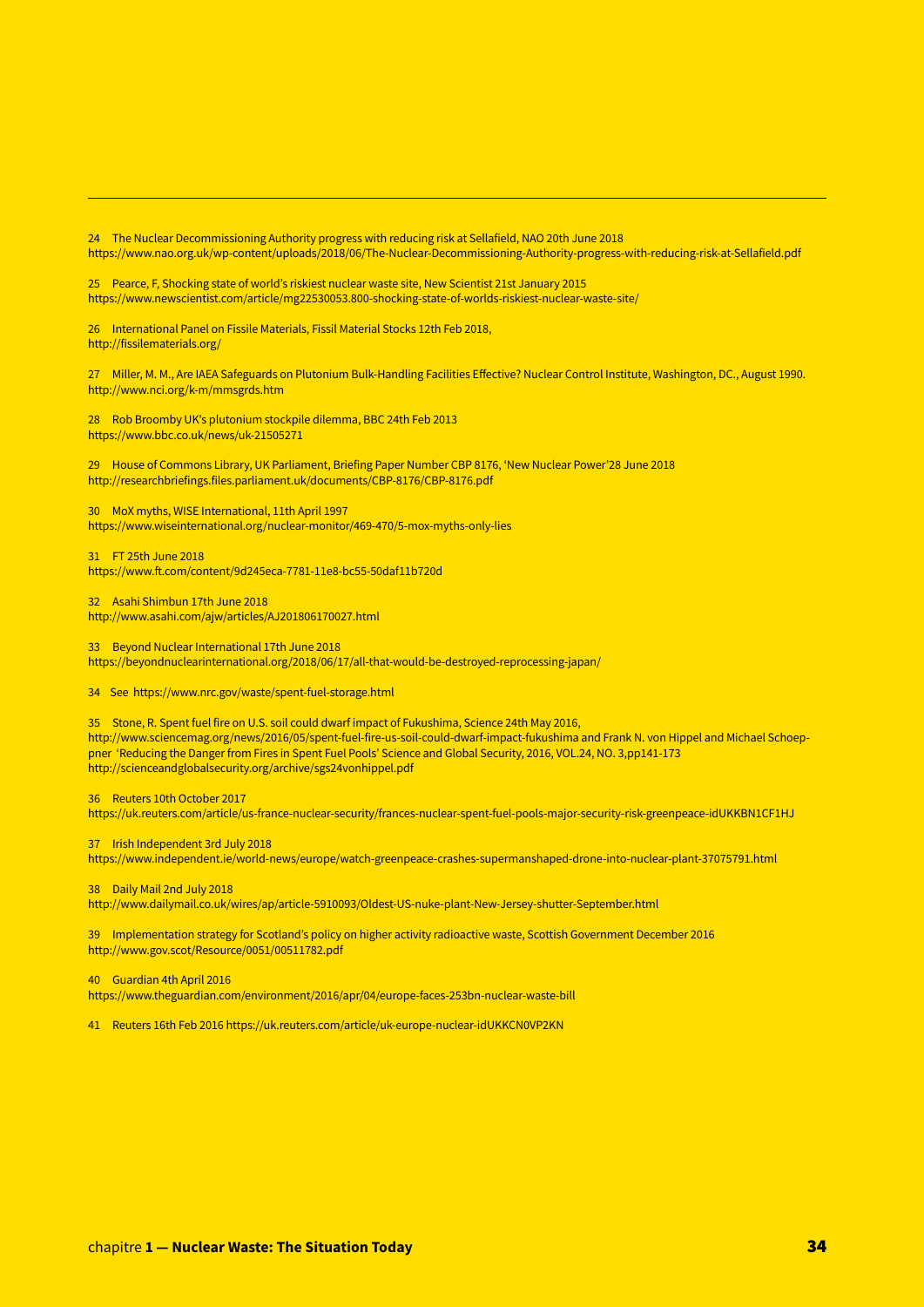24 The Nuclear Decommissioning Authority progress with reducing risk at Sellafield, NAO 20th June 2018
https://www.nao.org.uk/wp-content/uploads/2018/06/The-Nuclear-Decommissioning-Authority-progress-with-reducing-risk-at-Sellafield.pdf

25 Pearce, F, Shocking state of world's riskiest nuclear waste site, New Scientist 21st January 2015
https://www.newscientist.com/article/mg22530053.800-shocking-state-of-worlds-riskiest-nuclear-waste-site/

26 International Panel on Fissile Materials, Fissil Material Stocks 12th Feb 2018,
http://fissilematerials.org/

27 Miller, M. M., Are IAEA Safeguards on Plutonium Bulk-Handling Facilities Effective? Nuclear Control Institute, Washington, DC., August 1990.
http://www.nci.org/k-m/mmsgrds.htm

28 Rob Broomby UK's plutonium stockpile dilemma, BBC 24th Feb 2013
https://www.bbc.co.uk/news/uk-21505271

29 House of Commons Library, UK Parliament, Briefing Paper Number CBP 8176, 'New Nuclear Power'28 June 2018
http://researchbriefings.files.parliament.uk/documents/CBP-8176/CBP-8176.pdf

30 MoX myths, WISE International, 11th April 1997
https://www.wiseinternational.org/nuclear-monitor/469-470/5-mox-myths-only-lies

31 FT 25th June 2018
https://www.ft.com/content/9d245eca-7781-11e8-bc55-50daf11b720d

32 Asahi Shimbun 17th June 2018
http://www.asahi.com/ajw/articles/AJ201806170027.html

33 Beyond Nuclear International 17th June 2018
https://beyondnuclearinternational.org/2018/06/17/all-that-would-be-destroyed-reprocessing-japan/

34 See https://www.nrc.gov/waste/spent-fuel-storage.html

35 Stone, R. Spent fuel fire on U.S. soil could dwarf impact of Fukushima, Science 24th May 2016,
http://www.sciencemag.org/news/2016/05/spent-fuel-fire-us-soil-could-dwarf-impact-fukushima and Frank N. von Hippel and Michael Schoeppner 'Reducing the Danger from Fires in Spent Fuel Pools' Science and Global Security, 2016, VOL.24, NO. 3,pp141-173
http://scienceandglobalsecurity.org/archive/sgs24vonhippel.pdf

36 Reuters 10th October 2017
https://uk.reuters.com/article/us-france-nuclear-security/frances-nuclear-spent-fuel-pools-major-security-risk-greenpeace-idUKKBN1CF1HJ

37 Irish Independent 3rd July 2018
https://www.independent.ie/world-news/europe/watch-greenpeace-crashes-supermanshaped-drone-into-nuclear-plant-37075791.html

38 Daily Mail 2nd July 2018
http://www.dailymail.co.uk/wires/ap/article-5910093/Oldest-US-nuke-plant-New-Jersey-shutter-September.html

39 Implementation strategy for Scotland's policy on higher activity radioactive waste, Scottish Government December 2016
http://www.gov.scot/Resource/0051/00511782.pdf

40 Guardian 4th April 2016
https://www.theguardian.com/environment/2016/apr/04/europe-faces-253bn-nuclear-waste-bill

41 Reuters 16th Feb 2016 https://uk.reuters.com/article/uk-europe-nuclear-idUKKCN0VP2KN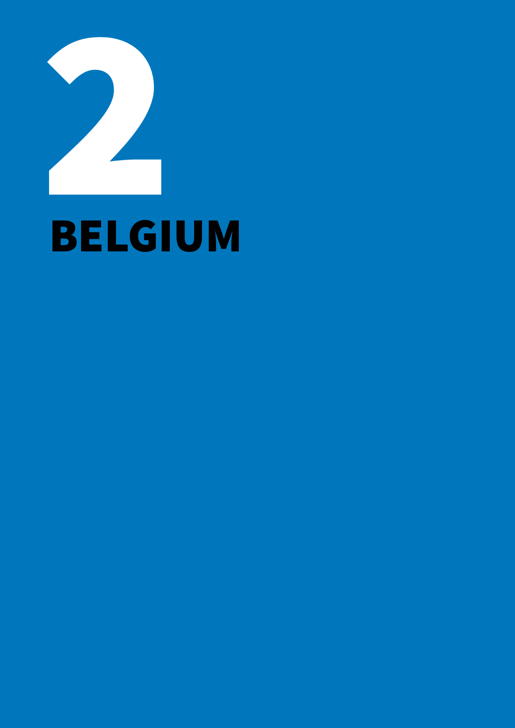# 2
# BELGIUM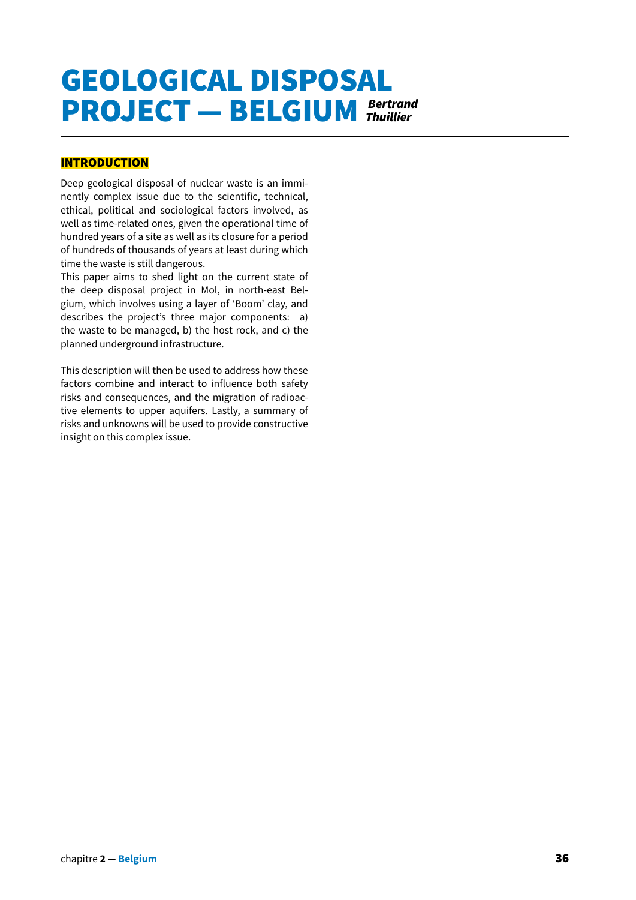# GEOLOGICAL DISPOSAL PROJECT — BELGIUM

***Bertrand Thuillier***

## INTRODUCTION

Deep geological disposal of nuclear waste is an imminently complex issue due to the scientific, technical, ethical, political and sociological factors involved, as well as time-related ones, given the operational time of hundred years of a site as well as its closure for a period of hundreds of thousands of years at least during which time the waste is still dangerous.
This paper aims to shed light on the current state of the deep disposal project in Mol, in north-east Belgium, which involves using a layer of 'Boom' clay, and describes the project's three major components: a) the waste to be managed, b) the host rock, and c) the planned underground infrastructure.

This description will then be used to address how these factors combine and interact to influence both safety risks and consequences, and the migration of radioactive elements to upper aquifers. Lastly, a summary of risks and unknowns will be used to provide constructive insight on this complex issue.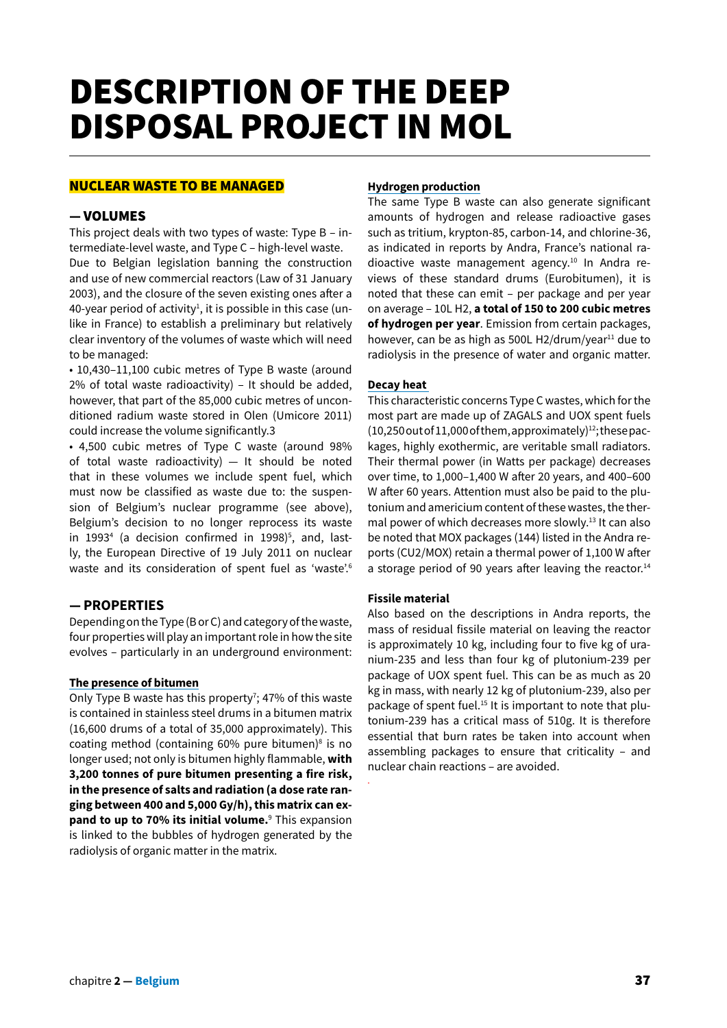# DESCRIPTION OF THE DEEP DISPOSAL PROJECT IN MOL

## NUCLEAR WASTE TO BE MANAGED

### — VOLUMES

This project deals with two types of waste: Type B – intermediate-level waste, and Type C – high-level waste.

Due to Belgian legislation banning the construction and use of new commercial reactors (Law of 31 January 2003), and the closure of the seven existing ones after a 40-year period of activity[1], it is possible in this case (unlike in France) to establish a preliminary but relatively clear inventory of the volumes of waste which will need to be managed:

- 10,430–11,100 cubic metres of Type B waste (around 2% of total waste radioactivity) – It should be added, however, that part of the 85,000 cubic metres of unconditioned radium waste stored in Olen (Umicore 2011) could increase the volume significantly.3
- 4,500 cubic metres of Type C waste (around 98% of total waste radioactivity) — It should be noted that in these volumes we include spent fuel, which must now be classified as waste due to: the suspension of Belgium's nuclear programme (see above), Belgium's decision to no longer reprocess its waste in 1993[4] (a decision confirmed in 1998)[5], and, lastly, the European Directive of 19 July 2011 on nuclear waste and its consideration of spent fuel as 'waste'.[6]

### — PROPERTIES

Depending on the Type (B or C) and category of the waste, four properties will play an important role in how the site evolves – particularly in an underground environment:

**The presence of bitumen**

Only Type B waste has this property[7]; 47% of this waste is contained in stainless steel drums in a bitumen matrix (16,600 drums of a total of 35,000 approximately). This coating method (containing 60% pure bitumen)[8] is no longer used; not only is bitumen highly flammable, **with 3,200 tonnes of pure bitumen presenting a fire risk, in the presence of salts and radiation (a dose rate ranging between 400 and 5,000 Gy/h), this matrix can expand to up to 70% its initial volume.**[9] This expansion is linked to the bubbles of hydrogen generated by the radiolysis of organic matter in the matrix.

**Hydrogen production**

The same Type B waste can also generate significant amounts of hydrogen and release radioactive gases such as tritium, krypton-85, carbon-14, and chlorine-36, as indicated in reports by Andra, France's national radioactive waste management agency.[10] In Andra reviews of these standard drums (Eurobitumen), it is noted that these can emit – per package and per year on average – 10L $H_2$, **a total of 150 to 200 cubic metres of hydrogen per year**. Emission from certain packages, however, can be as high as 500L $H_2$/drum/year[11] due to radiolysis in the presence of water and organic matter.

**Decay heat**

This characteristic concerns Type C wastes, which for the most part are made up of ZAGALS and UOX spent fuels (10,250 out of 11,000 of them, approximately)[12]; these packages, highly exothermic, are veritable small radiators. Their thermal power (in Watts per package) decreases over time, to 1,000–1,400 W after 20 years, and 400–600 W after 60 years. Attention must also be paid to the plutonium and americium content of these wastes, the thermal power of which decreases more slowly.[13] It can also be noted that MOX packages (144) listed in the Andra reports (CU2/MOX) retain a thermal power of 1,100 W after a storage period of 90 years after leaving the reactor.[14]

**Fissile material**

Also based on the descriptions in Andra reports, the mass of residual fissile material on leaving the reactor is approximately 10 kg, including four to five kg of uranium-235 and less than four kg of plutonium-239 per package of UOX spent fuel. This can be as much as 20 kg in mass, with nearly 12 kg of plutonium-239, also per package of spent fuel.[15] It is important to note that plutonium-239 has a critical mass of 510g. It is therefore essential that burn rates be taken into account when assembling packages to ensure that criticality – and nuclear chain reactions – are avoided.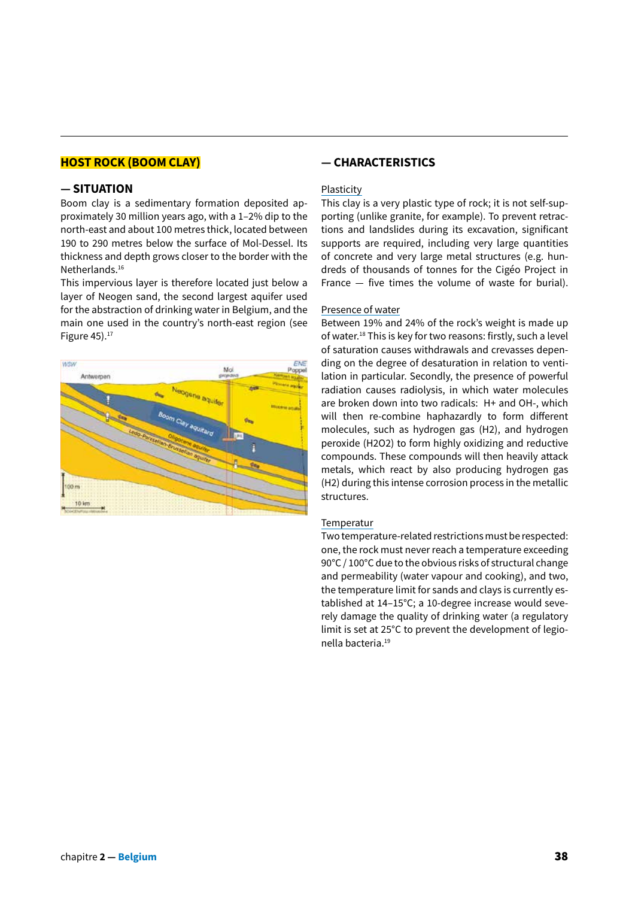## HOST ROCK (BOOM CLAY)

### — SITUATION

Boom clay is a sedimentary formation deposited approximately 30 million years ago, with a 1–2% dip to the north-east and about 100 metres thick, located between 190 to 290 metres below the surface of Mol-Dessel. Its thickness and depth grows closer to the border with the Netherlands.[16]

This impervious layer is therefore located just below a layer of Neogen sand, the second largest aquifer used for the abstraction of drinking water in Belgium, and the main one used in the country's north-east region (see Figure 45).[17]

### — CHARACTERISTICS

Plasticity

This clay is a very plastic type of rock; it is not self-supporting (unlike granite, for example). To prevent retractions and landslides during its excavation, significant supports are required, including very large quantities of concrete and very large metal structures (e.g. hundreds of thousands of tonnes for the Cigéo Project in France — five times the volume of waste for burial).

Presence of water

Between 19% and 24% of the rock's weight is made up of water.[18] This is key for two reasons: firstly, such a level of saturation causes withdrawals and crevasses depending on the degree of desaturation in relation to ventilation in particular. Secondly, the presence of powerful radiation causes radiolysis, in which water molecules are broken down into two radicals: $H^+$ and $OH^-$, which will then re-combine haphazardly to form different molecules, such as hydrogen gas ($H_2$), and hydrogen peroxide ($H_2O_2$) to form highly oxidizing and reductive compounds. These compounds will then heavily attack metals, which react by also producing hydrogen gas ($H_2$) during this intense corrosion process in the metallic structures.

Temperatur

Two temperature-related restrictions must be respected: one, the rock must never reach a temperature exceeding 90°C / 100°C due to the obvious risks of structural change and permeability (water vapour and cooking), and two, the temperature limit for sands and clays is currently established at 14–15°C; a 10-degree increase would severely damage the quality of drinking water (a regulatory limit is set at 25°C to prevent the development of legionella bacteria.[19]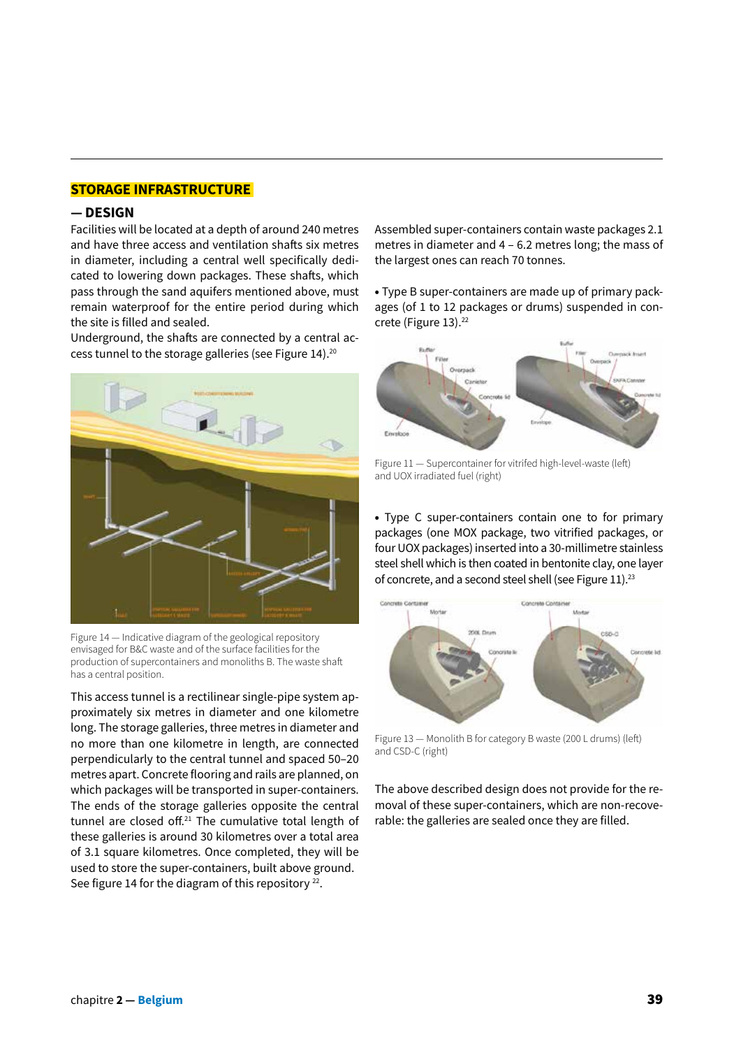## STORAGE INFRASTRUCTURE

### — DESIGN

Facilities will be located at a depth of around 240 metres and have three access and ventilation shafts six metres in diameter, including a central well specifically dedicated to lowering down packages. These shafts, which pass through the sand aquifers mentioned above, must remain waterproof for the entire period during which the site is filled and sealed.

Underground, the shafts are connected by a central access tunnel to the storage galleries (see Figure 14).[20]

Figure 14 — Indicative diagram of the geological repository envisaged for B&C waste and of the surface facilities for the production of supercontainers and monoliths B. The waste shaft has a central position.

This access tunnel is a rectilinear single-pipe system approximately six metres in diameter and one kilometre long. The storage galleries, three metres in diameter and no more than one kilometre in length, are connected perpendicularly to the central tunnel and spaced 50–20 metres apart. Concrete flooring and rails are planned, on which packages will be transported in super-containers. The ends of the storage galleries opposite the central tunnel are closed off.[21] The cumulative total length of these galleries is around 30 kilometres over a total area of 3.1 square kilometres. Once completed, they will be used to store the super-containers, built above ground. See figure 14 for the diagram of this repository [22].

Assembled super-containers contain waste packages 2.1 metres in diameter and 4 – 6.2 metres long; the mass of the largest ones can reach 70 tonnes.

• Type B super-containers are made up of primary packages (of 1 to 12 packages or drums) suspended in concrete (Figure 13).[22]

Figure 11 — Supercontainer for vitrifed high-level-waste (left) and UOX irradiated fuel (right)

• Type C super-containers contain one to for primary packages (one MOX package, two vitrified packages, or four UOX packages) inserted into a 30-millimetre stainless steel shell which is then coated in bentonite clay, one layer of concrete, and a second steel shell (see Figure 11).[23]

Figure 13 — Monolith B for category B waste (200 L drums) (left) and CSD-C (right)

The above described design does not provide for the removal of these super-containers, which are non-recoverable: the galleries are sealed once they are filled.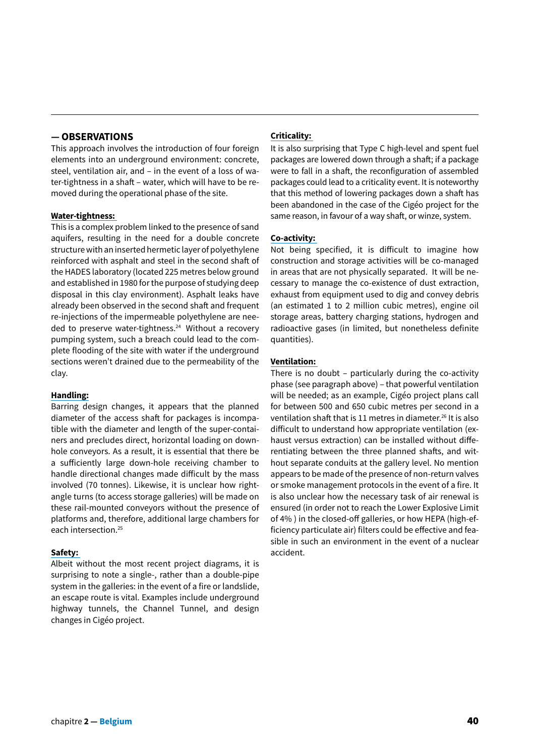## — OBSERVATIONS

This approach involves the introduction of four foreign elements into an underground environment: concrete, steel, ventilation air, and – in the event of a loss of water-tightness in a shaft – water, which will have to be removed during the operational phase of the site.

**Water-tightness:**

This is a complex problem linked to the presence of sand aquifers, resulting in the need for a double concrete structure with an inserted hermetic layer of polyethylene reinforced with asphalt and steel in the second shaft of the HADES laboratory (located 225 metres below ground and established in 1980 for the purpose of studying deep disposal in this clay environment). Asphalt leaks have already been observed in the second shaft and frequent re-injections of the impermeable polyethylene are needed to preserve water-tightness.[24] Without a recovery pumping system, such a breach could lead to the complete flooding of the site with water if the underground sections weren't drained due to the permeability of the clay.

**Handling:**

Barring design changes, it appears that the planned diameter of the access shaft for packages is incompatible with the diameter and length of the super-containers and precludes direct, horizontal loading on down-hole conveyors. As a result, it is essential that there be a sufficiently large down-hole receiving chamber to handle directional changes made difficult by the mass involved (70 tonnes). Likewise, it is unclear how right-angle turns (to access storage galleries) will be made on these rail-mounted conveyors without the presence of platforms and, therefore, additional large chambers for each intersection.[25]

**Safety:**

Albeit without the most recent project diagrams, it is surprising to note a single-, rather than a double-pipe system in the galleries: in the event of a fire or landslide, an escape route is vital. Examples include underground highway tunnels, the Channel Tunnel, and design changes in Cigéo project.

**Criticality:**

It is also surprising that Type C high-level and spent fuel packages are lowered down through a shaft; if a package were to fall in a shaft, the reconfiguration of assembled packages could lead to a criticality event. It is noteworthy that this method of lowering packages down a shaft has been abandoned in the case of the Cigéo project for the same reason, in favour of a way shaft, or winze, system.

**Co-activity:**

Not being specified, it is difficult to imagine how construction and storage activities will be co-managed in areas that are not physically separated. It will be necessary to manage the co-existence of dust extraction, exhaust from equipment used to dig and convey debris (an estimated 1 to 2 million cubic metres), engine oil storage areas, battery charging stations, hydrogen and radioactive gases (in limited, but nonetheless definite quantities).

**Ventilation:**

There is no doubt – particularly during the co-activity phase (see paragraph above) – that powerful ventilation will be needed; as an example, Cigéo project plans call for between 500 and 650 cubic metres per second in a ventilation shaft that is 11 metres in diameter.[26] It is also difficult to understand how appropriate ventilation (exhaust versus extraction) can be installed without differentiating between the three planned shafts, and without separate conduits at the gallery level. No mention appears to be made of the presence of non-return valves or smoke management protocols in the event of a fire. It is also unclear how the necessary task of air renewal is ensured (in order not to reach the Lower Explosive Limit of 4% ) in the closed-off galleries, or how HEPA (high-efficiency particulate air) filters could be effective and feasible in such an environment in the event of a nuclear accident.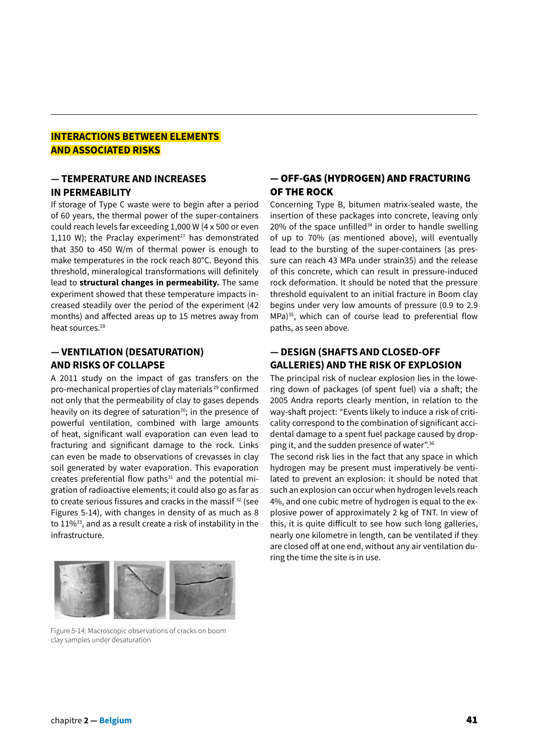## INTERACTIONS BETWEEN ELEMENTS AND ASSOCIATED RISKS

### — TEMPERATURE AND INCREASES IN PERMEABILITY

If storage of Type C waste were to begin after a period of 60 years, the thermal power of the super-containers could reach levels far exceeding 1,000 W (4 x 500 or even 1,110 W); the Praclay experiment[27] has demonstrated that 350 to 450 W/m of thermal power is enough to make temperatures in the rock reach 80°C. Beyond this threshold, mineralogical transformations will definitely lead to **structural changes in permeability.** The same experiment showed that these temperature impacts increased steadily over the period of the experiment (42 months) and affected areas up to 15 metres away from heat sources.[28]

### — VENTILATION (DESATURATION) AND RISKS OF COLLAPSE

A 2011 study on the impact of gas transfers on the pro-mechanical properties of clay materials[29] confirmed not only that the permeability of clay to gases depends heavily on its degree of saturation[30]; in the presence of powerful ventilation, combined with large amounts of heat, significant wall evaporation can even lead to fracturing and significant damage to the rock. Links can even be made to observations of crevasses in clay soil generated by water evaporation. This evaporation creates preferential flow paths[31] and the potential migration of radioactive elements; it could also go as far as to create serious fissures and cracks in the massif [32] (see Figures 5-14), with changes in density of as much as 8 to 11%[33], and as a result create a risk of instability in the infrastructure.

Figure 5-14: Macroscopic observations of cracks on boom clay samples under desaturation

### — OFF-GAS (HYDROGEN) AND FRACTURING OF THE ROCK

Concerning Type B, bitumen matrix-sealed waste, the insertion of these packages into concrete, leaving only 20% of the space unfilled[34] in order to handle swelling of up to 70% (as mentioned above), will eventually lead to the bursting of the super-containers (as pressure can reach 43 MPa under strain35) and the release of this concrete, which can result in pressure-induced rock deformation. It should be noted that the pressure threshold equivalent to an initial fracture in Boom clay begins under very low amounts of pressure (0.9 to 2.9 MPa)[35], which can of course lead to preferential flow paths, as seen above.

### — DESIGN (SHAFTS AND CLOSED-OFF GALLERIES) AND THE RISK OF EXPLOSION

The principal risk of nuclear explosion lies in the lowering down of packages (of spent fuel) via a shaft; the 2005 Andra reports clearly mention, in relation to the way-shaft project: "Events likely to induce a risk of criticality correspond to the combination of significant accidental damage to a spent fuel package caused by dropping it, and the sudden presence of water".[36]

The second risk lies in the fact that any space in which hydrogen may be present must imperatively be ventilated to prevent an explosion: it should be noted that such an explosion can occur when hydrogen levels reach 4%, and one cubic metre of hydrogen is equal to the explosive power of approximately 2 kg of TNT. In view of this, it is quite difficult to see how such long galleries, nearly one kilometre in length, can be ventilated if they are closed off at one end, without any air ventilation during the time the site is in use.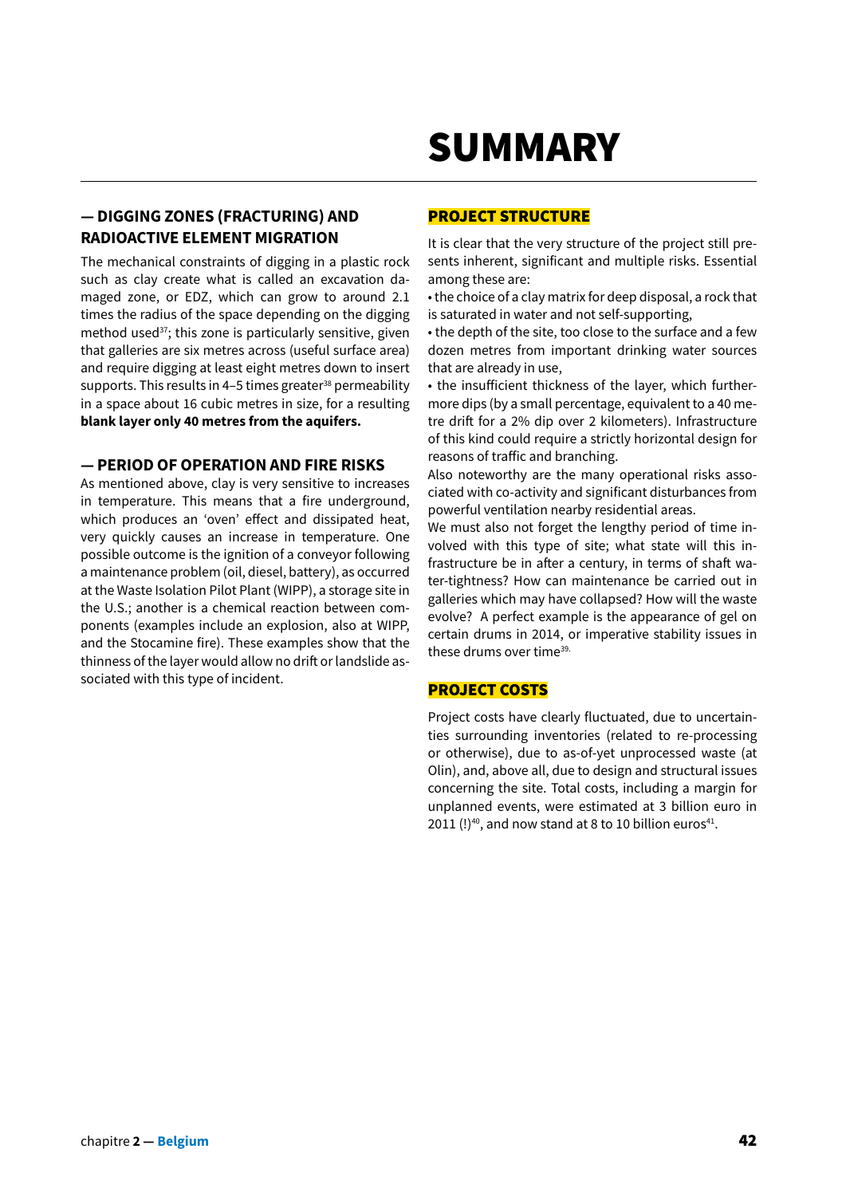# SUMMARY

## — DIGGING ZONES (FRACTURING) AND RADIOACTIVE ELEMENT MIGRATION

The mechanical constraints of digging in a plastic rock such as clay create what is called an excavation damaged zone, or EDZ, which can grow to around 2.1 times the radius of the space depending on the digging method used[37]; this zone is particularly sensitive, given that galleries are six metres across (useful surface area) and require digging at least eight metres down to insert supports. This results in 4–5 times greater[38] permeability in a space about 16 cubic metres in size, for a resulting **blank layer only 40 metres from the aquifers.**

## — PERIOD OF OPERATION AND FIRE RISKS

As mentioned above, clay is very sensitive to increases in temperature. This means that a fire underground, which produces an 'oven' effect and dissipated heat, very quickly causes an increase in temperature. One possible outcome is the ignition of a conveyor following a maintenance problem (oil, diesel, battery), as occurred at the Waste Isolation Pilot Plant (WIPP), a storage site in the U.S.; another is a chemical reaction between components (examples include an explosion, also at WIPP, and the Stocamine fire). These examples show that the thinness of the layer would allow no drift or landslide associated with this type of incident.

## PROJECT STRUCTURE

It is clear that the very structure of the project still presents inherent, significant and multiple risks. Essential among these are:

- the choice of a clay matrix for deep disposal, a rock that is saturated in water and not self-supporting,
- the depth of the site, too close to the surface and a few dozen metres from important drinking water sources that are already in use,
- the insufficient thickness of the layer, which furthermore dips (by a small percentage, equivalent to a 40 metre drift for a 2% dip over 2 kilometers). Infrastructure of this kind could require a strictly horizontal design for reasons of traffic and branching.

Also noteworthy are the many operational risks associated with co-activity and significant disturbances from powerful ventilation nearby residential areas.

We must also not forget the lengthy period of time involved with this type of site; what state will this infrastructure be in after a century, in terms of shaft water-tightness? How can maintenance be carried out in galleries which may have collapsed? How will the waste evolve? A perfect example is the appearance of gel on certain drums in 2014, or imperative stability issues in these drums over time[39].

## PROJECT COSTS

Project costs have clearly fluctuated, due to uncertainties surrounding inventories (related to re-processing or otherwise), due to as-of-yet unprocessed waste (at Olin), and, above all, due to design and structural issues concerning the site. Total costs, including a margin for unplanned events, were estimated at 3 billion euro in 2011 (!)[40], and now stand at 8 to 10 billion euros[41].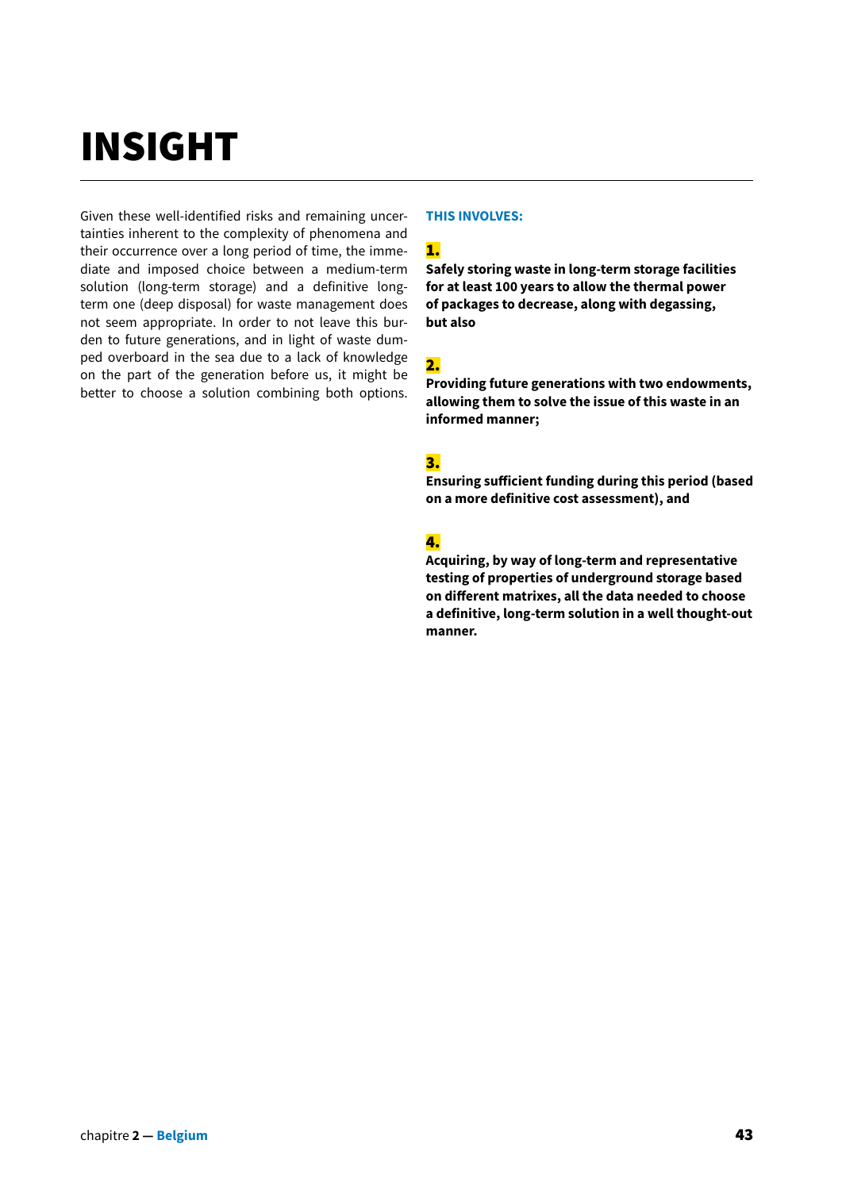# INSIGHT

Given these well-identified risks and remaining uncertainties inherent to the complexity of phenomena and their occurrence over a long period of time, the immediate and imposed choice between a medium-term solution (long-term storage) and a definitive long-term one (deep disposal) for waste management does not seem appropriate. In order to not leave this burden to future generations, and in light of waste dumped overboard in the sea due to a lack of knowledge on the part of the generation before us, it might be better to choose a solution combining both options.

**THIS INVOLVES:**

**1.**
**Safely storing waste in long-term storage facilities for at least 100 years to allow the thermal power of packages to decrease, along with degassing, but also**

**2.**
**Providing future generations with two endowments, allowing them to solve the issue of this waste in an informed manner;**

**3.**
**Ensuring sufficient funding during this period (based on a more definitive cost assessment), and**

**4.**
**Acquiring, by way of long-term and representative testing of properties of underground storage based on different matrixes, all the data needed to choose a definitive, long-term solution in a well thought-out manner.**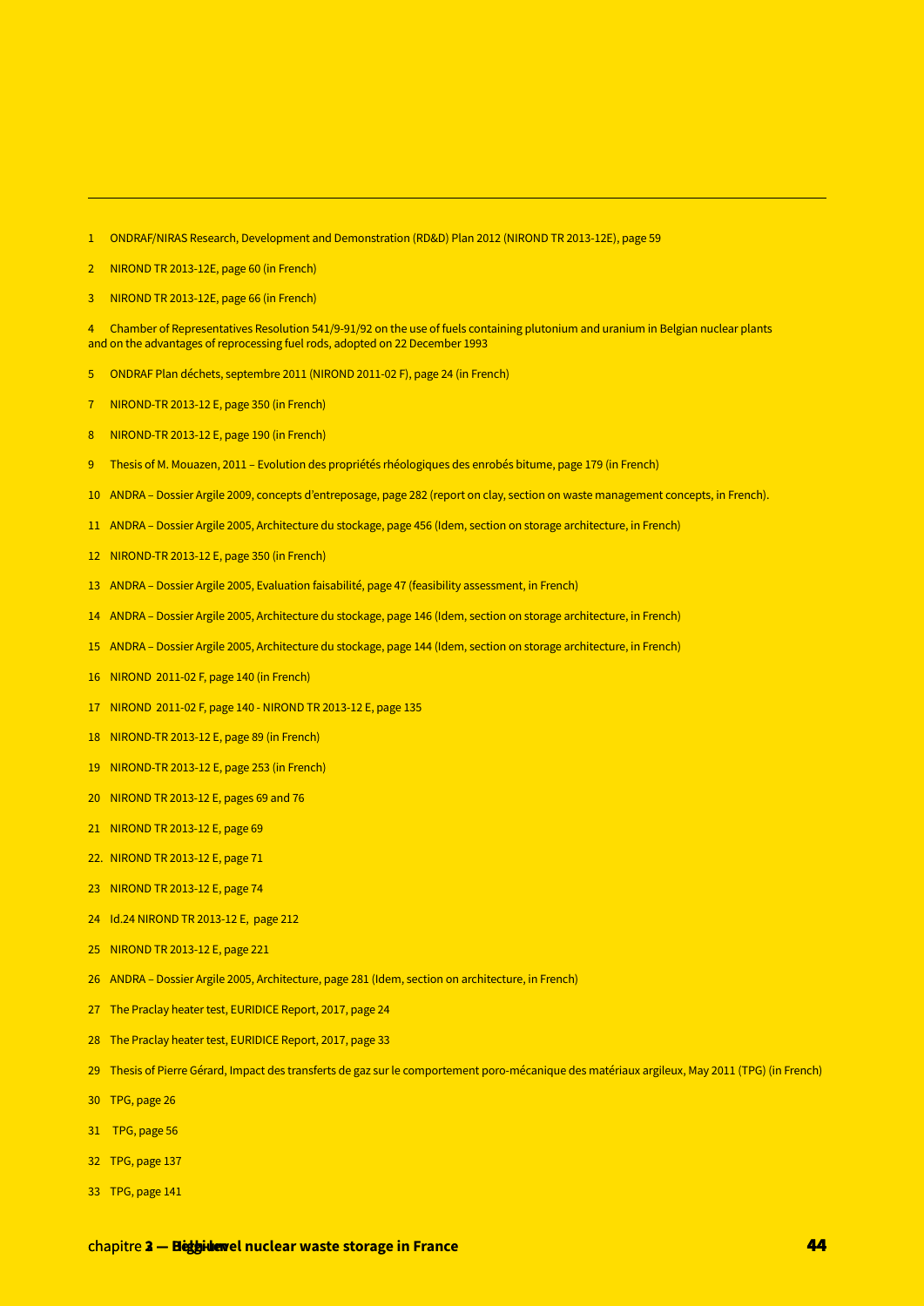1 ONDRAF/NIRAS Research, Development and Demonstration (RD&D) Plan 2012 (NIROND TR 2013-12E), page 59

2 NIROND TR 2013-12E, page 60 (in French)

3 NIROND TR 2013-12E, page 66 (in French)

4 Chamber of Representatives Resolution 541/9-91/92 on the use of fuels containing plutonium and uranium in Belgian nuclear plants and on the advantages of reprocessing fuel rods, adopted on 22 December 1993

5 ONDRAF Plan déchets, septembre 2011 (NIROND 2011-02 F), page 24 (in French)

7 NIROND-TR 2013-12 E, page 350 (in French)

8 NIROND-TR 2013-12 E, page 190 (in French)

9 Thesis of M. Mouazen, 2011 – Evolution des propriétés rhéologiques des enrobés bitume, page 179 (in French)

10 ANDRA – Dossier Argile 2009, concepts d'entreposage, page 282 (report on clay, section on waste management concepts, in French).

11 ANDRA – Dossier Argile 2005, Architecture du stockage, page 456 (Idem, section on storage architecture, in French)

12 NIROND-TR 2013-12 E, page 350 (in French)

13 ANDRA – Dossier Argile 2005, Evaluation faisabilité, page 47 (feasibility assessment, in French)

14 ANDRA – Dossier Argile 2005, Architecture du stockage, page 146 (Idem, section on storage architecture, in French)

15 ANDRA – Dossier Argile 2005, Architecture du stockage, page 144 (Idem, section on storage architecture, in French)

16 NIROND 2011-02 F, page 140 (in French)

17 NIROND 2011-02 F, page 140 - NIROND TR 2013-12 E, page 135

18 NIROND-TR 2013-12 E, page 89 (in French)

19 NIROND-TR 2013-12 E, page 253 (in French)

20 NIROND TR 2013-12 E, pages 69 and 76

21 NIROND TR 2013-12 E, page 69

22. NIROND TR 2013-12 E, page 71

23 NIROND TR 2013-12 E, page 74

24 Id.24 NIROND TR 2013-12 E, page 212

25 NIROND TR 2013-12 E, page 221

26 ANDRA – Dossier Argile 2005, Architecture, page 281 (Idem, section on architecture, in French)

27 The Praclay heater test, EURIDICE Report, 2017, page 24

28 The Praclay heater test, EURIDICE Report, 2017, page 33

29 Thesis of Pierre Gérard, Impact des transferts de gaz sur le comportement poro-mécanique des matériaux argileux, May 2011 (TPG) (in French)

30 TPG, page 26

31 TPG, page 56

32 TPG, page 137

33 TPG, page 141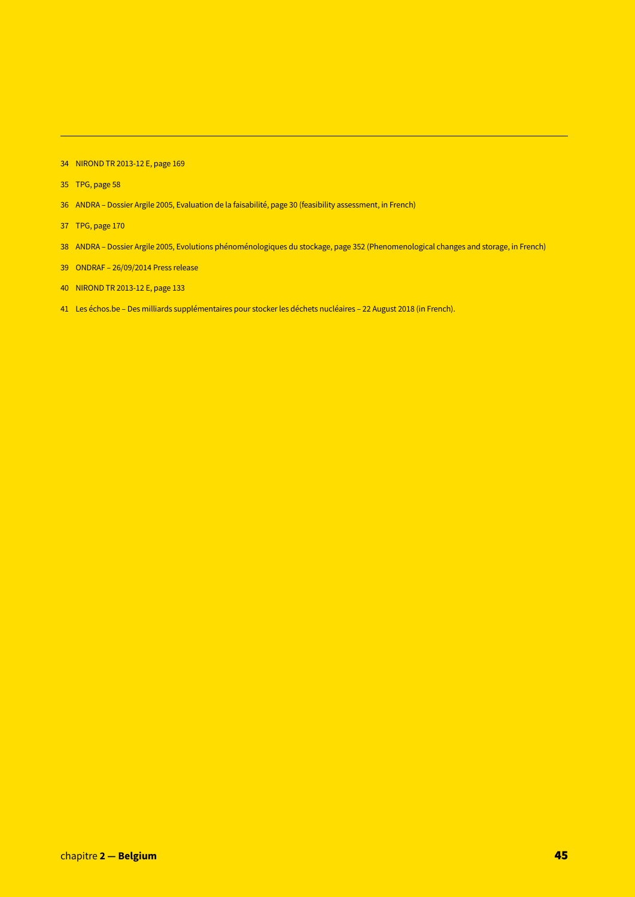34 NIROND TR 2013-12 E, page 169

35 TPG, page 58

36 ANDRA – Dossier Argile 2005, Evaluation de la faisabilité, page 30 (feasibility assessment, in French)

37 TPG, page 170

38 ANDRA – Dossier Argile 2005, Evolutions phénoménologiques du stockage, page 352 (Phenomenological changes and storage, in French)

39 ONDRAF – 26/09/2014 Press release

40 NIROND TR 2013-12 E, page 133

41 Les échos.be – Des milliards supplémentaires pour stocker les déchets nucléaires – 22 August 2018 (in French).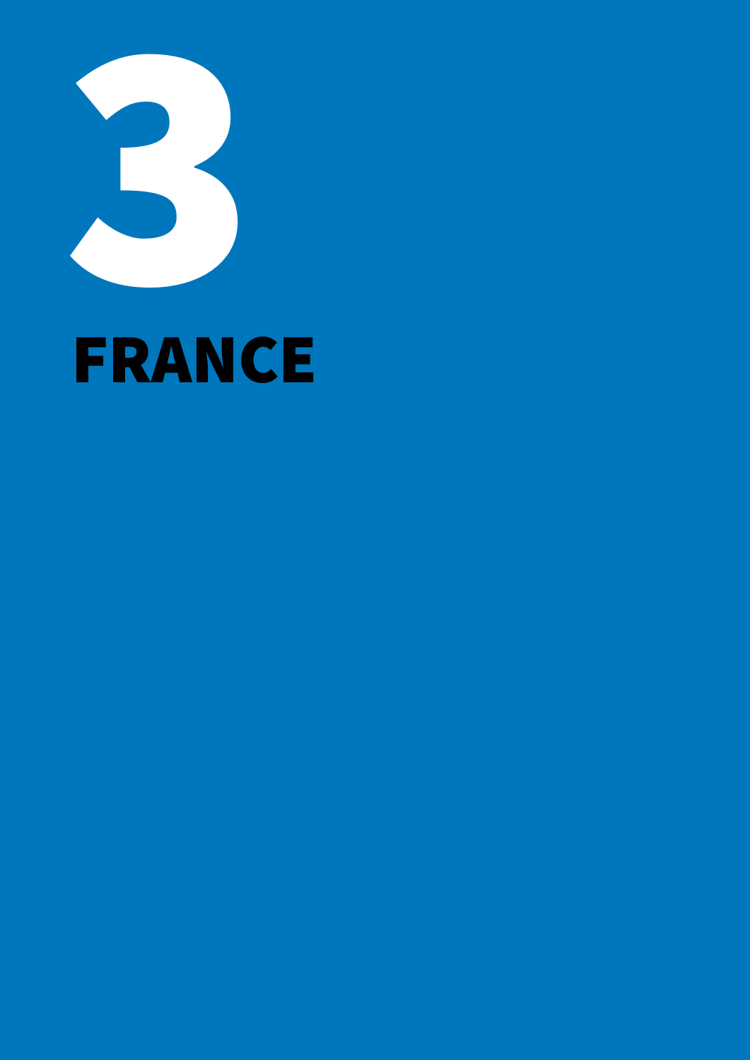# 3

# FRANCE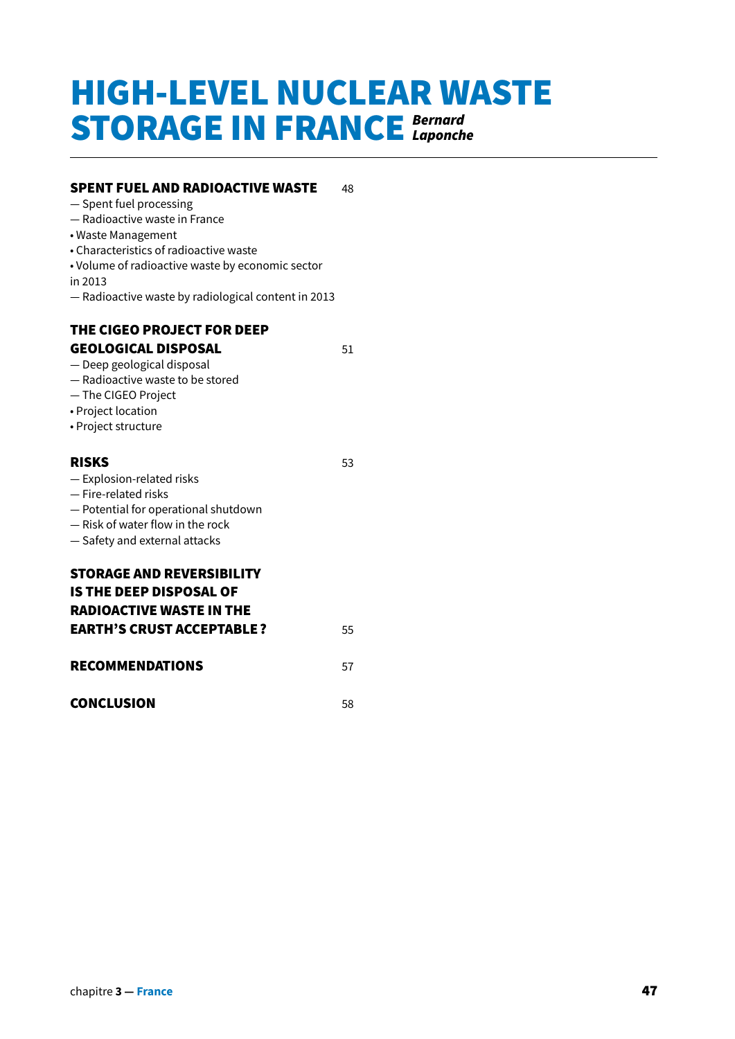# HIGH-LEVEL NUCLEAR WASTE STORAGE IN FRANCE

***Bernard Laponche***

**SPENT FUEL AND RADIOACTIVE WASTE** 48

— Spent fuel processing
— Radioactive waste in France
• Waste Management
• Characteristics of radioactive waste
• Volume of radioactive waste by economic sector in 2013
— Radioactive waste by radiological content in 2013

**THE CIGEO PROJECT FOR DEEP GEOLOGICAL DISPOSAL** 51

— Deep geological disposal
— Radioactive waste to be stored
— The CIGEO Project
• Project location
• Project structure

**RISKS** 53

— Explosion-related risks
— Fire-related risks
— Potential for operational shutdown
— Risk of water flow in the rock
— Safety and external attacks

**STORAGE AND REVERSIBILITY IS THE DEEP DISPOSAL OF RADIOACTIVE WASTE IN THE EARTH'S CRUST ACCEPTABLE ?** 55

**RECOMMENDATIONS** 57

**CONCLUSION** 58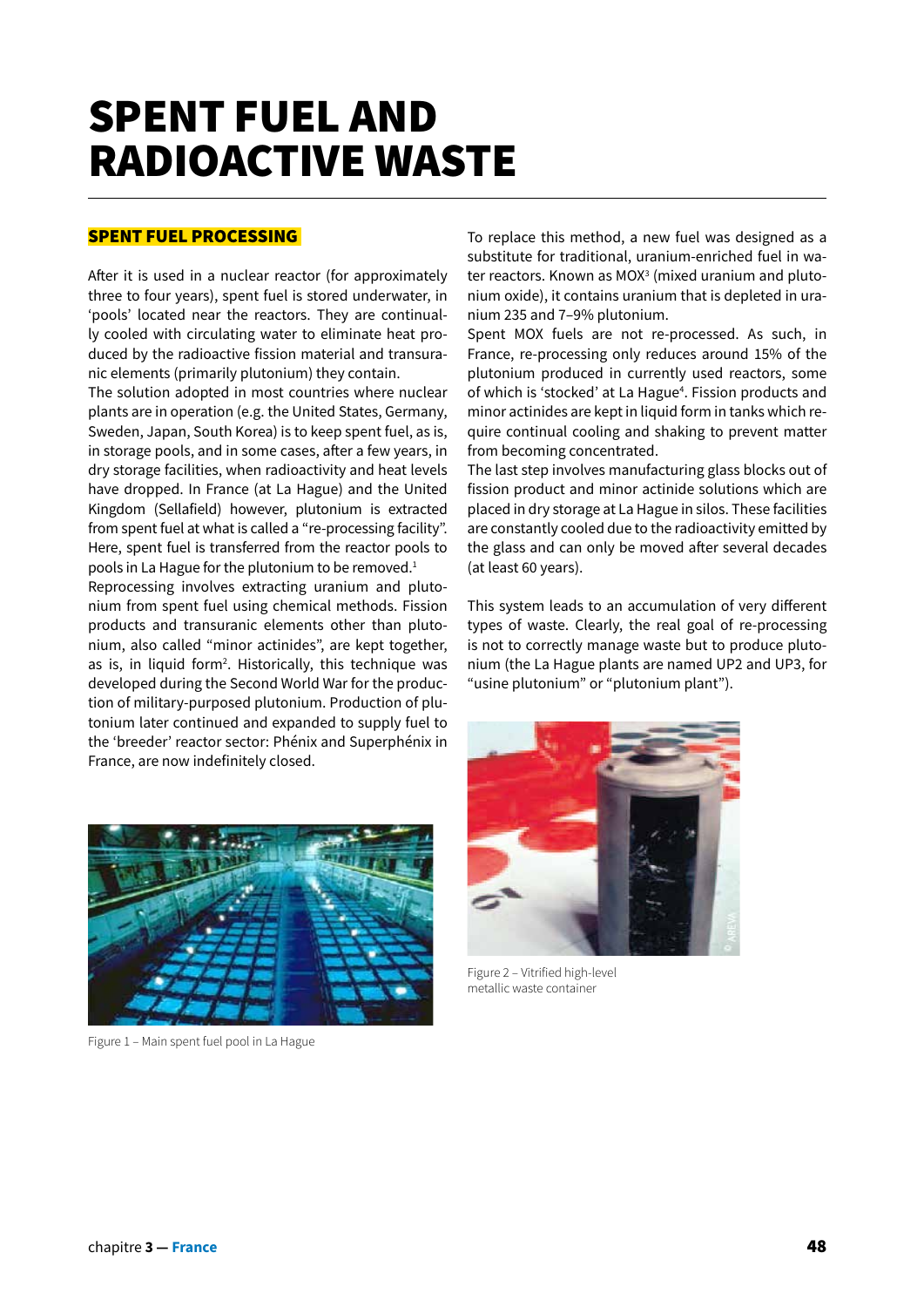# SPENT FUEL AND RADIOACTIVE WASTE

## SPENT FUEL PROCESSING

After it is used in a nuclear reactor (for approximately three to four years), spent fuel is stored underwater, in 'pools' located near the reactors. They are continually cooled with circulating water to eliminate heat produced by the radioactive fission material and transuranic elements (primarily plutonium) they contain.

The solution adopted in most countries where nuclear plants are in operation (e.g. the United States, Germany, Sweden, Japan, South Korea) is to keep spent fuel, as is, in storage pools, and in some cases, after a few years, in dry storage facilities, when radioactivity and heat levels have dropped. In France (at La Hague) and the United Kingdom (Sellafield) however, plutonium is extracted from spent fuel at what is called a "re-processing facility". Here, spent fuel is transferred from the reactor pools to pools in La Hague for the plutonium to be removed.[1]

Reprocessing involves extracting uranium and plutonium from spent fuel using chemical methods. Fission products and transuranic elements other than plutonium, also called "minor actinides", are kept together, as is, in liquid form[2]. Historically, this technique was developed during the Second War for the production of military-purposed plutonium. Production of plutonium later continued and expanded to supply fuel to the 'breeder' reactor sector: Phénix and Superphénix in France, are now indefinitely closed.

To replace this method, a new fuel was designed as a substitute for traditional, uranium-enriched fuel in water reactors. Known as MOX[3] (mixed uranium and plutonium oxide), it contains uranium that is depleted in uranium 235 and 7–9% plutonium.

Spent MOX fuels are not re-processed. As such, in France, re-processing only reduces around 15% of the plutonium produced in currently used reactors, some of which is 'stocked' at La Hague[4]. Fission products and minor actinides are kept in liquid form in tanks which require continual cooling and shaking to prevent matter from becoming concentrated.

The last step involves manufacturing glass blocks out of fission product and minor actinide solutions which are placed in dry storage at La Hague in silos. These facilities are constantly cooled due to the radioactivity emitted by the glass and can only be moved after several decades (at least 60 years).

This system leads to an accumulation of very different types of waste. Clearly, the real goal of re-processing is not to correctly manage waste but to produce plutonium (the La Hague plants are named UP2 and UP3, for "usine plutonium" or "plutonium plant").

Figure 1 – Main spent fuel pool in La Hague

Figure 2 – Vitrified high-level metallic waste container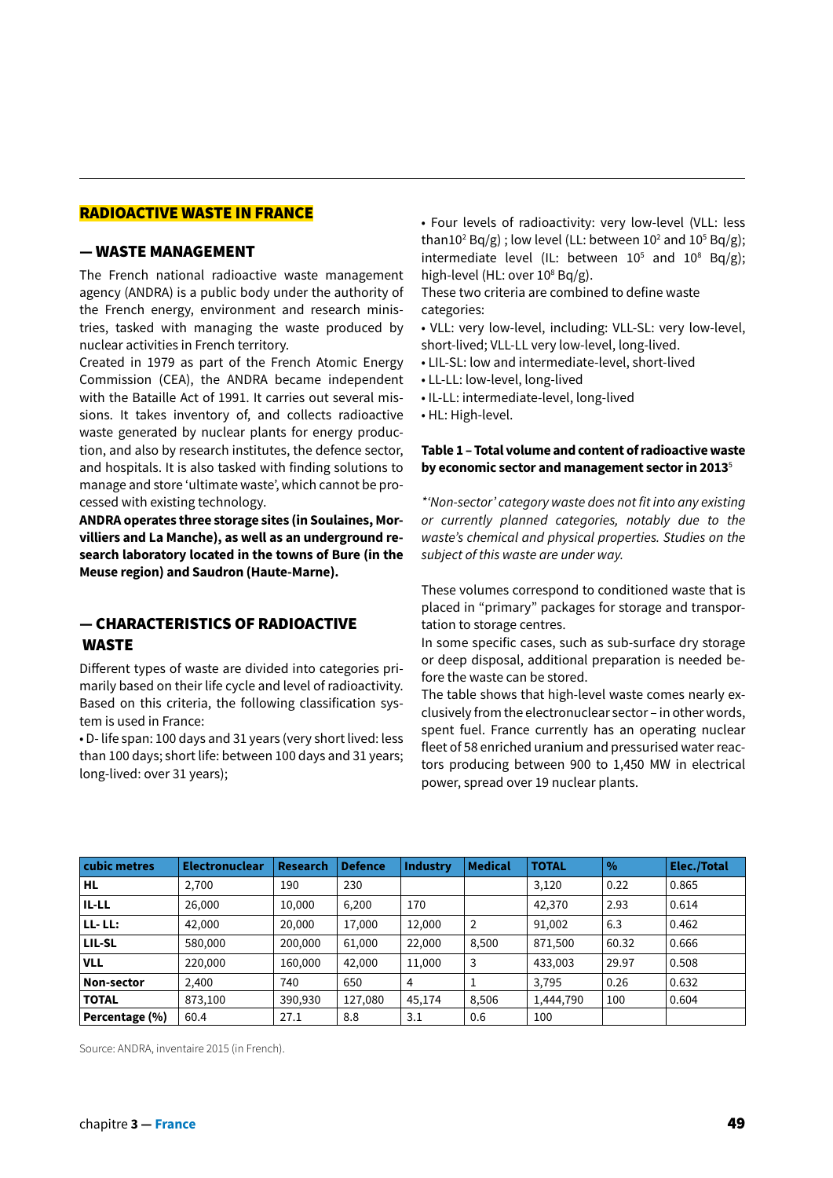## RADIOACTIVE WASTE IN FRANCE

### — WASTE MANAGEMENT

The French national radioactive waste management agency (ANDRA) is a public body under the authority of the French energy, environment and research ministries, tasked with managing the waste produced by nuclear activities in French territory.

Created in 1979 as part of the French Atomic Energy Commission (CEA), the ANDRA became independent with the Bataille Act of 1991. It carries out several missions. It takes inventory of, and collects radioactive waste generated by nuclear plants for energy production, and also by research institutes, the defence sector, and hospitals. It is also tasked with finding solutions to manage and store 'ultimate waste', which cannot be processed with existing technology.

**ANDRA operates three storage sites (in Soulaines, Morvilliers and La Manche), as well as an underground research laboratory located in the towns of Bure (in the Meuse region) and Saudron (Haute-Marne).**

### — CHARACTERISTICS OF RADIOACTIVE WASTE

Different types of waste are divided into categories primarily based on their life cycle and level of radioactivity. Based on this criteria, the following classification system is used in France:

• D- life span: 100 days and 31 years (very short lived: less than 100 days; short life: between 100 days and 31 years; long-lived: over 31 years);

• Four levels of radioactivity: very low-level (VLL: less than$10^2$ Bq/g) ; low level (LL: between $10^2$ and $10^5$ Bq/g); intermediate level (IL: between $10^5$ and $10^8$ Bq/g); high-level (HL: over $10^8$ Bq/g).

These two criteria are combined to define waste categories:

• VLL: very low-level, including: VLL-SL: very low-level, short-lived; VLL-LL very low-level, long-lived.
• LIL-SL: low and intermediate-level, short-lived
• LL-LL: low-level, long-lived
• IL-LL: intermediate-level, long-lived
• HL: High-level.

**Table 1 – Total volume and content of radioactive waste by economic sector and management sector in 2013**[5]

*'Non-sector' category waste does not fit into any existing or currently planned categories, notably due to the waste's chemical and physical properties. Studies on the subject of this waste are under way.*

These volumes correspond to conditioned waste that is placed in "primary" packages for storage and transportation to storage centres.

In some specific cases, such as sub-surface dry storage or deep disposal, additional preparation is needed before the waste can be stored.

The table shows that high-level waste comes nearly exclusively from the electronuclear sector – in other words, spent fuel. France currently has an operating nuclear fleet of 58 enriched uranium and pressurised water reactors producing between 900 to 1,450 MW in electrical power, spread over 19 nuclear plants.

| cubic metres | Electronuclear | Research | Defence | Industry | Medical | TOTAL | % | Elec./Total |
|---|---|---|---|---|---|---|---|---|
| **HL** | 2,700 | 190 | 230 | | | 3,120 | 0.22 | 0.865 |
| **IL-LL** | 26,000 | 10,000 | 6,200 | 170 | | 42,370 | 2.93 | 0.614 |
| **LL- LL:** | 42,000 | 20,000 | 17,000 | 12,000 | 2 | 91,002 | 6.3 | 0.462 |
| **LIL-SL** | 580,000 | 200,000 | 61,000 | 22,000 | 8,500 | 871,500 | 60.32 | 0.666 |
| **VLL** | 220,000 | 160,000 | 42,000 | 11,000 | 3 | 433,003 | 29.97 | 0.508 |
| **Non-sector** | 2,400 | 740 | 650 | 4 | 1 | 3,795 | 0.26 | 0.632 |
| **TOTAL** | 873,100 | 390,930 | 127,080 | 45,174 | 8,506 | 1,444,790 | 100 | 0.604 |
| **Percentage (%)** | 60.4 | 27.1 | 8.8 | 3.1 | 0.6 | 100 | | |

Source: ANDRA, inventaire 2015 (in French).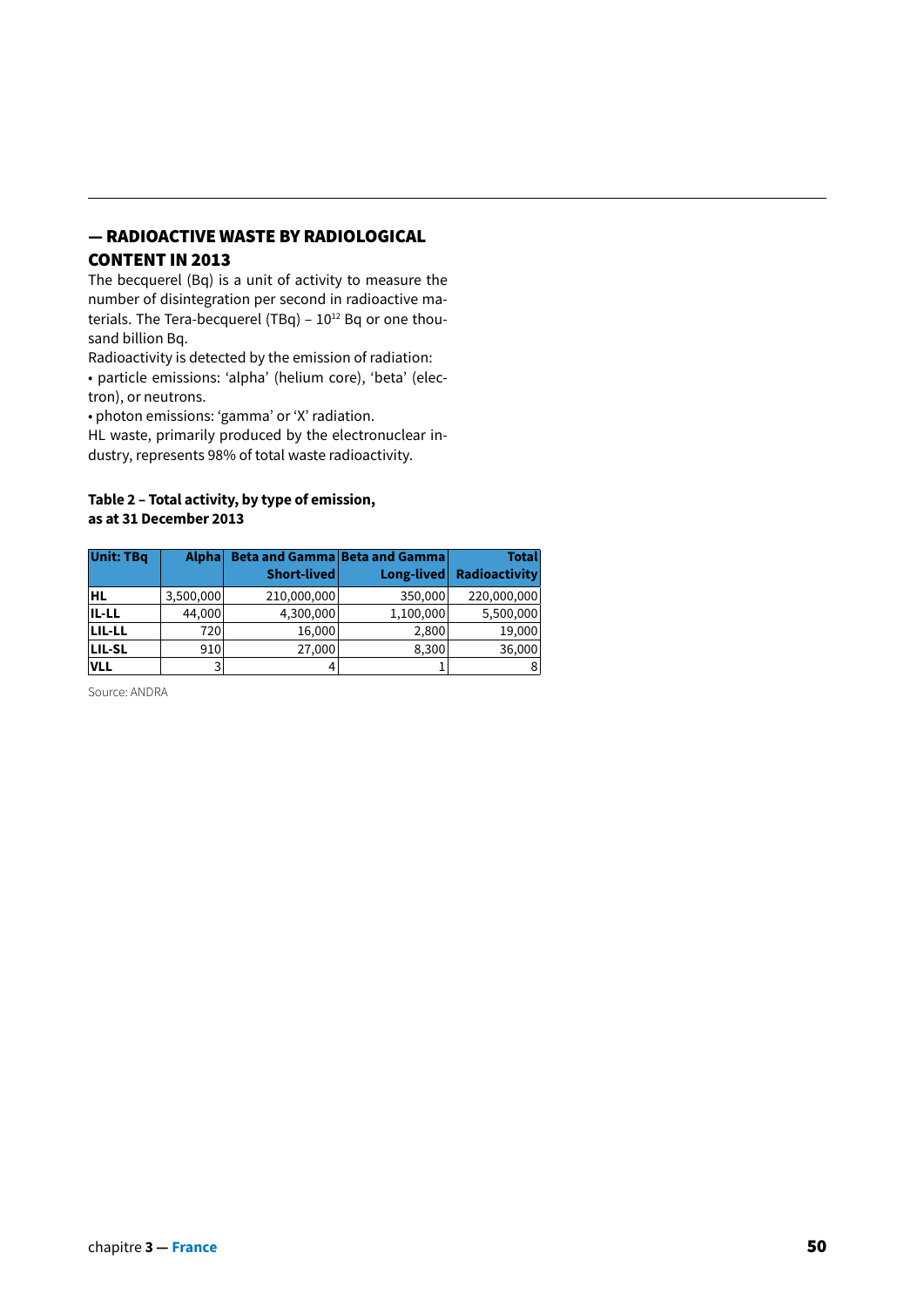## — RADIOACTIVE WASTE BY RADIOLOGICAL CONTENT IN 2013

The becquerel (Bq) is a unit of activity to measure the number of disintegration per second in radioactive materials. The Tera-becquerel (TBq) – $10^{12}$ Bq or one thousand billion Bq.

Radioactivity is detected by the emission of radiation:

- particle emissions: 'alpha' (helium core), 'beta' (electron), or neutrons.
- photon emissions: 'gamma' or 'X' radiation.

HL waste, primarily produced by the electronuclear industry, represents 98% of total waste radioactivity.

**Table 2 – Total activity, by type of emission, as at 31 December 2013**

| Unit: TBq | Alpha | Beta and Gamma Short-lived | Beta and Gamma Long-lived | Total Radioactivity |
|---|---|---|---|---|
| **HL** | 3,500,000 | 210,000,000 | 350,000 | 220,000,000 |
| **IL-LL** | 44,000 | 4,300,000 | 1,100,000 | 5,500,000 |
| **LIL-LL** | 720 | 16,000 | 2,800 | 19,000 |
| **LIL-SL** | 910 | 27,000 | 8,300 | 36,000 |
| **VLL** | 3 | 4 | 1 | 8 |

Source: ANDRA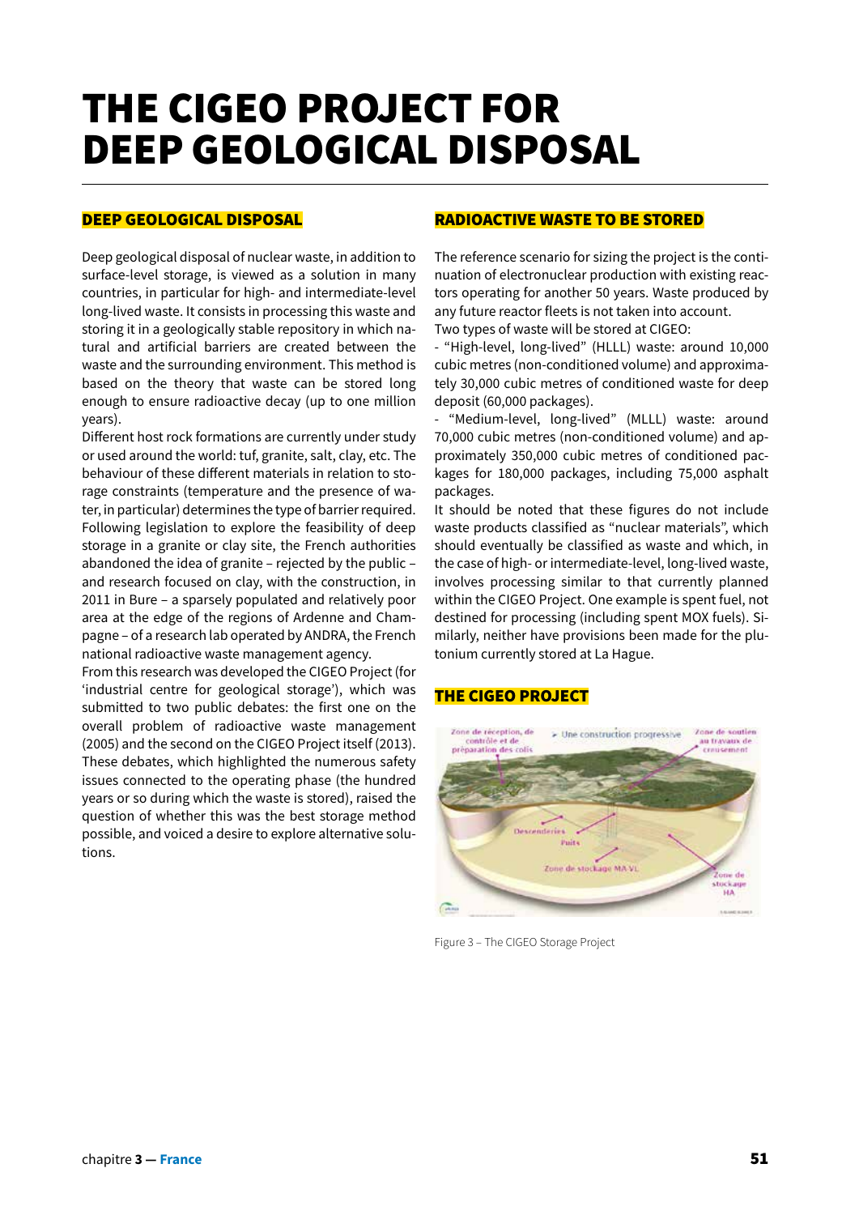# THE CIGEO PROJECT FOR DEEP GEOLOGICAL DISPOSAL

## DEEP GEOLOGICAL DISPOSAL

Deep geological disposal of nuclear waste, in addition to surface-level storage, is viewed as a solution in many countries, in particular for high- and intermediate-level long-lived waste. It consists in processing this waste and storing it in a geologically stable repository in which natural and artificial barriers are created between the waste and the surrounding environment. This method is based on the theory that waste can be stored long enough to ensure radioactive decay (up to one million years).

Different host rock formations are currently under study or used around the world: tuf, granite, salt, clay, etc. The behaviour of these different materials in relation to storage constraints (temperature and the presence of water, in particular) determines the type of barrier required. Following legislation to explore the feasibility of deep storage in a granite or clay site, the French authorities abandoned the idea of granite – rejected by the public – and research focused on clay, with the construction, in 2011 in Bure – a sparsely populated and relatively poor area at the edge of the regions of Ardenne and Champagne – of a research lab operated by ANDRA, the French national radioactive waste management agency.

From this research was developed the CIGEO Project (for 'industrial centre for geological storage'), which was submitted to two public debates: the first one on the overall problem of radioactive waste management (2005) and the second on the CIGEO Project itself (2013). These debates, which highlighted the numerous safety issues connected to the operating phase (the hundred years or so during which the waste is stored), raised the question of whether this was the best storage method possible, and voiced a desire to explore alternative solutions.

## RADIOACTIVE WASTE TO BE STORED

The reference scenario for sizing the project is the continuation of electronuclear production with existing reactors operating for another 50 years. Waste produced by any future reactor fleets is not taken into account.

Two types of waste will be stored at CIGEO:

- "High-level, long-lived" (HLLL) waste: around 10,000 cubic metres (non-conditioned volume) and approximately 30,000 cubic metres of conditioned waste for deep deposit (60,000 packages).
- "Medium-level, long-lived" (MLLL) waste: around 70,000 cubic metres (non-conditioned volume) and approximately 350,000 cubic metres of conditioned packages for 180,000 packages, including 75,000 asphalt packages.

It should be noted that these figures do not include waste products classified as "nuclear materials", which should eventually be classified as waste and which, in the case of high- or intermediate-level, long-lived waste, involves processing similar to that currently planned within the CIGEO Project. One example is spent fuel, not destined for processing (including spent MOX fuels). Similarly, neither have provisions been made for the plutonium currently stored at La Hague.

## THE CIGEO PROJECT

Figure 3 – The CIGEO Storage Project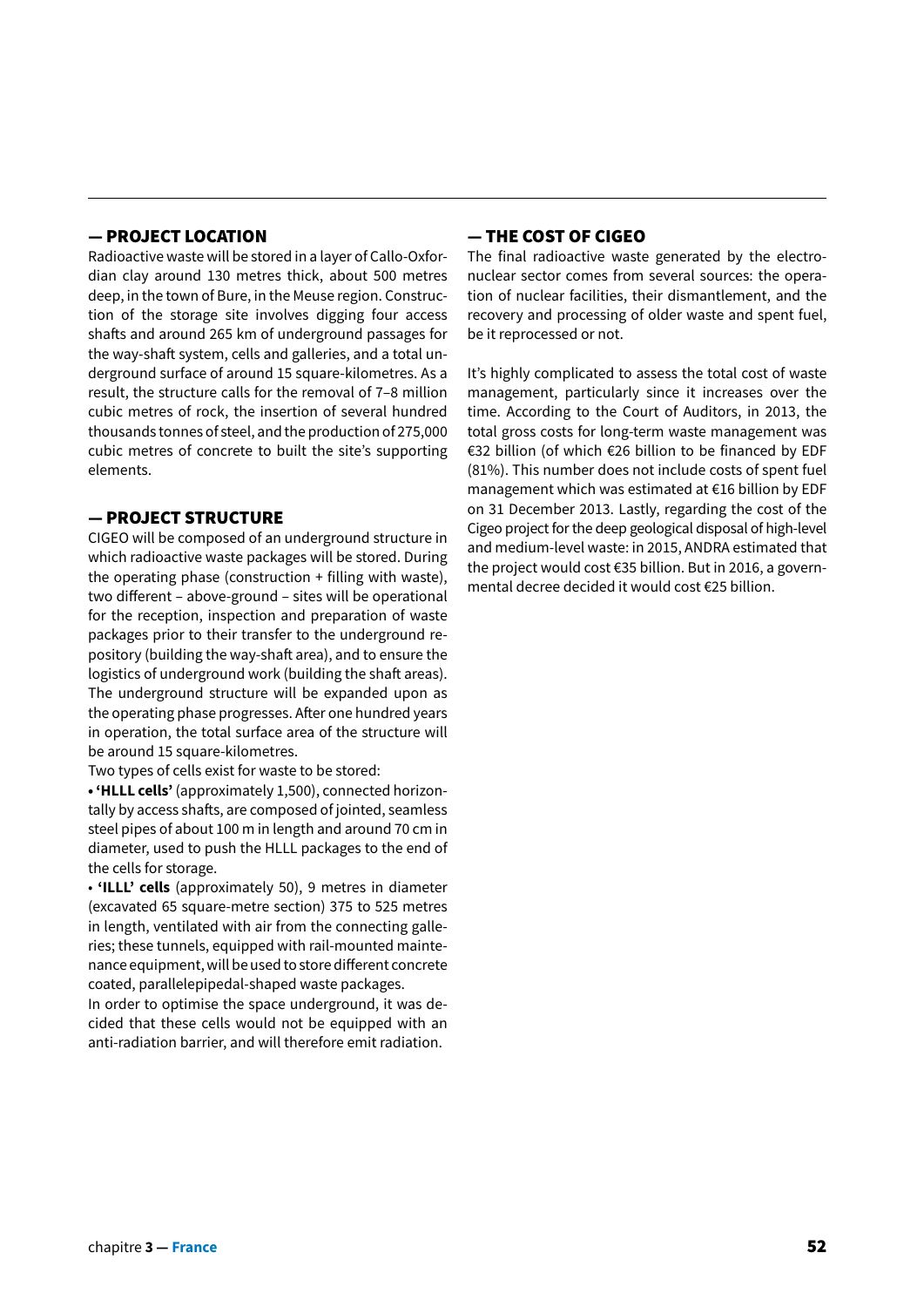## — PROJECT LOCATION

Radioactive waste will be stored in a layer of Callo-Oxfordian clay around 130 metres thick, about 500 metres deep, in the town of Bure, in the Meuse region. Construction of the storage site involves digging four access shafts and around 265 km of underground passages for the way-shaft system, cells and galleries, and a total underground surface of around 15 square-kilometres. As a result, the structure calls for the removal of 7–8 million cubic metres of rock, the insertion of several hundred thousands tonnes of steel, and the production of 275,000 cubic metres of concrete to built the site's supporting elements.

## — PROJECT STRUCTURE

CIGEO will be composed of an underground structure in which radioactive waste packages will be stored. During the operating phase (construction + filling with waste), two different – above-ground – sites will be operational for the reception, inspection and preparation of waste packages prior to their transfer to the underground repository (building the way-shaft area), and to ensure the logistics of underground work (building the shaft areas). The underground structure will be expanded upon as the operating phase progresses. After one hundred years in operation, the total surface area of the structure will be around 15 square-kilometres.

Two types of cells exist for waste to be stored:

- **'HLLL cells'** (approximately 1,500), connected horizontally by access shafts, are composed of jointed, seamless steel pipes of about 100 m in length and around 70 cm in diameter, used to push the HLLL packages to the end of the cells for storage.
- **'ILLL' cells** (approximately 50), 9 metres in diameter (excavated 65 square-metre section) 375 to 525 metres in length, ventilated with air from the connecting galleries; these tunnels, equipped with rail-mounted maintenance equipment, will be used to store different concrete coated, parallelepipedal-shaped waste packages.

In order to optimise the space underground, it was decided that these cells would not be equipped with an anti-radiation barrier, and will therefore emit radiation.

## — THE COST OF CIGEO

The final radioactive waste generated by the electronuclear sector comes from several sources: the operation of nuclear facilities, their dismantlement, and the recovery and processing of older waste and spent fuel, be it reprocessed or not.

It's highly complicated to assess the total cost of waste management, particularly since it increases over the time. According to the Court of Auditors, in 2013, the total gross costs for long-term waste management was €32 billion (of which €26 billion to be financed by EDF (81%). This number does not include costs of spent fuel management which was estimated at €16 billion by EDF on 31 December 2013. Lastly, regarding the cost of the Cigeo project for the deep geological disposal of high-level and medium-level waste: in 2015, ANDRA estimated that the project would cost €35 billion. But in 2016, a governmental decree decided it would cost €25 billion.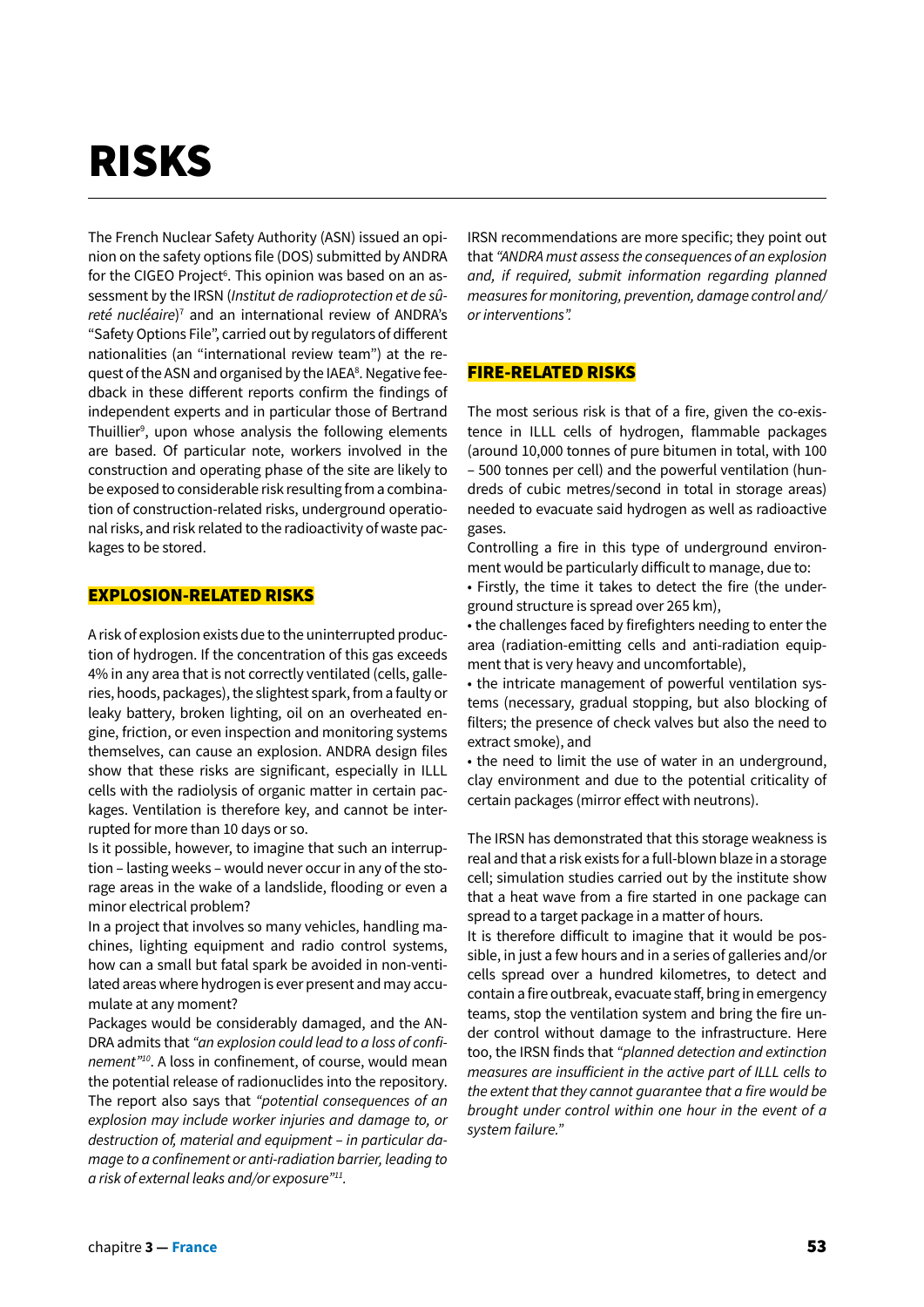# RISKS

The French Nuclear Safety Authority (ASN) issued an opinion on the safety options file (DOS) submitted by ANDRA for the CIGEO Project[6]. This opinion was based on an assessment by the IRSN (*Institut de radioprotection et de sûreté nucléaire*)[7] and an international review of ANDRA's "Safety Options File", carried out by regulators of different nationalities (an "international review team") at the request of the ASN and organised by the IAEA[8]. Negative feedback in these different reports confirm the findings of independent experts and in particular those of Bertrand Thuillier[9], upon whose analysis the following elements are based. Of particular note, workers involved in the construction and operating phase of the site are likely to be exposed to considerable risk resulting from a combination of construction-related risks, underground operational risks, and risk related to the radioactivity of waste packages to be stored.

## EXPLOSION-RELATED RISKS

A risk of explosion exists due to the uninterrupted production of hydrogen. If the concentration of this gas exceeds 4% in any area that is not correctly ventilated (cells, galleries, hoods, packages), the slightest spark, from a faulty or leaky battery, broken lighting, oil on an overheated engine, friction, or even inspection and monitoring systems themselves, can cause an explosion. ANDRA design files show that these risks are significant, especially in ILLL cells with the radiolysis of organic matter in certain packages. Ventilation is therefore key, and cannot be interrupted for more than 10 days or so.

Is it possible, however, to imagine that such an interruption – lasting weeks – would never occur in any of the storage areas in the wake of a landslide, flooding or even a minor electrical problem?

In a project that involves so many vehicles, handling machines, lighting equipment and radio control systems, how can a small but fatal spark be avoided in non-ventilated areas where hydrogen is ever present and may accumulate at any moment?

Packages would be considerably damaged, and the ANDRA admits that *"an explosion could lead to a loss of confinement"*[10]. A loss in confinement, of course, would mean the potential release of radionuclides into the repository. The report also says that *"potential consequences of an explosion may include worker injuries and damage to, or destruction of, material and equipment – in particular damage to a confinement or anti-radiation barrier, leading to a risk of external leaks and/or exposure"*[11].

IRSN recommendations are more specific; they point out that *"ANDRA must assess the consequences of an explosion and, if required, submit information regarding planned measures for monitoring, prevention, damage control and/or interventions".*

## FIRE-RELATED RISKS

The most serious risk is that of a fire, given the co-existence in ILLL cells of hydrogen, flammable packages (around 10,000 tonnes of pure bitumen in total, with 100 – 500 tonnes per cell) and the powerful ventilation (hundreds of cubic metres/second in total in storage areas) needed to evacuate said hydrogen as well as radioactive gases.

Controlling a fire in this type of underground environment would be particularly difficult to manage, due to:

- Firstly, the time it takes to detect the fire (the underground structure is spread over 265 km),
- the challenges faced by firefighters needing to enter the area (radiation-emitting cells and anti-radiation equipment that is very heavy and uncomfortable),
- the intricate management of powerful ventilation systems (necessary, gradual stopping, but also blocking of filters; the presence of check valves but also the need to extract smoke), and
- the need to limit the use of water in an underground, clay environment and due to the potential criticality of certain packages (mirror effect with neutrons).

The IRSN has demonstrated that this storage weakness is real and that a risk exists for a full-blown blaze in a storage cell; simulation studies carried out by the institute show that a heat wave from a fire started in one package can spread to a target package in a matter of hours.

It is therefore difficult to imagine that it would be possible, in just a few hours and in a series of galleries and/or cells spread over a hundred kilometres, to detect and contain a fire outbreak, evacuate staff, bring in emergency teams, stop the ventilation system and bring the fire under control without damage to the infrastructure. Here too, the IRSN finds that *"planned detection and extinction measures are insufficient in the active part of ILLL cells to the extent that they cannot guarantee that a fire would be brought under control within one hour in the event of a system failure."*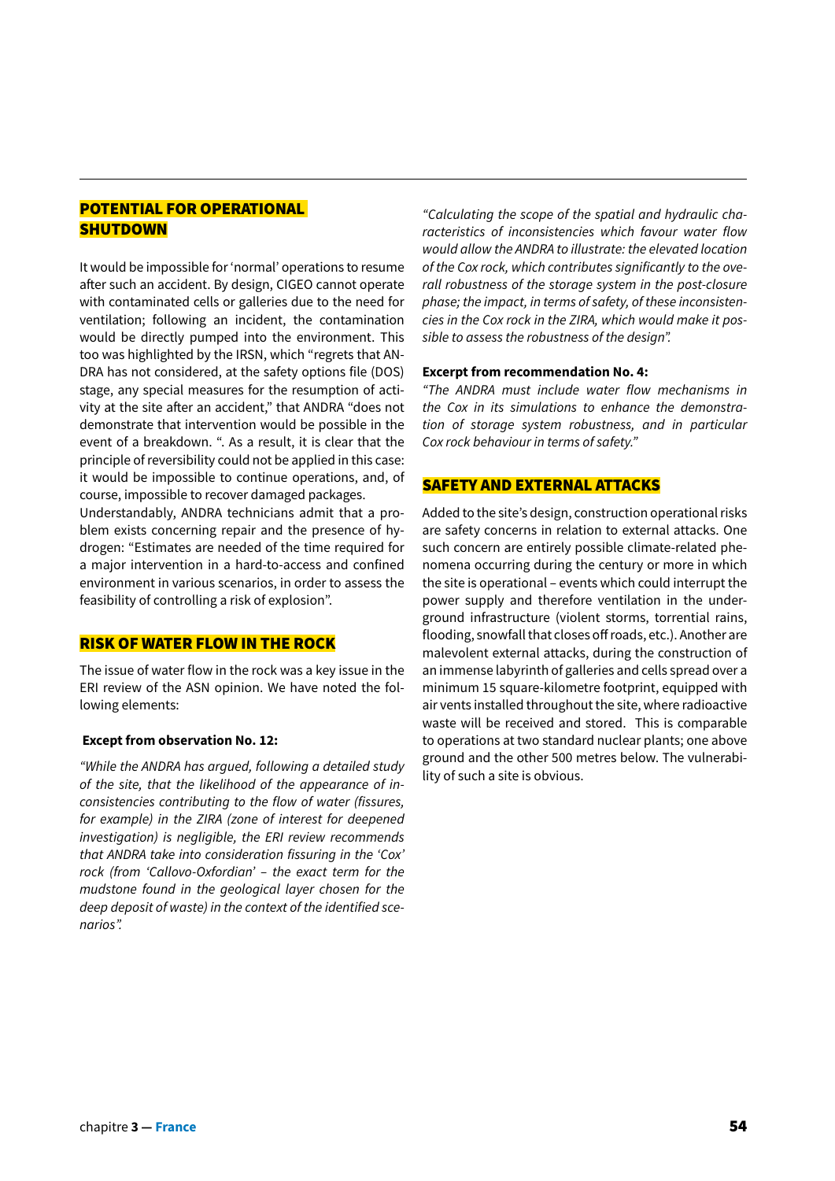## POTENTIAL FOR OPERATIONAL SHUTDOWN

It would be impossible for 'normal' operations to resume after such an accident. By design, CIGEO cannot operate with contaminated cells or galleries due to the need for ventilation; following an incident, the contamination would be directly pumped into the environment. This too was highlighted by the IRSN, which "regrets that ANDRA has not considered, at the safety options file (DOS) stage, any special measures for the resumption of activity at the site after an accident," that ANDRA "does not demonstrate that intervention would be possible in the event of a breakdown. ". As a result, it is clear that the principle of reversibility could not be applied in this case: it would be impossible to continue operations, and, of course, impossible to recover damaged packages.

Understandably, ANDRA technicians admit that a problem exists concerning repair and the presence of hydrogen: "Estimates are needed of the time required for a major intervention in a hard-to-access and confined environment in various scenarios, in order to assess the feasibility of controlling a risk of explosion".

## RISK OF WATER FLOW IN THE ROCK

The issue of water flow in the rock was a key issue in the ERI review of the ASN opinion. We have noted the following elements:

**Except from observation No. 12:**

*"While the ANDRA has argued, following a detailed study of the site, that the likelihood of the appearance of inconsistencies contributing to the flow of water (fissures, for example) in the ZIRA (zone of interest for deepened investigation) is negligible, the ERI review recommends that ANDRA take into consideration fissuring in the 'Cox' rock (from 'Callovo-Oxfordian' – the exact term for the mudstone found in the geological layer chosen for the deep deposit of waste) in the context of the identified scenarios".*

*"Calculating the scope of the spatial and hydraulic characteristics of inconsistencies which favour water flow would allow the ANDRA to illustrate: the elevated location of the Cox rock, which contributes significantly to the overall robustness of the storage system in the post-closure phase; the impact, in terms of safety, of these inconsistencies in the Cox rock in the ZIRA, which would make it possible to assess the robustness of the design".*

**Excerpt from recommendation No. 4:**

*"The ANDRA must include water flow mechanisms in the Cox in its simulations to enhance the demonstration of storage system robustness, and in particular Cox rock behaviour in terms of safety."*

## SAFETY AND EXTERNAL ATTACKS

Added to the site's design, construction operational risks are safety concerns in relation to external attacks. One such concern are entirely possible climate-related phenomena occurring during the century or more in which the site is operational – events which could interrupt the power supply and therefore ventilation in the underground infrastructure (violent storms, torrential rains, flooding, snowfall that closes off roads, etc.). Another are malevolent external attacks, during the construction of an immense labyrinth of galleries and cells spread over a minimum 15 square-kilometre footprint, equipped with air vents installed throughout the site, where radioactive waste will be received and stored. This is comparable to operations at two standard nuclear plants; one above ground and the other 500 metres below. The vulnerability of such a site is obvious.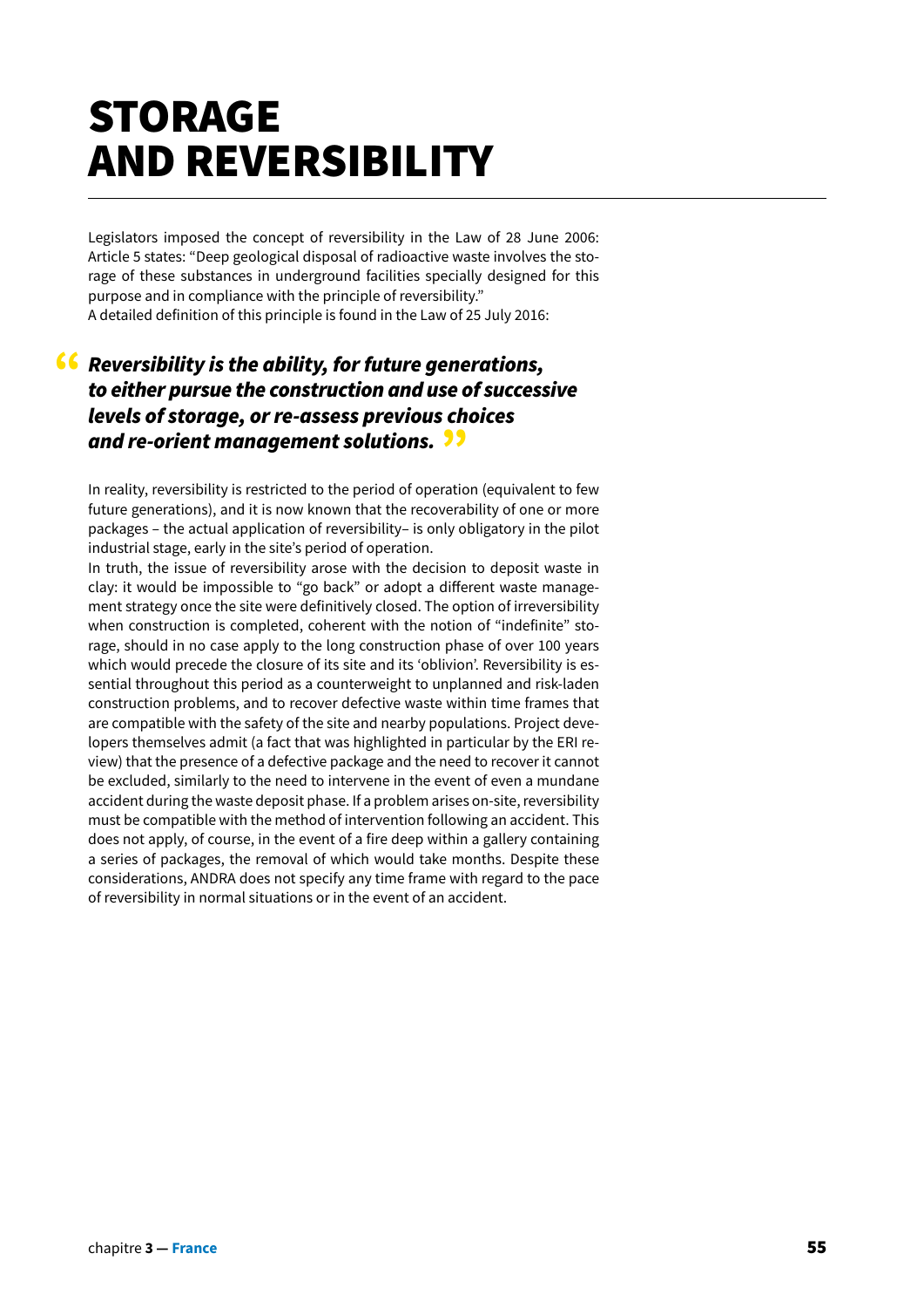# STORAGE AND REVERSIBILITY

Legislators imposed the concept of reversibility in the Law of 28 June 2006: Article 5 states: "Deep geological disposal of radioactive waste involves the storage of these substances in underground facilities specially designed for this purpose and in compliance with the principle of reversibility."
A detailed definition of this principle is found in the Law of 25 July 2016:

> ***Reversibility is the ability, for future generations, to either pursue the construction and use of successive levels of storage, or re-assess previous choices and re-orient management solutions.***

In reality, reversibility is restricted to the period of operation (equivalent to few future generations), and it is now known that the recoverability of one or more packages – the actual application of reversibility– is only obligatory in the pilot industrial stage, early in the site's period of operation.
In truth, the issue of reversibility arose with the decision to deposit waste in clay: it would be impossible to "go back" or adopt a different waste management strategy once the site were definitively closed. The option of irreversibility when construction is completed, coherent with the notion of "indefinite" storage, should in no case apply to the long construction phase of over 100 years which would precede the closure of its site and its 'oblivion'. Reversibility is essential throughout this period as a counterweight to unplanned and risk-laden construction problems, and to recover defective waste within time frames that are compatible with the safety of the site and nearby populations. Project developers themselves admit (a fact that was highlighted in particular by the ERI review) that the presence of a defective package and the need to recover it cannot be excluded, similarly to the need to intervene in the event of even a mundane accident during the waste deposit phase. If a problem arises on-site, reversibility must be compatible with the method of intervention following an accident. This does not apply, of course, in the event of a fire deep within a gallery containing a series of packages, the removal of which would take months. Despite these considerations, ANDRA does not specify any time frame with regard to the pace of reversibility in normal situations or in the event of an accident.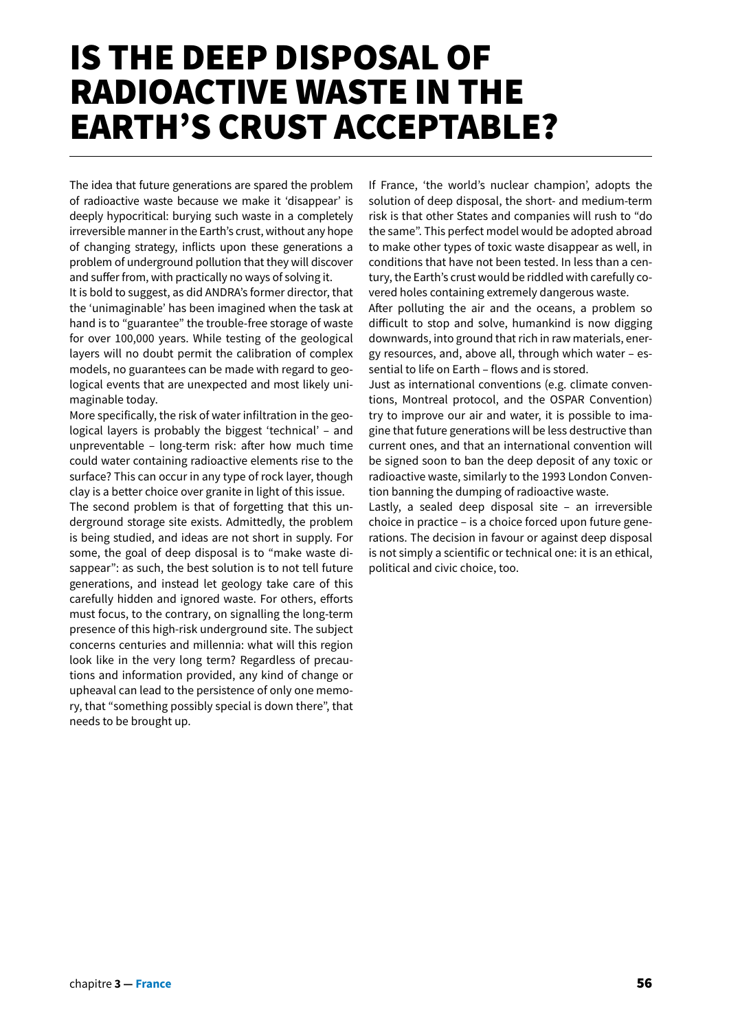# IS THE DEEP DISPOSAL OF RADIOACTIVE WASTE IN THE EARTH'S CRUST ACCEPTABLE?

The idea that future generations are spared the problem of radioactive waste because we make it 'disappear' is deeply hypocritical: burying such waste in a completely irreversible manner in the Earth's crust, without any hope of changing strategy, inflicts upon these generations a problem of underground pollution that they will discover and suffer from, with practically no ways of solving it.

It is bold to suggest, as did ANDRA's former director, that the 'unimaginable' has been imagined when the task at hand is to "guarantee" the trouble-free storage of waste for over 100,000 years. While testing of the geological layers will no doubt permit the calibration of complex models, no guarantees can be made with regard to geological events that are unexpected and most likely unimaginable today.

More specifically, the risk of water infiltration in the geological layers is probably the biggest 'technical' – and unpreventable – long-term risk: after how much time could water containing radioactive elements rise to the surface? This can occur in any type of rock layer, though clay is a better choice over granite in light of this issue.

The second problem is that of forgetting that this underground storage site exists. Admittedly, the problem is being studied, and ideas are not short in supply. For some, the goal of deep disposal is to "make waste disappear": as such, the best solution is to not tell future generations, and instead let geology take care of this carefully hidden and ignored waste. For others, efforts must focus, to the contrary, on signalling the long-term presence of this high-risk underground site. The subject concerns centuries and millennia: what will this region look like in the very long term? Regardless of precautions and information provided, any kind of change or upheaval can lead to the persistence of only one memory, that "something possibly special is down there", that needs to be brought up.

If France, 'the world's nuclear champion', adopts the solution of deep disposal, the short- and medium-term risk is that other States and companies will rush to "do the same". This perfect model would be adopted abroad to make other types of toxic waste disappear as well, in conditions that have not been tested. In less than a century, the Earth's crust would be riddled with carefully covered holes containing extremely dangerous waste.

After polluting the air and the oceans, a problem so difficult to stop and solve, humankind is now digging downwards, into ground that rich in raw materials, energy resources, and, above all, through which water – essential to life on Earth – flows and is stored.

Just as international conventions (e.g. climate conventions, Montreal protocol, and the OSPAR Convention) try to improve our air and water, it is possible to imagine that future generations will be less destructive than current ones, and that an international convention will be signed soon to ban the deep deposit of any toxic or radioactive waste, similarly to the 1993 London Convention banning the dumping of radioactive waste.

Lastly, a sealed deep disposal site – an irreversible choice in practice – is a choice forced upon future generations. The decision in favour or against deep disposal is not simply a scientific or technical one: it is an ethical, political and civic choice, too.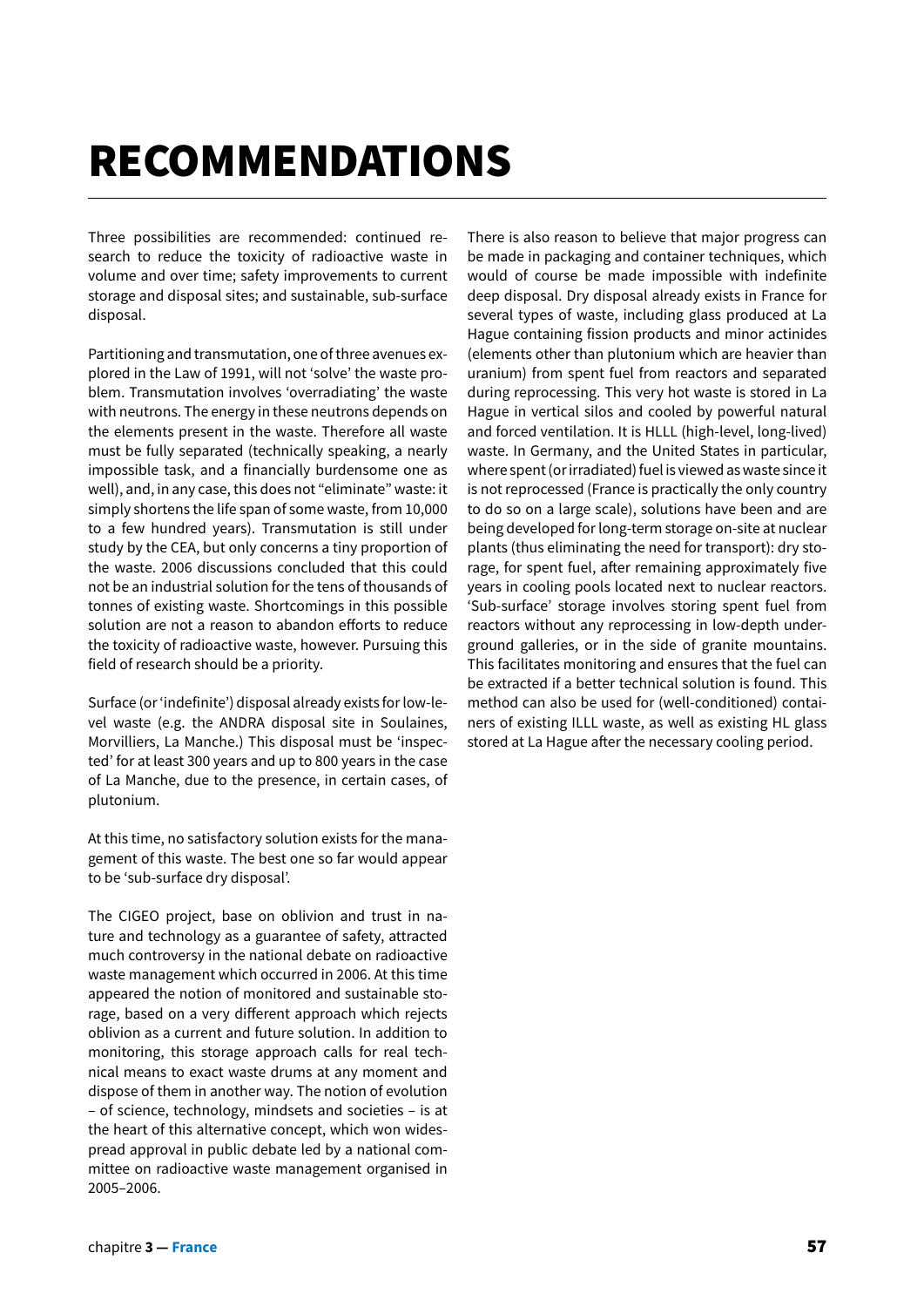# RECOMMENDATIONS

Three possibilities are recommended: continued research to reduce the toxicity of radioactive waste in volume and over time; safety improvements to current storage and disposal sites; and sustainable, sub-surface disposal.

Partitioning and transmutation, one of three avenues explored in the Law of 1991, will not 'solve' the waste problem. Transmutation involves 'overradiating' the waste with neutrons. The energy in these neutrons depends on the elements present in the waste. Therefore all waste must be fully separated (technically speaking, a nearly impossible task, and a financially burdensome one as well), and, in any case, this does not "eliminate" waste: it simply shortens the life span of some waste, from 10,000 to a few hundred years). Transmutation is still under study by the CEA, but only concerns a tiny proportion of the waste. 2006 discussions concluded that this could not be an industrial solution for the tens of thousands of tonnes of existing waste. Shortcomings in this possible solution are not a reason to abandon efforts to reduce the toxicity of radioactive waste, however. Pursuing this field of research should be a priority.

Surface (or 'indefinite') disposal already exists for low-level waste (e.g. the ANDRA disposal site in Soulaines, Morvilliers, La Manche.) This disposal must be 'inspected' for at least 300 years and up to 800 years in the case of La Manche, due to the presence, in certain cases, of plutonium.

At this time, no satisfactory solution exists for the management of this waste. The best one so far would appear to be 'sub-surface dry disposal'.

The CIGEO project, base on oblivion and trust in nature and technology as a guarantee of safety, attracted much controversy in the national debate on radioactive waste management which occurred in 2006. At this time appeared the notion of monitored and sustainable storage, based on a very different approach which rejects oblivion as a current and future solution. In addition to monitoring, this storage approach calls for real technical means to exact waste drums at any moment and dispose of them in another way. The notion of evolution – of science, technology, mindsets and societies – is at the heart of this alternative concept, which won widespread approval in public debate led by a national committee on radioactive waste management organised in 2005–2006.

There is also reason to believe that major progress can be made in packaging and container techniques, which would of course be made impossible with indefinite deep disposal. Dry disposal already exists in France for several types of waste, including glass produced at La Hague containing fission products and minor actinides (elements other than plutonium which are heavier than uranium) from spent fuel from reactors and separated during reprocessing. This very hot waste is stored in La Hague in vertical silos and cooled by powerful natural and forced ventilation. It is HLLL (high-level, long-lived) waste. In Germany, and the United States in particular, where spent (or irradiated) fuel is viewed as waste since it is not reprocessed (France is practically the only country to do so on a large scale), solutions have been and are being developed for long-term storage on-site at nuclear plants (thus eliminating the need for transport): dry storage, for spent fuel, after remaining approximately five years in cooling pools located next to nuclear reactors. 'Sub-surface' storage involves storing spent fuel from reactors without any reprocessing in low-depth underground galleries, or in the side of granite mountains. This facilitates monitoring and ensures that the fuel can be extracted if a better technical solution is found. This method can also be used for (well-conditioned) containers of existing ILLL waste, as well as existing HL glass stored at La Hague after the necessary cooling period.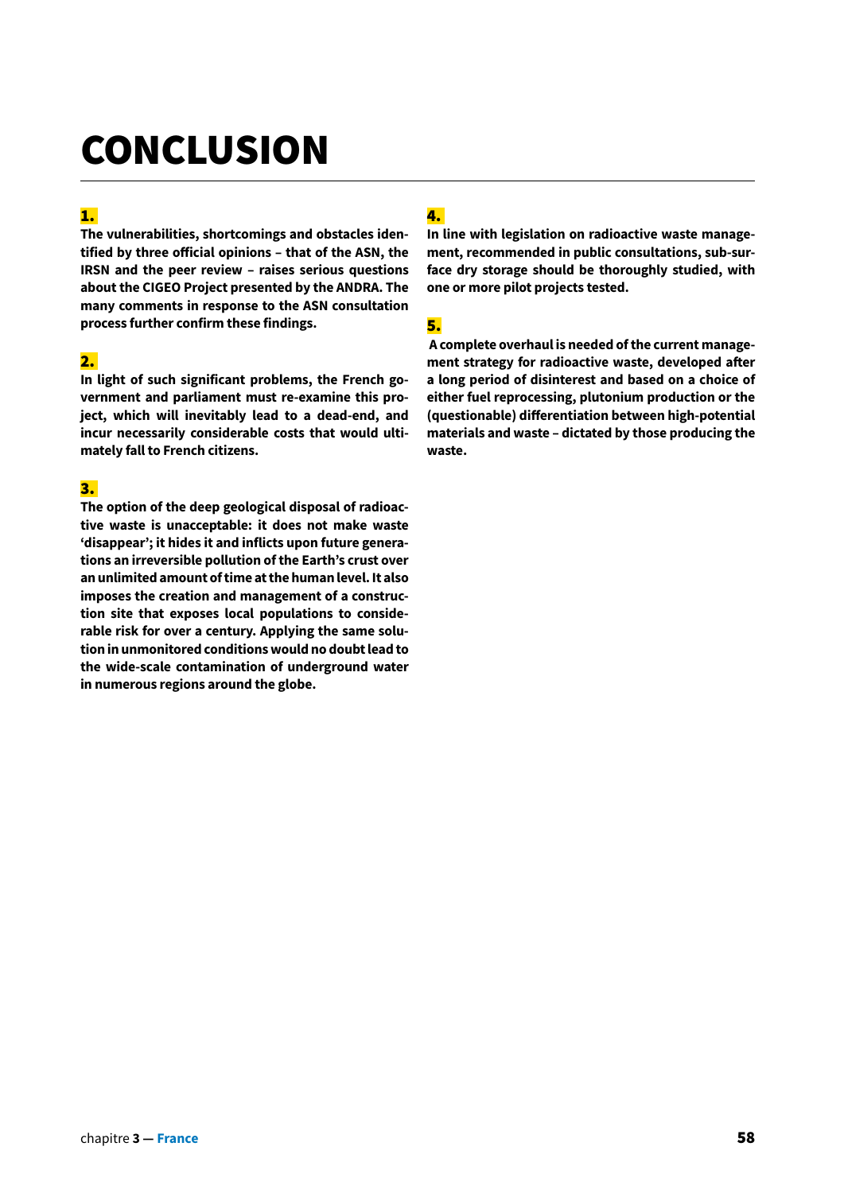# CONCLUSION

**1.**

**The vulnerabilities, shortcomings and obstacles identified by three official opinions – that of the ASN, the IRSN and the peer review – raises serious questions about the CIGEO Project presented by the ANDRA. The many comments in response to the ASN consultation process further confirm these findings.**

**2.**

**In light of such significant problems, the French government and parliament must re-examine this project, which will inevitably lead to a dead-end, and incur necessarily considerable costs that would ultimately fall to French citizens.**

**3.**

**The option of the deep geological disposal of radioactive waste is unacceptable: it does not make waste 'disappear'; it hides it and inflicts upon future generations an irreversible pollution of the Earth's crust over an unlimited amount of time at the human level. It also imposes the creation and management of a construction site that exposes local populations to considerable risk for over a century. Applying the same solution in unmonitored conditions would no doubt lead to the wide-scale contamination of underground water in numerous regions around the globe.**

**4.**

**In line with legislation on radioactive waste management, recommended in public consultations, sub-surface dry storage should be thoroughly studied, with one or more pilot projects tested.**

**5.**

**A complete overhaul is needed of the current management strategy for radioactive waste, developed after a long period of disinterest and based on a choice of either fuel reprocessing, plutonium production or the (questionable) differentiation between high-potential materials and waste – dictated by those producing the waste.**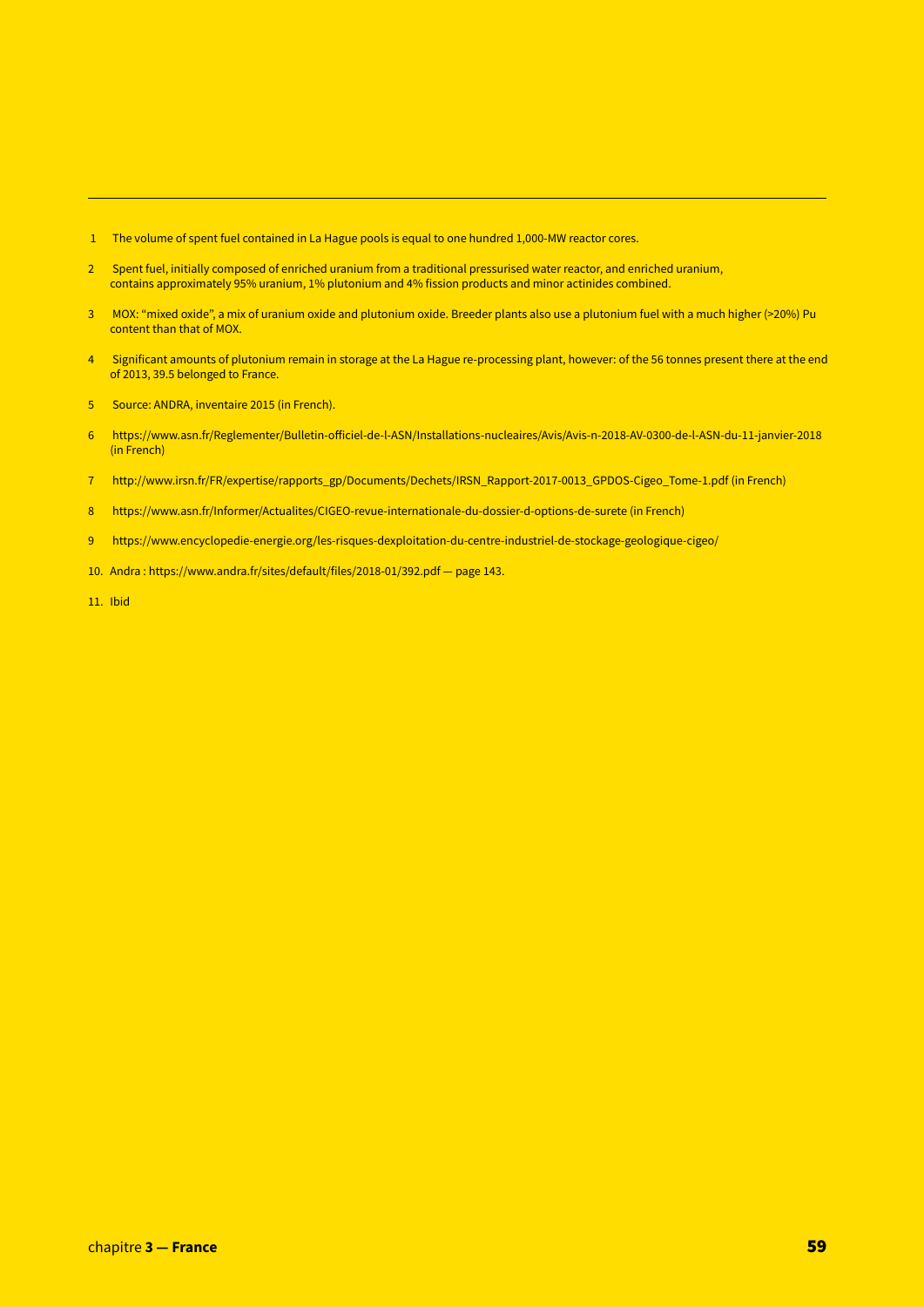---

1 The volume of spent fuel contained in La Hague pools is equal to one hundred 1,000-MW reactor cores.

2 Spent fuel, initially composed of enriched uranium from a traditional pressurised water reactor, and enriched uranium, contains approximately 95% uranium, 1% plutonium and 4% fission products and minor actinides combined.

3 MOX: "mixed oxide", a mix of uranium oxide and plutonium oxide. Breeder plants also use a plutonium fuel with a much higher (>20%) Pu content than that of MOX.

4 Significant amounts of plutonium remain in storage at the La Hague re-processing plant, however: of the 56 tonnes present there at the end of 2013, 39.5 belonged to France.

5 Source: ANDRA, inventaire 2015 (in French).

6 https://www.asn.fr/Reglementer/Bulletin-officiel-de-l-ASN/Installations-nucleaires/Avis/Avis-n-2018-AV-0300-de-l-ASN-du-11-janvier-2018 (in French)

7 http://www.irsn.fr/FR/expertise/rapports_gp/Documents/Dechets/IRSN_Rapport-2017-0013_GPDOS-Cigeo_Tome-1.pdf (in French)

8 https://www.asn.fr/Informer/Actualites/CIGEO-revue-internationale-du-dossier-d-options-de-surete (in French)

9 https://www.encyclopedie-energie.org/les-risques-dexploitation-du-centre-industriel-de-stockage-geologique-cigeo/

10. Andra : https://www.andra.fr/sites/default/files/2018-01/392.pdf — page 143.

11. Ibid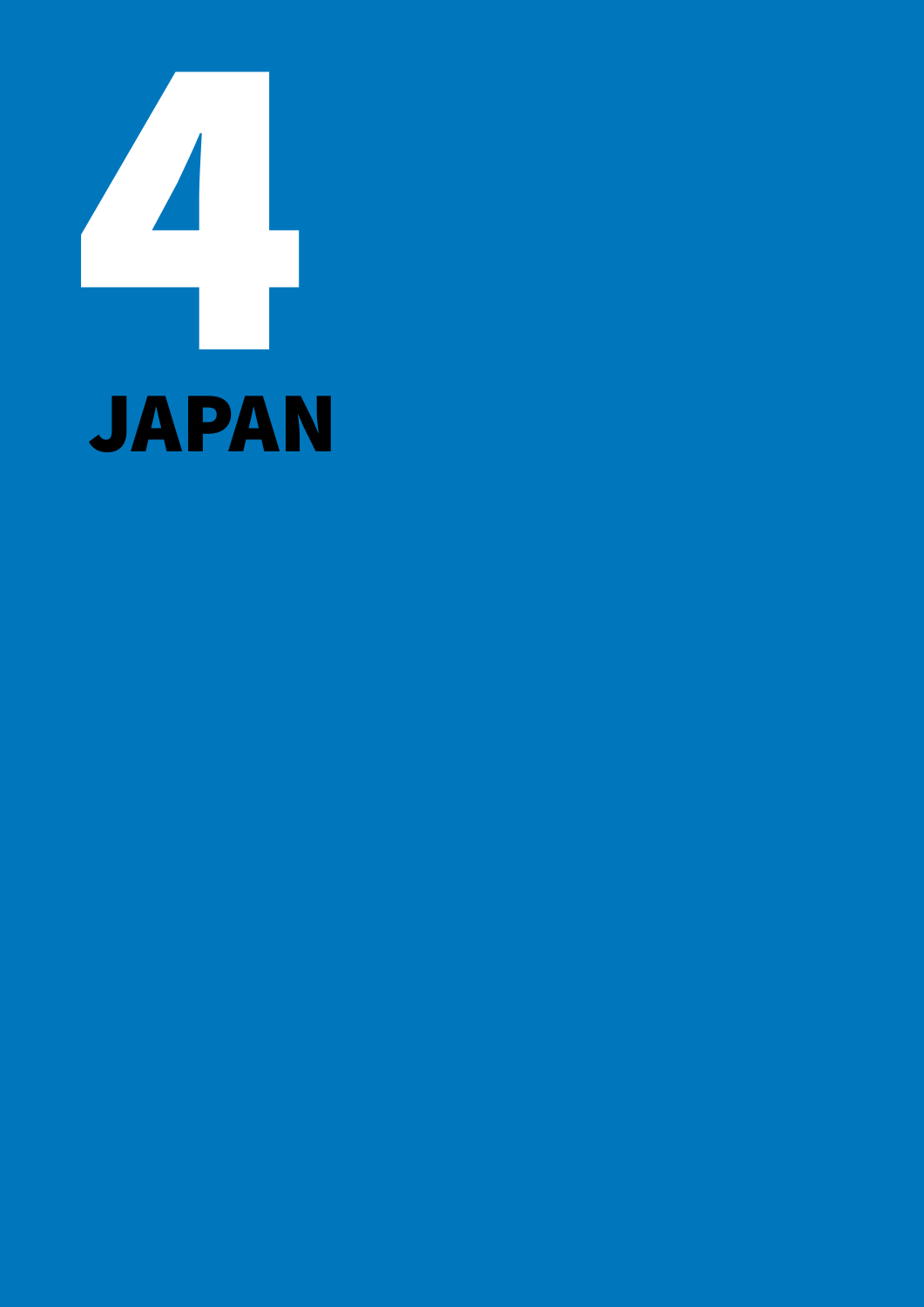# 4

# JAPAN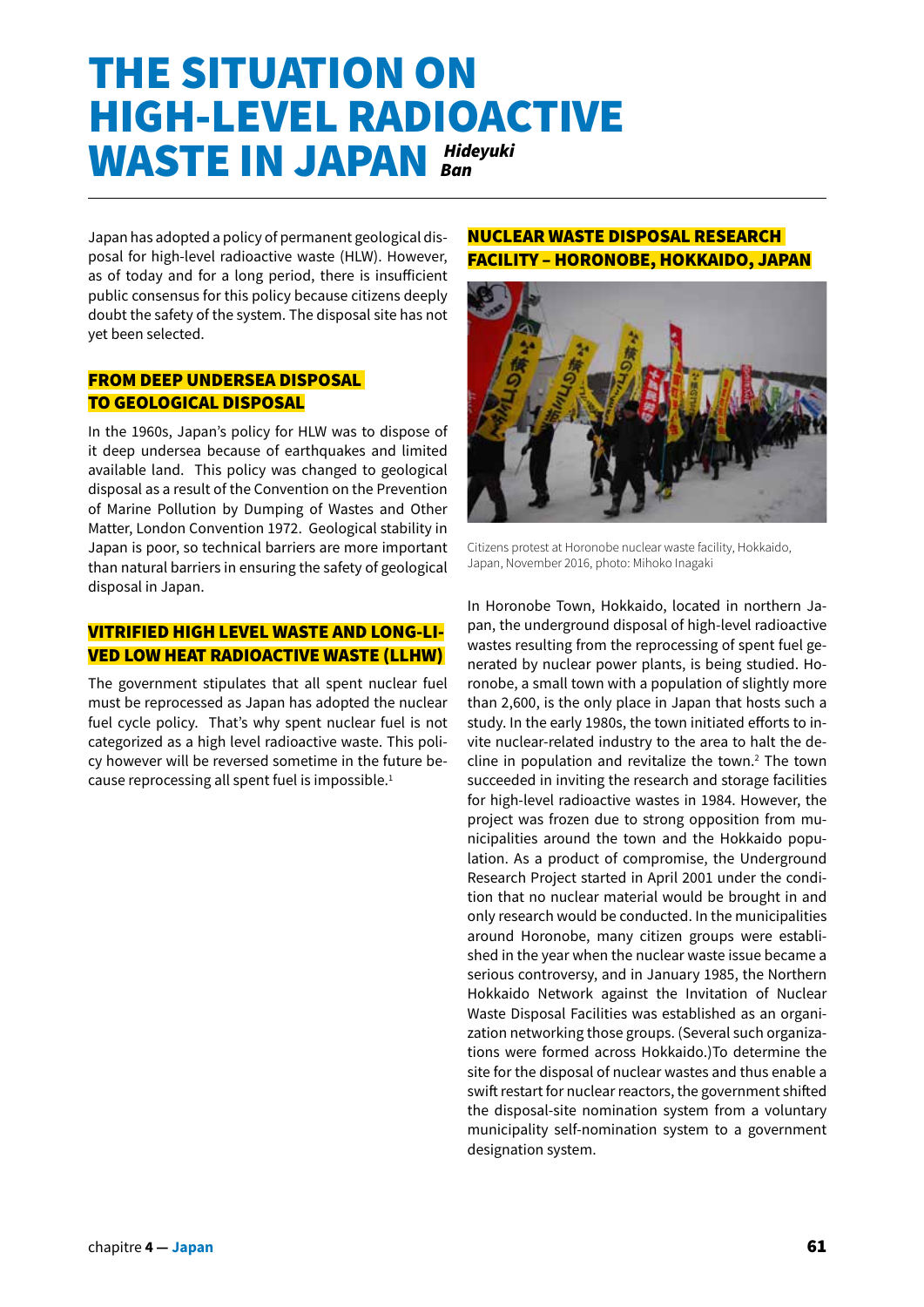# THE SITUATION ON HIGH-LEVEL RADIOACTIVE WASTE IN JAPAN

***Hideyuki Ban***

Japan has adopted a policy of permanent geological disposal for high-level radioactive waste (HLW). However, as of today and for a long period, there is insufficient public consensus for this policy because citizens deeply doubt the safety of the system. The disposal site has not yet been selected.

## FROM DEEP UNDERSEA DISPOSAL TO GEOLOGICAL DISPOSAL

In the 1960s, Japan's policy for HLW was to dispose of it deep undersea because of earthquakes and limited available land. This policy was changed to geological disposal as a result of the Convention on the Prevention of Marine Pollution by Dumping of Wastes and Other Matter, London Convention 1972. Geological stability in Japan is poor, so technical barriers are more important than natural barriers in ensuring the safety of geological disposal in Japan.

## VITRIFIED HIGH LEVEL WASTE AND LONG-LIVED LOW HEAT RADIOACTIVE WASTE (LLHW)

The government stipulates that all spent nuclear fuel must be reprocessed as Japan has adopted the nuclear fuel cycle policy. That's why spent nuclear fuel is not categorized as a high level radioactive waste. This policy however will be reversed sometime in the future because reprocessing all spent fuel is impossible.[1]

## NUCLEAR WASTE DISPOSAL RESEARCH FACILITY – HORONOBE, HOKKAIDO, JAPAN

Citizens protest at Horonobe nuclear waste facility, Hokkaido, Japan, November 2016, photo: Mihoko Inagaki

In Horonobe Town, Hokkaido, located in northern Japan, the underground disposal of high-level radioactive wastes resulting from the reprocessing of spent fuel generated by nuclear power plants, is being studied. Horonobe, a small town with a population of slightly more than 2,600, is the only place in Japan that hosts such a study. In the early 1980s, the town initiated efforts to invite nuclear-related industry to the area to halt the decline in population and revitalize the town.[2] The town succeeded in inviting the research and storage facilities for high-level radioactive wastes in 1984. However, the project was frozen due to strong opposition from municipalities around the town and the Hokkaido population. As a product of compromise, the Underground Research Project started in April 2001 under the condition that no nuclear material would be brought in and only research would be conducted. In the municipalities around Horonobe, many citizen groups were established in the year when the nuclear waste issue became a serious controversy, and in January 1985, the Northern Hokkaido Network against the Invitation of Nuclear Waste Disposal Facilities was established as an organization networking those groups. (Several such organizations were formed across Hokkaido.)To determine the site for the disposal of nuclear wastes and thus enable a swift restart for nuclear reactors, the government shifted the disposal-site nomination system from a voluntary municipality self-nomination system to a government designation system.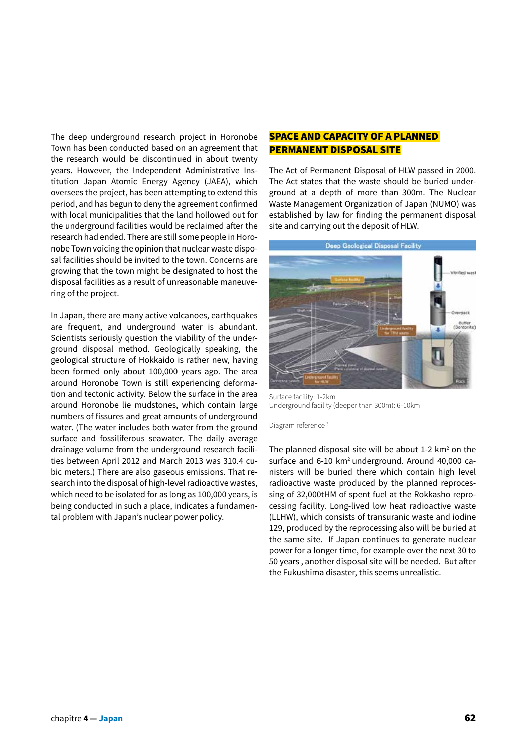The deep underground research project in Horonobe Town has been conducted based on an agreement that the research would be discontinued in about twenty years. However, the Independent Administrative Institution Japan Atomic Energy Agency (JAEA), which oversees the project, has been attempting to extend this period, and has begun to deny the agreement confirmed with local municipalities that the land hollowed out for the underground facilities would be reclaimed after the research had ended. There are still some people in Horonobe Town voicing the opinion that nuclear waste disposal facilities should be invited to the town. Concerns are growing that the town might be designated to host the disposal facilities as a result of unreasonable maneuvering of the project.

In Japan, there are many active volcanoes, earthquakes are frequent, and underground water is abundant. Scientists seriously question the viability of the underground disposal method. Geologically speaking, the geological structure of Hokkaido is rather new, having been formed only about 100,000 years ago. The area around Horonobe Town is still experiencing deformation and tectonic activity. Below the surface in the area around Horonobe lie mudstones, which contain large numbers of fissures and great amounts of underground water. (The water includes both water from the ground surface and fossiliferous seawater. The daily average drainage volume from the underground research facilities between April 2012 and March 2013 was 310.4 cubic meters.) There are also gaseous emissions. That research into the disposal of high-level radioactive wastes, which need to be isolated for as long as 100,000 years, is being conducted in such a place, indicates a fundamental problem with Japan's nuclear power policy.

## SPACE AND CAPACITY OF A PLANNED PERMANENT DISPOSAL SITE

The Act of Permanent Disposal of HLW passed in 2000. The Act states that the waste should be buried underground at a depth of more than 300m. The Nuclear Waste Management Organization of Japan (NUMO) was established by law for finding the permanent disposal site and carrying out the deposit of HLW.

Surface facility: 1-2km

Underground facility (deeper than 300m): 6-10km

Diagram reference [3]

The planned disposal site will be about 1-2 km$^2$ on the surface and 6-10 km$^2$ underground. Around 40,000 canisters will be buried there which contain high level radioactive waste produced by the planned reprocessing of 32,000tHM of spent fuel at the Rokkasho reprocessing facility. Long-lived low heat radioactive waste (LLHW), which consists of transuranic waste and iodine 129, produced by the reprocessing also will be buried at the same site. If Japan continues to generate nuclear power for a longer time, for example over the next 30 to 50 years , another disposal site will be needed. But after the Fukushima disaster, this seems unrealistic.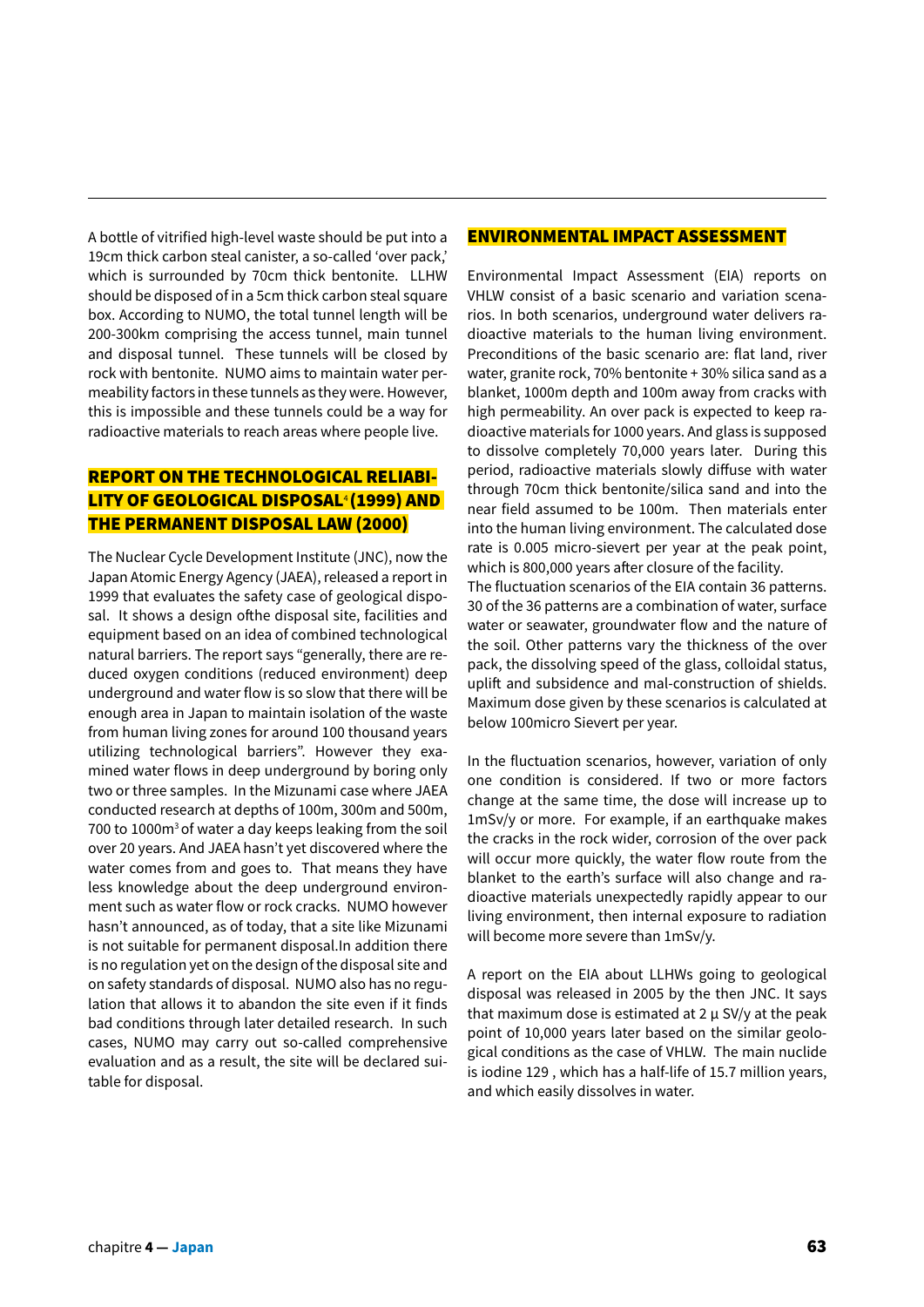A bottle of vitrified high-level waste should be put into a 19cm thick carbon steal canister, a so-called 'over pack,' which is surrounded by 70cm thick bentonite. LLHW should be disposed of in a 5cm thick carbon steal square box. According to NUMO, the total tunnel length will be 200-300km comprising the access tunnel, main tunnel and disposal tunnel. These tunnels will be closed by rock with bentonite. NUMO aims to maintain water permeability factors in these tunnels as they were. However, this is impossible and these tunnels could be a way for radioactive materials to reach areas where people live.

## REPORT ON THE TECHNOLOGICAL RELIABILITY OF GEOLOGICAL DISPOSAL[4] (1999) AND THE PERMANENT DISPOSAL LAW (2000)

The Nuclear Cycle Development Institute (JNC), now the Japan Atomic Energy Agency (JAEA), released a report in 1999 that evaluates the safety case of geological disposal. It shows a design ofthe disposal site, facilities and equipment based on an idea of combined technological natural barriers. The report says "generally, there are reduced oxygen conditions (reduced environment) deep underground and water flow is so slow that there will be enough area in Japan to maintain isolation of the waste from human living zones for around 100 thousand years utilizing technological barriers". However they examined water flows in deep underground by boring only two or three samples. In the Mizunami case where JAEA conducted research at depths of 100m, 300m and 500m, 700 to 1000m$^3$ of water a day keeps leaking from the soil over 20 years. And JAEA hasn't yet discovered where the water comes from and goes to. That means they have less knowledge about the deep underground environment such as water flow or rock cracks. NUMO however hasn't announced, as of today, that a site like Mizunami is not suitable for permanent disposal.In addition there is no regulation yet on the design of the disposal site and on safety standards of disposal. NUMO also has no regulation that allows it to abandon the site even if it finds bad conditions through later detailed research. In such cases, NUMO may carry out so-called comprehensive evaluation and as a result, the site will be declared suitable for disposal.

## ENVIRONMENTAL IMPACT ASSESSMENT

Environmental Impact Assessment (EIA) reports on VHLW consist of a basic scenario and variation scenarios. In both scenarios, underground water delivers radioactive materials to the human living environment. Preconditions of the basic scenario are: flat land, river water, granite rock, 70% bentonite + 30% silica sand as a blanket, 1000m depth and 100m away from cracks with high permeability. An over pack is expected to keep radioactive materials for 1000 years. And glass is supposed to dissolve completely 70,000 years later. During this period, radioactive materials slowly diffuse with water through 70cm thick bentonite/silica sand and into the near field assumed to be 100m. Then materials enter into the human living environment. The calculated dose rate is 0.005 micro-sievert per year at the peak point, which is 800,000 years after closure of the facility.
The fluctuation scenarios of the EIA contain 36 patterns. 30 of the 36 patterns are a combination of water, surface water or seawater, groundwater flow and the nature of the soil. Other patterns vary the thickness of the over pack, the dissolving speed of the glass, colloidal status, uplift and subsidence and mal-construction of shields. Maximum dose given by these scenarios is calculated at below 100micro Sievert per year.

In the fluctuation scenarios, however, variation of only one condition is considered. If two or more factors change at the same time, the dose will increase up to 1mSv/y or more. For example, if an earthquake makes the cracks in the rock wider, corrosion of the over pack will occur more quickly, the water flow route from the blanket to the earth's surface will also change and radioactive materials unexpectedly rapidly appear to our living environment, then internal exposure to radiation will become more severe than 1mSv/y.

A report on the EIA about LLHWs going to geological disposal was released in 2005 by the then JNC. It says that maximum dose is estimated at 2 µ SV/y at the peak point of 10,000 years later based on the similar geological conditions as the case of VHLW. The main nuclide is iodine 129 , which has a half-life of 15.7 million years, and which easily dissolves in water.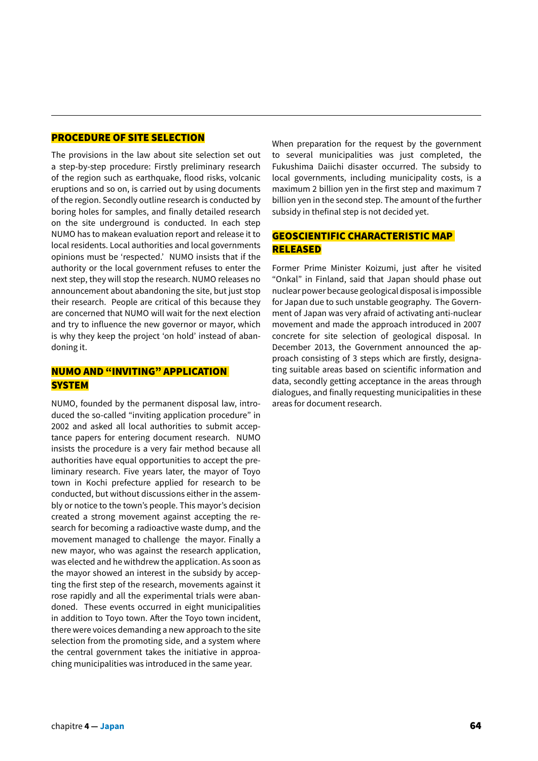## PROCEDURE OF SITE SELECTION

The provisions in the law about site selection set out a step-by-step procedure: Firstly preliminary research of the region such as earthquake, flood risks, volcanic eruptions and so on, is carried out by using documents of the region. Secondly outline research is conducted by boring holes for samples, and finally detailed research on the site underground is conducted. In each step NUMO has to makean evaluation report and release it to local residents. Local authorities and local governments opinions must be 'respected.' NUMO insists that if the authority or the local government refuses to enter the next step, they will stop the research. NUMO releases no announcement about abandoning the site, but just stop their research. People are critical of this because they are concerned that NUMO will wait for the next election and try to influence the new governor or mayor, which is why they keep the project 'on hold' instead of abandoning it.

## NUMO AND "INVITING" APPLICATION SYSTEM

NUMO, founded by the permanent disposal law, introduced the so-called "inviting application procedure" in 2002 and asked all local authorities to submit acceptance papers for entering document research. NUMO insists the procedure is a very fair method because all authorities have equal opportunities to accept the preliminary research. Five years later, the mayor of Toyo town in Kochi prefecture applied for research to be conducted, but without discussions either in the assembly or notice to the town's people. This mayor's decision created a strong movement against accepting the research for becoming a radioactive waste dump, and the movement managed to challenge the mayor. Finally a new mayor, who was against the research application, was elected and he withdrew the application. As soon as the mayor showed an interest in the subsidy by accepting the first step of the research, movements against it rose rapidly and all the experimental trials were abandoned. These events occurred in eight municipalities in addition to Toyo town. After the Toyo town incident, there were voices demanding a new approach to the site selection from the promoting side, and a system where the central government takes the initiative in approaching municipalities was introduced in the same year.

When preparation for the request by the government to several municipalities was just completed, the Fukushima Daiichi disaster occurred. The subsidy to local governments, including municipality costs, is a maximum 2 billion yen in the first step and maximum 7 billion yen in the second step. The amount of the further subsidy in thefinal step is not decided yet.

## GEOSCIENTIFIC CHARACTERISTIC MAP RELEASED

Former Prime Minister Koizumi, just after he visited "Onkal" in Finland, said that Japan should phase out nuclear power because geological disposal is impossible for Japan due to such unstable geography. The Government of Japan was very afraid of activating anti-nuclear movement and made the approach introduced in 2007 concrete for site selection of geological disposal. In December 2013, the Government announced the approach consisting of 3 steps which are firstly, designating suitable areas based on scientific information and data, secondly getting acceptance in the areas through dialogues, and finally requesting municipalities in these areas for document research.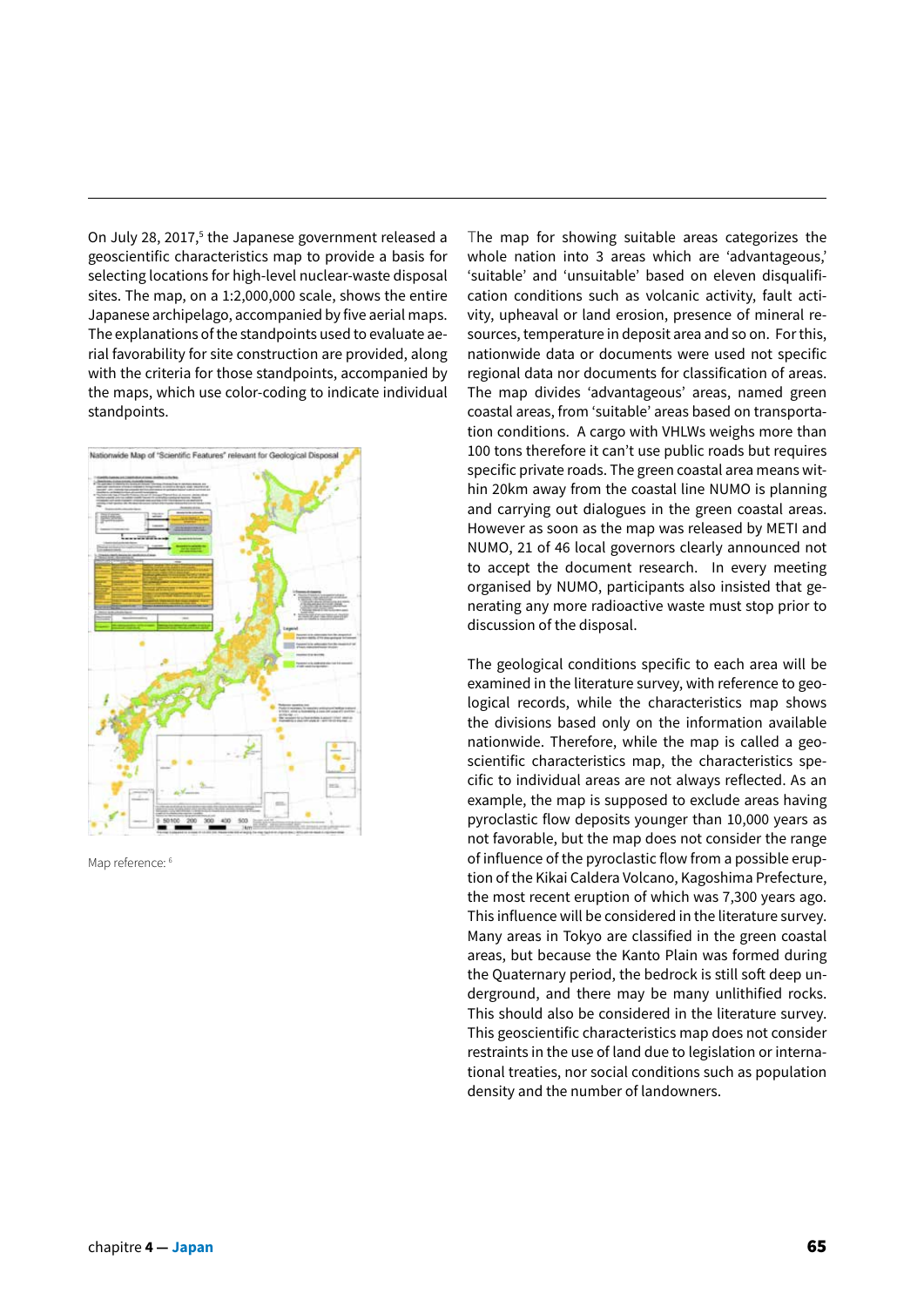On July 28, 2017,[5] the Japanese government released a geoscientific characteristics map to provide a basis for selecting locations for high-level nuclear-waste disposal sites. The map, on a 1:2,000,000 scale, shows the entire Japanese archipelago, accompanied by five aerial maps. The explanations of the standpoints used to evaluate aerial favorability for site construction are provided, along with the criteria for those standpoints, accompanied by the maps, which use color-coding to indicate individual standpoints.

Map reference: [6]

The map for showing suitable areas categorizes the whole nation into 3 areas which are 'advantageous,' 'suitable' and 'unsuitable' based on eleven disqualification conditions such as volcanic activity, fault activity, upheaval or land erosion, presence of mineral resources, temperature in deposit area and so on. For this, nationwide data or documents were used not specific regional data nor documents for classification of areas. The map divides 'advantageous' areas, named green coastal areas, from 'suitable' areas based on transportation conditions. A cargo with VHLWs weighs more than 100 tons therefore it can't use public roads but requires specific private roads. The green coastal area means within 20km away from the coastal line NUMO is planning and carrying out dialogues in the green coastal areas. However as soon as the map was released by METI and NUMO, 21 of 46 local governors clearly announced not to accept the document research. In every meeting organised by NUMO, participants also insisted that generating any more radioactive waste must stop prior to discussion of the disposal.

The geological conditions specific to each area will be examined in the literature survey, with reference to geological records, while the characteristics map shows the divisions based only on the information available nationwide. Therefore, while the map is called a geoscientific characteristics map, the characteristics specific to individual areas are not always reflected. As an example, the map is supposed to exclude areas having pyroclastic flow deposits younger than 10,000 years as not favorable, but the map does not consider the range of influence of the pyroclastic flow from a possible eruption of the Kikai Caldera Volcano, Kagoshima Prefecture, the most recent eruption of which was 7,300 years ago. This influence will be considered in the literature survey. Many areas in Tokyo are classified in the green coastal areas, but because the Kanto Plain was formed during the Quaternary period, the bedrock is still soft deep underground, and there may be many unlithified rocks. This should also be considered in the literature survey. This geoscientific characteristics map does not consider restraints in the use of land due to legislation or international treaties, nor social conditions such as population density and the number of landowners.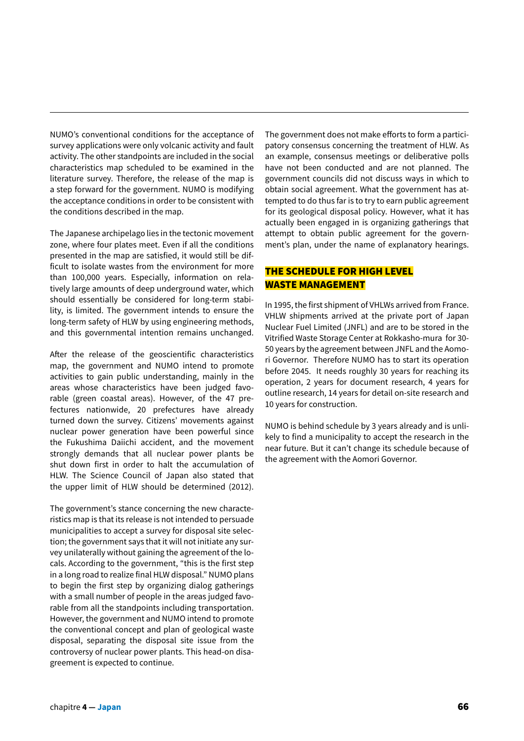NUMO's conventional conditions for the acceptance of survey applications were only volcanic activity and fault activity. The other standpoints are included in the social characteristics map scheduled to be examined in the literature survey. Therefore, the release of the map is a step forward for the government. NUMO is modifying the acceptance conditions in order to be consistent with the conditions described in the map.

The Japanese archipelago lies in the tectonic movement zone, where four plates meet. Even if all the conditions presented in the map are satisfied, it would still be difficult to isolate wastes from the environment for more than 100,000 years. Especially, information on relatively large amounts of deep underground water, which should essentially be considered for long-term stability, is limited. The government intends to ensure the long-term safety of HLW by using engineering methods, and this governmental intention remains unchanged.

After the release of the geoscientific characteristics map, the government and NUMO intend to promote activities to gain public understanding, mainly in the areas whose characteristics have been judged favorable (green coastal areas). However, of the 47 prefectures nationwide, 20 prefectures have already turned down the survey. Citizens' movements against nuclear power generation have been powerful since the Fukushima Daiichi accident, and the movement strongly demands that all nuclear power plants be shut down first in order to halt the accumulation of HLW. The Science Council of Japan also stated that the upper limit of HLW should be determined (2012).

The government's stance concerning the new characteristics map is that its release is not intended to persuade municipalities to accept a survey for disposal site selection; the government says that it will not initiate any survey unilaterally without gaining the agreement of the locals. According to the government, "this is the first step in a long road to realize final HLW disposal." NUMO plans to begin the first step by organizing dialog gatherings with a small number of people in the areas judged favorable from all the standpoints including transportation. However, the government and NUMO intend to promote the conventional concept and plan of geological waste disposal, separating the disposal site issue from the controversy of nuclear power plants. This head-on disagreement is expected to continue.

The government does not make efforts to form a participatory consensus concerning the treatment of HLW. As an example, consensus meetings or deliberative polls have not been conducted and are not planned. The government councils did not discuss ways in which to obtain social agreement. What the government has attempted to do thus far is to try to earn public agreement for its geological disposal policy. However, what it has actually been engaged in is organizing gatherings that attempt to obtain public agreement for the government's plan, under the name of explanatory hearings.

## THE SCHEDULE FOR HIGH LEVEL WASTE MANAGEMENT

In 1995, the first shipment of VHLWs arrived from France. VHLW shipments arrived at the private port of Japan Nuclear Fuel Limited (JNFL) and are to be stored in the Vitrified Waste Storage Center at Rokkasho-mura for 30-50 years by the agreement between JNFL and the Aomori Governor. Therefore NUMO has to start its operation before 2045. It needs roughly 30 years for reaching its operation, 2 years for document research, 4 years for outline research, 14 years for detail on-site research and 10 years for construction.

NUMO is behind schedule by 3 years already and is unlikely to find a municipality to accept the research in the near future. But it can't change its schedule because of the agreement with the Aomori Governor.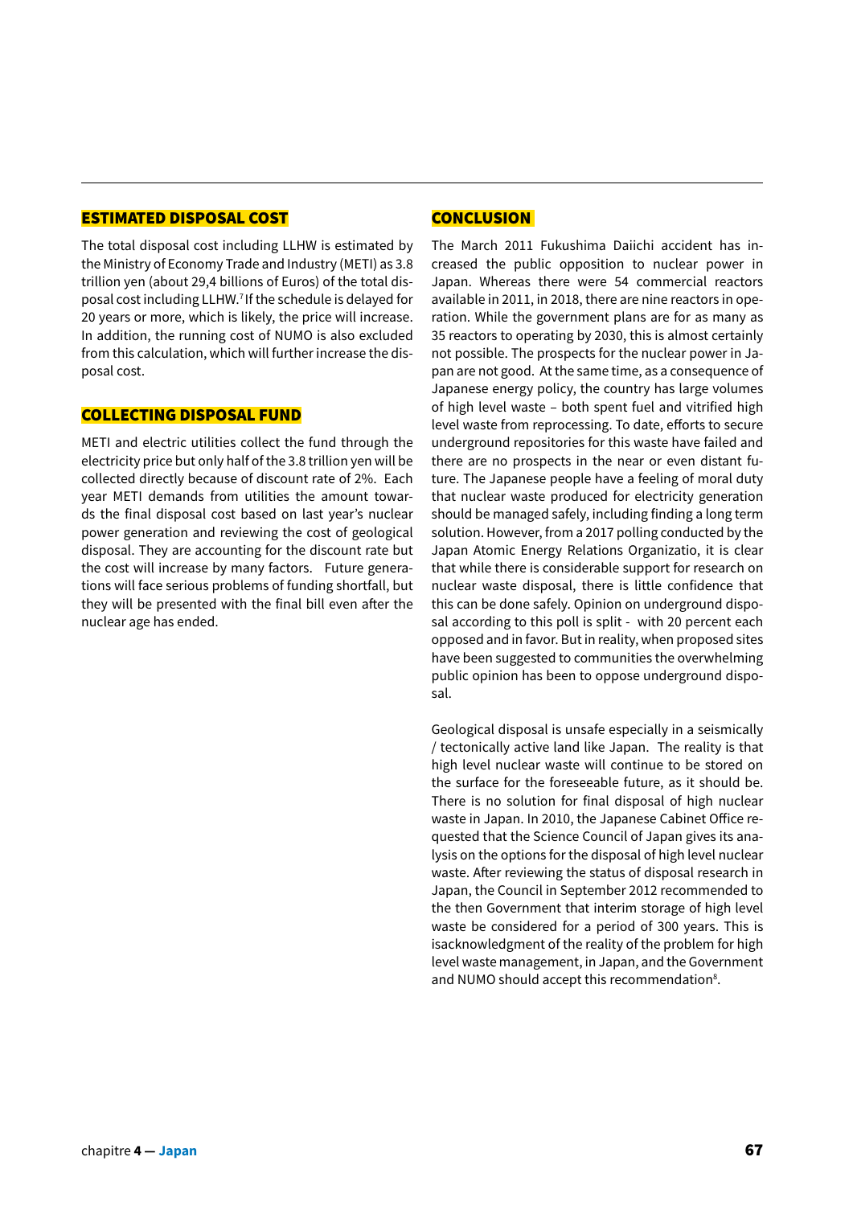## ESTIMATED DISPOSAL COST

The total disposal cost including LLHW is estimated by the Ministry of Economy Trade and Industry (METI) as 3.8 trillion yen (about 29,4 billions of Euros) of the total disposal cost including LLHW.[7] If the schedule is delayed for 20 years or more, which is likely, the price will increase. In addition, the running cost of NUMO is also excluded from this calculation, which will further increase the disposal cost.

## COLLECTING DISPOSAL FUND

METI and electric utilities collect the fund through the electricity price but only half of the 3.8 trillion yen will be collected directly because of discount rate of 2%. Each year METI demands from utilities the amount towards the final disposal cost based on last year's nuclear power generation and reviewing the cost of geological disposal. They are accounting for the discount rate but the cost will increase by many factors. Future generations will face serious problems of funding shortfall, but they will be presented with the final bill even after the nuclear age has ended.

## CONCLUSION

The March 2011 Fukushima Daiichi accident has increased the public opposition to nuclear power in Japan. Whereas there were 54 commercial reactors available in 2011, in 2018, there are nine reactors in operation. While the government plans are for as many as 35 reactors to operating by 2030, this is almost certainly not possible. The prospects for the nuclear power in Japan are not good. At the same time, as a consequence of Japanese energy policy, the country has large volumes of high level waste – both spent fuel and vitrified high level waste from reprocessing. To date, efforts to secure underground repositories for this waste have failed and there are no prospects in the near or even distant future. The Japanese people have a feeling of moral duty that nuclear waste produced for electricity generation should be managed safely, including finding a long term solution. However, from a 2017 polling conducted by the Japan Atomic Energy Relations Organizatio, it is clear that while there is considerable support for research on nuclear waste disposal, there is little confidence that this can be done safely. Opinion on underground disposal according to this poll is split - with 20 percent each opposed and in favor. But in reality, when proposed sites have been suggested to communities the overwhelming public opinion has been to oppose underground disposal.

Geological disposal is unsafe especially in a seismically / tectonically active land like Japan. The reality is that high level nuclear waste will continue to be stored on the surface for the foreseeable future, as it should be. There is no solution for final disposal of high nuclear waste in Japan. In 2010, the Japanese Cabinet Office requested that the Science Council of Japan gives its analysis on the options for the disposal of high level nuclear waste. After reviewing the status of disposal research in Japan, the Council in September 2012 recommended to the then Government that interim storage of high level waste be considered for a period of 300 years. This is isacknowledgment of the reality of the problem for high level waste management, in Japan, and the Government and NUMO should accept this recommendation[8].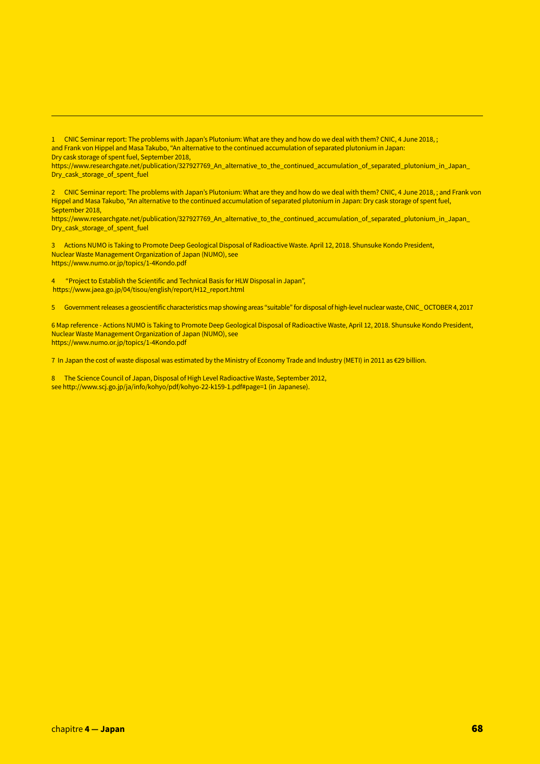1 CNIC Seminar report: The problems with Japan's Plutonium: What are they and how do we deal with them? CNIC, 4 June 2018, ; and Frank von Hippel and Masa Takubo, "An alternative to the continued accumulation of separated plutonium in Japan: Dry cask storage of spent fuel, September 2018, https://www.researchgate.net/publication/327927769_An_alternative_to_the_continued_accumulation_of_separated_plutonium_in_Japan_Dry_cask_storage_of_spent_fuel

2 CNIC Seminar report: The problems with Japan's Plutonium: What are they and how do we deal with them? CNIC, 4 June 2018, ; and Frank von Hippel and Masa Takubo, "An alternative to the continued accumulation of separated plutonium in Japan: Dry cask storage of spent fuel, September 2018, https://www.researchgate.net/publication/327927769_An_alternative_to_the_continued_accumulation_of_separated_plutonium_in_Japan_Dry_cask_storage_of_spent_fuel

3 Actions NUMO is Taking to Promote Deep Geological Disposal of Radioactive Waste. April 12, 2018. Shunsuke Kondo President, Nuclear Waste Management Organization of Japan (NUMO), see https://www.numo.or.jp/topics/1-4Kondo.pdf

4 "Project to Establish the Scientific and Technical Basis for HLW Disposal in Japan", https://www.jaea.go.jp/04/tisou/english/report/H12_report.html

5 Government releases a geoscientific characteristics map showing areas "suitable" for disposal of high-level nuclear waste, CNIC_ OCTOBER 4, 2017

6 Map reference - Actions NUMO is Taking to Promote Deep Geological Disposal of Radioactive Waste, April 12, 2018. Shunsuke Kondo President, Nuclear Waste Management Organization of Japan (NUMO), see https://www.numo.or.jp/topics/1-4Kondo.pdf

7 In Japan the cost of waste disposal was estimated by the Ministry of Economy Trade and Industry (METI) in 2011 as €29 billion.

8 The Science Council of Japan, Disposal of High Level Radioactive Waste, September 2012, see http://www.scj.go.jp/ja/info/kohyo/pdf/kohyo-22-k159-1.pdf#page=1 (in Japanese).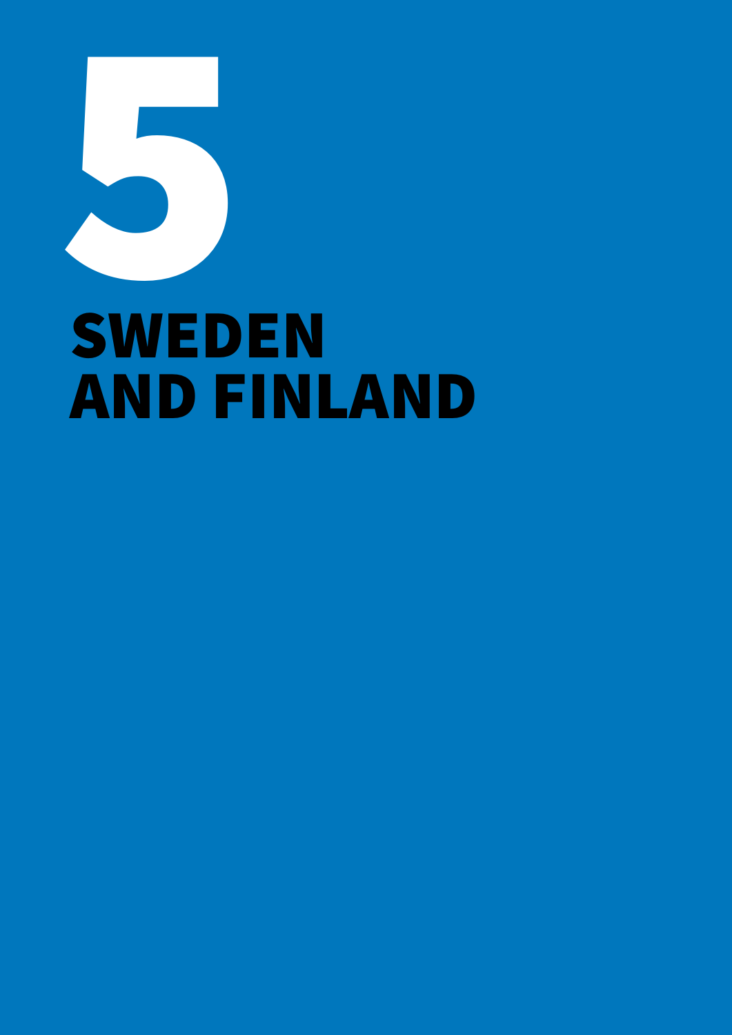# 5

# SWEDEN AND FINLAND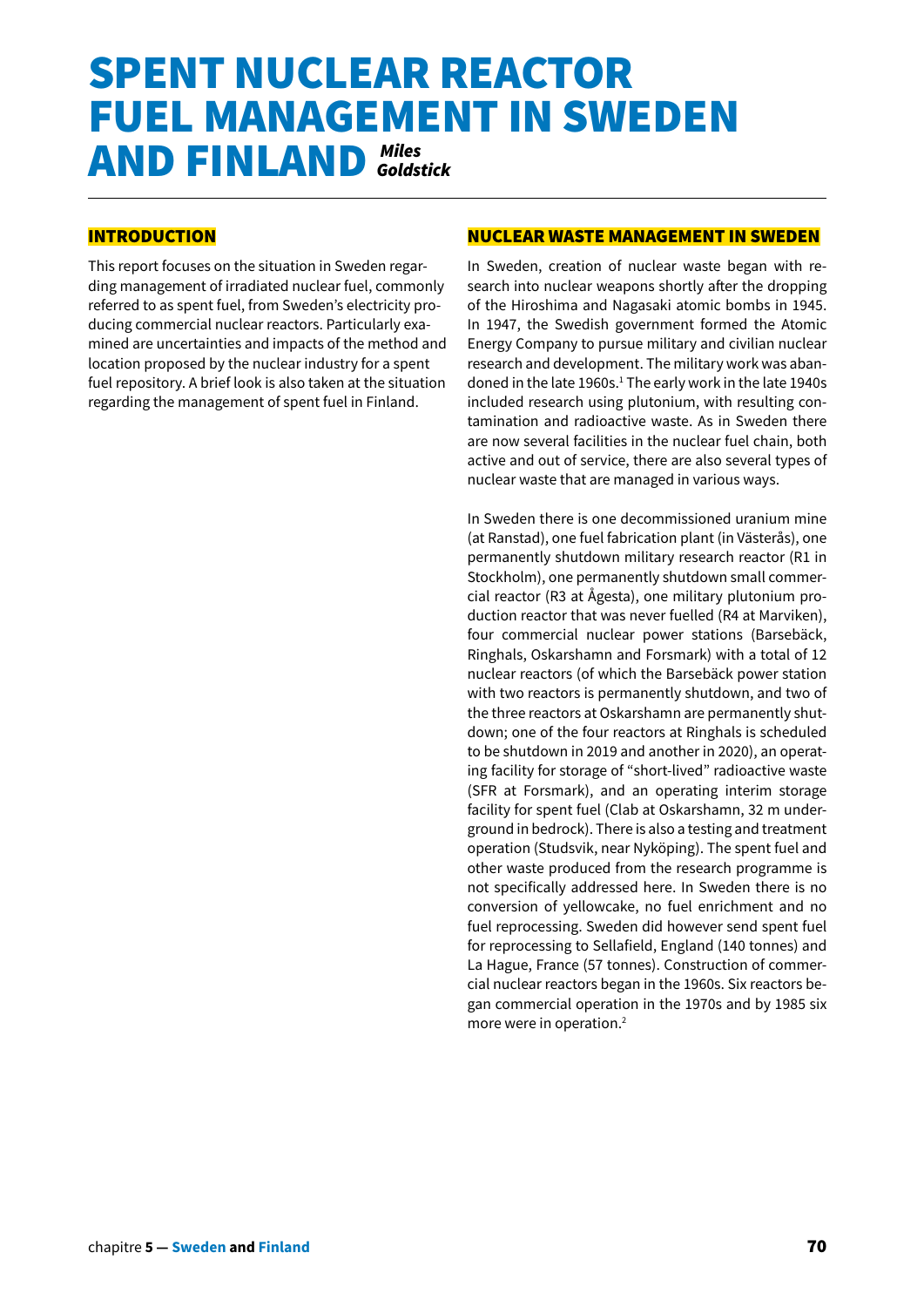# SPENT NUCLEAR REACTOR FUEL MANAGEMENT IN SWEDEN AND FINLAND

***Miles Goldstick***

## INTRODUCTION

This report focuses on the situation in Sweden regarding management of irradiated nuclear fuel, commonly referred to as spent fuel, from Sweden's electricity producing commercial nuclear reactors. Particularly examined are uncertainties and impacts of the method and location proposed by the nuclear industry for a spent fuel repository. A brief look is also taken at the situation regarding the management of spent fuel in Finland.

## NUCLEAR WASTE MANAGEMENT IN SWEDEN

In Sweden, creation of nuclear waste began with research into nuclear weapons shortly after the dropping of the Hiroshima and Nagasaki atomic bombs in 1945. In 1947, the Swedish government formed the Atomic Energy Company to pursue military and civilian nuclear research and development. The military work was abandoned in the late 1960s.[1] The early work in the late 1940s included research using plutonium, with resulting contamination and radioactive waste. As in Sweden there are now several facilities in the nuclear fuel chain, both active and out of service, there are also several types of nuclear waste that are managed in various ways.

In Sweden there is one decommissioned uranium mine (at Ranstad), one fuel fabrication plant (in Västerås), one permanently shutdown military research reactor (R1 in Stockholm), one permanently shutdown small commercial reactor (R3 at Ågesta), one military plutonium production reactor that was never fuelled (R4 at Marviken), four commercial nuclear power stations (Barsebäck, Ringhals, Oskarshamn and Forsmark) with a total of 12 nuclear reactors (of which the Barsebäck power station with two reactors is permanently shutdown, and two of the three reactors at Oskarshamn are permanently shutdown; one of the four reactors at Ringhals is scheduled to be shutdown in 2019 and another in 2020), an operating facility for storage of "short-lived" radioactive waste (SFR at Forsmark), and an operating interim storage facility for spent fuel (Clab at Oskarshamn, 32 m underground in bedrock). There is also a testing and treatment operation (Studsvik, near Nyköping). The spent fuel and other waste produced from the research programme is not specifically addressed here. In Sweden there is no conversion of yellowcake, no fuel enrichment and no fuel reprocessing. Sweden did however send spent fuel for reprocessing to Sellafield, England (140 tonnes) and La Hague, France (57 tonnes). Construction of commercial nuclear reactors began in the 1960s. Six reactors began commercial operation in the 1970s and by 1985 six more were in operation.[2]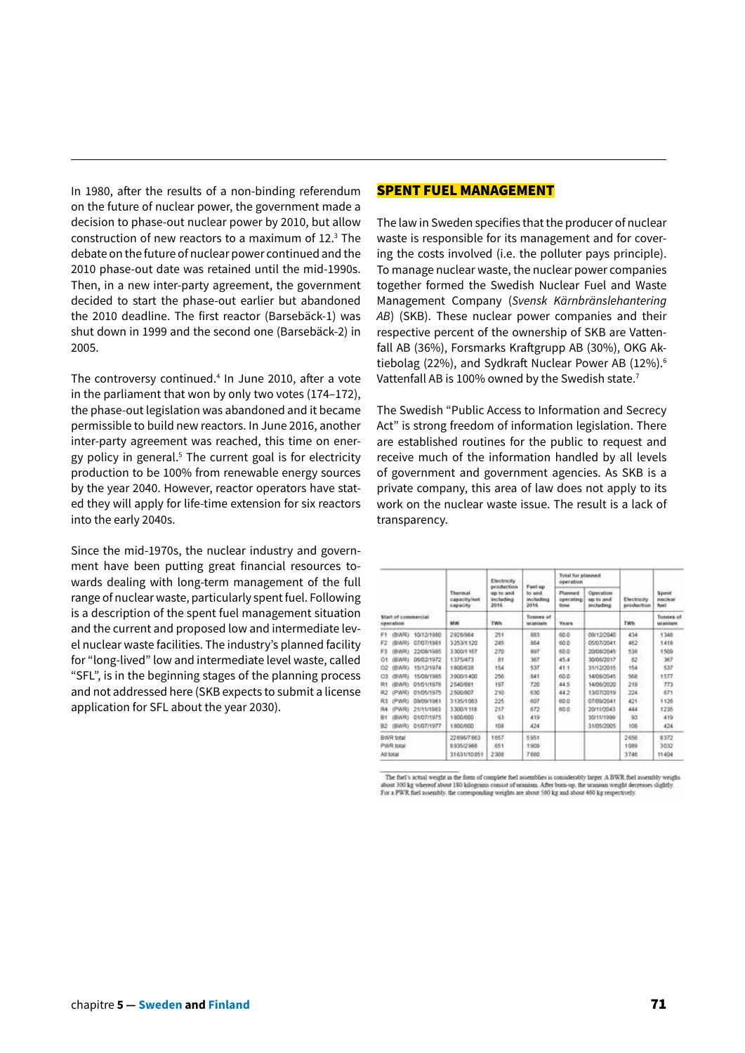In 1980, after the results of a non-binding referendum on the future of nuclear power, the government made a decision to phase-out nuclear power by 2010, but allow construction of new reactors to a maximum of 12.[3] The debate on the future of nuclear power continued and the 2010 phase-out date was retained until the mid-1990s. Then, in a new inter-party agreement, the government decided to start the phase-out earlier but abandoned the 2010 deadline. The first reactor (Barsebäck-1) was shut down in 1999 and the second one (Barsebäck-2) in 2005.

The controversy continued.[4] In June 2010, after a vote in the parliament that won by only two votes (174–172), the phase-out legislation was abandoned and it became permissible to build new reactors. In June 2016, another inter-party agreement was reached, this time on energy policy in general.[5] The current goal is for electricity production to be 100% from renewable energy sources by the year 2040. However, reactor operators have stated they will apply for life-time extension for six reactors into the early 2040s.

Since the mid-1970s, the nuclear industry and government have been putting great financial resources towards dealing with long-term management of the full range of nuclear waste, particularly spent fuel. Following is a description of the spent fuel management situation and the current and proposed low and intermediate level nuclear waste facilities. The industry's planned facility for "long-lived" low and intermediate level waste, called "SFL", is in the beginning stages of the planning process and not addressed here (SKB expects to submit a license application for SFL about the year 2030).

## SPENT FUEL MANAGEMENT

The law in Sweden specifies that the producer of nuclear waste is responsible for its management and for covering the costs involved (i.e. the polluter pays principle). To manage nuclear waste, the nuclear power companies together formed the Swedish Nuclear Fuel and Waste Management Company (*Svensk Kärnbränslehantering AB*) (SKB). These nuclear power companies and their respective percent of the ownership of SKB are Vattenfall AB (36%), Forsmarks Kraftgrupp AB (30%), OKG Aktiebolag (22%), and Sydkraft Nuclear Power AB (12%).[6] Vattenfall AB is 100% owned by the Swedish state.[7]

The Swedish "Public Access to Information and Secrecy Act" is strong freedom of information legislation. There are established routines for the public to request and receive much of the information handled by all levels of government and government agencies. As SKB is a private company, this area of law does not apply to its work on the nuclear waste issue. The result is a lack of transparency.

| | Thermal capacity/net capacity | Electricity production up to and including 2016 | Fuel up to and including 2016 | Total for planned operation: Planned operating time | Total for planned operation: Operation up to and including | Electricity production | Spent nuclear fuel |
|---|---|---|---|---|---|---|---|
| Start of commercial operation | MW | TWh | Tonnes of uranium | Years | | TWh | Tonnes of uranium |
| F1 (BWR) 10/12/1980 | 2928/984 | 251 | 883 | 60.0 | 08/12/2040 | 434 | 1348 |
| F2 (BWR) 07/07/1981 | 3253/1120 | 245 | 864 | 60.0 | 05/07/2041 | 462 | 1418 |
| F3 (BWR) 22/08/1985 | 3300/1167 | 270 | 897 | 60.0 | 20/08/2045 | 536 | 1509 |
| O1 (BWR) 06/02/1972 | 1375/473 | 81 | 367 | 45.4 | 30/06/2017 | 82 | 367 |
| O2 (BWR) 15/12/1974 | 1800/638 | 154 | 537 | 41.1 | 31/12/2015 | 154 | 537 |
| O3 (BWR) 15/08/1985 | 3900/1400 | 256 | 841 | 60.0 | 14/08/2045 | 566 | 1577 |
| R1 (BWR) 01/01/1976 | 2540/881 | 197 | 720 | 44.5 | 14/06/2020 | 219 | 773 |
| R2 (PWR) 01/05/1975 | 2500/807 | 210 | 630 | 44.2 | 13/07/2019 | 224 | 671 |
| R3 (PWR) 09/09/1981 | 3135/1063 | 225 | 607 | 60.0 | 07/09/2041 | 421 | 1126 |
| R4 (PWR) 21/11/1983 | 3300/1118 | 217 | 672 | 60.0 | 20/11/2043 | 444 | 1235 |
| B1 (BWR) 01/07/1975 | 1800/600 | 93 | 419 | | 30/11/1999 | 93 | 419 |
| B2 (BWR) 01/07/1977 | 1800/600 | 108 | 424 | | 31/05/2005 | 108 | 424 |
| BWR total | 22696/7863 | 1657 | 5951 | | | 2656 | 8372 |
| PWR total | 8935/2988 | 651 | 1909 | | | 1089 | 3032 |
| All total | 31631/10851 | 2308 | 7860 | | | 3746 | 11404 |

The fuel's actual weight in the form of complete fuel assemblies is considerably larger. A BWR fuel assembly weighs about 300 kg whereof about 180 kilograms consist of uranium. After burn-up, the uranium weight decreases slightly. For a PWR fuel assembly, the corresponding weights are about 560 kg and about 460 kg respectively.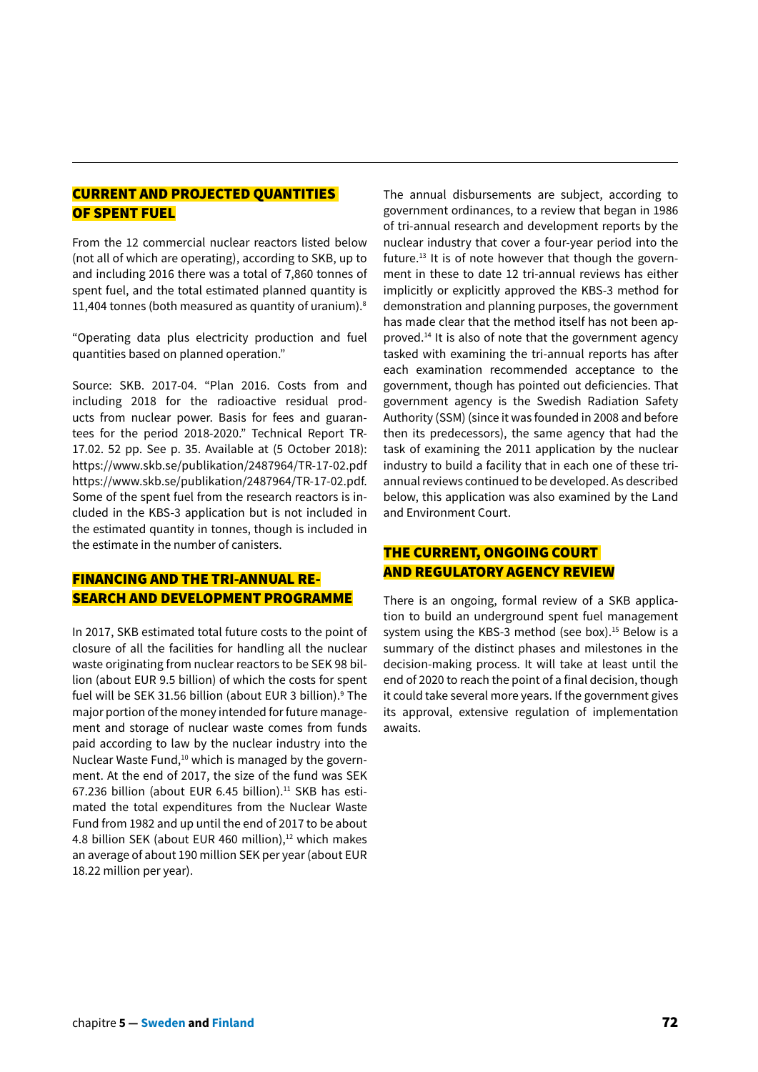## CURRENT AND PROJECTED QUANTITIES OF SPENT FUEL

From the 12 commercial nuclear reactors listed below (not all of which are operating), according to SKB, up to and including 2016 there was a total of 7,860 tonnes of spent fuel, and the total estimated planned quantity is 11,404 tonnes (both measured as quantity of uranium).[8]

"Operating data plus electricity production and fuel quantities based on planned operation."

Source: SKB. 2017-04. "Plan 2016. Costs from and including 2018 for the radioactive residual products from nuclear power. Basis for fees and guarantees for the period 2018-2020." Technical Report TR-17.02. 52 pp. See p. 35. Available at (5 October 2018): https://www.skb.se/publikation/2487964/TR-17-02.pdf https://www.skb.se/publikation/2487964/TR-17-02.pdf. Some of the spent fuel from the research reactors is included in the KBS-3 application but is not included in the estimated quantity in tonnes, though is included in the estimate in the number of canisters.

## FINANCING AND THE TRI-ANNUAL RESEARCH AND DEVELOPMENT PROGRAMME

In 2017, SKB estimated total future costs to the point of closure of all the facilities for handling all the nuclear waste originating from nuclear reactors to be SEK 98 billion (about EUR 9.5 billion) of which the costs for spent fuel will be SEK 31.56 billion (about EUR 3 billion).[9] The major portion of the money intended for future management and storage of nuclear waste comes from funds paid according to law by the nuclear industry into the Nuclear Waste Fund,[10] which is managed by the government. At the end of 2017, the size of the fund was SEK 67.236 billion (about EUR 6.45 billion).[11] SKB has estimated the total expenditures from the Nuclear Waste Fund from 1982 and up until the end of 2017 to be about 4.8 billion SEK (about EUR 460 million),[12] which makes an average of about 190 million SEK per year (about EUR 18.22 million per year).

The annual disbursements are subject, according to government ordinances, to a review that began in 1986 of tri-annual research and development reports by the nuclear industry that cover a four-year period into the future.[13] It is of note however that though the government in these to date 12 tri-annual reviews has either implicitly or explicitly approved the KBS-3 method for demonstration and planning purposes, the government has made clear that the method itself has not been approved.[14] It is also of note that the government agency tasked with examining the tri-annual reports has after each examination recommended acceptance to the government, though has pointed out deficiencies. That government agency is the Swedish Radiation Safety Authority (SSM) (since it was founded in 2008 and before then its predecessors), the same agency that had the task of examining the 2011 application by the nuclear industry to build a facility that in each one of these tri-annual reviews continued to be developed. As described below, this application was also examined by the Land and Environment Court.

## THE CURRENT, ONGOING COURT AND REGULATORY AGENCY REVIEW

There is an ongoing, formal review of a SKB application to build an underground spent fuel management system using the KBS-3 method (see box).[15] Below is a summary of the distinct phases and milestones in the decision-making process. It will take at least until the end of 2020 to reach the point of a final decision, though it could take several more years. If the government gives its approval, extensive regulation of implementation awaits.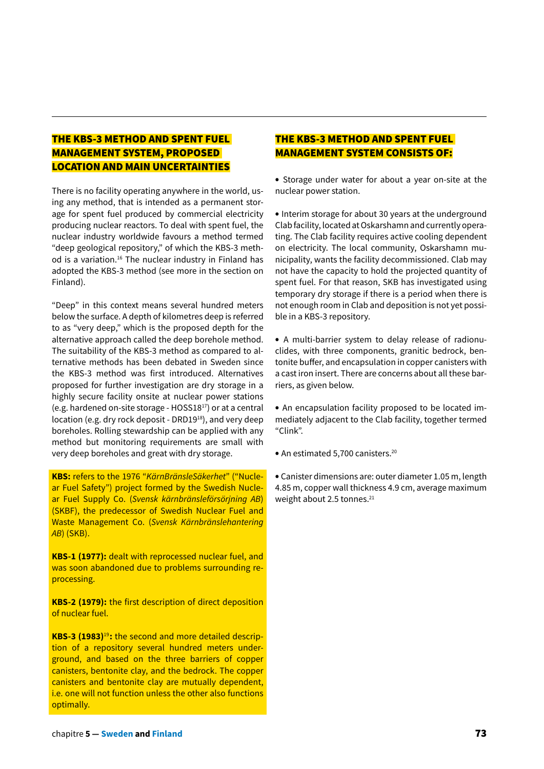## THE KBS-3 METHOD AND SPENT FUEL MANAGEMENT SYSTEM, PROPOSED LOCATION AND MAIN UNCERTAINTIES

There is no facility operating anywhere in the world, using any method, that is intended as a permanent storage for spent fuel produced by commercial electricity producing nuclear reactors. To deal with spent fuel, the nuclear industry worldwide favours a method termed "deep geological repository," of which the KBS-3 method is a variation.[16] The nuclear industry in Finland has adopted the KBS-3 method (see more in the section on Finland).

"Deep" in this context means several hundred meters below the surface. A depth of kilometres deep is referred to as "very deep," which is the proposed depth for the alternative approach called the deep borehole method. The suitability of the KBS-3 method as compared to alternative methods has been debated in Sweden since the KBS-3 method was first introduced. Alternatives proposed for further investigation are dry storage in a highly secure facility onsite at nuclear power stations (e.g. hardened on-site storage - HOSS18[17]) or at a central location (e.g. dry rock deposit - DRD19[18]), and very deep boreholes. Rolling stewardship can be applied with any method but monitoring requirements are small with very deep boreholes and great with dry storage.

**KBS:** refers to the 1976 "*KärnBränsleSäkerhet*" ("Nuclear Fuel Safety") project formed by the Swedish Nuclear Fuel Supply Co. (*Svensk kärnbränsleförsörjning AB*) (SKBF), the predecessor of Swedish Nuclear Fuel and Waste Management Co. (*Svensk Kärnbränslehantering AB*) (SKB).

**KBS-1 (1977):** dealt with reprocessed nuclear fuel, and was soon abandoned due to problems surrounding reprocessing.

**KBS-2 (1979):** the first description of direct deposition of nuclear fuel.

**KBS-3 (1983)[19]:** the second and more detailed description of a repository several hundred meters underground, and based on the three barriers of copper canisters, bentonite clay, and the bedrock. The copper canisters and bentonite clay are mutually dependent, i.e. one will not function unless the other also functions optimally.

## THE KBS-3 METHOD AND SPENT FUEL MANAGEMENT SYSTEM CONSISTS OF:

- Storage under water for about a year on-site at the nuclear power station.

- Interim storage for about 30 years at the underground Clab facility, located at Oskarshamn and currently operating. The Clab facility requires active cooling dependent on electricity. The local community, Oskarshamn municipality, wants the facility decommissioned. Clab may not have the capacity to hold the projected quantity of spent fuel. For that reason, SKB has investigated using temporary dry storage if there is a period when there is not enough room in Clab and deposition is not yet possible in a KBS-3 repository.

- A multi-barrier system to delay release of radionuclides, with three components, granitic bedrock, bentonite buffer, and encapsulation in copper canisters with a cast iron insert. There are concerns about all these barriers, as given below.

- An encapsulation facility proposed to be located immediately adjacent to the Clab facility, together termed "Clink".

- An estimated 5,700 canisters.[20]

- Canister dimensions are: outer diameter 1.05 m, length 4.85 m, copper wall thickness 4.9 cm, average maximum weight about 2.5 tonnes.[21]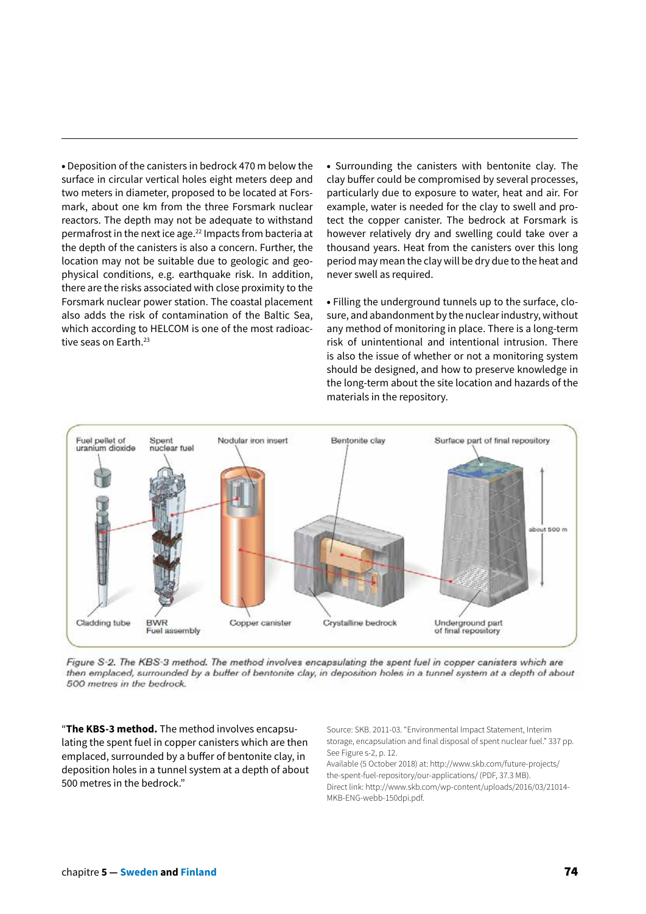- Deposition of the canisters in bedrock 470 m below the surface in circular vertical holes eight meters deep and two meters in diameter, proposed to be located at Forsmark, about one km from the three Forsmark nuclear reactors. The depth may not be adequate to withstand permafrost in the next ice age.[22] Impacts from bacteria at the depth of the canisters is also a concern. Further, the location may not be suitable due to geologic and geophysical conditions, e.g. earthquake risk. In addition, there are the risks associated with close proximity to the Forsmark nuclear power station. The coastal placement also adds the risk of contamination of the Baltic Sea, which according to HELCOM is one of the most radioactive seas on Earth.[23]

- Surrounding the canisters with bentonite clay. The clay buffer could be compromised by several processes, particularly due to exposure to water, heat and air. For example, water is needed for the clay to swell and protect the copper canister. The bedrock at Forsmark is however relatively dry and swelling could take over a thousand years. Heat from the canisters over this long period may mean the clay will be dry due to the heat and never swell as required.

- Filling the underground tunnels up to the surface, closure, and abandonment by the nuclear industry, without any method of monitoring in place. There is a long-term risk of unintentional and intentional intrusion. There is also the issue of whether or not a monitoring system should be designed, and how to preserve knowledge in the long-term about the site location and hazards of the materials in the repository.

*Figure S-2. The KBS-3 method. The method involves encapsulating the spent fuel in copper canisters which are then emplaced, surrounded by a buffer of bentonite clay, in deposition holes in a tunnel system at a depth of about 500 metres in the bedrock.*

"**The KBS-3 method.** The method involves encapsulating the spent fuel in copper canisters which are then emplaced, surrounded by a buffer of bentonite clay, in deposition holes in a tunnel system at a depth of about 500 metres in the bedrock."

Source: SKB. 2011-03. "Environmental Impact Statement, Interim storage, encapsulation and final disposal of spent nuclear fuel." 337 pp. See Figure s-2, p. 12.
Available (5 October 2018) at: http://www.skb.com/future-projects/the-spent-fuel-repository/our-applications/ (PDF, 37.3 MB).
Direct link: http://www.skb.com/wp-content/uploads/2016/03/21014-MKB-ENG-webb-150dpi.pdf.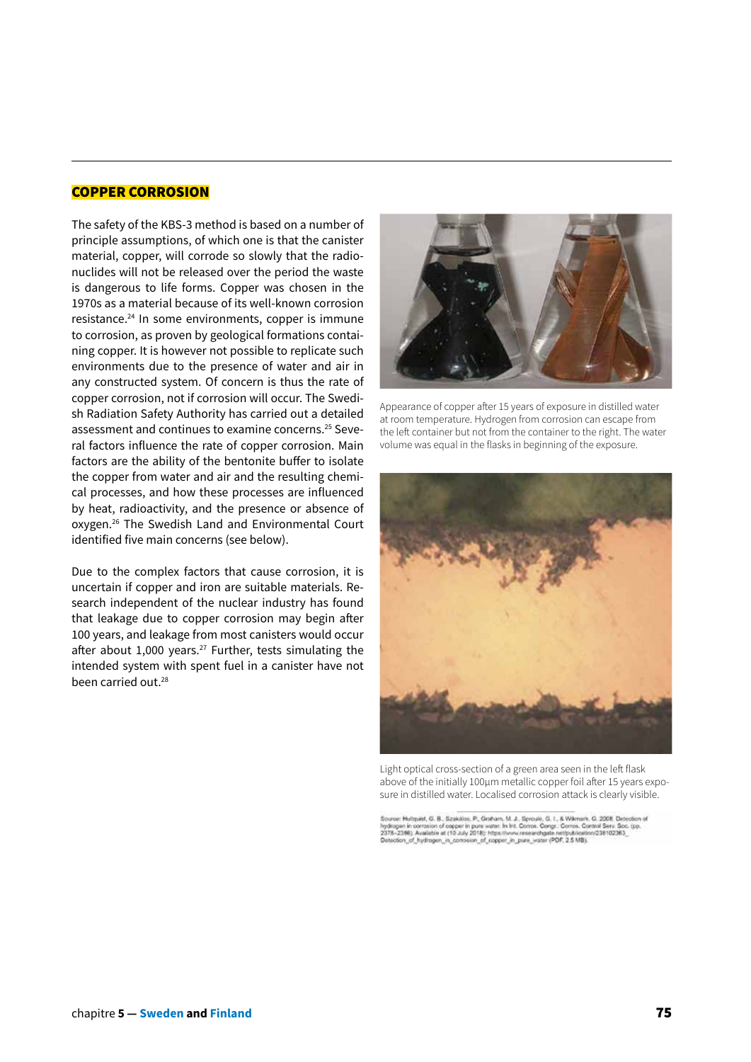## COPPER CORROSION

The safety of the KBS-3 method is based on a number of principle assumptions, of which one is that the canister material, copper, will corrode so slowly that the radionuclides will not be released over the period the waste is dangerous to life forms. Copper was chosen in the 1970s as a material because of its well-known corrosion resistance.[24] In some environments, copper is immune to corrosion, as proven by geological formations containing copper. It is however not possible to replicate such environments due to the presence of water and air in any constructed system. Of concern is thus the rate of copper corrosion, not if corrosion will occur. The Swedish Radiation Safety Authority has carried out a detailed assessment and continues to examine concerns.[25] Several factors influence the rate of copper corrosion. Main factors are the ability of the bentonite buffer to isolate the copper from water and air and the resulting chemical processes, and how these processes are influenced by heat, radioactivity, and the presence or absence of oxygen.[26] The Swedish Land and Environmental Court identified five main concerns (see below).

Due to the complex factors that cause corrosion, it is uncertain if copper and iron are suitable materials. Research independent of the nuclear industry has found that leakage due to copper corrosion may begin after 100 years, and leakage from most canisters would occur after about 1,000 years.[27] Further, tests simulating the intended system with spent fuel in a canister have not been carried out.[28]

Appearance of copper after 15 years of exposure in distilled water at room temperature. Hydrogen from corrosion can escape from the left container but not from the container to the right. The water volume was equal in the flasks in beginning of the exposure.

Light optical cross-section of a green area seen in the left flask above of the initially 100µm metallic copper foil after 15 years exposure in distilled water. Localised corrosion attack is clearly visible.

Source: Hultquist, G. B., Szakálos, P., Graham, M. J., Sproule, G. I., & Wikmark, G. 2008. Detection of hydrogen in corrosion of copper in pure water. In Int. Corros. Congr.: Corros. Control Serv. Soc. (pp. 2378–2386). Available at (10 July 2018): https://www.researchgate.net/publication/238102363_Detection_of_hydrogen_in_corrosion_of_copper_in_pure_water (PDF, 2.5 MB).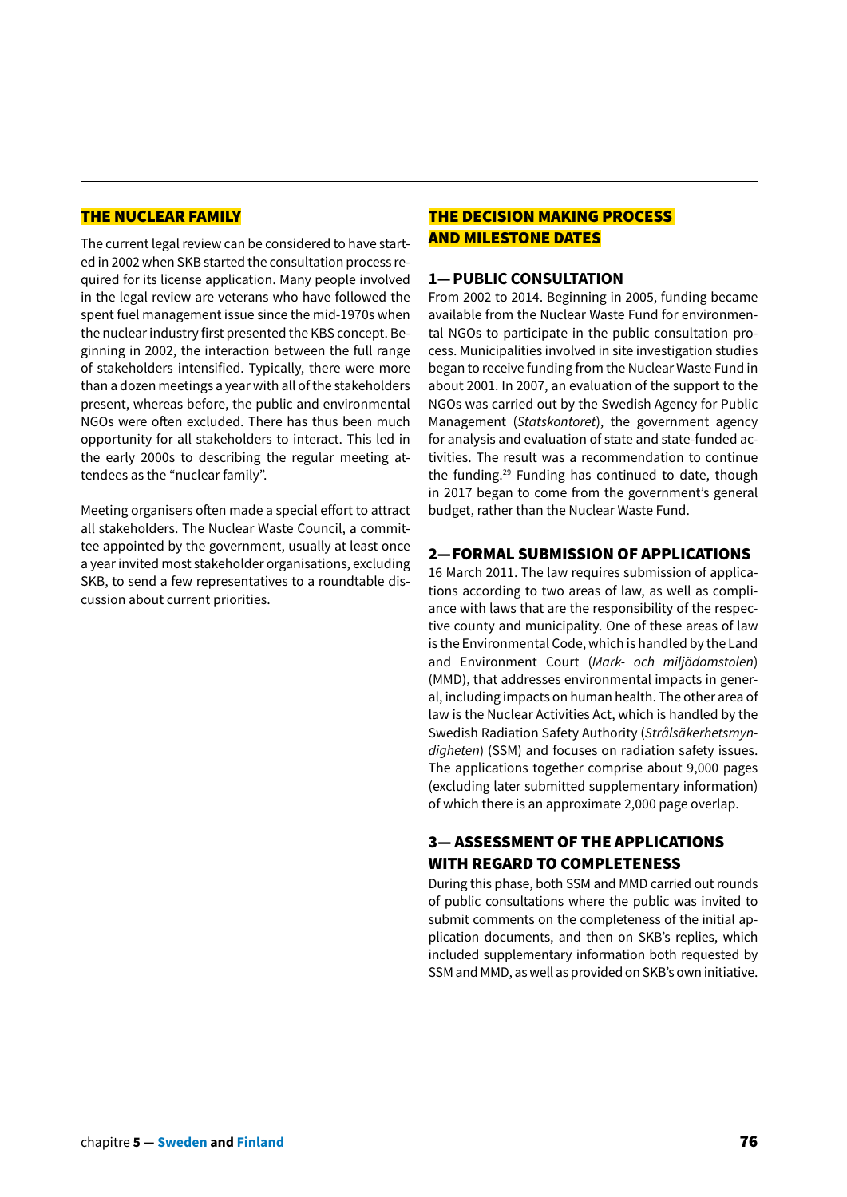## THE NUCLEAR FAMILY

The current legal review can be considered to have started in 2002 when SKB started the consultation process required for its license application. Many people involved in the legal review are veterans who have followed the spent fuel management issue since the mid-1970s when the nuclear industry first presented the KBS concept. Beginning in 2002, the interaction between the full range of stakeholders intensified. Typically, there were more than a dozen meetings a year with all of the stakeholders present, whereas before, the public and environmental NGOs were often excluded. There has thus been much opportunity for all stakeholders to interact. This led in the early 2000s to describing the regular meeting attendees as the "nuclear family".

Meeting organisers often made a special effort to attract all stakeholders. The Nuclear Waste Council, a committee appointed by the government, usually at least once a year invited most stakeholder organisations, excluding SKB, to send a few representatives to a roundtable discussion about current priorities.

## THE DECISION MAKING PROCESS AND MILESTONE DATES

### 1— PUBLIC CONSULTATION

From 2002 to 2014. Beginning in 2005, funding became available from the Nuclear Waste Fund for environmental NGOs to participate in the public consultation process. Municipalities involved in site investigation studies began to receive funding from the Nuclear Waste Fund in about 2001. In 2007, an evaluation of the support to the NGOs was carried out by the Swedish Agency for Public Management (*Statskontoret*), the government agency for analysis and evaluation of state and state-funded activities. The result was a recommendation to continue the funding.[29] Funding has continued to date, though in 2017 began to come from the government's general budget, rather than the Nuclear Waste Fund.

### 2— FORMAL SUBMISSION OF APPLICATIONS

16 March 2011. The law requires submission of applications according to two areas of law, as well as compliance with laws that are the responsibility of the respective county and municipality. One of these areas of law is the Environmental Code, which is handled by the Land and Environment Court (*Mark- och miljödomstolen*) (MMD), that addresses environmental impacts in general, including impacts on human health. The other area of law is the Nuclear Activities Act, which is handled by the Swedish Radiation Safety Authority (*Strålsäkerhetsmyndigheten*) (SSM) and focuses on radiation safety issues. The applications together comprise about 9,000 pages (excluding later submitted supplementary information) of which there is an approximate 2,000 page overlap.

### 3— ASSESSMENT OF THE APPLICATIONS WITH REGARD TO COMPLETENESS

During this phase, both SSM and MMD carried out rounds of public consultations where the public was invited to submit comments on the completeness of the initial application documents, and then on SKB's replies, which included supplementary information both requested by SSM and MMD, as well as provided on SKB's own initiative.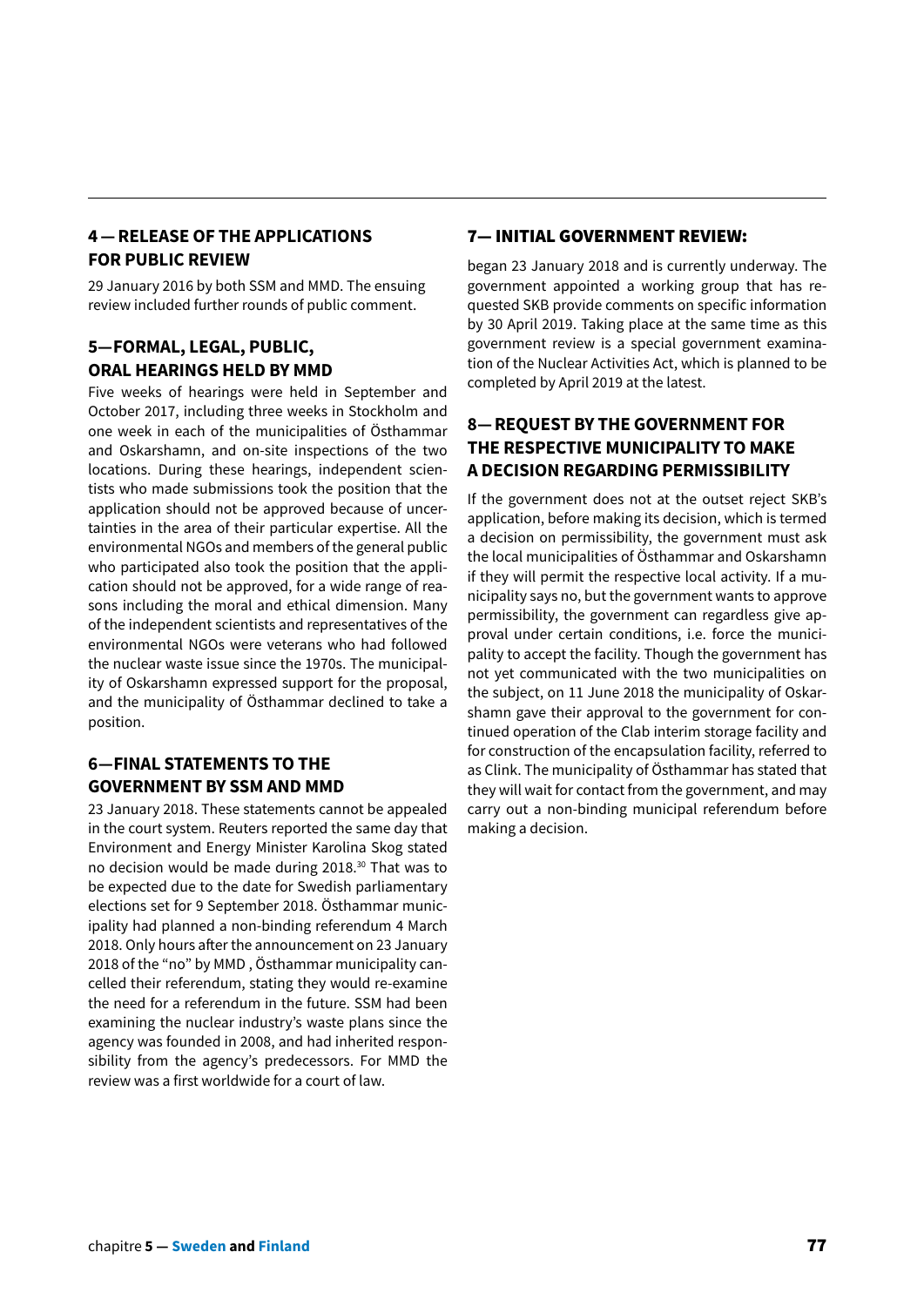### 4 — RELEASE OF THE APPLICATIONS FOR PUBLIC REVIEW

29 January 2016 by both SSM and MMD. The ensuing review included further rounds of public comment.

### 5—FORMAL, LEGAL, PUBLIC, ORAL HEARINGS HELD BY MMD

Five weeks of hearings were held in September and October 2017, including three weeks in Stockholm and one week in each of the municipalities of Östhammar and Oskarshamn, and on-site inspections of the two locations. During these hearings, independent scientists who made submissions took the position that the application should not be approved because of uncertainties in the area of their particular expertise. All the environmental NGOs and members of the general public who participated also took the position that the application should not be approved, for a wide range of reasons including the moral and ethical dimension. Many of the independent scientists and representatives of the environmental NGOs were veterans who had followed the nuclear waste issue since the 1970s. The municipality of Oskarshamn expressed support for the proposal, and the municipality of Östhammar declined to take a position.

### 6—FINAL STATEMENTS TO THE GOVERNMENT BY SSM AND MMD

23 January 2018. These statements cannot be appealed in the court system. Reuters reported the same day that Environment and Energy Minister Karolina Skog stated no decision would be made during 2018.[30] That was to be expected due to the date for Swedish parliamentary elections set for 9 September 2018. Östhammar municipality had planned a non-binding referendum 4 March 2018. Only hours after the announcement on 23 January 2018 of the "no" by MMD , Östhammar municipality cancelled their referendum, stating they would re-examine the need for a referendum in the future. SSM had been examining the nuclear industry's waste plans since the agency was founded in 2008, and had inherited responsibility from the agency's predecessors. For MMD the review was a first worldwide for a court of law.

### 7— INITIAL GOVERNMENT REVIEW:

began 23 January 2018 and is currently underway. The government appointed a working group that has requested SKB provide comments on specific information by 30 April 2019. Taking place at the same time as this government review is a special government examination of the Nuclear Activities Act, which is planned to be completed by April 2019 at the latest.

### 8— REQUEST BY THE GOVERNMENT FOR THE RESPECTIVE MUNICIPALITY TO MAKE A DECISION REGARDING PERMISSIBILITY

If the government does not at the outset reject SKB's application, before making its decision, which is termed a decision on permissibility, the government must ask the local municipalities of Östhammar and Oskarshamn if they will permit the respective local activity. If a municipality says no, but the government wants to approve permissibility, the government can regardless give approval under certain conditions, i.e. force the municipality to accept the facility. Though the government has not yet communicated with the two municipalities on the subject, on 11 June 2018 the municipality of Oskarshamn gave their approval to the government for continued operation of the Clab interim storage facility and for construction of the encapsulation facility, referred to as Clink. The municipality of Östhammar has stated that they will wait for contact from the government, and may carry out a non-binding municipal referendum before making a decision.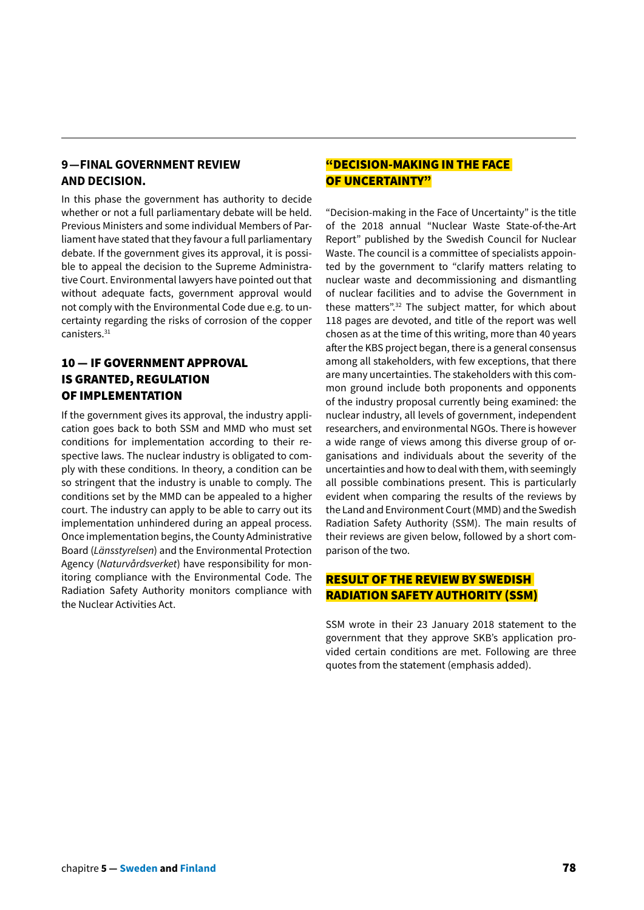## 9—FINAL GOVERNMENT REVIEW AND DECISION.

In this phase the government has authority to decide whether or not a full parliamentary debate will be held. Previous Ministers and some individual Members of Parliament have stated that they favour a full parliamentary debate. If the government gives its approval, it is possible to appeal the decision to the Supreme Administrative Court. Environmental lawyers have pointed out that without adequate facts, government approval would not comply with the Environmental Code due e.g. to uncertainty regarding the risks of corrosion of the copper canisters.[31]

## 10 — IF GOVERNMENT APPROVAL IS GRANTED, REGULATION OF IMPLEMENTATION

If the government gives its approval, the industry application goes back to both SSM and MMD who must set conditions for implementation according to their respective laws. The nuclear industry is obligated to comply with these conditions. In theory, a condition can be so stringent that the industry is unable to comply. The conditions set by the MMD can be appealed to a higher court. The industry can apply to be able to carry out its implementation unhindered during an appeal process. Once implementation begins, the County Administrative Board (*Länsstyrelsen*) and the Environmental Protection Agency (*Naturvårdsverket*) have responsibility for monitoring compliance with the Environmental Code. The Radiation Safety Authority monitors compliance with the Nuclear Activities Act.

## "DECISION-MAKING IN THE FACE OF UNCERTAINTY"

"Decision-making in the Face of Uncertainty" is the title of the 2018 annual "Nuclear Waste State-of-the-Art Report" published by the Swedish Council for Nuclear Waste. The council is a committee of specialists appointed by the government to "clarify matters relating to nuclear waste and decommissioning and dismantling of nuclear facilities and to advise the Government in these matters".[32] The subject matter, for which about 118 pages are devoted, and title of the report was well chosen as at the time of this writing, more than 40 years after the KBS project began, there is a general consensus among all stakeholders, with few exceptions, that there are many uncertainties. The stakeholders with this common ground include both proponents and opponents of the industry proposal currently being examined: the nuclear industry, all levels of government, independent researchers, and environmental NGOs. There is however a wide range of views among this diverse group of organisations and individuals about the severity of the uncertainties and how to deal with them, with seemingly all possible combinations present. This is particularly evident when comparing the results of the reviews by the Land and Environment Court (MMD) and the Swedish Radiation Safety Authority (SSM). The main results of their reviews are given below, followed by a short comparison of the two.

## RESULT OF THE REVIEW BY SWEDISH RADIATION SAFETY AUTHORITY (SSM)

SSM wrote in their 23 January 2018 statement to the government that they approve SKB's application provided certain conditions are met. Following are three quotes from the statement (emphasis added).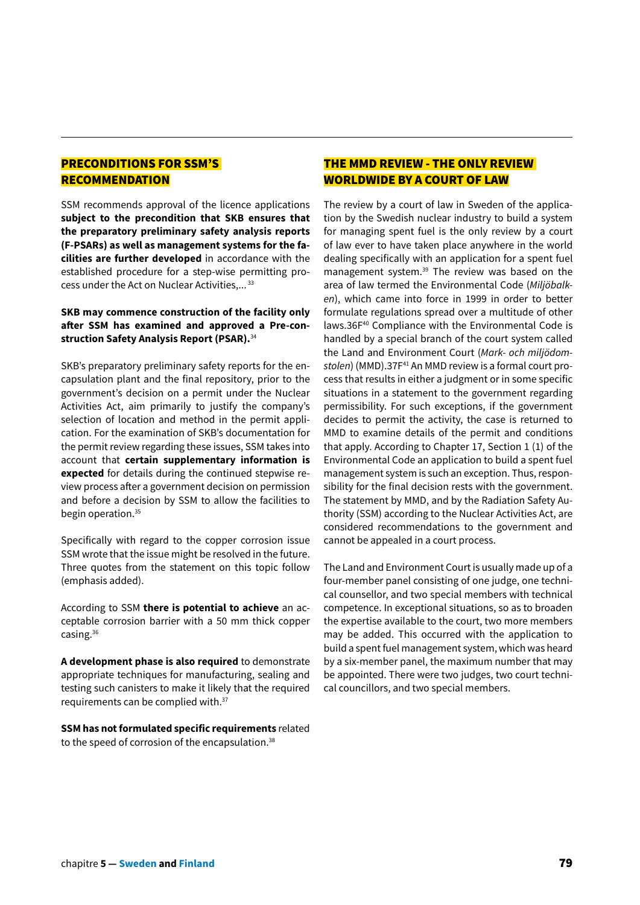## PRECONDITIONS FOR SSM'S RECOMMENDATION

SSM recommends approval of the licence applications **subject to the precondition that SKB ensures that the preparatory preliminary safety analysis reports (F-PSARs) as well as management systems for the facilities are further developed** in accordance with the established procedure for a step-wise permitting process under the Act on Nuclear Activities,... [33]

**SKB may commence construction of the facility only after SSM has examined and approved a Pre-construction Safety Analysis Report (PSAR).**[34]

SKB's preparatory preliminary safety reports for the encapsulation plant and the final repository, prior to the government's decision on a permit under the Nuclear Activities Act, aim primarily to justify the company's selection of location and method in the permit application. For the examination of SKB's documentation for the permit review regarding these issues, SSM takes into account that **certain supplementary information is expected** for details during the continued stepwise review process after a government decision on permission and before a decision by SSM to allow the facilities to begin operation.[35]

Specifically with regard to the copper corrosion issue SSM wrote that the issue might be resolved in the future. Three quotes from the statement on this topic follow (emphasis added).

According to SSM **there is potential to achieve** an acceptable corrosion barrier with a 50 mm thick copper casing.[36]

**A development phase is also required** to demonstrate appropriate techniques for manufacturing, sealing and testing such canisters to make it likely that the required requirements can be complied with.[37]

**SSM has not formulated specific requirements** related to the speed of corrosion of the encapsulation.[38]

## THE MMD REVIEW - THE ONLY REVIEW WORLDWIDE BY A COURT OF LAW

The review by a court of law in Sweden of the application by the Swedish nuclear industry to build a system for managing spent fuel is the only review by a court of law ever to have taken place anywhere in the world dealing specifically with an application for a spent fuel management system.[39] The review was based on the area of law termed the Environmental Code (*Miljöbalken*), which came into force in 1999 in order to better formulate regulations spread over a multitude of other laws.36F[40] Compliance with the Environmental Code is handled by a special branch of the court system called the Land and Environment Court (*Mark- och miljödomstolen*) (MMD).37F[41] An MMD review is a formal court process that results in either a judgment or in some specific situations in a statement to the government regarding permissibility. For such exceptions, if the government decides to permit the activity, the case is returned to MMD to examine details of the permit and conditions that apply. According to Chapter 17, Section 1 (1) of the Environmental Code an application to build a spent fuel management system is such an exception. Thus, responsibility for the final decision rests with the government. The statement by MMD, and by the Radiation Safety Authority (SSM) according to the Nuclear Activities Act, are considered recommendations to the government and cannot be appealed in a court process.

The Land and Environment Court is usually made up of a four-member panel consisting of one judge, one technical counsellor, and two special members with technical competence. In exceptional situations, so as to broaden the expertise available to the court, two more members may be added. This occurred with the application to build a spent fuel management system, which was heard by a six-member panel, the maximum number that may be appointed. There were two judges, two court technical councillors, and two special members.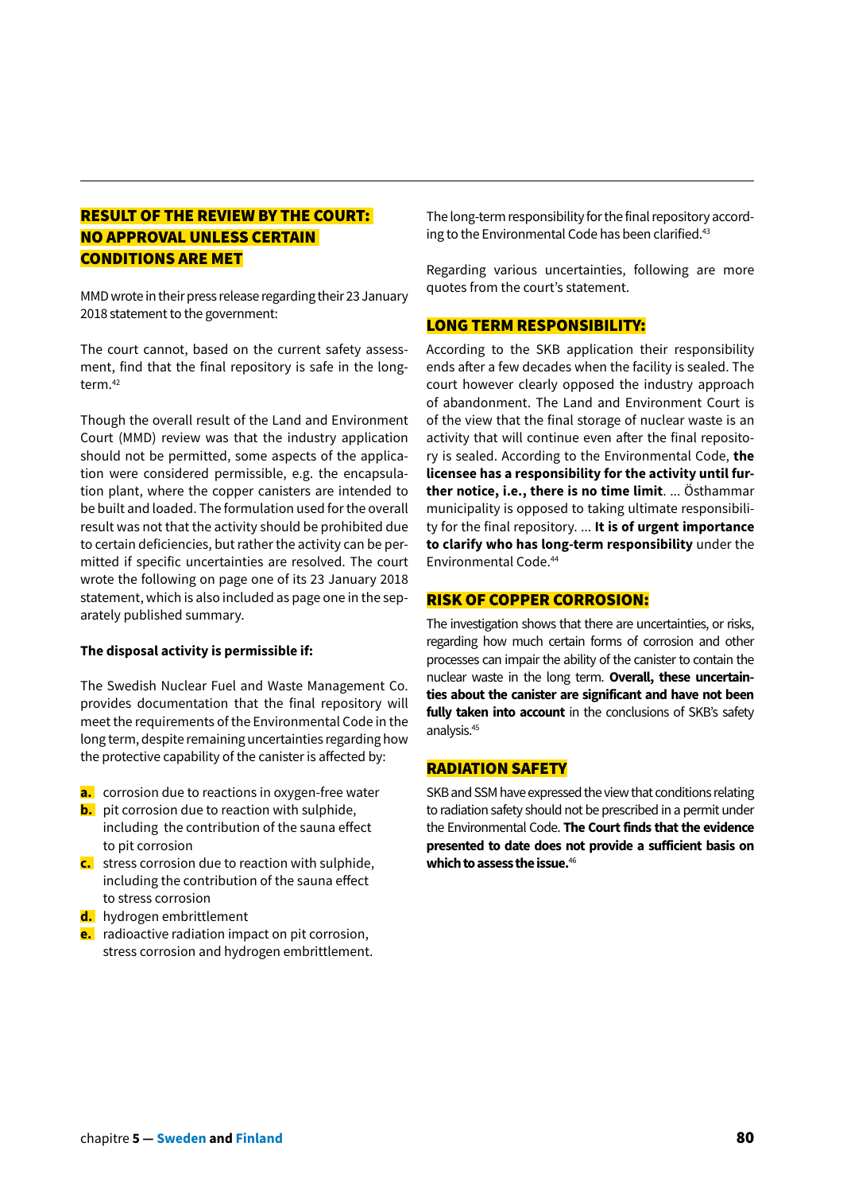## RESULT OF THE REVIEW BY THE COURT: NO APPROVAL UNLESS CERTAIN CONDITIONS ARE MET

MMD wrote in their press release regarding their 23 January 2018 statement to the government:

The court cannot, based on the current safety assessment, find that the final repository is safe in the long-term.[42]

Though the overall result of the Land and Environment Court (MMD) review was that the industry application should not be permitted, some aspects of the application were considered permissible, e.g. the encapsulation plant, where the copper canisters are intended to be built and loaded. The formulation used for the overall result was not that the activity should be prohibited due to certain deficiencies, but rather the activity can be permitted if specific uncertainties are resolved. The court wrote the following on page one of its 23 January 2018 statement, which is also included as page one in the separately published summary.

**The disposal activity is permissible if:**

The Swedish Nuclear Fuel and Waste Management Co. provides documentation that the final repository will meet the requirements of the Environmental Code in the long term, despite remaining uncertainties regarding how the protective capability of the canister is affected by:

- **a.** corrosion due to reactions in oxygen-free water
- **b.** pit corrosion due to reaction with sulphide, including the contribution of the sauna effect to pit corrosion
- **c.** stress corrosion due to reaction with sulphide, including the contribution of the sauna effect to stress corrosion
- **d.** hydrogen embrittlement
- **e.** radioactive radiation impact on pit corrosion, stress corrosion and hydrogen embrittlement.

The long-term responsibility for the final repository according to the Environmental Code has been clarified.[43]

Regarding various uncertainties, following are more quotes from the court's statement.

### LONG TERM RESPONSIBILITY:

According to the SKB application their responsibility ends after a few decades when the facility is sealed. The court however clearly opposed the industry approach of abandonment. The Land and Environment Court is of the view that the final storage of nuclear waste is an activity that will continue even after the final repository is sealed. According to the Environmental Code, **the licensee has a responsibility for the activity until further notice, i.e., there is no time limit**. ... Östhammar municipality is opposed to taking ultimate responsibility for the final repository. ... **It is of urgent importance to clarify who has long-term responsibility** under the Environmental Code.[44]

### RISK OF COPPER CORROSION:

The investigation shows that there are uncertainties, or risks, regarding how much certain forms of corrosion and other processes can impair the ability of the canister to contain the nuclear waste in the long term. **Overall, these uncertainties about the canister are significant and have not been fully taken into account** in the conclusions of SKB's safety analysis.[45]

### RADIATION SAFETY

SKB and SSM have expressed the view that conditions relating to radiation safety should not be prescribed in a permit under the Environmental Code. **The Court finds that the evidence presented to date does not provide a sufficient basis on which to assess the issue.**[46]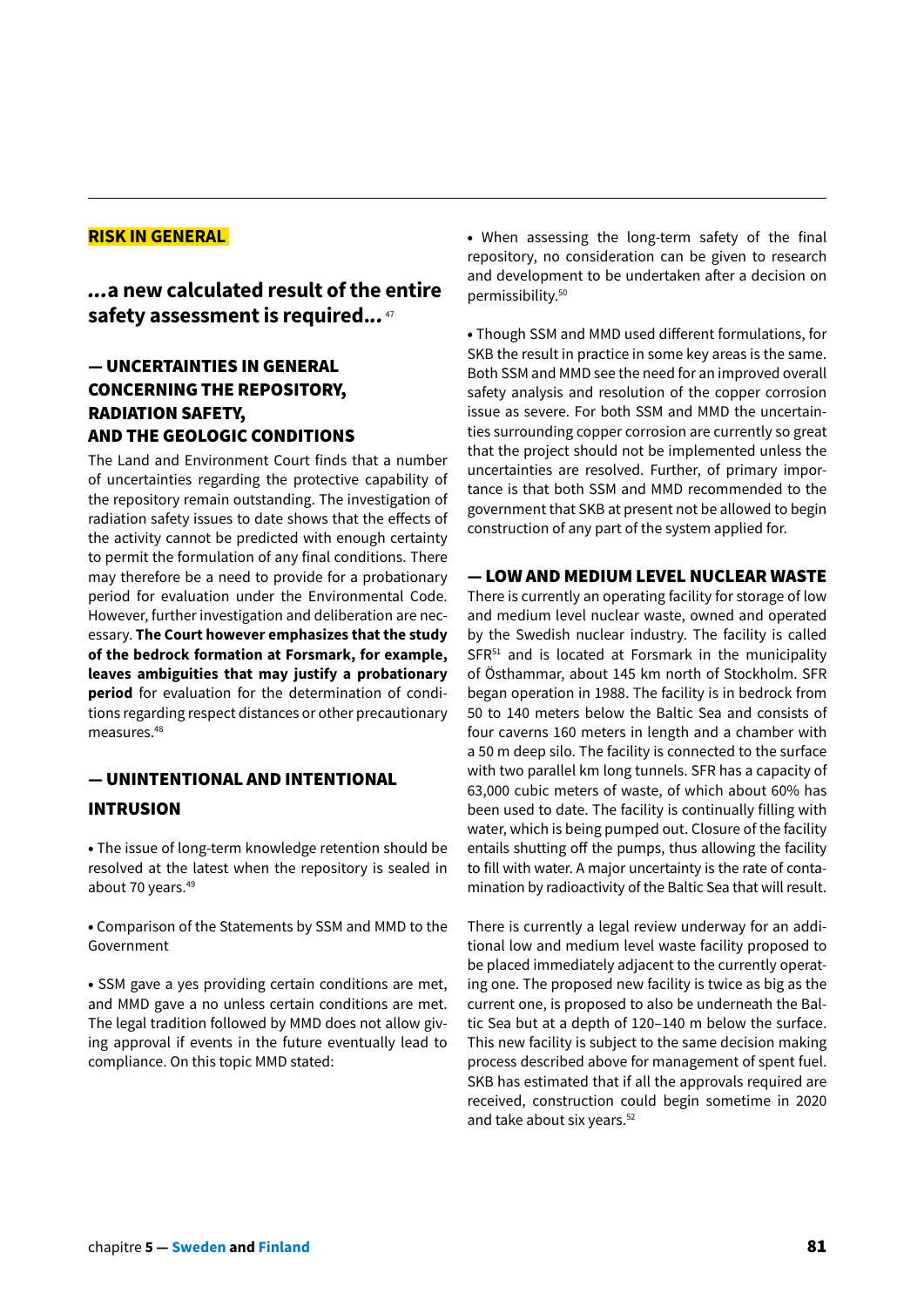**RISK IN GENERAL**

## ...a new calculated result of the entire safety assessment is required...[47]

### — UNCERTAINTIES IN GENERAL CONCERNING THE REPOSITORY, RADIATION SAFETY, AND THE GEOLOGIC CONDITIONS

The Land and Environment Court finds that a number of uncertainties regarding the protective capability of the repository remain outstanding. The investigation of radiation safety issues to date shows that the effects of the activity cannot be predicted with enough certainty to permit the formulation of any final conditions. There may therefore be a need to provide for a probationary period for evaluation under the Environmental Code. However, further investigation and deliberation are necessary. **The Court however emphasizes that the study of the bedrock formation at Forsmark, for example, leaves ambiguities that may justify a probationary period** for evaluation for the determination of conditions regarding respect distances or other precautionary measures.[48]

### — UNINTENTIONAL AND INTENTIONAL INTRUSION

• The issue of long-term knowledge retention should be resolved at the latest when the repository is sealed in about 70 years.[49]

• Comparison of the Statements by SSM and MMD to the Government

• SSM gave a yes providing certain conditions are met, and MMD gave a no unless certain conditions are met. The legal tradition followed by MMD does not allow giving approval if events in the future eventually lead to compliance. On this topic MMD stated:

• When assessing the long-term safety of the final repository, no consideration can be given to research and development to be undertaken after a decision on permissibility.[50]

• Though SSM and MMD used different formulations, for SKB the result in practice in some key areas is the same. Both SSM and MMD see the need for an improved overall safety analysis and resolution of the copper corrosion issue as severe. For both SSM and MMD the uncertainties surrounding copper corrosion are currently so great that the project should not be implemented unless the uncertainties are resolved. Further, of primary importance is that both SSM and MMD recommended to the government that SKB at present not be allowed to begin construction of any part of the system applied for.

### — LOW AND MEDIUM LEVEL NUCLEAR WASTE

There is currently an operating facility for storage of low and medium level nuclear waste, owned and operated by the Swedish nuclear industry. The facility is called SFR[51] and is located at Forsmark in the municipality of Östhammar, about 145 km north of Stockholm. SFR began operation in 1988. The facility is in bedrock from 50 to 140 meters below the Baltic Sea and consists of four caverns 160 meters in length and a chamber with a 50 m deep silo. The facility is connected to the surface with two parallel km long tunnels. SFR has a capacity of 63,000 cubic meters of waste, of which about 60% has been used to date. The facility is continually filling with water, which is being pumped out. Closure of the facility entails shutting off the pumps, thus allowing the facility to fill with water. A major uncertainty is the rate of contamination by radioactivity of the Baltic Sea that will result.

There is currently a legal review underway for an additional low and medium level waste facility proposed to be placed immediately adjacent to the currently operating one. The proposed new facility is twice as big as the current one, is proposed to also be underneath the Baltic Sea but at a depth of 120–140 m below the surface. This new facility is subject to the same decision making process described above for management of spent fuel. SKB has estimated that if all the approvals required are received, construction could begin sometime in 2020 and take about six years.[52]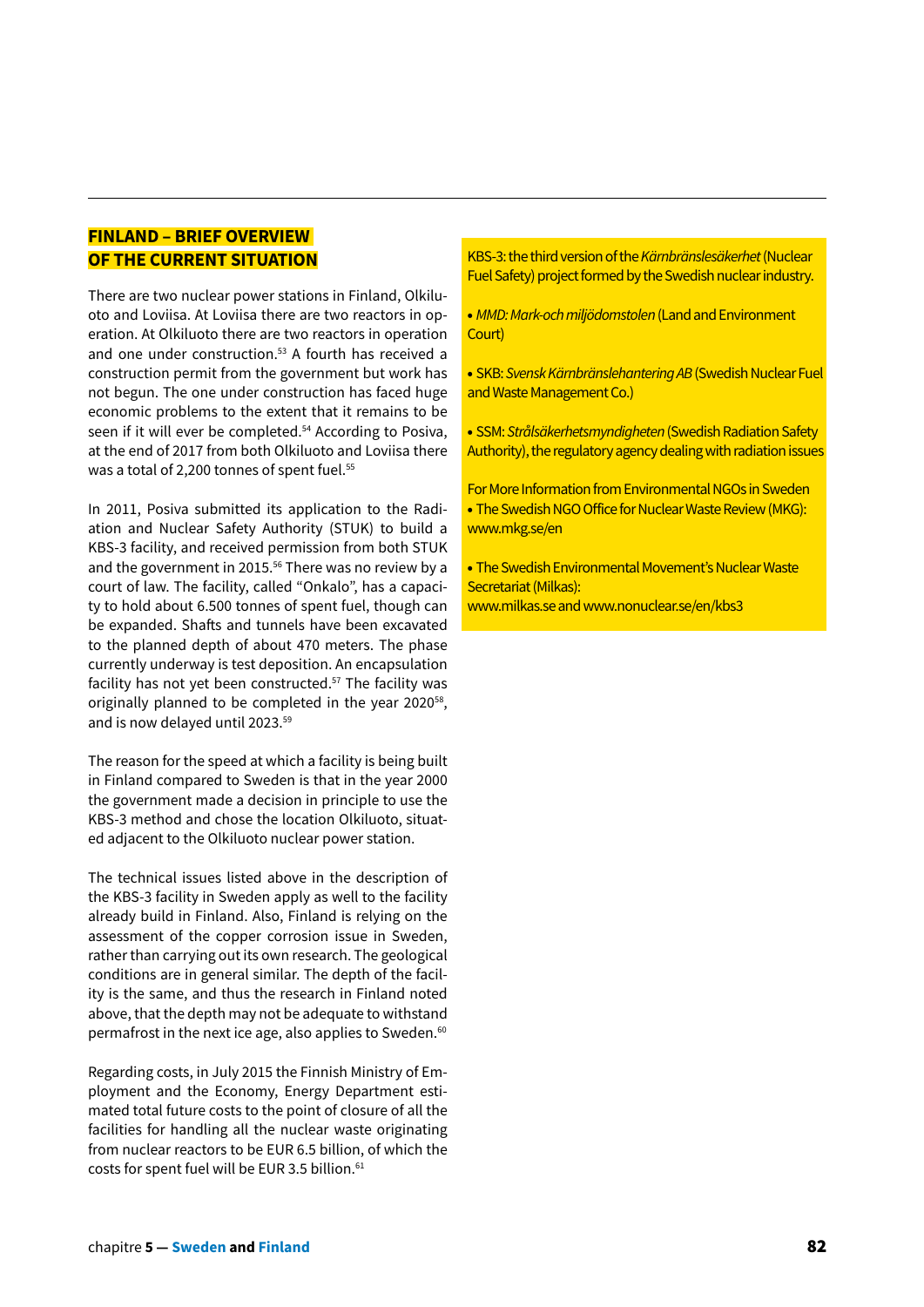## FINLAND – BRIEF OVERVIEW OF THE CURRENT SITUATION

There are two nuclear power stations in Finland, Olkiluoto and Loviisa. At Loviisa there are two reactors in operation. At Olkiluoto there are two reactors in operation and one under construction.[53] A fourth has received a construction permit from the government but work has not begun. The one under construction has faced huge economic problems to the extent that it remains to be seen if it will ever be completed.[54] According to Posiva, at the end of 2017 from both Olkiluoto and Loviisa there was a total of 2,200 tonnes of spent fuel.[55]

In 2011, Posiva submitted its application to the Radiation and Nuclear Safety Authority (STUK) to build a KBS-3 facility, and received permission from both STUK and the government in 2015.[56] There was no review by a court of law. The facility, called "Onkalo", has a capacity to hold about 6.500 tonnes of spent fuel, though can be expanded. Shafts and tunnels have been excavated to the planned depth of about 470 meters. The phase currently underway is test deposition. An encapsulation facility has not yet been constructed.[57] The facility was originally planned to be completed in the year 2020[58], and is now delayed until 2023.[59]

The reason for the speed at which a facility is being built in Finland compared to Sweden is that in the year 2000 the government made a decision in principle to use the KBS-3 method and chose the location Olkiluoto, situated adjacent to the Olkiluoto nuclear power station.

The technical issues listed above in the description of the KBS-3 facility in Sweden apply as well to the facility already build in Finland. Also, Finland is relying on the assessment of the copper corrosion issue in Sweden, rather than carrying out its own research. The geological conditions are in general similar. The depth of the facility is the same, and thus the research in Finland noted above, that the depth may not be adequate to withstand permafrost in the next ice age, also applies to Sweden.[60]

Regarding costs, in July 2015 the Finnish Ministry of Employment and the Economy, Energy Department estimated total future costs to the point of closure of all the facilities for handling all the nuclear waste originating from nuclear reactors to be EUR 6.5 billion, of which the costs for spent fuel will be EUR 3.5 billion.[61]

KBS-3: the third version of the *Kärnbränslesäkerhet* (Nuclear Fuel Safety) project formed by the Swedish nuclear industry.

- *MMD: Mark-och miljödomstolen* (Land and Environment Court)
- SKB: *Svensk Kärnbränslehantering AB* (Swedish Nuclear Fuel and Waste Management Co.)
- SSM: *Strålsäkerhetsmyndigheten* (Swedish Radiation Safety Authority), the regulatory agency dealing with radiation issues

For More Information from Environmental NGOs in Sweden

- The Swedish NGO Office for Nuclear Waste Review (MKG): www.mkg.se/en
- The Swedish Environmental Movement's Nuclear Waste Secretariat (Milkas): www.milkas.se and www.nonuclear.se/en/kbs3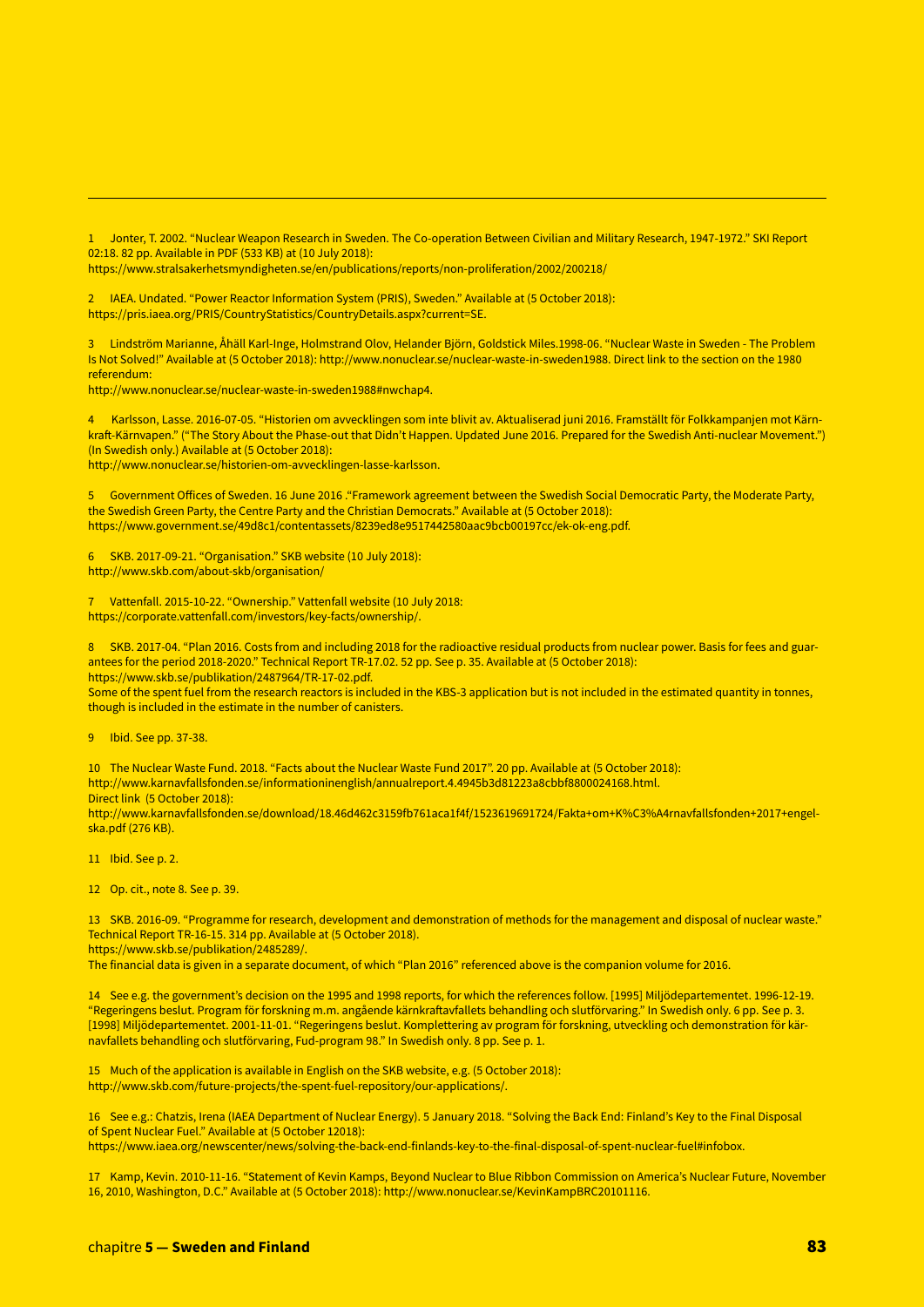---

1 Jonter, T. 2002. “Nuclear Weapon Research in Sweden. The Co-operation Between Civilian and Military Research, 1947-1972.” SKI Report 02:18. 82 pp. Available in PDF (533 KB) at (10 July 2018):
https://www.stralsakerhetsmyndigheten.se/en/publications/reports/non-proliferation/2002/200218/

2 IAEA. Undated. “Power Reactor Information System (PRIS), Sweden.” Available at (5 October 2018):
https://pris.iaea.org/PRIS/CountryStatistics/CountryDetails.aspx?current=SE.

3 Lindström Marianne, Åhäll Karl-Inge, Holmstrand Olov, Helander Björn, Goldstick Miles.1998-06. “Nuclear Waste in Sweden - The Problem Is Not Solved!” Available at (5 October 2018): http://www.nonuclear.se/nuclear-waste-in-sweden1988. Direct link to the section on the 1980 referendum:
http://www.nonuclear.se/nuclear-waste-in-sweden1988#nwchap4.

4 Karlsson, Lasse. 2016-07-05. “Historien om avvecklingen som inte blivit av. Aktualiserad juni 2016. Framställt för Folkkampanjen mot Kärnkraft-Kärnvapen.” (“The Story About the Phase-out that Didn’t Happen. Updated June 2016. Prepared for the Swedish Anti-nuclear Movement.”) (In Swedish only.) Available at (5 October 2018):
http://www.nonuclear.se/historien-om-avvecklingen-lasse-karlsson.

5 Government Offices of Sweden. 16 June 2016 .“Framework agreement between the Swedish Social Democratic Party, the Moderate Party, the Swedish Green Party, the Centre Party and the Christian Democrats.” Available at (5 October 2018):
https://www.government.se/49d8c1/contentassets/8239ed8e9517442580aac9bcb00197cc/ek-ok-eng.pdf.

6 SKB. 2017-09-21. “Organisation.” SKB website (10 July 2018):
http://www.skb.com/about-skb/organisation/

7 Vattenfall. 2015-10-22. “Ownership.” Vattenfall website (10 July 2018:
https://corporate.vattenfall.com/investors/key-facts/ownership/.

8 SKB. 2017-04. “Plan 2016. Costs from and including 2018 for the radioactive residual products from nuclear power. Basis for fees and guarantees for the period 2018-2020.” Technical Report TR-17.02. 52 pp. See p. 35. Available at (5 October 2018):
https://www.skb.se/publikation/2487964/TR-17-02.pdf.
Some of the spent fuel from the research reactors is included in the KBS-3 application but is not included in the estimated quantity in tonnes, though is included in the estimate in the number of canisters.

9 Ibid. See pp. 37-38.

10 The Nuclear Waste Fund. 2018. “Facts about the Nuclear Waste Fund 2017”. 20 pp. Available at (5 October 2018):
http://www.karnavfallsfonden.se/informationinenglish/annualreport.4.4945b3d81223a8cbbf8800024168.html.
Direct link (5 October 2018):
http://www.karnavfallsfonden.se/download/18.46d462c3159fb761aca1f4f/1523619691724/Fakta+om+K%C3%A4rnavfallsfonden+2017+engelska.pdf (276 KB).

11 Ibid. See p. 2.

12 Op. cit., note 8. See p. 39.

13 SKB. 2016-09. “Programme for research, development and demonstration of methods for the management and disposal of nuclear waste.” Technical Report TR-16-15. 314 pp. Available at (5 October 2018).
https://www.skb.se/publikation/2485289/.
The financial data is given in a separate document, of which “Plan 2016” referenced above is the companion volume for 2016.

14 See e.g. the government’s decision on the 1995 and 1998 reports, for which the references follow. [1995] Miljödepartementet. 1996-12-19. “Regeringens beslut. Program för forskning m.m. angående kärnkraftavfallets behandling och slutförvaring.” In Swedish only. 6 pp. See p. 3. [1998] Miljödepartementet. 2001-11-01. “Regeringens beslut. Komplettering av program för forskning, utveckling och demonstration för kärnavfallets behandling och slutförvaring, Fud-program 98.” In Swedish only. 8 pp. See p. 1.

15 Much of the application is available in English on the SKB website, e.g. (5 October 2018):
http://www.skb.com/future-projects/the-spent-fuel-repository/our-applications/.

16 See e.g.: Chatzis, Irena (IAEA Department of Nuclear Energy). 5 January 2018. “Solving the Back End: Finland’s Key to the Final Disposal of Spent Nuclear Fuel.” Available at (5 October 12018):
https://www.iaea.org/newscenter/news/solving-the-back-end-finlands-key-to-the-final-disposal-of-spent-nuclear-fuel#infobox.

17 Kamp, Kevin. 2010-11-16. “Statement of Kevin Kamps, Beyond Nuclear to Blue Ribbon Commission on America’s Nuclear Future, November 16, 2010, Washington, D.C.” Available at (5 October 2018): http://www.nonuclear.se/KevinKampBRC20101116.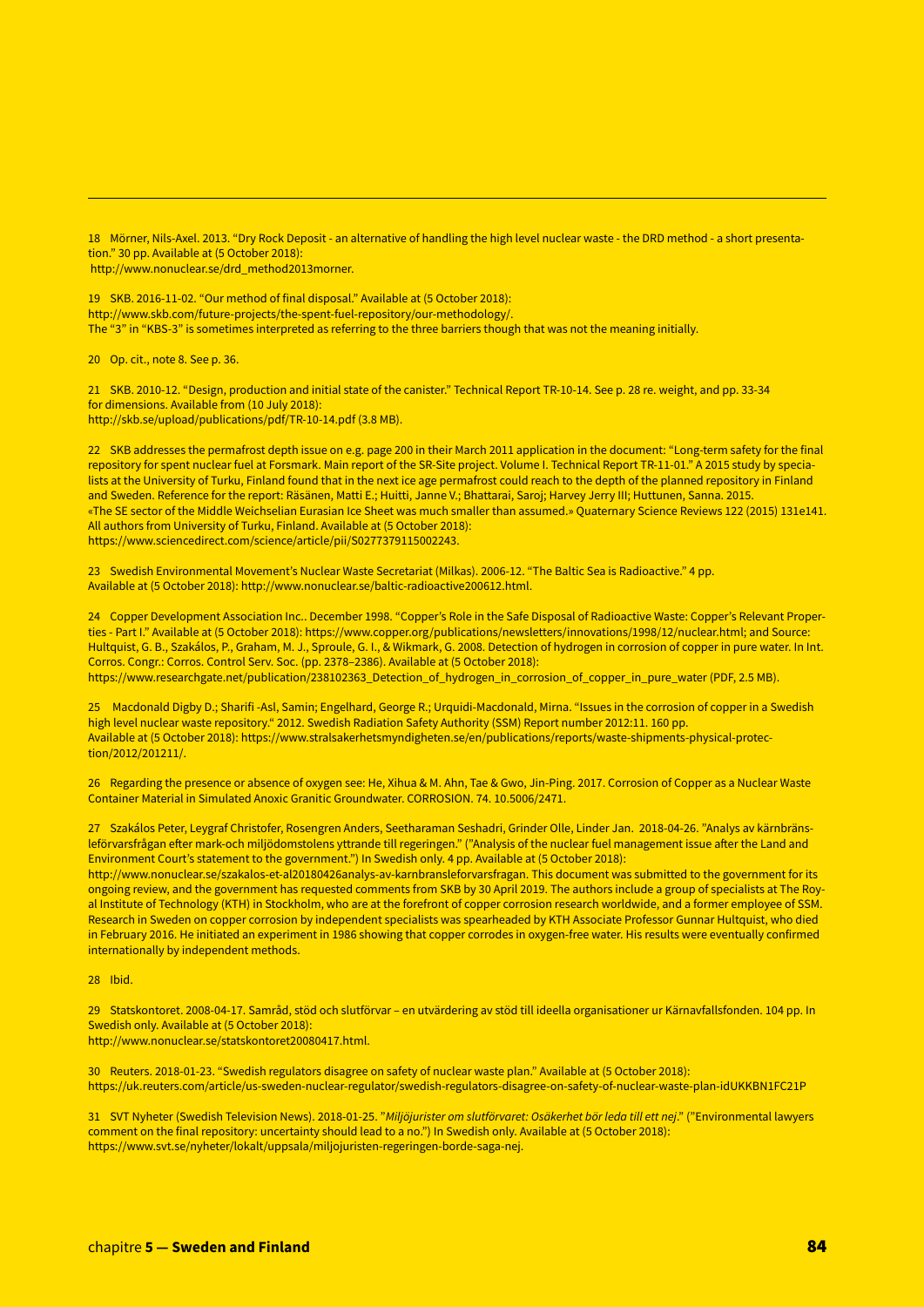18 Mörner, Nils-Axel. 2013. “Dry Rock Deposit - an alternative of handling the high level nuclear waste - the DRD method - a short presentation.” 30 pp. Available at (5 October 2018): http://www.nonuclear.se/drd_method2013morner.

19 SKB. 2016-11-02. “Our method of final disposal.” Available at (5 October 2018): http://www.skb.com/future-projects/the-spent-fuel-repository/our-methodology/. The “3” in “KBS-3” is sometimes interpreted as referring to the three barriers though that was not the meaning initially.

20 Op. cit., note 8. See p. 36.

21 SKB. 2010-12. “Design, production and initial state of the canister.” Technical Report TR-10-14. See p. 28 re. weight, and pp. 33-34 for dimensions. Available from (10 July 2018): http://skb.se/upload/publications/pdf/TR-10-14.pdf (3.8 MB).

22 SKB addresses the permafrost depth issue on e.g. page 200 in their March 2011 application in the document: “Long-term safety for the final repository for spent nuclear fuel at Forsmark. Main report of the SR-Site project. Volume I. Technical Report TR-11-01.” A 2015 study by specialists at the University of Turku, Finland found that in the next ice age permafrost could reach to the depth of the planned repository in Finland and Sweden. Reference for the report: Räsänen, Matti E.; Huitti, Janne V.; Bhattarai, Saroj; Harvey Jerry III; Huttunen, Sanna. 2015. «The SE sector of the Middle Weichselian Eurasian Ice Sheet was much smaller than assumed.» Quaternary Science Reviews 122 (2015) 131e141. All authors from University of Turku, Finland. Available at (5 October 2018): https://www.sciencedirect.com/science/article/pii/S0277379115002243.

23 Swedish Environmental Movement’s Nuclear Waste Secretariat (Milkas). 2006-12. “The Baltic Sea is Radioactive.” 4 pp. Available at (5 October 2018): http://www.nonuclear.se/baltic-radioactive200612.html.

24 Copper Development Association Inc.. December 1998. “Copper’s Role in the Safe Disposal of Radioactive Waste: Copper’s Relevant Properties - Part I.” Available at (5 October 2018): https://www.copper.org/publications/newsletters/innovations/1998/12/nuclear.html; and Source: Hultquist, G. B., Szakálos, P., Graham, M. J., Sproule, G. I., & Wikmark, G. 2008. Detection of hydrogen in corrosion of copper in pure water. In Int. Corros. Congr.: Corros. Control Serv. Soc. (pp. 2378–2386). Available at (5 October 2018): https://www.researchgate.net/publication/238102363_Detection_of_hydrogen_in_corrosion_of_copper_in_pure_water (PDF, 2.5 MB).

25 Macdonald Digby D.; Sharifi -Asl, Samin; Engelhard, George R.; Urquidi-Macdonald, Mirna. “Issues in the corrosion of copper in a Swedish high level nuclear waste repository.“ 2012. Swedish Radiation Safety Authority (SSM) Report number 2012:11. 160 pp. Available at (5 October 2018): https://www.stralsakerhetsmyndigheten.se/en/publications/reports/waste-shipments-physical-protection/2012/201211/.

26 Regarding the presence or absence of oxygen see: He, Xihua & M. Ahn, Tae & Gwo, Jin-Ping. 2017. Corrosion of Copper as a Nuclear Waste Container Material in Simulated Anoxic Granitic Groundwater. CORROSION. 74. 10.5006/2471.

27 Szakálos Peter, Leygraf Christofer, Rosengren Anders, Seetharaman Seshadri, Grinder Olle, Linder Jan. 2018-04-26. ”Analys av kärnbränsleförvarsfrågan efter mark-och miljödomstolens yttrande till regeringen.” (”Analysis of the nuclear fuel management issue after the Land and Environment Court’s statement to the government.”) In Swedish only. 4 pp. Available at (5 October 2018): http://www.nonuclear.se/szakalos-et-al20180426analys-av-karnbransleforvarsfragan. This document was submitted to the government for its ongoing review, and the government has requested comments from SKB by 30 April 2019. The authors include a group of specialists at The Royal Institute of Technology (KTH) in Stockholm, who are at the forefront of copper corrosion research worldwide, and a former employee of SSM. Research in Sweden on copper corrosion by independent specialists was spearheaded by KTH Associate Professor Gunnar Hultquist, who died in February 2016. He initiated an experiment in 1986 showing that copper corrodes in oxygen-free water. His results were eventually confirmed internationally by independent methods.

28 Ibid.

29 Statskontoret. 2008-04-17. Samråd, stöd och slutförvar – en utvärdering av stöd till ideella organisationer ur Kärnavfallsfonden. 104 pp. In Swedish only. Available at (5 October 2018): http://www.nonuclear.se/statskontoret20080417.html.

30 Reuters. 2018-01-23. “Swedish regulators disagree on safety of nuclear waste plan.” Available at (5 October 2018): https://uk.reuters.com/article/us-sweden-nuclear-regulator/swedish-regulators-disagree-on-safety-of-nuclear-waste-plan-idUKKBN1FC21P

31 SVT Nyheter (Swedish Television News). 2018-01-25. ”*Miljöjurister om slutförvaret: Osäkerhet bör leda till ett nej*.” (”Environmental lawyers comment on the final repository: uncertainty should lead to a no.”) In Swedish only. Available at (5 October 2018): https://www.svt.se/nyheter/lokalt/uppsala/miljojurister-regeringen-borde-saga-nej.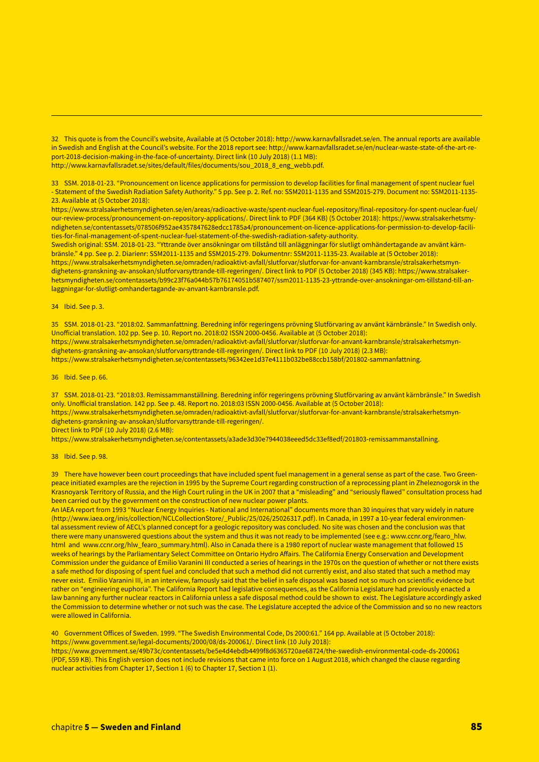32 This quote is from the Council's website, Available at (5 October 2018): http://www.karnavfallsradet.se/en. The annual reports are available in Swedish and English at the Council's website. For the 2018 report see: http://www.karnavfallsradet.se/en/nuclear-waste-state-of-the-art-report-2018-decision-making-in-the-face-of-uncertainty. Direct link (10 July 2018) (1.1 MB): http://www.karnavfallsradet.se/sites/default/files/documents/sou_2018_8_eng_webb.pdf.

33 SSM. 2018-01-23. "Pronouncement on licence applications for permission to develop facilities for final management of spent nuclear fuel - Statement of the Swedish Radiation Safety Authority." 5 pp. See p. 2. Ref. no: SSM2011-1135 and SSM2015-279. Document no: SSM2011-1135-23. Available at (5 October 2018):
https://www.stralsakerhetsmyndigheten.se/en/areas/radioactive-waste/spent-nuclear-fuel-repository/final-repository-for-spent-nuclear-fuel/our-review-process/pronouncement-on-repository-applications/. Direct link to PDF (364 KB) (5 October 2018): https://www.stralsakerhetsmyndigheten.se/contentassets/078506f952ae4357847628edcc1785a4/pronouncement-on-licence-applications-for-permission-to-develop-facilities-for-final-management-of-spent-nuclear-fuel-statement-of-the-swedish-radiation-safety-authority.
Swedish original: SSM. 2018-01-23. "Yttrande över ansökningar om tillstånd till anläggningar för slutligt omhändertagande av använt kärnbränsle." 4 pp. See p. 2. Diarienr: SSM2011-1135 and SSM2015-279. Dokumentnr: SSM2011-1135-23. Available at (5 October 2018):
https://www.stralsakerhetsmyndigheten.se/omraden/radioaktivt-avfall/slutforvar/slutforvar-for-anvant-karnbransle/stralsakerhetsmyndighetens-granskning-av-ansokan/slutforvarsyttrande-till-regeringen/. Direct link to PDF (5 October 2018) (345 KB): https://www.stralsakerhetsmyndigheten.se/contentassets/b99c23f76a044b57b76174051b587407/ssm2011-1135-23-yttrande-over-ansokningar-om-tillstand-till-anlaggningar-for-slutligt-omhandertagande-av-anvant-karnbransle.pdf.

34 Ibid. See p. 3.

35 SSM. 2018-01-23. "2018:02. Sammanfattning. Beredning inför regeringens prövning Slutförvaring av använt kärnbränsle." In Swedish only. Unofficial translation. 102 pp. See p. 10. Report no. 2018:02 ISSN 2000-0456. Available at (5 October 2018):
https://www.stralsakerhetsmyndigheten.se/omraden/radioaktivt-avfall/slutforvar/slutforvar-for-anvant-karnbransle/stralsakerhetsmyndighetens-granskning-av-ansokan/slutforvarsyttrande-till-regeringen/. Direct link to PDF (10 July 2018) (2.3 MB):
https://www.stralsakerhetsmyndigheten.se/contentassets/96342ee1d37e4111b032be88ccb158bf/201802-sammanfattning.

36 Ibid. See p. 66.

37 SSM. 2018-01-23. "2018:03. Remissammanställning. Beredning inför regeringens prövning Slutförvaring av använt kärnbränsle." In Swedish only. Unofficial translation. 142 pp. See p. 48. Report no. 2018:03 ISSN 2000-0456. Available at (5 October 2018):
https://www.stralsakerhetsmyndigheten.se/omraden/radioaktivt-avfall/slutforvar/slutforvar-for-anvant-karnbransle/stralsakerhetsmyndighetens-granskning-av-ansokan/slutforvarsyttrande-till-regeringen/.
Direct link to PDF (10 July 2018) (2.6 MB):
https://www.stralsakerhetsmyndigheten.se/contentassets/a3ade3d30e7944038eeed5dc33ef8edf/201803-remissammanstallning.

38 Ibid. See p. 98.

39 There have however been court proceedings that have included spent fuel management in a general sense as part of the case. Two Greenpeace initiated examples are the rejection in 1995 by the Supreme Court regarding construction of a reprocessing plant in Zheleznogorsk in the Krasnoyarsk Territory of Russia, and the High Court ruling in the UK in 2007 that a "misleading" and "seriously flawed" consultation process had been carried out by the government on the construction of new nuclear power plants.
An IAEA report from 1993 "Nuclear Energy Inquiries - National and International" documents more than 30 inquires that vary widely in nature (http://www.iaea.org/inis/collection/NCLCollectionStore/_Public/25/026/25026317.pdf). In Canada, in 1997 a 10-year federal environmental assessment review of AECL's planned concept for a geologic repository was concluded. No site was chosen and the conclusion was that there were many unanswered questions about the system and thus it was not ready to be implemented (see e.g.: www.ccnr.org/fearo_hlw.html and www.ccnr.org/hlw_fearo_summary.html). Also in Canada there is a 1980 report of nuclear waste management that followed 15 weeks of hearings by the Parliamentary Select Committee on Ontario Hydro Affairs. The California Energy Conservation and Development Commission under the guidance of Emilio Varanini III conducted a series of hearings in the 1970s on the question of whether or not there exists a safe method for disposing of spent fuel and concluded that such a method did not currently exist, and also stated that such a method may never exist. Emilio Varanini III, in an interview, famously said that the belief in safe disposal was based not so much on scientific evidence but rather on "engineering euphoria". The California Report had legislative consequences, as the California Legislature had previously enacted a law banning any further nuclear reactors in California unless a safe disposal method could be shown to exist. The Legislature accordingly asked the Commission to determine whether or not such was the case. The Legislature accepted the advice of the Commission and so no new reactors were allowed in California.

40 Government Offices of Sweden. 1999. "The Swedish Environmental Code, Ds 2000:61." 164 pp. Available at (5 October 2018): https://www.government.se/legal-documents/2000/08/ds-200061/. Direct link (10 July 2018):
https://www.government.se/49b73c/contentassets/be5e4d4ebdb4499f8d6365720ae68724/the-swedish-environmental-code-ds-200061 (PDF, 559 KB). This English version does not include revisions that came into force on 1 August 2018, which changed the clause regarding nuclear activities from Chapter 17, Section 1 (6) to Chapter 17, Section 1 (1).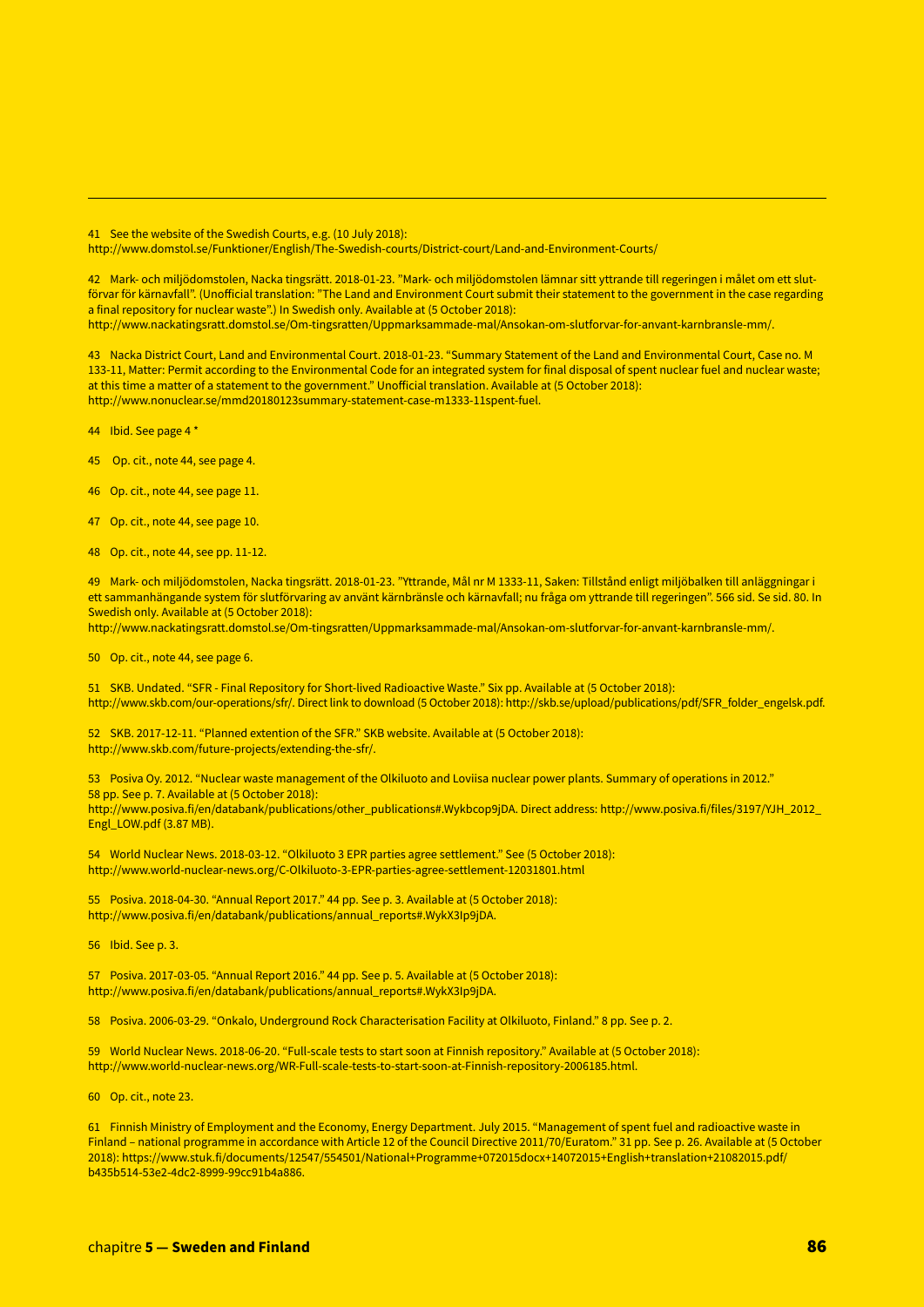41 See the website of the Swedish Courts, e.g. (10 July 2018): http://www.domstol.se/Funktioner/English/The-Swedish-courts/District-court/Land-and-Environment-Courts/

42 Mark- och miljödomstolen, Nacka tingsrätt. 2018-01-23. "Mark- och miljödomstolen lämnar sitt yttrande till regeringen i målet om ett slutförvar för kärnavfall". (Unofficial translation: "The Land and Environment Court submit their statement to the government in the case regarding a final repository for nuclear waste".) In Swedish only. Available at (5 October 2018): http://www.nackatingsratt.domstol.se/Om-tingsratten/Uppmarksammade-mal/Ansokan-om-slutforvar-for-anvant-karnbransle-mm/.

43 Nacka District Court, Land and Environmental Court. 2018-01-23. "Summary Statement of the Land and Environmental Court, Case no. M 133-11, Matter: Permit according to the Environmental Code for an integrated system for final disposal of spent nuclear fuel and nuclear waste; at this time a matter of a statement to the government." Unofficial translation. Available at (5 October 2018): http://www.nonuclear.se/mmd20180123summary-statement-case-m1333-11spent-fuel.

44 Ibid. See page 4 *

45 Op. cit., note 44, see page 4.

46 Op. cit., note 44, see page 11.

47 Op. cit., note 44, see page 10.

48 Op. cit., note 44, see pp. 11-12.

49 Mark- och miljödomstolen, Nacka tingsrätt. 2018-01-23. "Yttrande, Mål nr M 1333-11, Saken: Tillstånd enligt miljöbalken till anläggningar i ett sammanhängande system för slutförvaring av använt kärnbränsle och kärnavfall; nu fråga om yttrande till regeringen". 566 sid. Se sid. 80. In Swedish only. Available at (5 October 2018): http://www.nackatingsratt.domstol.se/Om-tingsratten/Uppmarksammade-mal/Ansokan-om-slutforvar-for-anvant-karnbransle-mm/.

50 Op. cit., note 44, see page 6.

51 SKB. Undated. "SFR - Final Repository for Short-lived Radioactive Waste." Six pp. Available at (5 October 2018): http://www.skb.com/our-operations/sfr/. Direct link to download (5 October 2018): http://skb.se/upload/publications/pdf/SFR_folder_engelsk.pdf.

52 SKB. 2017-12-11. "Planned extention of the SFR." SKB website. Available at (5 October 2018): http://www.skb.com/future-projects/extending-the-sfr/.

53 Posiva Oy. 2012. "Nuclear waste management of the Olkiluoto and Loviisa nuclear power plants. Summary of operations in 2012." 58 pp. See p. 7. Available at (5 October 2018): http://www.posiva.fi/en/databank/publications/other_publications#.Wykbcop9jDA. Direct address: http://www.posiva.fi/files/3197/YJH_2012_Engl_LOW.pdf (3.87 MB).

54 World Nuclear News. 2018-03-12. "Olkiluoto 3 EPR parties agree settlement." See (5 October 2018): http://www.world-nuclear-news.org/C-Olkiluoto-3-EPR-parties-agree-settlement-12031801.html

55 Posiva. 2018-04-30. "Annual Report 2017." 44 pp. See p. 3. Available at (5 October 2018): http://www.posiva.fi/en/databank/publications/annual_reports#.WykX3Ip9jDA.

56 Ibid. See p. 3.

57 Posiva. 2017-03-05. "Annual Report 2016." 44 pp. See p. 5. Available at (5 October 2018): http://www.posiva.fi/en/databank/publications/annual_reports#.WykX3Ip9jDA.

58 Posiva. 2006-03-29. "Onkalo, Underground Rock Characterisation Facility at Olkiluoto, Finland." 8 pp. See p. 2.

59 World Nuclear News. 2018-06-20. "Full-scale tests to start soon at Finnish repository." Available at (5 October 2018): http://www.world-nuclear-news.org/WR-Full-scale-tests-to-start-soon-at-Finnish-repository-2006185.html.

60 Op. cit., note 23.

61 Finnish Ministry of Employment and the Economy, Energy Department. July 2015. "Management of spent fuel and radioactive waste in Finland – national programme in accordance with Article 12 of the Council Directive 2011/70/Euratom." 31 pp. See p. 26. Available at (5 October 2018): https://www.stuk.fi/documents/12547/554501/National+Programme+072015docx+14072015+English+translation+21082015.pdf/b435b514-53e2-4dc2-8999-99cc91b4a886.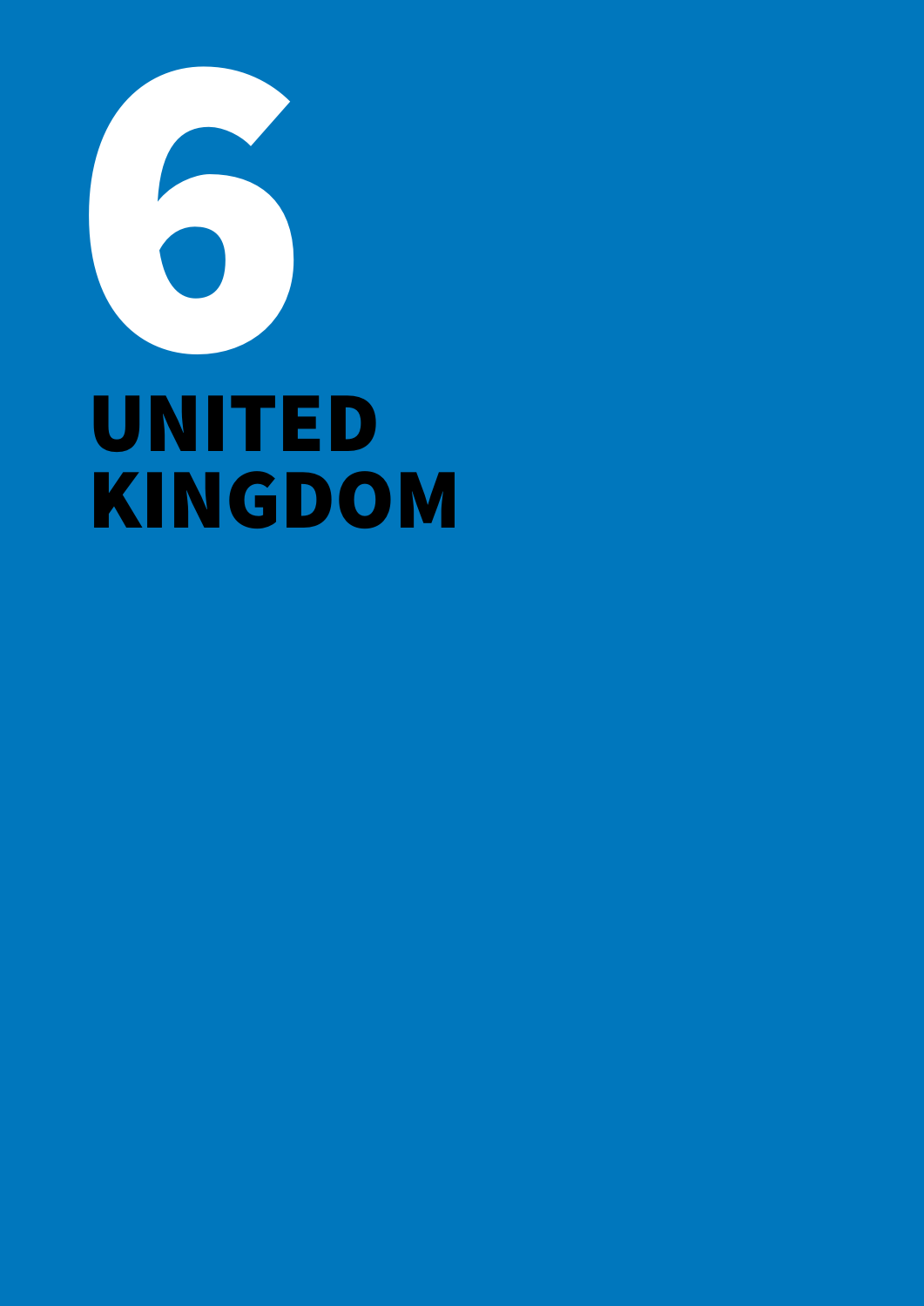# 6

# UNITED KINGDOM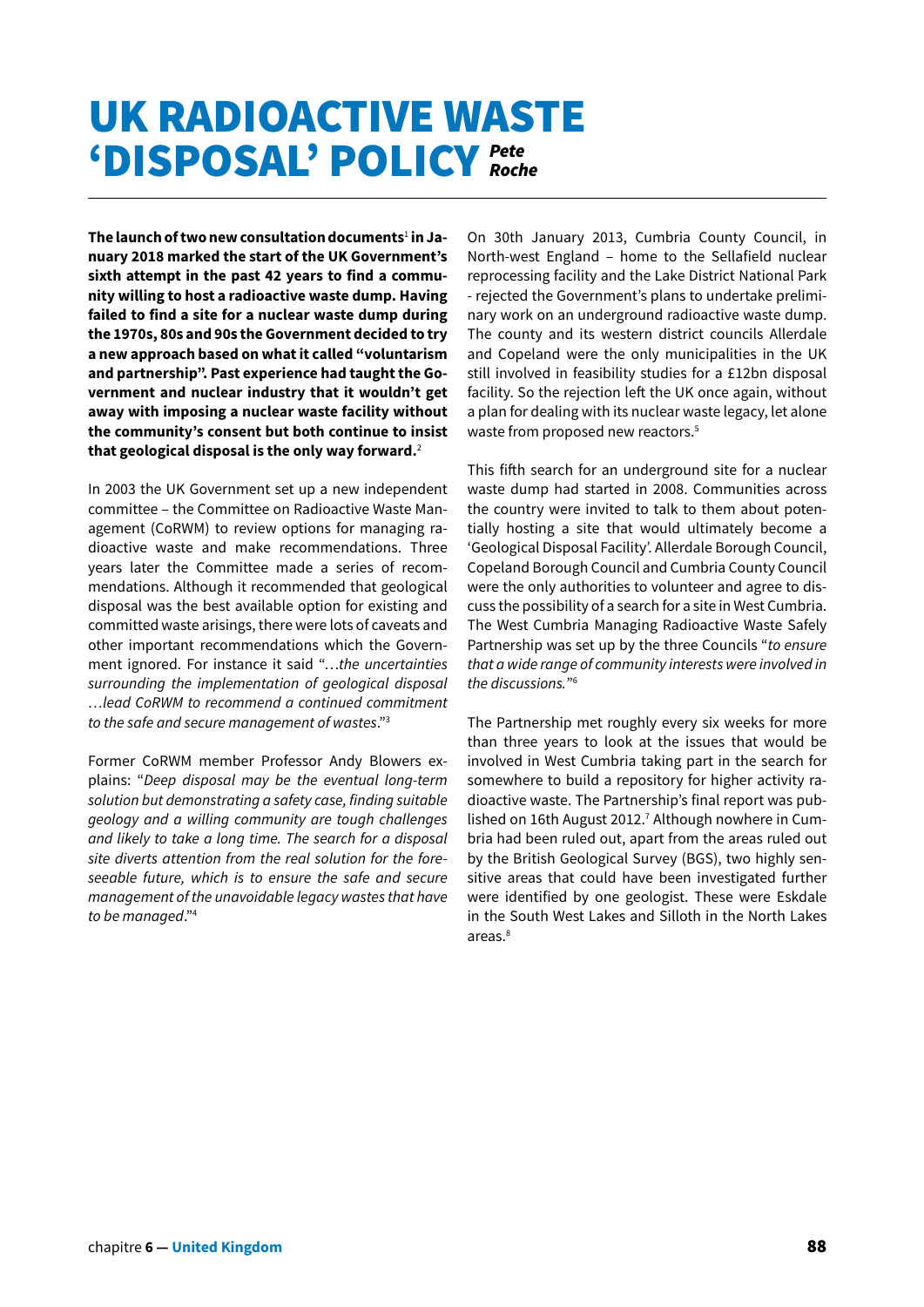# UK RADIOACTIVE WASTE 'DISPOSAL' POLICY

***Pete Roche***

**The launch of two new consultation documents[1] in January 2018 marked the start of the UK Government's sixth attempt in the past 42 years to find a community willing to host a radioactive waste dump. Having failed to find a site for a nuclear waste dump during the 1970s, 80s and 90s the Government decided to try a new approach based on what it called "voluntarism and partnership". Past experience had taught the Government and nuclear industry that it wouldn't get away with imposing a nuclear waste facility without the community's consent but both continue to insist that geological disposal is the only way forward.[2]**

In 2003 the UK Government set up a new independent committee – the Committee on Radioactive Waste Management (CoRWM) to review options for managing radioactive waste and make recommendations. Three years later the Committee made a series of recommendations. Although it recommended that geological disposal was the best available option for existing and committed waste arisings, there were lots of caveats and other important recommendations which the Government ignored. For instance it said "…*the uncertainties surrounding the implementation of geological disposal …lead CoRWM to recommend a continued commitment to the safe and secure management of wastes*."[3]

Former CoRWM member Professor Andy Blowers explains: "*Deep disposal may be the eventual long-term solution but demonstrating a safety case, finding suitable geology and a willing community are tough challenges and likely to take a long time. The search for a disposal site diverts attention from the real solution for the foreseeable future, which is to ensure the safe and secure management of the unavoidable legacy wastes that have to be managed*."[4]

On 30th January 2013, Cumbria County Council, in North-west England – home to the Sellafield nuclear reprocessing facility and the Lake District National Park - rejected the Government's plans to undertake preliminary work on an underground radioactive waste dump. The county and its western district councils Allerdale and Copeland were the only municipalities in the UK still involved in feasibility studies for a £12bn disposal facility. So the rejection left the UK once again, without a plan for dealing with its nuclear waste legacy, let alone waste from proposed new reactors.[5]

This fifth search for an underground site for a nuclear waste dump had started in 2008. Communities across the country were invited to talk to them about potentially hosting a site that would ultimately become a 'Geological Disposal Facility'. Allerdale Borough Council, Copeland Borough Council and Cumbria County Council were the only authorities to volunteer and agree to discuss the possibility of a search for a site in West Cumbria. The West Cumbria Managing Radioactive Waste Safely Partnership was set up by the three Councils "*to ensure that a wide range of community interests were involved in the discussions.*"[6]

The Partnership met roughly every six weeks for more than three years to look at the issues that would be involved in West Cumbria taking part in the search for somewhere to build a repository for higher activity radioactive waste. The Partnership's final report was published on 16th August 2012.[7] Although nowhere in Cumbria had been ruled out, apart from the areas ruled out by the British Geological Survey (BGS), two highly sensitive areas that could have been investigated further were identified by one geologist. These were Eskdale in the South West Lakes and Silloth in the North Lakes areas.[8]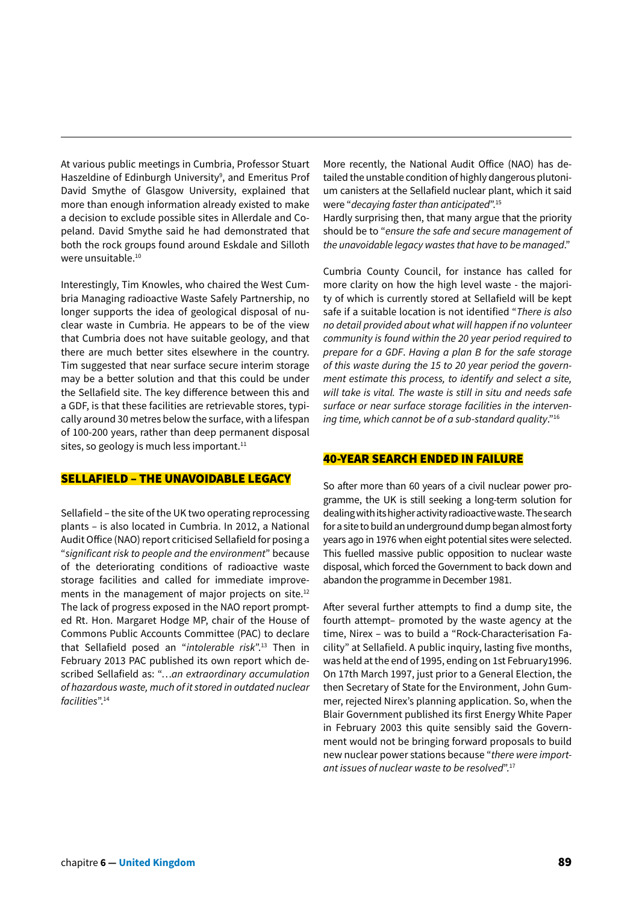At various public meetings in Cumbria, Professor Stuart Haszeldine of Edinburgh University[9], and Emeritus Prof David Smythe of Glasgow University, explained that more than enough information already existed to make a decision to exclude possible sites in Allerdale and Copeland. David Smythe said he had demonstrated that both the rock groups found around Eskdale and Silloth were unsuitable.[10]

Interestingly, Tim Knowles, who chaired the West Cumbria Managing radioactive Waste Safely Partnership, no longer supports the idea of geological disposal of nuclear waste in Cumbria. He appears to be of the view that Cumbria does not have suitable geology, and that there are much better sites elsewhere in the country. Tim suggested that near surface secure interim storage may be a better solution and that this could be under the Sellafield site. The key difference between this and a GDF, is that these facilities are retrievable stores, typically around 30 metres below the surface, with a lifespan of 100-200 years, rather than deep permanent disposal sites, so geology is much less important.[11]

## SELLAFIELD – THE UNAVOIDABLE LEGACY

Sellafield – the site of the UK two operating reprocessing plants – is also located in Cumbria. In 2012, a National Audit Office (NAO) report criticised Sellafield for posing a "*significant risk to people and the environment*" because of the deteriorating conditions of radioactive waste storage facilities and called for immediate improvements in the management of major projects on site.[12] The lack of progress exposed in the NAO report prompted Rt. Hon. Margaret Hodge MP, chair of the House of Commons Public Accounts Committee (PAC) to declare that Sellafield posed an "*intolerable risk*".[13] Then in February 2013 PAC published its own report which described Sellafield as: "*…an extraordinary accumulation of hazardous waste, much of it stored in outdated nuclear facilities*".[14]

More recently, the National Audit Office (NAO) has detailed the unstable condition of highly dangerous plutonium canisters at the Sellafield nuclear plant, which it said were "*decaying faster than anticipated*".[15]
Hardly surprising then, that many argue that the priority should be to "*ensure the safe and secure management of the unavoidable legacy wastes that have to be managed*."

Cumbria County Council, for instance has called for more clarity on how the high level waste - the majority of which is currently stored at Sellafield will be kept safe if a suitable location is not identified "*There is also no detail provided about what will happen if no volunteer community is found within the 20 year period required to prepare for a GDF. Having a plan B for the safe storage of this waste during the 15 to 20 year period the government estimate this process, to identify and select a site, will take is vital. The waste is still in situ and needs safe surface or near surface storage facilities in the intervening time, which cannot be of a sub-standard quality*."[16]

## 40-YEAR SEARCH ENDED IN FAILURE

So after more than 60 years of a civil nuclear power programme, the UK is still seeking a long-term solution for dealing with its higher activity radioactive waste. The search for a site to build an underground dump began almost forty years ago in 1976 when eight potential sites were selected. This fuelled massive public opposition to nuclear waste disposal, which forced the Government to back down and abandon the programme in December 1981.

After several further attempts to find a dump site, the fourth attempt– promoted by the waste agency at the time, Nirex – was to build a "Rock-Characterisation Facility" at Sellafield. A public inquiry, lasting five months, was held at the end of 1995, ending on 1st February1996. On 17th March 1997, just prior to a General Election, the then Secretary of State for the Environment, John Gummer, rejected Nirex's planning application. So, when the Blair Government published its first Energy White Paper in February 2003 this quite sensibly said the Government would not be bringing forward proposals to build new nuclear power stations because "*there were important issues of nuclear waste to be resolved*".[17]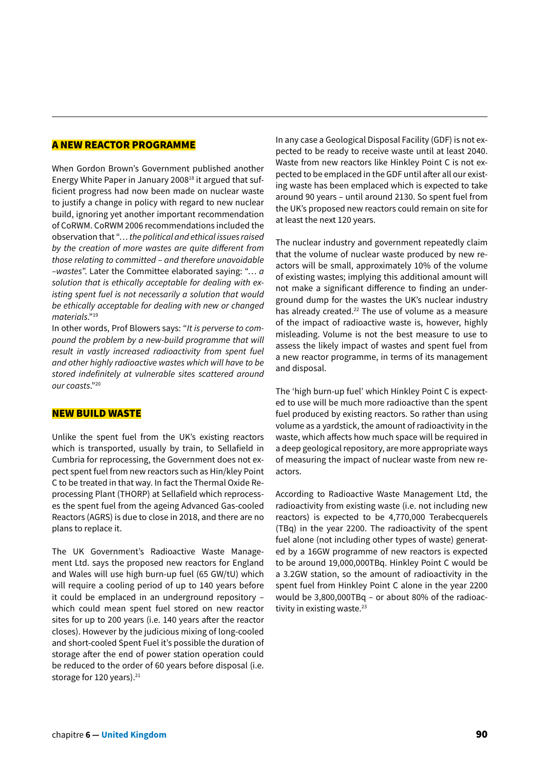## A NEW REACTOR PROGRAMME

When Gordon Brown's Government published another Energy White Paper in January 2008[18] it argued that sufficient progress had now been made on nuclear waste to justify a change in policy with regard to new nuclear build, ignoring yet another important recommendation of CoRWM. CoRWM 2006 recommendations included the observation that "*… the political and ethical issues raised by the creation of more wastes are quite different from those relating to committed – and therefore unavoidable –wastes*". Later the Committee elaborated saying: "*… a solution that is ethically acceptable for dealing with existing spent fuel is not necessarily a solution that would be ethically acceptable for dealing with new or changed materials*."[19]

In other words, Prof Blowers says: "*It is perverse to compound the problem by a new-build programme that will result in vastly increased radioactivity from spent fuel and other highly radioactive wastes which will have to be stored indefinitely at vulnerable sites scattered around our coasts*."[20]

## NEW BUILD WASTE

Unlike the spent fuel from the UK's existing reactors which is transported, usually by train, to Sellafield in Cumbria for reprocessing, the Government does not expect spent fuel from new reactors such as Hin/kley Point C to be treated in that way. In fact the Thermal Oxide Reprocessing Plant (THORP) at Sellafield which reprocesses the spent fuel from the ageing Advanced Gas-cooled Reactors (AGRS) is due to close in 2018, and there are no plans to replace it.

The UK Government's Radioactive Waste Management Ltd. says the proposed new reactors for England and Wales will use high burn-up fuel (65 GW/tU) which will require a cooling period of up to 140 years before it could be emplaced in an underground repository – which could mean spent fuel stored on new reactor sites for up to 200 years (i.e. 140 years after the reactor closes). However by the judicious mixing of long-cooled and short-cooled Spent Fuel it's possible the duration of storage after the end of power station operation could be reduced to the order of 60 years before disposal (i.e. storage for 120 years).[21]

In any case a Geological Disposal Facility (GDF) is not expected to be ready to receive waste until at least 2040. Waste from new reactors like Hinkley Point C is not expected to be emplaced in the GDF until after all our existing waste has been emplaced which is expected to take around 90 years – until around 2130. So spent fuel from the UK's proposed new reactors could remain on site for at least the next 120 years.

The nuclear industry and government repeatedly claim that the volume of nuclear waste produced by new reactors will be small, approximately 10% of the volume of existing wastes; implying this additional amount will not make a significant difference to finding an underground dump for the wastes the UK's nuclear industry has already created.[22] The use of volume as a measure of the impact of radioactive waste is, however, highly misleading. Volume is not the best measure to use to assess the likely impact of wastes and spent fuel from a new reactor programme, in terms of its management and disposal.

The 'high burn-up fuel' which Hinkley Point C is expected to use will be much more radioactive than the spent fuel produced by existing reactors. So rather than using volume as a yardstick, the amount of radioactivity in the waste, which affects how much space will be required in a deep geological repository, are more appropriate ways of measuring the impact of nuclear waste from new reactors.

According to Radioactive Waste Management Ltd, the radioactivity from existing waste (i.e. not including new reactors) is expected to be 4,770,000 Terabecquerels (TBq) in the year 2200. The radioactivity of the spent fuel alone (not including other types of waste) generated by a 16GW programme of new reactors is expected to be around 19,000,000TBq. Hinkley Point C would be a 3.2GW station, so the amount of radioactivity in the spent fuel from Hinkley Point C alone in the year 2200 would be 3,800,000TBq – or about 80% of the radioactivity in existing waste.[23]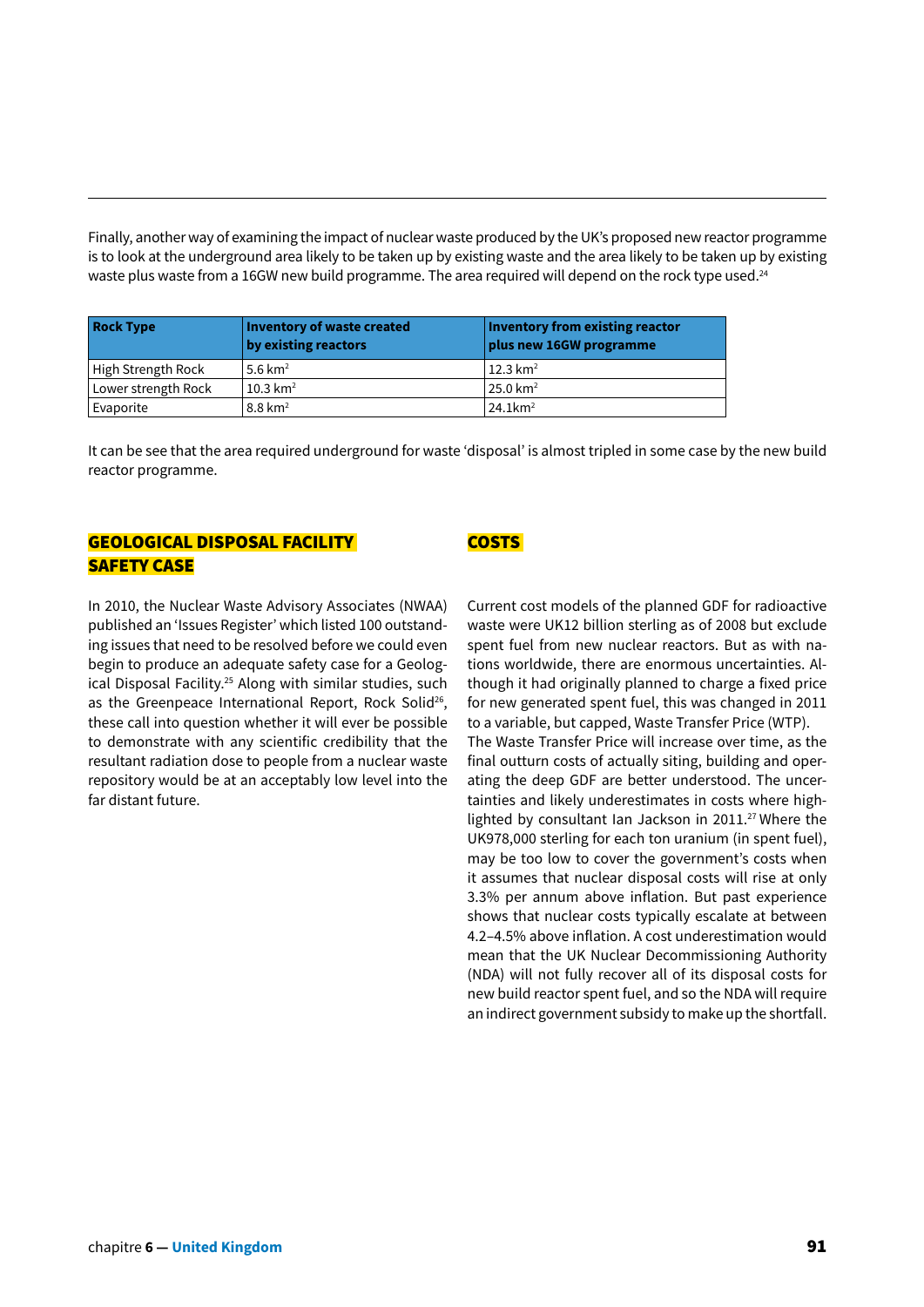Finally, another way of examining the impact of nuclear waste produced by the UK's proposed new reactor programme is to look at the underground area likely to be taken up by existing waste and the area likely to be taken up by existing waste plus waste from a 16GW new build programme. The area required will depend on the rock type used.[24]

| Rock Type | Inventory of waste created by existing reactors | Inventory from existing reactor plus new 16GW programme |
|---|---|---|
| High Strength Rock | 5.6 km$^2$ | 12.3 km$^2$ |
| Lower strength Rock | 10.3 km$^2$ | 25.0 km$^2$ |
| Evaporite | 8.8 km$^2$ | 24.1km$^2$ |

It can be see that the area required underground for waste 'disposal' is almost tripled in some case by the new build reactor programme.

## GEOLOGICAL DISPOSAL FACILITY SAFETY CASE

In 2010, the Nuclear Waste Advisory Associates (NWAA) published an 'Issues Register' which listed 100 outstanding issues that need to be resolved before we could even begin to produce an adequate safety case for a Geological Disposal Facility.[25] Along with similar studies, such as the Greenpeace International Report, Rock Solid[26], these call into question whether it will ever be possible to demonstrate with any scientific credibility that the resultant radiation dose to people from a nuclear waste repository would be at an acceptably low level into the far distant future.

## COSTS

Current cost models of the planned GDF for radioactive waste were UK12 billion sterling as of 2008 but exclude spent fuel from new nuclear reactors. But as with nations worldwide, there are enormous uncertainties. Although it had originally planned to charge a fixed price for new generated spent fuel, this was changed in 2011 to a variable, but capped, Waste Transfer Price (WTP). The Waste Transfer Price will increase over time, as the final outturn costs of actually siting, building and operating the deep GDF are better understood. The uncertainties and likely underestimates in costs where highlighted by consultant Ian Jackson in 2011.[27] Where the UK978,000 sterling for each ton uranium (in spent fuel), may be too low to cover the government's costs when it assumes that nuclear disposal costs will rise at only 3.3% per annum above inflation. But past experience shows that nuclear costs typically escalate at between 4.2–4.5% above inflation. A cost underestimation would mean that the UK Nuclear Decommissioning Authority (NDA) will not fully recover all of its disposal costs for new build reactor spent fuel, and so the NDA will require an indirect government subsidy to make up the shortfall.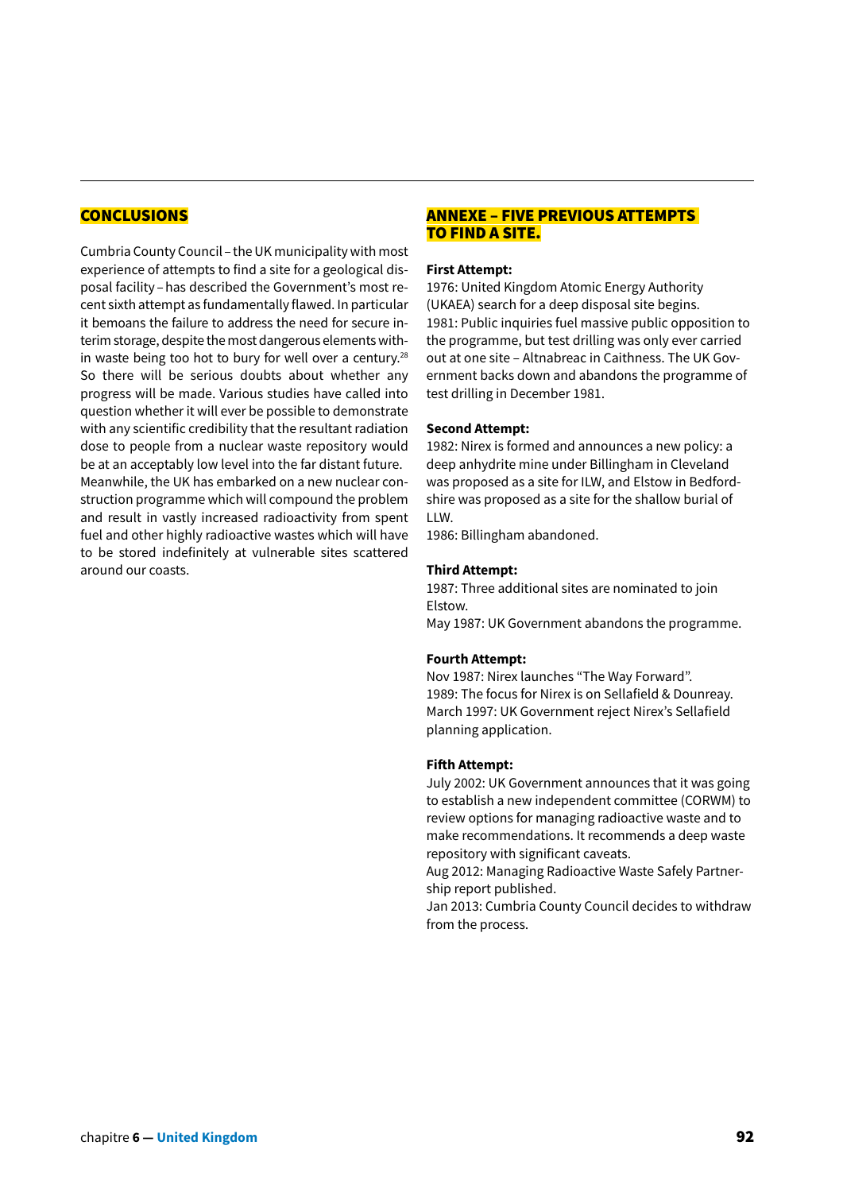## CONCLUSIONS

Cumbria County Council – the UK municipality with most experience of attempts to find a site for a geological disposal facility – has described the Government's most recent sixth attempt as fundamentally flawed. In particular it bemoans the failure to address the need for secure interim storage, despite the most dangerous elements within waste being too hot to bury for well over a century.[28] So there will be serious doubts about whether any progress will be made. Various studies have called into question whether it will ever be possible to demonstrate with any scientific credibility that the resultant radiation dose to people from a nuclear waste repository would be at an acceptably low level into the far distant future. Meanwhile, the UK has embarked on a new nuclear construction programme which will compound the problem and result in vastly increased radioactivity from spent fuel and other highly radioactive wastes which will have to be stored indefinitely at vulnerable sites scattered around our coasts.

## ANNEXE – FIVE PREVIOUS ATTEMPTS TO FIND A SITE.

**First Attempt:**
1976: United Kingdom Atomic Energy Authority (UKAEA) search for a deep disposal site begins.
1981: Public inquiries fuel massive public opposition to the programme, but test drilling was only ever carried out at one site – Altnabreac in Caithness. The UK Government backs down and abandons the programme of test drilling in December 1981.

**Second Attempt:**
1982: Nirex is formed and announces a new policy: a deep anhydrite mine under Billingham in Cleveland was proposed as a site for ILW, and Elstow in Bedfordshire was proposed as a site for the shallow burial of LLW.
1986: Billingham abandoned.

**Third Attempt:**
1987: Three additional sites are nominated to join Elstow.
May 1987: UK Government abandons the programme.

**Fourth Attempt:**
Nov 1987: Nirex launches "The Way Forward".
1989: The focus for Nirex is on Sellafield & Dounreay.
March 1997: UK Government reject Nirex's Sellafield planning application.

**Fifth Attempt:**
July 2002: UK Government announces that it was going to establish a new independent committee (CORWM) to review options for managing radioactive waste and to make recommendations. It recommends a deep waste repository with significant caveats.
Aug 2012: Managing Radioactive Waste Safely Partnership report published.
Jan 2013: Cumbria County Council decides to withdraw from the process.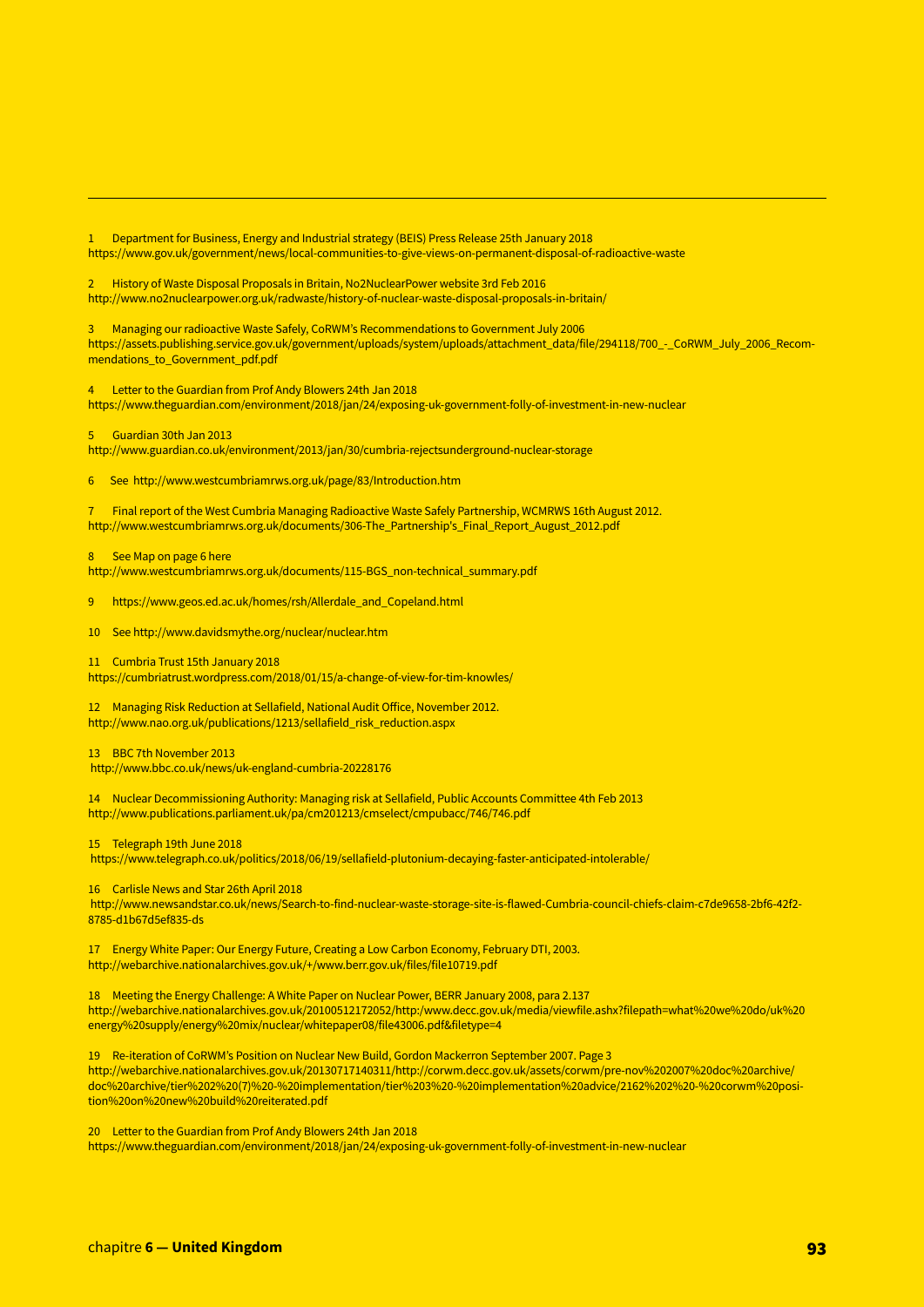1 Department for Business, Energy and Industrial strategy (BEIS) Press Release 25th January 2018
https://www.gov.uk/government/news/local-communities-to-give-views-on-permanent-disposal-of-radioactive-waste

2 History of Waste Disposal Proposals in Britain, No2NuclearPower website 3rd Feb 2016
http://www.no2nuclearpower.org.uk/radwaste/history-of-nuclear-waste-disposal-proposals-in-britain/

3 Managing our radioactive Waste Safely, CoRWM's Recommendations to Government July 2006
https://assets.publishing.service.gov.uk/government/uploads/system/uploads/attachment_data/file/294118/700_-_CoRWM_July_2006_Recommendations_to_Government_pdf.pdf

4 Letter to the Guardian from Prof Andy Blowers 24th Jan 2018
https://www.theguardian.com/environment/2018/jan/24/exposing-uk-government-folly-of-investment-in-new-nuclear

5 Guardian 30th Jan 2013
http://www.guardian.co.uk/environment/2013/jan/30/cumbria-rejectsunderground-nuclear-storage

6 See http://www.westcumbriamrws.org.uk/page/83/Introduction.htm

7 Final report of the West Cumbria Managing Radioactive Waste Safely Partnership, WCMRWS 16th August 2012.
http://www.westcumbriamrws.org.uk/documents/306-The_Partnership's_Final_Report_August_2012.pdf

8 See Map on page 6 here
http://www.westcumbriamrws.org.uk/documents/115-BGS_non-technical_summary.pdf

9 https://www.geos.ed.ac.uk/homes/rsh/Allerdale_and_Copeland.html

10 See http://www.davidsmythe.org/nuclear/nuclear.htm

11 Cumbria Trust 15th January 2018
https://cumbriatrust.wordpress.com/2018/01/15/a-change-of-view-for-tim-knowles/

12 Managing Risk Reduction at Sellafield, National Audit Office, November 2012.
http://www.nao.org.uk/publications/1213/sellafield_risk_reduction.aspx

13 BBC 7th November 2013
http://www.bbc.co.uk/news/uk-england-cumbria-20228176

14 Nuclear Decommissioning Authority: Managing risk at Sellafield, Public Accounts Committee 4th Feb 2013
http://www.publications.parliament.uk/pa/cm201213/cmselect/cmpubacc/746/746.pdf

15 Telegraph 19th June 2018
https://www.telegraph.co.uk/politics/2018/06/19/sellafield-plutonium-decaying-faster-anticipated-intolerable/

16 Carlisle News and Star 26th April 2018
http://www.newsandstar.co.uk/news/Search-to-find-nuclear-waste-storage-site-is-flawed-Cumbria-council-chiefs-claim-c7de9658-2bf6-42f2-8785-d1b67d5ef835-ds

17 Energy White Paper: Our Energy Future, Creating a Low Carbon Economy, February DTI, 2003.
http://webarchive.nationalarchives.gov.uk/+/www.berr.gov.uk/files/file10719.pdf

18 Meeting the Energy Challenge: A White Paper on Nuclear Power, BERR January 2008, para 2.137
http://webarchive.nationalarchives.gov.uk/20100512172052/http:/www.decc.gov.uk/media/viewfile.ashx?filepath=what%20we%20do/uk%20energy%20supply/energy%20mix/nuclear/whitepaper08/file43006.pdf&filetype=4

19 Re-iteration of CoRWM's Position on Nuclear New Build, Gordon Mackerron September 2007. Page 3
http://webarchive.nationalarchives.gov.uk/20130717140311/http://corwm.decc.gov.uk/assets/corwm/pre-nov%202007%20doc%20archive/doc%20archive/tier%202%20(7)%20-%20implementation/tier%203%20-%20implementation%20advice/2162%202%20-%20corwm%20position%20on%20new%20build%20reiterated.pdf

20 Letter to the Guardian from Prof Andy Blowers 24th Jan 2018
https://www.theguardian.com/environment/2018/jan/24/exposing-uk-government-folly-of-investment-in-new-nuclear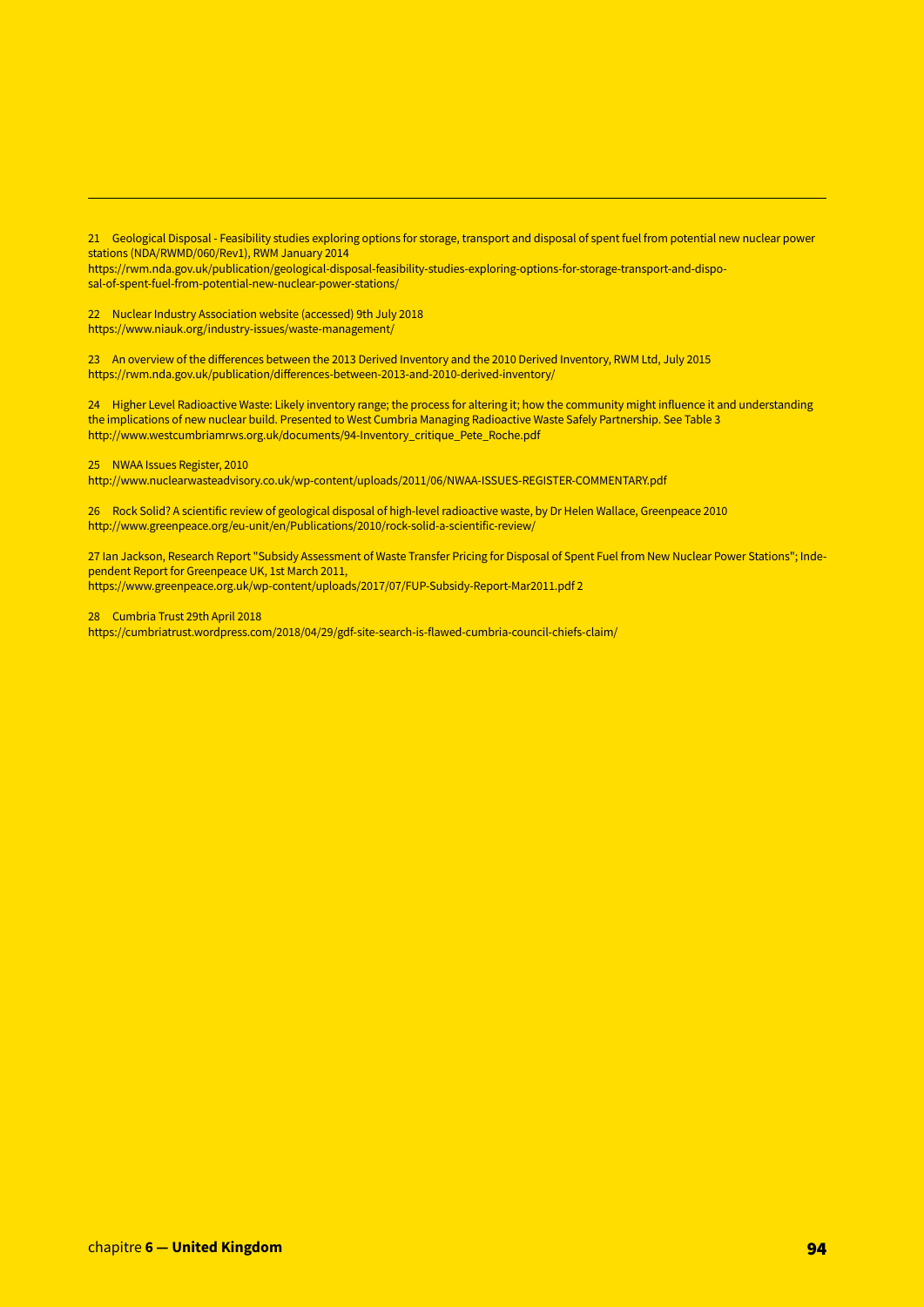---

21 Geological Disposal - Feasibility studies exploring options for storage, transport and disposal of spent fuel from potential new nuclear power stations (NDA/RWMD/060/Rev1), RWM January 2014
https://rwm.nda.gov.uk/publication/geological-disposal-feasibility-studies-exploring-options-for-storage-transport-and-disposal-of-spent-fuel-from-potential-new-nuclear-power-stations/

22 Nuclear Industry Association website (accessed) 9th July 2018
https://www.niauk.org/industry-issues/waste-management/

23 An overview of the differences between the 2013 Derived Inventory and the 2010 Derived Inventory, RWM Ltd, July 2015
https://rwm.nda.gov.uk/publication/differences-between-2013-and-2010-derived-inventory/

24 Higher Level Radioactive Waste: Likely inventory range; the process for altering it; how the community might influence it and understanding the implications of new nuclear build. Presented to West Cumbria Managing Radioactive Waste Safely Partnership. See Table 3
http://www.westcumbriamrws.org.uk/documents/94-Inventory_critique_Pete_Roche.pdf

25 NWAA Issues Register, 2010
http://www.nuclearwasteadvisory.co.uk/wp-content/uploads/2011/06/NWAA-ISSUES-REGISTER-COMMENTARY.pdf

26 Rock Solid? A scientific review of geological disposal of high-level radioactive waste, by Dr Helen Wallace, Greenpeace 2010
http://www.greenpeace.org/eu-unit/en/Publications/2010/rock-solid-a-scientific-review/

27 Ian Jackson, Research Report "Subsidy Assessment of Waste Transfer Pricing for Disposal of Spent Fuel from New Nuclear Power Stations"; Independent Report for Greenpeace UK, 1st March 2011,
https://www.greenpeace.org.uk/wp-content/uploads/2017/07/FUP-Subsidy-Report-Mar2011.pdf 2

28 Cumbria Trust 29th April 2018
https://cumbriatrust.wordpress.com/2018/04/29/gdf-site-search-is-flawed-cumbria-council-chiefs-claim/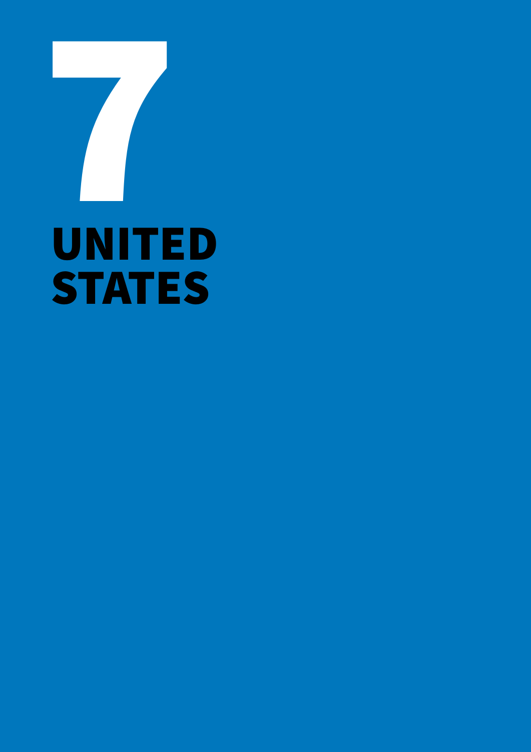# 7

# UNITED STATES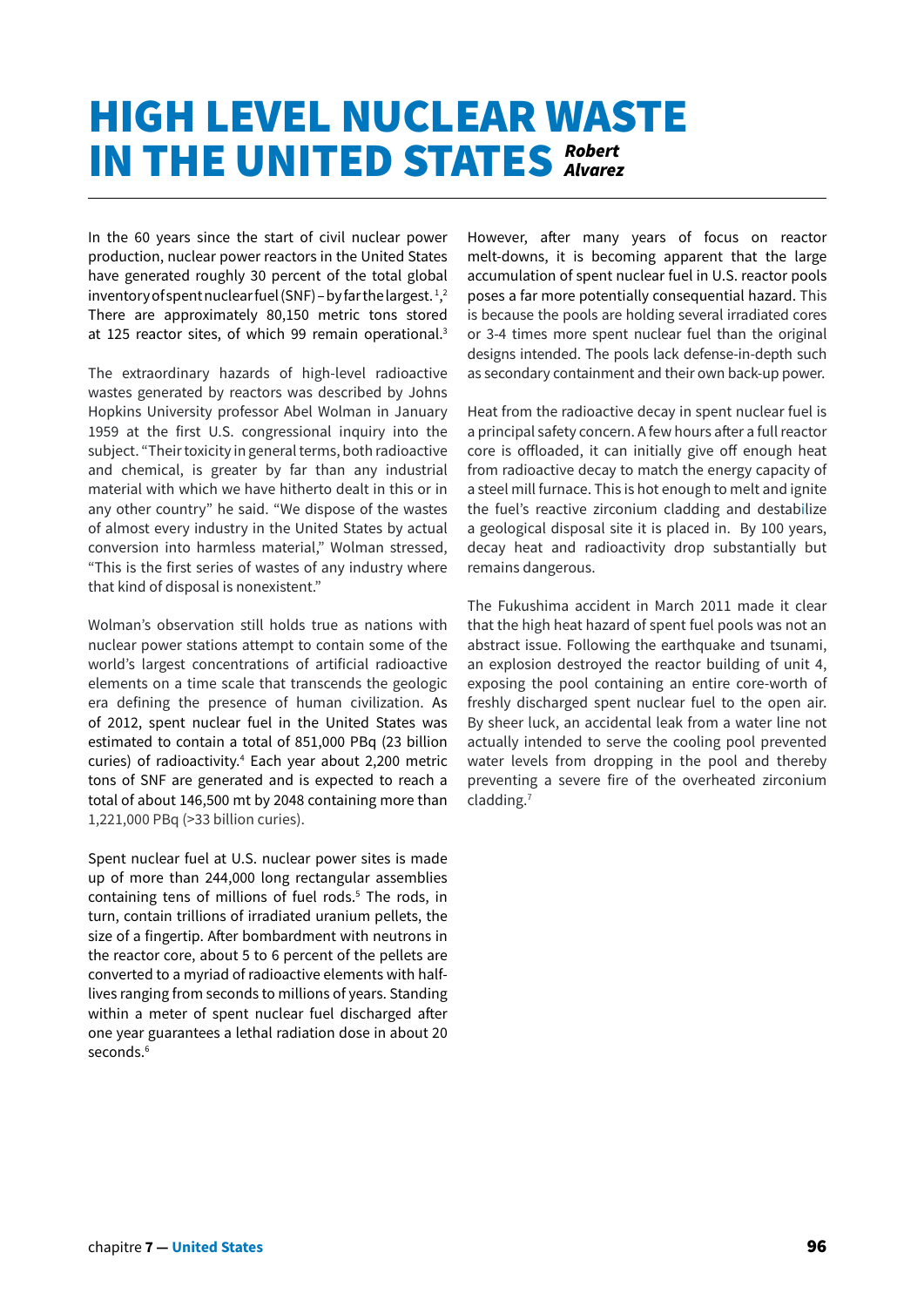# HIGH LEVEL NUCLEAR WASTE IN THE UNITED STATES

***Robert Alvarez***

In the 60 years since the start of civil nuclear power production, nuclear power reactors in the United States have generated roughly 30 percent of the total global inventory of spent nuclear fuel (SNF) – by far the largest.[1,2] There are approximately 80,150 metric tons stored at 125 reactor sites, of which 99 remain operational.[3]

The extraordinary hazards of high-level radioactive wastes generated by reactors was described by Johns Hopkins University professor Abel Wolman in January 1959 at the first U.S. congressional inquiry into the subject. "Their toxicity in general terms, both radioactive and chemical, is greater by far than any industrial material with which we have hitherto dealt in this or in any other country" he said. "We dispose of the wastes of almost every industry in the United States by actual conversion into harmless material," Wolman stressed, "This is the first series of wastes of any industry where that kind of disposal is nonexistent."

Wolman's observation still holds true as nations with nuclear power stations attempt to contain some of the world's largest concentrations of artificial radioactive elements on a time scale that transcends the geologic era defining the presence of human civilization. As of 2012, spent nuclear fuel in the United States was estimated to contain a total of 851,000 PBq (23 billion curies) of radioactivity.[4] Each year about 2,200 metric tons of SNF are generated and is expected to reach a total of about 146,500 mt by 2048 containing more than 1,221,000 PBq (>33 billion curies).

Spent nuclear fuel at U.S. nuclear power sites is made up of more than 244,000 long rectangular assemblies containing tens of millions of fuel rods.[5] The rods, in turn, contain trillions of irradiated uranium pellets, the size of a fingertip. After bombardment with neutrons in the reactor core, about 5 to 6 percent of the pellets are converted to a myriad of radioactive elements with half-lives ranging from seconds to millions of years. Standing within a meter of spent nuclear fuel discharged after one year guarantees a lethal radiation dose in about 20 seconds.[6]

However, after many years of focus on reactor melt-downs, it is becoming apparent that the large accumulation of spent nuclear fuel in U.S. reactor pools poses a far more potentially consequential hazard. This is because the pools are holding several irradiated cores or 3-4 times more spent nuclear fuel than the original designs intended. The pools lack defense-in-depth such as secondary containment and their own back-up power.

Heat from the radioactive decay in spent nuclear fuel is a principal safety concern. A few hours after a full reactor core is offloaded, it can initially give off enough heat from radioactive decay to match the energy capacity of a steel mill furnace. This is hot enough to melt and ignite the fuel's reactive zirconium cladding and destabilize a geological disposal site it is placed in. By 100 years, decay heat and radioactivity drop substantially but remains dangerous.

The Fukushima accident in March 2011 made it clear that the high heat hazard of spent fuel pools was not an abstract issue. Following the earthquake and tsunami, an explosion destroyed the reactor building of unit 4, exposing the pool containing an entire core-worth of freshly discharged spent nuclear fuel to the open air. By sheer luck, an accidental leak from a water line not actually intended to serve the cooling pool prevented water levels from dropping in the pool and thereby preventing a severe fire of the overheated zirconium cladding.[7]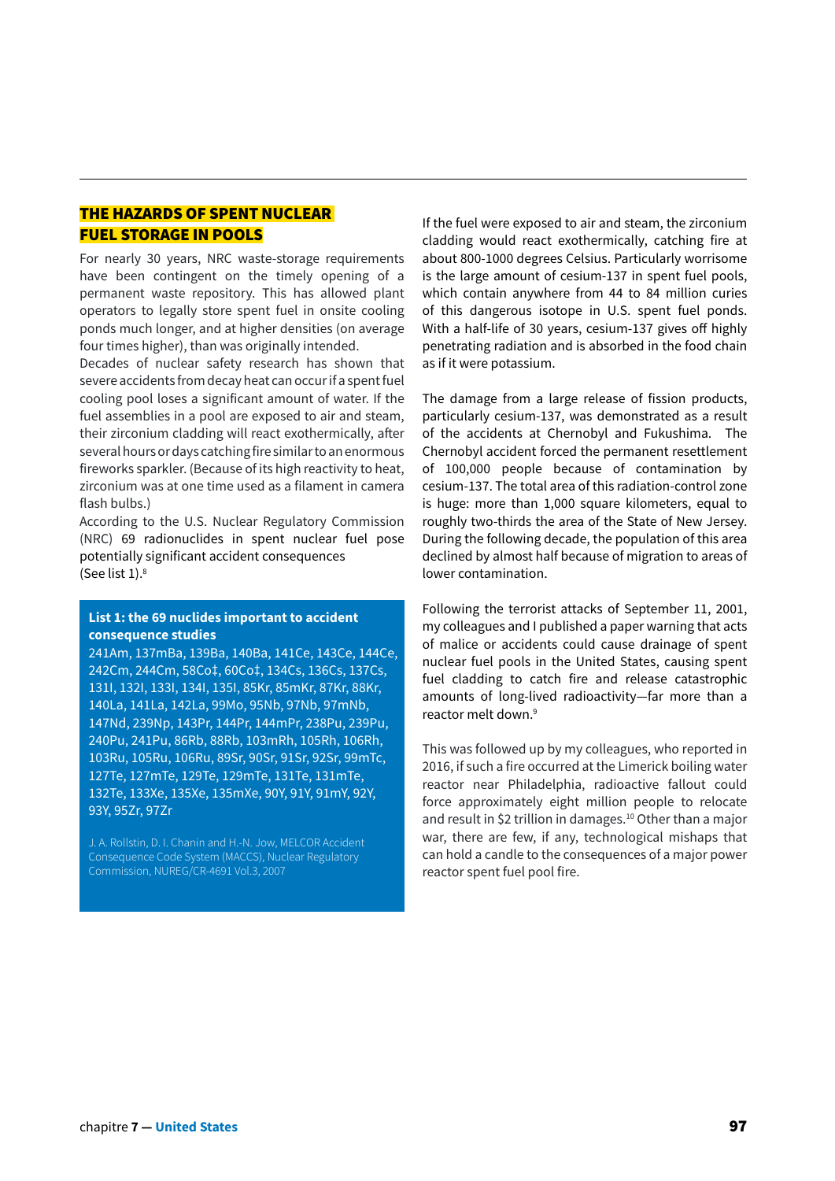## THE HAZARDS OF SPENT NUCLEAR FUEL STORAGE IN POOLS

For nearly 30 years, NRC waste-storage requirements have been contingent on the timely opening of a permanent waste repository. This has allowed plant operators to legally store spent fuel in onsite cooling ponds much longer, and at higher densities (on average four times higher), than was originally intended.

Decades of nuclear safety research has shown that severe accidents from decay heat can occur if a spent fuel cooling pool loses a significant amount of water. If the fuel assemblies in a pool are exposed to air and steam, their zirconium cladding will react exothermically, after several hours or days catching fire similar to an enormous fireworks sparkler. (Because of its high reactivity to heat, zirconium was at one time used as a filament in camera flash bulbs.)

According to the U.S. Nuclear Regulatory Commission (NRC) 69 radionuclides in spent nuclear fuel pose potentially significant accident consequences (See list 1).[8]

**List 1: the 69 nuclides important to accident consequence studies**

241Am, 137mBa, 139Ba, 140Ba, 141Ce, 143Ce, 144Ce, 242Cm, 244Cm, 58Co‡, 60Co‡, 134Cs, 136Cs, 137Cs, 131I, 132I, 133I, 134I, 135I, 85Kr, 85mKr, 87Kr, 88Kr, 140La, 141La, 142La, 99Mo, 95Nb, 97Nb, 97mNb, 147Nd, 239Np, 143Pr, 144Pr, 144mPr, 238Pu, 239Pu, 240Pu, 241Pu, 86Rb, 88Rb, 103mRh, 105Rh, 106Rh, 103Ru, 105Ru, 106Ru, 89Sr, 90Sr, 91Sr, 92Sr, 99mTc, 127Te, 127mTe, 129Te, 129mTe, 131Te, 131mTe, 132Te, 133Xe, 135Xe, 135mXe, 90Y, 91Y, 91mY, 92Y, 93Y, 95Zr, 97Zr

J. A. Rollstin, D. I. Chanin and H.-N. Jow, MELCOR Accident Consequence Code System (MACCS), Nuclear Regulatory Commission, NUREG/CR-4691 Vol.3, 2007

If the fuel were exposed to air and steam, the zirconium cladding would react exothermically, catching fire at about 800-1000 degrees Celsius. Particularly worrisome is the large amount of cesium-137 in spent fuel pools, which contain anywhere from 44 to 84 million curies of this dangerous isotope in U.S. spent fuel ponds. With a half-life of 30 years, cesium-137 gives off highly penetrating radiation and is absorbed in the food chain as if it were potassium.

The damage from a large release of fission products, particularly cesium-137, was demonstrated as a result of the accidents at Chernobyl and Fukushima. The Chernobyl accident forced the permanent resettlement of 100,000 people because of contamination by cesium-137. The total area of this radiation-control zone is huge: more than 1,000 square kilometers, equal to roughly two-thirds the area of the State of New Jersey. During the following decade, the population of this area declined by almost half because of migration to areas of lower contamination.

Following the terrorist attacks of September 11, 2001, my colleagues and I published a paper warning that acts of malice or accidents could cause drainage of spent nuclear fuel pools in the United States, causing spent fuel cladding to catch fire and release catastrophic amounts of long-lived radioactivity—far more than a reactor melt down.[9]

This was followed up by my colleagues, who reported in 2016, if such a fire occurred at the Limerick boiling water reactor near Philadelphia, radioactive fallout could force approximately eight million people to relocate and result in $2 trillion in damages.[10] Other than a major war, there are few, if any, technological mishaps that can hold a candle to the consequences of a major power reactor spent fuel pool fire.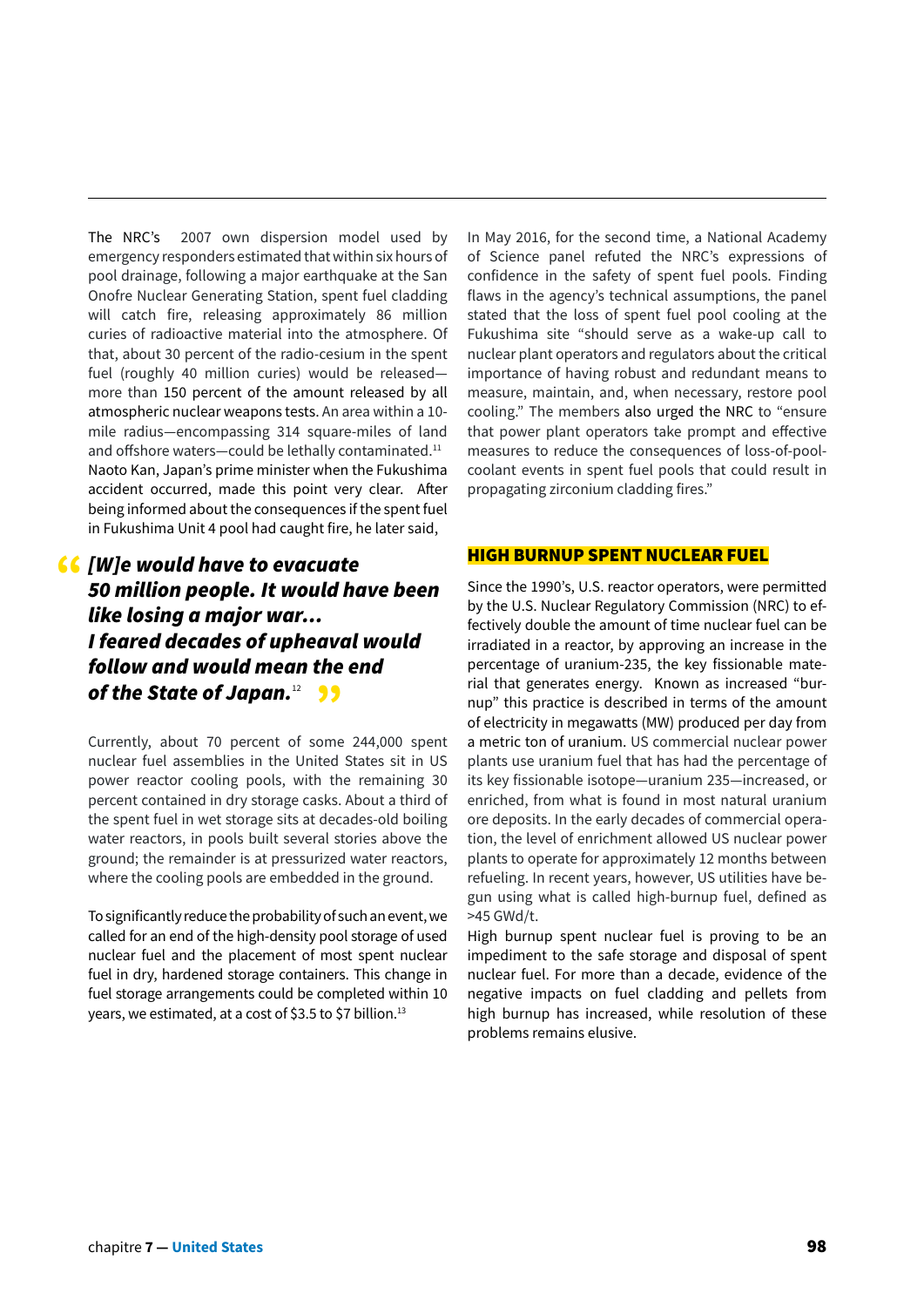The NRC's 2007 own dispersion model used by emergency responders estimated that within six hours of pool drainage, following a major earthquake at the San Onofre Nuclear Generating Station, spent fuel cladding will catch fire, releasing approximately 86 million curies of radioactive material into the atmosphere. Of that, about 30 percent of the radio-cesium in the spent fuel (roughly 40 million curies) would be released—more than 150 percent of the amount released by all atmospheric nuclear weapons tests. An area within a 10-mile radius—encompassing 314 square-miles of land and offshore waters—could be lethally contaminated.[11] Naoto Kan, Japan's prime minister when the Fukushima accident occurred, made this point very clear. After being informed about the consequences if the spent fuel in Fukushima Unit 4 pool had caught fire, he later said,

> ***[W]e would have to evacuate 50 million people. It would have been like losing a major war... I feared decades of upheaval would follow and would mean the end of the State of Japan.***[12]

Currently, about 70 percent of some 244,000 spent nuclear fuel assemblies in the United States sit in US power reactor cooling pools, with the remaining 30 percent contained in dry storage casks. About a third of the spent fuel in wet storage sits at decades-old boiling water reactors, in pools built several stories above the ground; the remainder is at pressurized water reactors, where the cooling pools are embedded in the ground.

To significantly reduce the probability of such an event, we called for an end of the high-density pool storage of used nuclear fuel and the placement of most spent nuclear fuel in dry, hardened storage containers. This change in fuel storage arrangements could be completed within 10 years, we estimated, at a cost of $3.5 to $7 billion.[13]

In May 2016, for the second time, a National Academy of Science panel refuted the NRC's expressions of confidence in the safety of spent fuel pools. Finding flaws in the agency's technical assumptions, the panel stated that the loss of spent fuel pool cooling at the Fukushima site "should serve as a wake-up call to nuclear plant operators and regulators about the critical importance of having robust and redundant means to measure, maintain, and, when necessary, restore pool cooling." The members also urged the NRC to "ensure that power plant operators take prompt and effective measures to reduce the consequences of loss-of-pool-coolant events in spent fuel pools that could result in propagating zirconium cladding fires."

## HIGH BURNUP SPENT NUCLEAR FUEL

Since the 1990's, U.S. reactor operators, were permitted by the U.S. Nuclear Regulatory Commission (NRC) to effectively double the amount of time nuclear fuel can be irradiated in a reactor, by approving an increase in the percentage of uranium-235, the key fissionable material that generates energy. Known as increased "burnup" this practice is described in terms of the amount of electricity in megawatts (MW) produced per day from a metric ton of uranium. US commercial nuclear power plants use uranium fuel that has had the percentage of its key fissionable isotope—uranium 235—increased, or enriched, from what is found in most natural uranium ore deposits. In the early decades of commercial operation, the level of enrichment allowed US nuclear power plants to operate for approximately 12 months between refueling. In recent years, however, US utilities have begun using what is called high-burnup fuel, defined as >45 GWd/t.

High burnup spent nuclear fuel is proving to be an impediment to the safe storage and disposal of spent nuclear fuel. For more than a decade, evidence of the negative impacts on fuel cladding and pellets from high burnup has increased, while resolution of these problems remains elusive.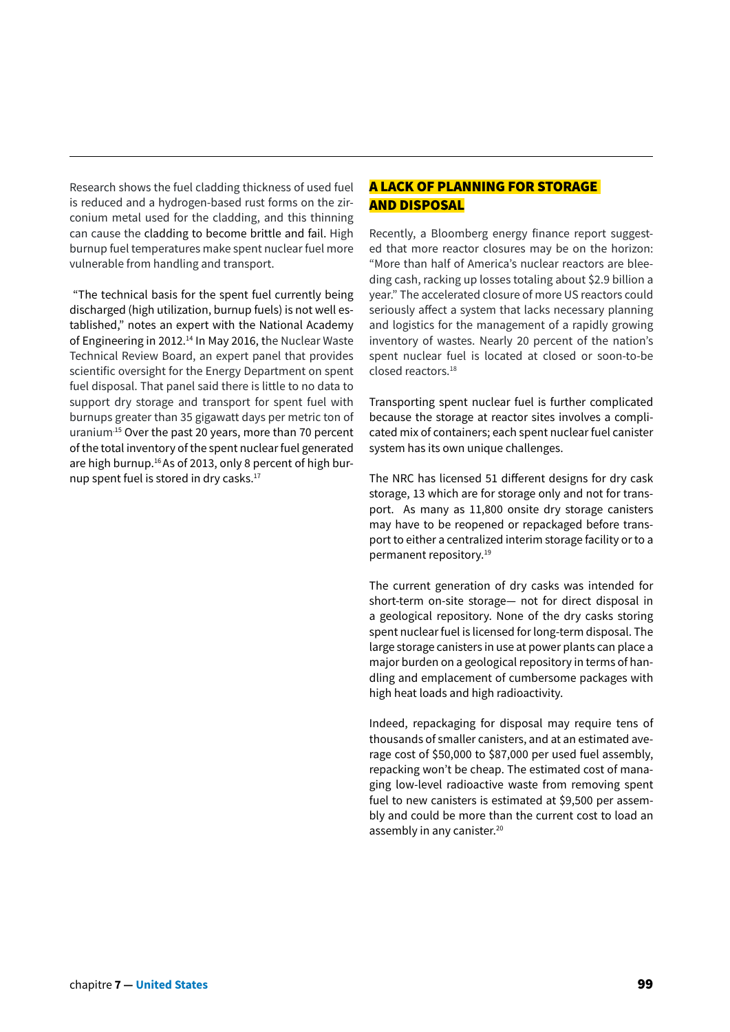Research shows the fuel cladding thickness of used fuel is reduced and a hydrogen-based rust forms on the zirconium metal used for the cladding, and this thinning can cause the cladding to become brittle and fail. High burnup fuel temperatures make spent nuclear fuel more vulnerable from handling and transport.

"The technical basis for the spent fuel currently being discharged (high utilization, burnup fuels) is not well established," notes an expert with the National Academy of Engineering in 2012.[14] In May 2016, the Nuclear Waste Technical Review Board, an expert panel that provides scientific oversight for the Energy Department on spent fuel disposal. That panel said there is little to no data to support dry storage and transport for spent fuel with burnups greater than 35 gigawatt days per metric ton of uranium.[15] Over the past 20 years, more than 70 percent of the total inventory of the spent nuclear fuel generated are high burnup.[16] As of 2013, only 8 percent of high burnup spent fuel is stored in dry casks.[17]

## A LACK OF PLANNING FOR STORAGE AND DISPOSAL

Recently, a Bloomberg energy finance report suggested that more reactor closures may be on the horizon: "More than half of America's nuclear reactors are bleeding cash, racking up losses totaling about $2.9 billion a year." The accelerated closure of more US reactors could seriously affect a system that lacks necessary planning and logistics for the management of a rapidly growing inventory of wastes. Nearly 20 percent of the nation's spent nuclear fuel is located at closed or soon-to-be closed reactors.[18]

Transporting spent nuclear fuel is further complicated because the storage at reactor sites involves a complicated mix of containers; each spent nuclear fuel canister system has its own unique challenges.

The NRC has licensed 51 different designs for dry cask storage, 13 which are for storage only and not for transport. As many as 11,800 onsite dry storage canisters may have to be reopened or repackaged before transport to either a centralized interim storage facility or to a permanent repository.[19]

The current generation of dry casks was intended for short-term on-site storage— not for direct disposal in a geological repository. None of the dry casks storing spent nuclear fuel is licensed for long-term disposal. The large storage canisters in use at power plants can place a major burden on a geological repository in terms of handling and emplacement of cumbersome packages with high heat loads and high radioactivity.

Indeed, repackaging for disposal may require tens of thousands of smaller canisters, and at an estimated average cost of $50,000 to $87,000 per used fuel assembly, repacking won't be cheap. The estimated cost of managing low-level radioactive waste from removing spent fuel to new canisters is estimated at $9,500 per assembly and could be more than the current cost to load an assembly in any canister.[20]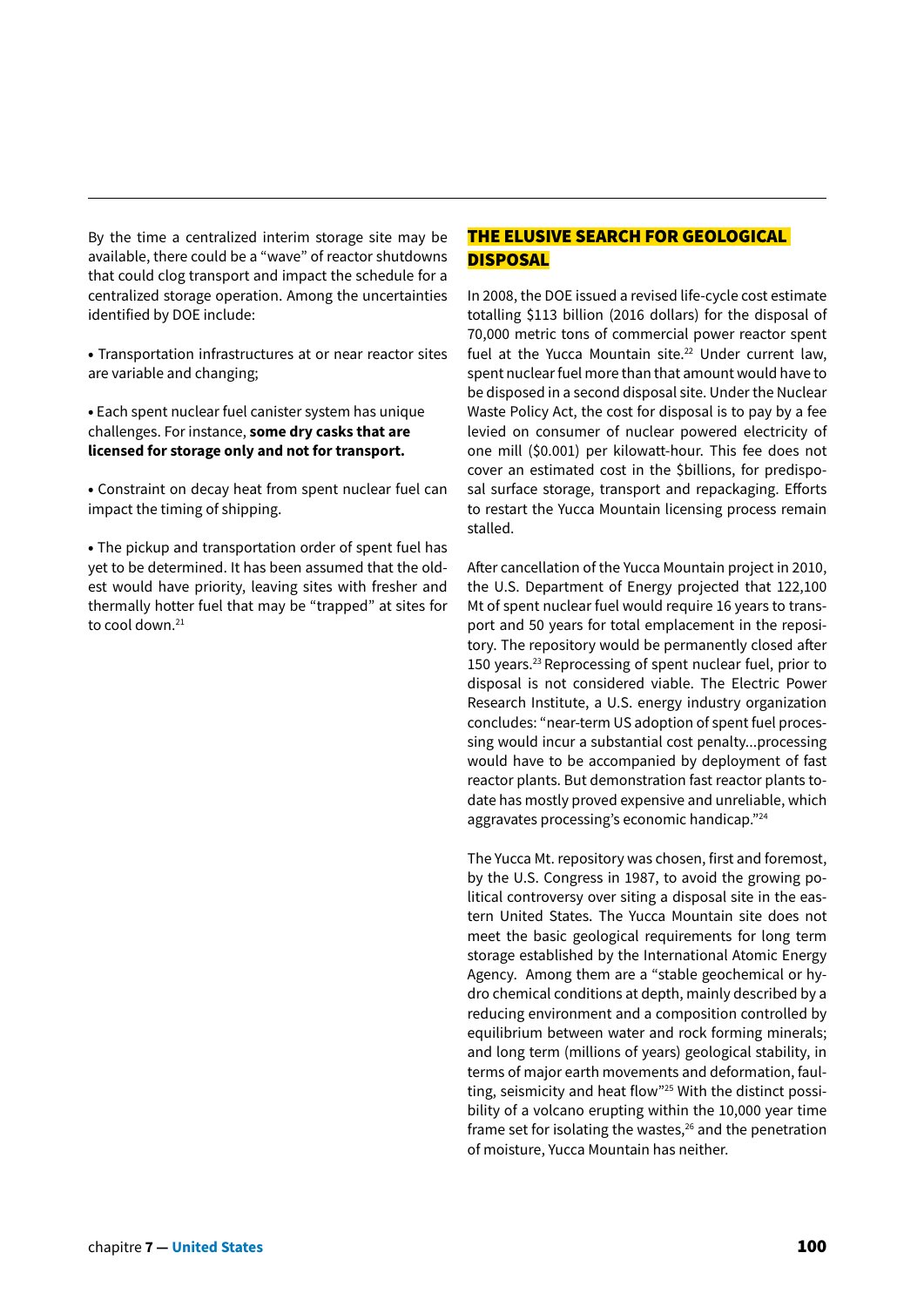By the time a centralized interim storage site may be available, there could be a "wave" of reactor shutdowns that could clog transport and impact the schedule for a centralized storage operation. Among the uncertainties identified by DOE include:

• Transportation infrastructures at or near reactor sites are variable and changing;

• Each spent nuclear fuel canister system has unique challenges. For instance, **some dry casks that are licensed for storage only and not for transport.**

• Constraint on decay heat from spent nuclear fuel can impact the timing of shipping.

• The pickup and transportation order of spent fuel has yet to be determined. It has been assumed that the oldest would have priority, leaving sites with fresher and thermally hotter fuel that may be "trapped" at sites for to cool down.[21]

## THE ELUSIVE SEARCH FOR GEOLOGICAL DISPOSAL

In 2008, the DOE issued a revised life-cycle cost estimate totalling $113 billion (2016 dollars) for the disposal of 70,000 metric tons of commercial power reactor spent fuel at the Yucca Mountain site.[22] Under current law, spent nuclear fuel more than that amount would have to be disposed in a second disposal site. Under the Nuclear Waste Policy Act, the cost for disposal is to pay by a fee levied on consumer of nuclear powered electricity of one mill ($0.001) per kilowatt-hour. This fee does not cover an estimated cost in the $billions, for predisposal surface storage, transport and repackaging. Efforts to restart the Yucca Mountain licensing process remain stalled.

After cancellation of the Yucca Mountain project in 2010, the U.S. Department of Energy projected that 122,100 Mt of spent nuclear fuel would require 16 years to transport and 50 years for total emplacement in the repository. The repository would be permanently closed after 150 years.[23] Reprocessing of spent nuclear fuel, prior to disposal is not considered viable. The Electric Power Research Institute, a U.S. energy industry organization concludes: "near-term US adoption of spent fuel processing would incur a substantial cost penalty...processing would have to be accompanied by deployment of fast reactor plants. But demonstration fast reactor plants to-date has mostly proved expensive and unreliable, which aggravates processing's economic handicap."[24]

The Yucca Mt. repository was chosen, first and foremost, by the U.S. Congress in 1987, to avoid the growing political controversy over siting a disposal site in the eastern United States. The Yucca Mountain site does not meet the basic geological requirements for long term storage established by the International Atomic Energy Agency. Among them are a "stable geochemical or hydro chemical conditions at depth, mainly described by a reducing environment and a composition controlled by equilibrium between water and rock forming minerals; and long term (millions of years) geological stability, in terms of major earth movements and deformation, faulting, seismicity and heat flow"[25] With the distinct possibility of a volcano erupting within the 10,000 year time frame set for isolating the wastes,[26] and the penetration of moisture, Yucca Mountain has neither.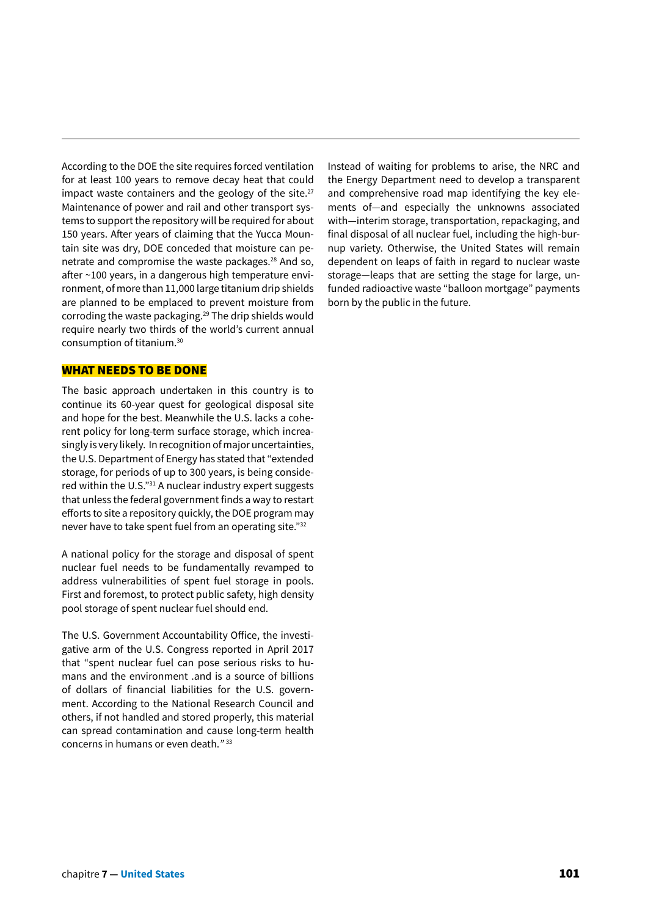According to the DOE the site requires forced ventilation for at least 100 years to remove decay heat that could impact waste containers and the geology of the site.[27] Maintenance of power and rail and other transport systems to support the repository will be required for about 150 years. After years of claiming that the Yucca Mountain site was dry, DOE conceded that moisture can penetrate and compromise the waste packages.[28] And so, after ~100 years, in a dangerous high temperature environment, of more than 11,000 large titanium drip shields are planned to be emplaced to prevent moisture from corroding the waste packaging.[29] The drip shields would require nearly two thirds of the world's current annual consumption of titanium.[30]

## WHAT NEEDS TO BE DONE

The basic approach undertaken in this country is to continue its 60-year quest for geological disposal site and hope for the best. Meanwhile the U.S. lacks a coherent policy for long-term surface storage, which increasingly is very likely. In recognition of major uncertainties, the U.S. Department of Energy has stated that "extended storage, for periods of up to 300 years, is being considered within the U.S."[31] A nuclear industry expert suggests that unless the federal government finds a way to restart efforts to site a repository quickly, the DOE program may never have to take spent fuel from an operating site."[32]

A national policy for the storage and disposal of spent nuclear fuel needs to be fundamentally revamped to address vulnerabilities of spent fuel storage in pools. First and foremost, to protect public safety, high density pool storage of spent nuclear fuel should end.

The U.S. Government Accountability Office, the investigative arm of the U.S. Congress reported in April 2017 that "spent nuclear fuel can pose serious risks to humans and the environment .and is a source of billions of dollars of financial liabilities for the U.S. government. According to the National Research Council and others, if not handled and stored properly, this material can spread contamination and cause long-term health concerns in humans or even death." [33]

Instead of waiting for problems to arise, the NRC and the Energy Department need to develop a transparent and comprehensive road map identifying the key elements of—and especially the unknowns associated with—interim storage, transportation, repackaging, and final disposal of all nuclear fuel, including the high-burnup variety. Otherwise, the United States will remain dependent on leaps of faith in regard to nuclear waste storage—leaps that are setting the stage for large, unfunded radioactive waste "balloon mortgage" payments born by the public in the future.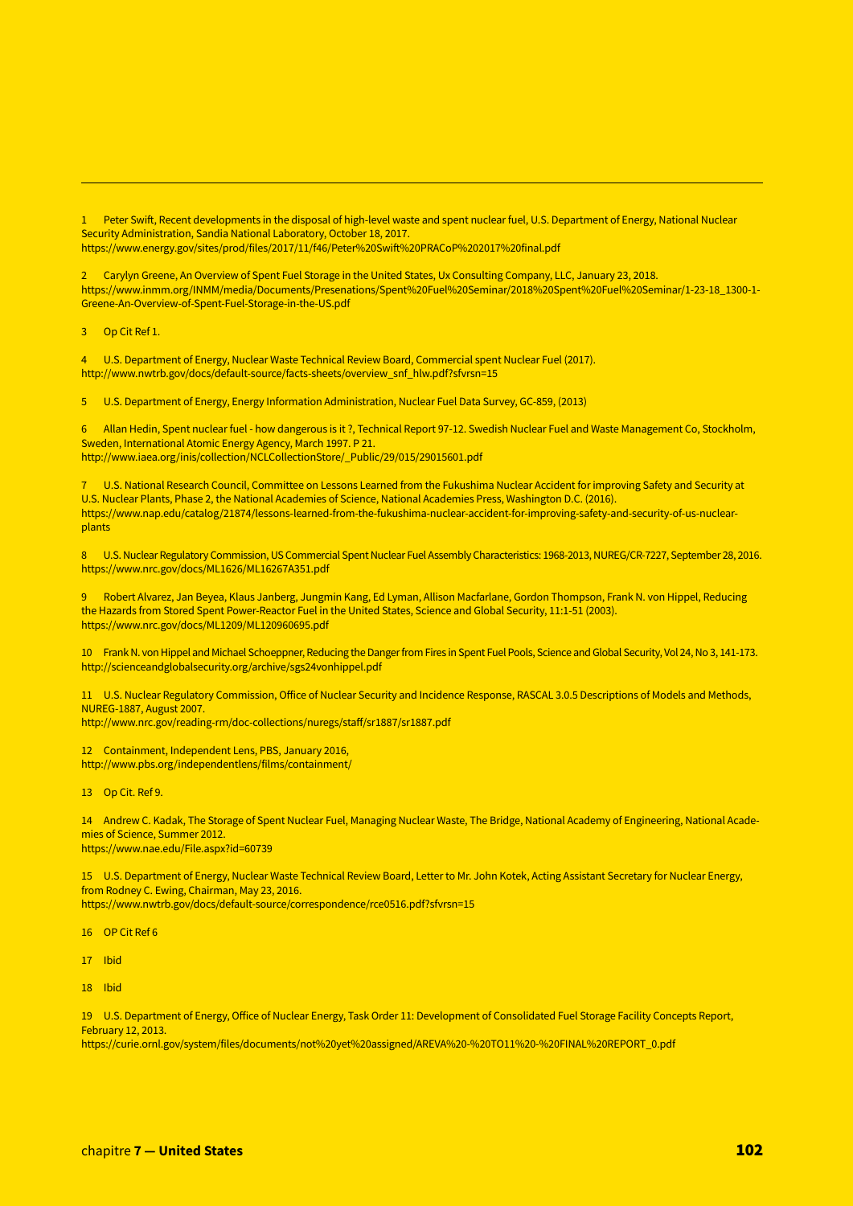1 Peter Swift, Recent developments in the disposal of high-level waste and spent nuclear fuel, U.S. Department of Energy, National Nuclear Security Administration, Sandia National Laboratory, October 18, 2017.
https://www.energy.gov/sites/prod/files/2017/11/f46/Peter%20Swift%20PRACoP%202017%20final.pdf

2 Carylyn Greene, An Overview of Spent Fuel Storage in the United States, Ux Consulting Company, LLC, January 23, 2018.
https://www.inmm.org/INMM/media/Documents/Presenations/Spent%20Fuel%20Seminar/2018%20Spent%20Fuel%20Seminar/1-23-18_1300-1-Greene-An-Overview-of-Spent-Fuel-Storage-in-the-US.pdf

3 Op Cit Ref 1.

4 U.S. Department of Energy, Nuclear Waste Technical Review Board, Commercial spent Nuclear Fuel (2017).
http://www.nwtrb.gov/docs/default-source/facts-sheets/overview_snf_hlw.pdf?sfvrsn=15

5 U.S. Department of Energy, Energy Information Administration, Nuclear Fuel Data Survey, GC-859, (2013)

6 Allan Hedin, Spent nuclear fuel - how dangerous is it ?, Technical Report 97-12. Swedish Nuclear Fuel and Waste Management Co, Stockholm, Sweden, International Atomic Energy Agency, March 1997. P 21.
http://www.iaea.org/inis/collection/NCLCollectionStore/_Public/29/015/29015601.pdf

7 U.S. National Research Council, Committee on Lessons Learned from the Fukushima Nuclear Accident for improving Safety and Security at U.S. Nuclear Plants, Phase 2, the National Academies of Science, National Academies Press, Washington D.C. (2016).
https://www.nap.edu/catalog/21874/lessons-learned-from-the-fukushima-nuclear-accident-for-improving-safety-and-security-of-us-nuclear-plants

8 U.S. Nuclear Regulatory Commission, US Commercial Spent Nuclear Fuel Assembly Characteristics: 1968-2013, NUREG/CR-7227, September 28, 2016.
https://www.nrc.gov/docs/ML1626/ML16267A351.pdf

9 Robert Alvarez, Jan Beyea, Klaus Janberg, Jungmin Kang, Ed Lyman, Allison Macfarlane, Gordon Thompson, Frank N. von Hippel, Reducing the Hazards from Stored Spent Power-Reactor Fuel in the United States, Science and Global Security, 11:1-51 (2003).
https://www.nrc.gov/docs/ML1209/ML120960695.pdf

10 Frank N. von Hippel and Michael Schoeppner, Reducing the Danger from Fires in Spent Fuel Pools, Science and Global Security, Vol 24, No 3, 141-173.
http://scienceandglobalsecurity.org/archive/sgs24vonhippel.pdf

11 U.S. Nuclear Regulatory Commission, Office of Nuclear Security and Incidence Response, RASCAL 3.0.5 Descriptions of Models and Methods, NUREG-1887, August 2007.
http://www.nrc.gov/reading-rm/doc-collections/nuregs/staff/sr1887/sr1887.pdf

12 Containment, Independent Lens, PBS, January 2016,
http://www.pbs.org/independentlens/films/containment/

13 Op Cit. Ref 9.

14 Andrew C. Kadak, The Storage of Spent Nuclear Fuel, Managing Nuclear Waste, The Bridge, National Academy of Engineering, National Academies of Science, Summer 2012.
https://www.nae.edu/File.aspx?id=60739

15 U.S. Department of Energy, Nuclear Waste Technical Review Board, Letter to Mr. John Kotek, Acting Assistant Secretary for Nuclear Energy, from Rodney C. Ewing, Chairman, May 23, 2016.
https://www.nwtrb.gov/docs/default-source/correspondence/rce0516.pdf?sfvrsn=15

16 OP Cit Ref 6

17 Ibid

18 Ibid

19 U.S. Department of Energy, Office of Nuclear Energy, Task Order 11: Development of Consolidated Fuel Storage Facility Concepts Report, February 12, 2013.
https://curie.ornl.gov/system/files/documents/not%20yet%20assigned/AREVA%20-%20TO11%20-%20FINAL%20REPORT_0.pdf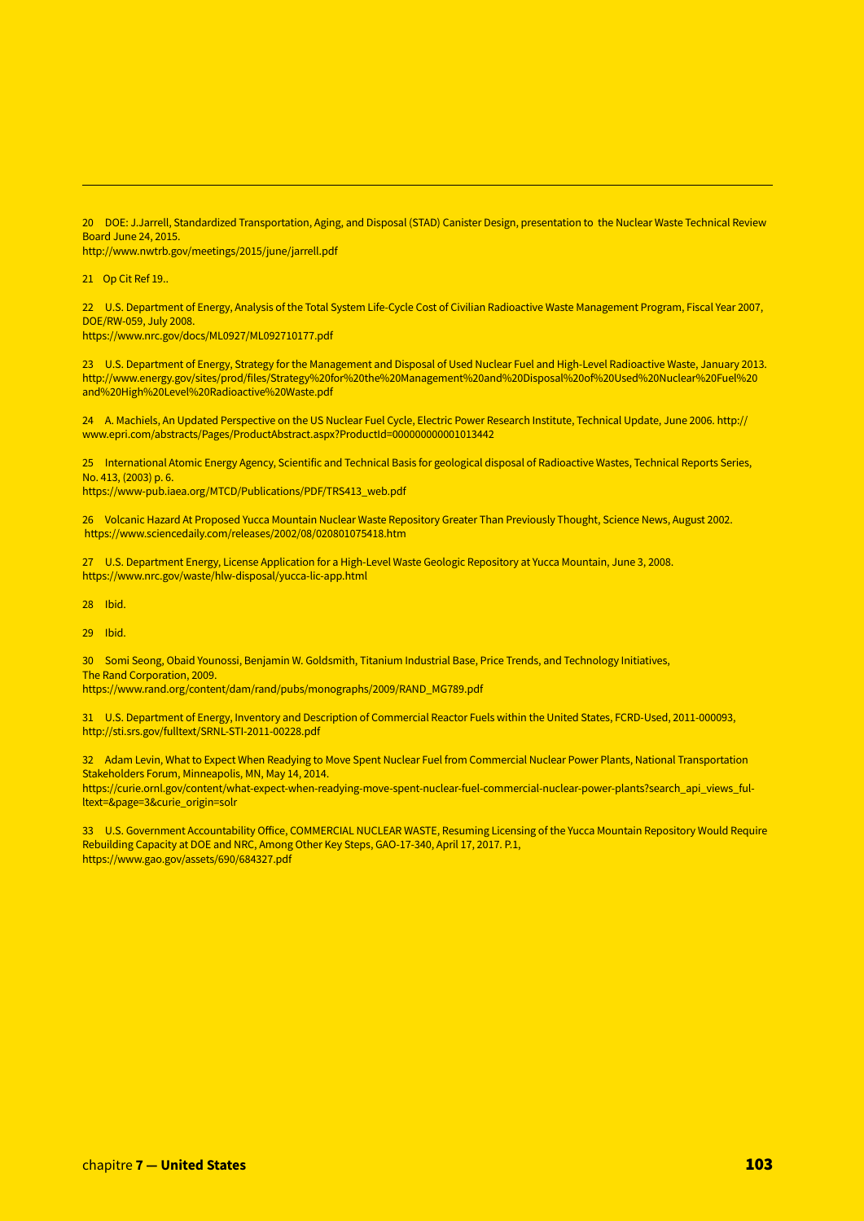20 DOE: J.Jarrell, Standardized Transportation, Aging, and Disposal (STAD) Canister Design, presentation to the Nuclear Waste Technical Review Board June 24, 2015.
http://www.nwtrb.gov/meetings/2015/june/jarrell.pdf

21 Op Cit Ref 19..

22 U.S. Department of Energy, Analysis of the Total System Life-Cycle Cost of Civilian Radioactive Waste Management Program, Fiscal Year 2007, DOE/RW-059, July 2008.
https://www.nrc.gov/docs/ML0927/ML092710177.pdf

23 U.S. Department of Energy, Strategy for the Management and Disposal of Used Nuclear Fuel and High-Level Radioactive Waste, January 2013. http://www.energy.gov/sites/prod/files/Strategy%20for%20the%20Management%20and%20Disposal%20of%20Used%20Nuclear%20Fuel%20and%20High%20Level%20Radioactive%20Waste.pdf

24 A. Machiels, An Updated Perspective on the US Nuclear Fuel Cycle, Electric Power Research Institute, Technical Update, June 2006. http://www.epri.com/abstracts/Pages/ProductAbstract.aspx?ProductId=000000000001013442

25 International Atomic Energy Agency, Scientific and Technical Basis for geological disposal of Radioactive Wastes, Technical Reports Series, No. 413, (2003) p. 6.
https://www-pub.iaea.org/MTCD/Publications/PDF/TRS413_web.pdf

26 Volcanic Hazard At Proposed Yucca Mountain Nuclear Waste Repository Greater Than Previously Thought, Science News, August 2002.
https://www.sciencedaily.com/releases/2002/08/020801075418.htm

27 U.S. Department Energy, License Application for a High-Level Waste Geologic Repository at Yucca Mountain, June 3, 2008.
https://www.nrc.gov/waste/hlw-disposal/yucca-lic-app.html

28 Ibid.

29 Ibid.

30 Somi Seong, Obaid Younossi, Benjamin W. Goldsmith, Titanium Industrial Base, Price Trends, and Technology Initiatives, The Rand Corporation, 2009.
https://www.rand.org/content/dam/rand/pubs/monographs/2009/RAND_MG789.pdf

31 U.S. Department of Energy, Inventory and Description of Commercial Reactor Fuels within the United States, FCRD-Used, 2011-000093, http://sti.srs.gov/fulltext/SRNL-STI-2011-00228.pdf

32 Adam Levin, What to Expect When Readying to Move Spent Nuclear Fuel from Commercial Nuclear Power Plants, National Transportation Stakeholders Forum, Minneapolis, MN, May 14, 2014.
https://curie.ornl.gov/content/what-expect-when-readying-move-spent-nuclear-fuel-commercial-nuclear-power-plants?search_api_views_fulltext=&page=3&curie_origin=solr

33 U.S. Government Accountability Office, COMMERCIAL NUCLEAR WASTE, Resuming Licensing of the Yucca Mountain Repository Would Require Rebuilding Capacity at DOE and NRC, Among Other Key Steps, GAO-17-340, April 17, 2017. P.1,
https://www.gao.gov/assets/690/684327.pdf